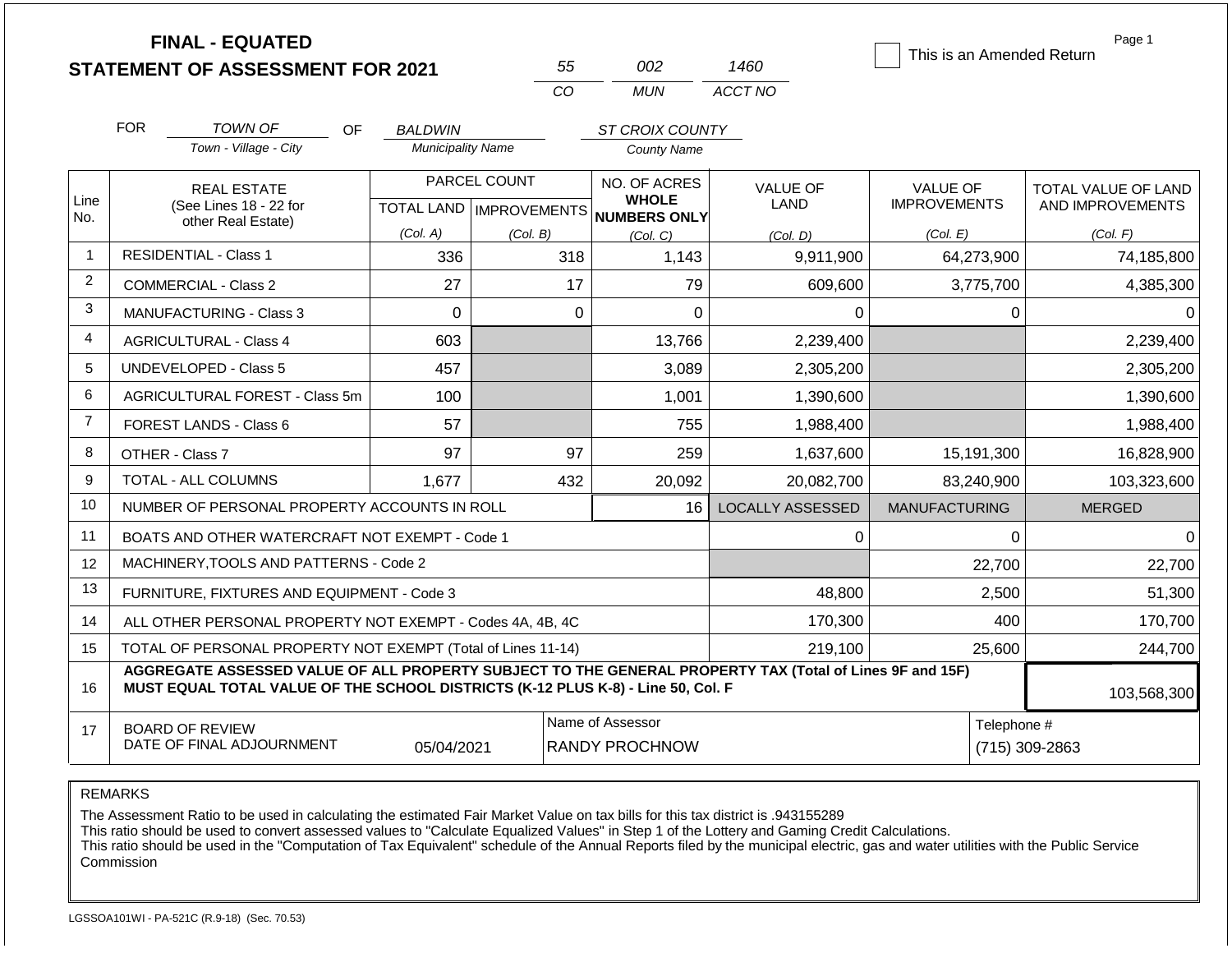# FINAL - EQUATED
# STATEMENT OF ASSESSMENT FOR 2021

| 55 | 002 | 1460 |
|---|---|---|
| CO | MUN | ACCT NO |

☐ This is an Amended Return

FOR *TOWN OF* (Town - Village - City) OF *BALDWIN* (Municipality Name) *ST CROIX COUNTY* (County Name)

| Line No. | REAL ESTATE (See Lines 18 - 22 for other Real Estate) | PARCEL COUNT TOTAL LAND (Col. A) | PARCEL COUNT IMPROVEMENTS (Col. B) | NO. OF ACRES WHOLE NUMBERS ONLY (Col. C) | VALUE OF LAND (Col. D) | VALUE OF IMPROVEMENTS (Col. E) | TOTAL VALUE OF LAND AND IMPROVEMENTS (Col. F) |
|---|---|---|---|---|---|---|---|
| 1 | RESIDENTIAL - Class 1 | 336 | 318 | 1,143 | 9,911,900 | 64,273,900 | 74,185,800 |
| 2 | COMMERCIAL - Class 2 | 27 | 17 | 79 | 609,600 | 3,775,700 | 4,385,300 |
| 3 | MANUFACTURING - Class 3 | 0 | 0 | 0 | 0 | 0 | 0 |
| 4 | AGRICULTURAL - Class 4 | 603 | | 13,766 | 2,239,400 | | 2,239,400 |
| 5 | UNDEVELOPED - Class 5 | 457 | | 3,089 | 2,305,200 | | 2,305,200 |
| 6 | AGRICULTURAL FOREST - Class 5m | 100 | | 1,001 | 1,390,600 | | 1,390,600 |
| 7 | FOREST LANDS - Class 6 | 57 | | 755 | 1,988,400 | | 1,988,400 |
| 8 | OTHER - Class 7 | 97 | 97 | 259 | 1,637,600 | 15,191,300 | 16,828,900 |
| 9 | TOTAL - ALL COLUMNS | 1,677 | 432 | 20,092 | 20,082,700 | 83,240,900 | 103,323,600 |
| 10 | NUMBER OF PERSONAL PROPERTY ACCOUNTS IN ROLL | | | 16 | LOCALLY ASSESSED | MANUFACTURING | MERGED |
| 11 | BOATS AND OTHER WATERCRAFT NOT EXEMPT - Code 1 | | | | 0 | 0 | 0 |
| 12 | MACHINERY,TOOLS AND PATTERNS - Code 2 | | | | | 22,700 | 22,700 |
| 13 | FURNITURE, FIXTURES AND EQUIPMENT - Code 3 | | | | 48,800 | 2,500 | 51,300 |
| 14 | ALL OTHER PERSONAL PROPERTY NOT EXEMPT - Codes 4A, 4B, 4C | | | | 170,300 | 400 | 170,700 |
| 15 | TOTAL OF PERSONAL PROPERTY NOT EXEMPT (Total of Lines 11-14) | | | | 219,100 | 25,600 | 244,700 |
| 16 | **AGGREGATE ASSESSED VALUE OF ALL PROPERTY SUBJECT TO THE GENERAL PROPERTY TAX (Total of Lines 9F and 15F) MUST EQUAL TOTAL VALUE OF THE SCHOOL DISTRICTS (K-12 PLUS K-8) - Line 50, Col. F** | | | | | | 103,568,300 |
| 17 | BOARD OF REVIEW DATE OF FINAL ADJOURNMENT | 05/04/2021 | | Name of Assessor: RANDY PROCHNOW | | | Telephone #: (715) 309-2863 |

REMARKS

The Assessment Ratio to be used in calculating the estimated Fair Market Value on tax bills for this tax district is .943155289
This ratio should be used to convert assessed values to "Calculate Equalized Values" in Step 1 of the Lottery and Gaming Credit Calculations.
This ratio should be used in the "Computation of Tax Equivalent" schedule of the Annual Reports filed by the municipal electric, gas and water utilities with the Public Service Commission

LGSSOA101WI - PA-521C (R.9-18) (Sec. 70.53)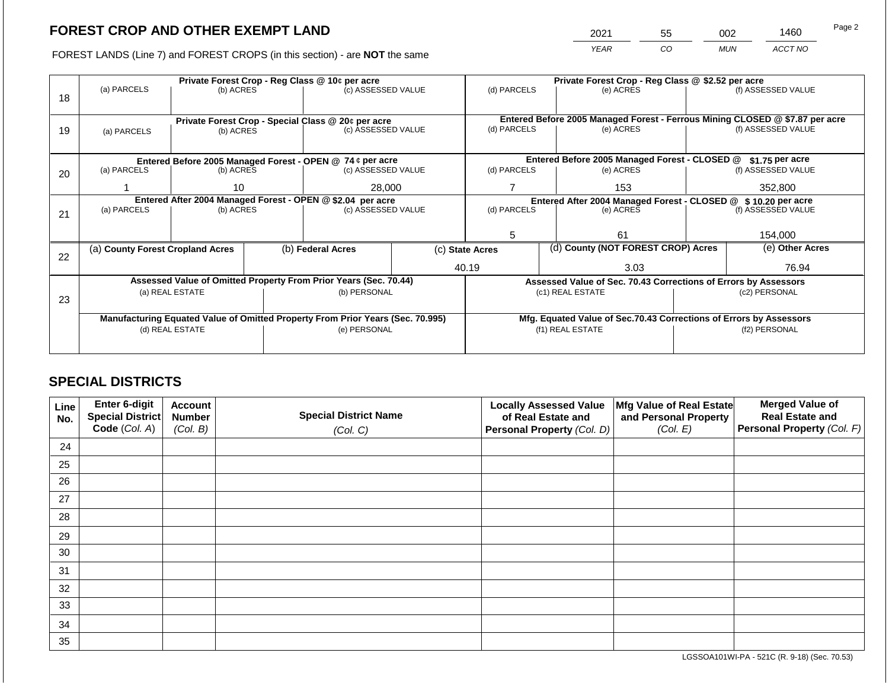# FOREST CROP AND OTHER EXEMPT LAND

| 2021 | 55 | 002 | 1460 |
|---|---|---|---|
| YEAR | CO | MUN | ACCT NO |

FOREST LANDS (Line 7) and FOREST CROPS (in this section) - are **NOT** the same

| Line | Private Forest Crop - Reg Class @ 10¢ per acre | | | Private Forest Crop - Reg Class @ $2.52 per acre | | |
|---|---|---|---|---|---|---|
| 18 | (a) PARCELS | (b) ACRES | (c) ASSESSED VALUE | (d) PARCELS | (e) ACRES | (f) ASSESSED VALUE |
| | | | | | | |
| | Private Forest Crop - Special Class @ 20¢ per acre | | | Entered Before 2005 Managed Forest - Ferrous Mining CLOSED @ $7.87 per acre | | |
| 19 | (a) PARCELS | (b) ACRES | (c) ASSESSED VALUE | (d) PARCELS | (e) ACRES | (f) ASSESSED VALUE |
| | | | | | | |
| | Entered Before 2005 Managed Forest - OPEN @ 74 ¢ per acre | | | Entered Before 2005 Managed Forest - CLOSED @ $1.75 per acre | | |
| 20 | (a) PARCELS | (b) ACRES | (c) ASSESSED VALUE | (d) PARCELS | (e) ACRES | (f) ASSESSED VALUE |
| | 1 | 10 | 28,000 | 7 | 153 | 352,800 |
| | Entered After 2004 Managed Forest - OPEN @ $2.04 per acre | | | Entered After 2004 Managed Forest - CLOSED @ $ 10.20 per acre | | |
| 21 | (a) PARCELS | (b) ACRES | (c) ASSESSED VALUE | (d) PARCELS | (e) ACRES | (f) ASSESSED VALUE |
| | | | | 5 | 61 | 154,000 |

| Line | (a) County Forest Cropland Acres | (b) Federal Acres | (c) State Acres | (d) County (NOT FOREST CROP) Acres | (e) Other Acres |
|---|---|---|---|---|---|
| 22 | | | 40.19 | 3.03 | 76.94 |

| Line | Assessed Value of Omitted Property From Prior Years (Sec. 70.44) | | Assessed Value of Sec. 70.43 Corrections of Errors by Assessors | |
|---|---|---|---|---|
| 23 | (a) REAL ESTATE | (b) PERSONAL | (c1) REAL ESTATE | (c2) PERSONAL |
| | | | | |
| | Manufacturing Equated Value of Omitted Property From Prior Years (Sec. 70.995) | | Mfg. Equated Value of Sec.70.43 Corrections of Errors by Assessors | |
| | (d) REAL ESTATE | (e) PERSONAL | (f1) REAL ESTATE | (f2) PERSONAL |
| | | | | |

## SPECIAL DISTRICTS

| Line No. | Enter 6-digit Special District Code (Col. A) | Account Number (Col. B) | Special District Name (Col. C) | Locally Assessed Value of Real Estate and Personal Property (Col. D) | Mfg Value of Real Estate and Personal Property (Col. E) | Merged Value of Real Estate and Personal Property (Col. F) |
|---|---|---|---|---|---|---|
| 24 | | | | | | |
| 25 | | | | | | |
| 26 | | | | | | |
| 27 | | | | | | |
| 28 | | | | | | |
| 29 | | | | | | |
| 30 | | | | | | |
| 31 | | | | | | |
| 32 | | | | | | |
| 33 | | | | | | |
| 34 | | | | | | |
| 35 | | | | | | |

LGSSOA101WI-PA - 521C (R. 9-18) (Sec. 70.53)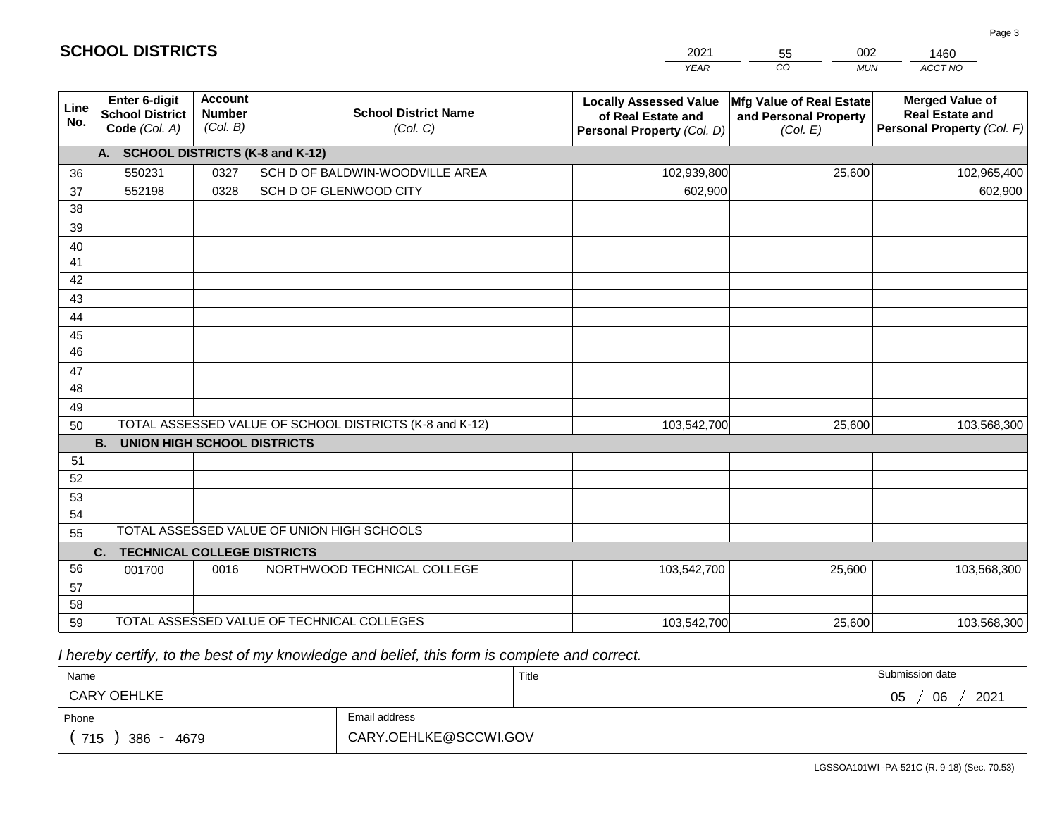## SCHOOL DISTRICTS

| YEAR | CO | MUN | ACCT NO |
|---|---|---|---|
| 2021 | 55 | 002 | 1460 |

| Line No. | Enter 6-digit School District Code *(Col. A)* | Account Number *(Col. B)* | School District Name *(Col. C)* | Locally Assessed Value of Real Estate and Personal Property *(Col. D)* | Mfg Value of Real Estate and Personal Property *(Col. E)* | Merged Value of Real Estate and Personal Property *(Col. F)* |
|---|---|---|---|---|---|---|
| | **A. SCHOOL DISTRICTS (K-8 and K-12)** | | | | | |
| 36 | 550231 | 0327 | SCH D OF BALDWIN-WOODVILLE AREA | 102,939,800 | 25,600 | 102,965,400 |
| 37 | 552198 | 0328 | SCH D OF GLENWOOD CITY | 602,900 | | 602,900 |
| 38 | | | | | | |
| 39 | | | | | | |
| 40 | | | | | | |
| 41 | | | | | | |
| 42 | | | | | | |
| 43 | | | | | | |
| 44 | | | | | | |
| 45 | | | | | | |
| 46 | | | | | | |
| 47 | | | | | | |
| 48 | | | | | | |
| 49 | | | | | | |
| 50 | TOTAL ASSESSED VALUE OF SCHOOL DISTRICTS (K-8 and K-12) | | | 103,542,700 | 25,600 | 103,568,300 |
| | **B. UNION HIGH SCHOOL DISTRICTS** | | | | | |
| 51 | | | | | | |
| 52 | | | | | | |
| 53 | | | | | | |
| 54 | | | | | | |
| 55 | TOTAL ASSESSED VALUE OF UNION HIGH SCHOOLS | | | | | |
| | **C. TECHNICAL COLLEGE DISTRICTS** | | | | | |
| 56 | 001700 | 0016 | NORTHWOOD TECHNICAL COLLEGE | 103,542,700 | 25,600 | 103,568,300 |
| 57 | | | | | | |
| 58 | | | | | | |
| 59 | TOTAL ASSESSED VALUE OF TECHNICAL COLLEGES | | | 103,542,700 | 25,600 | 103,568,300 |

*I hereby certify, to the best of my knowledge and belief, this form is complete and correct.*

| Name | Title | Submission date |
|---|---|---|
| CARY OEHLKE | | 05 / 06 / 2021 |

| Phone | Email address |
|---|---|
| ( 715 ) 386 - 4679 | CARY.OEHLKE@SCCWI.GOV |

LGSSOA101WI -PA-521C (R. 9-18) (Sec. 70.53)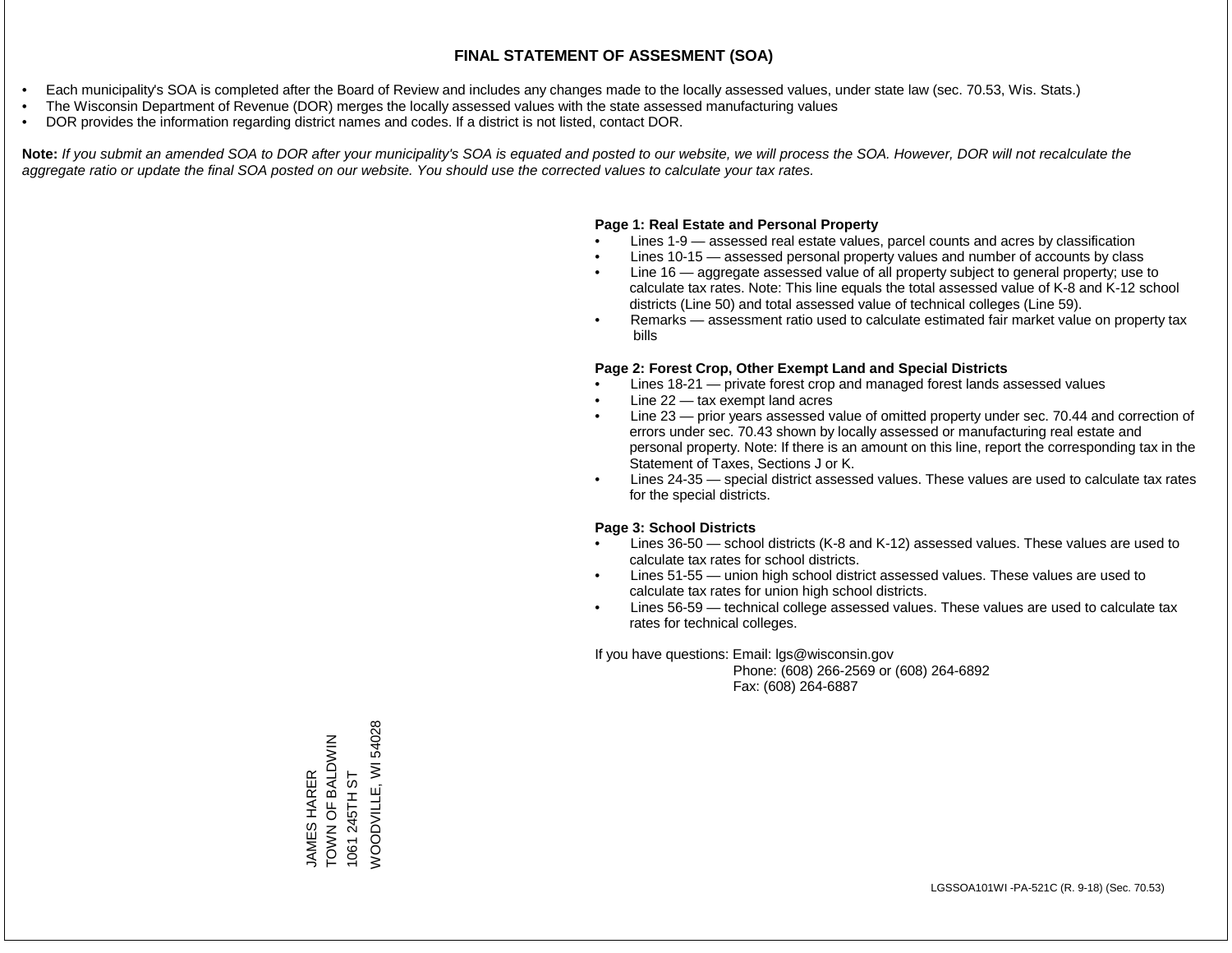# FINAL STATEMENT OF ASSESMENT (SOA)

- Each municipality's SOA is completed after the Board of Review and includes any changes made to the locally assessed values, under state law (sec. 70.53, Wis. Stats.)
- The Wisconsin Department of Revenue (DOR) merges the locally assessed values with the state assessed manufacturing values
- DOR provides the information regarding district names and codes. If a district is not listed, contact DOR.

**Note:** *If you submit an amended SOA to DOR after your municipality's SOA is equated and posted to our website, we will process the SOA. However, DOR will not recalculate the aggregate ratio or update the final SOA posted on our website. You should use the corrected values to calculate your tax rates.*

**Page 1: Real Estate and Personal Property**

- Lines 1-9 — assessed real estate values, parcel counts and acres by classification
- Lines 10-15 — assessed personal property values and number of accounts by class
- Line 16 — aggregate assessed value of all property subject to general property; use to calculate tax rates. Note: This line equals the total assessed value of K-8 and K-12 school districts (Line 50) and total assessed value of technical colleges (Line 59).
- Remarks — assessment ratio used to calculate estimated fair market value on property tax bills

**Page 2: Forest Crop, Other Exempt Land and Special Districts**

- Lines 18-21 — private forest crop and managed forest lands assessed values
- Line 22 — tax exempt land acres
- Line 23 — prior years assessed value of omitted property under sec. 70.44 and correction of errors under sec. 70.43 shown by locally assessed or manufacturing real estate and personal property. Note: If there is an amount on this line, report the corresponding tax in the Statement of Taxes, Sections J or K.
- Lines 24-35 — special district assessed values. These values are used to calculate tax rates for the special districts.

**Page 3: School Districts**

- Lines 36-50 — school districts (K-8 and K-12) assessed values. These values are used to calculate tax rates for school districts.
- Lines 51-55 — union high school district assessed values. These values are used to calculate tax rates for union high school districts.
- Lines 56-59 — technical college assessed values. These values are used to calculate tax rates for technical colleges.

If you have questions: Email: lgs@wisconsin.gov
Phone: (608) 266-2569 or (608) 264-6892
Fax: (608) 264-6887

JAMES HARER
TOWN OF BALDWIN
1061 245TH ST
WOODVILLE, WI 54028

LGSSOA101WI -PA-521C (R. 9-18) (Sec. 70.53)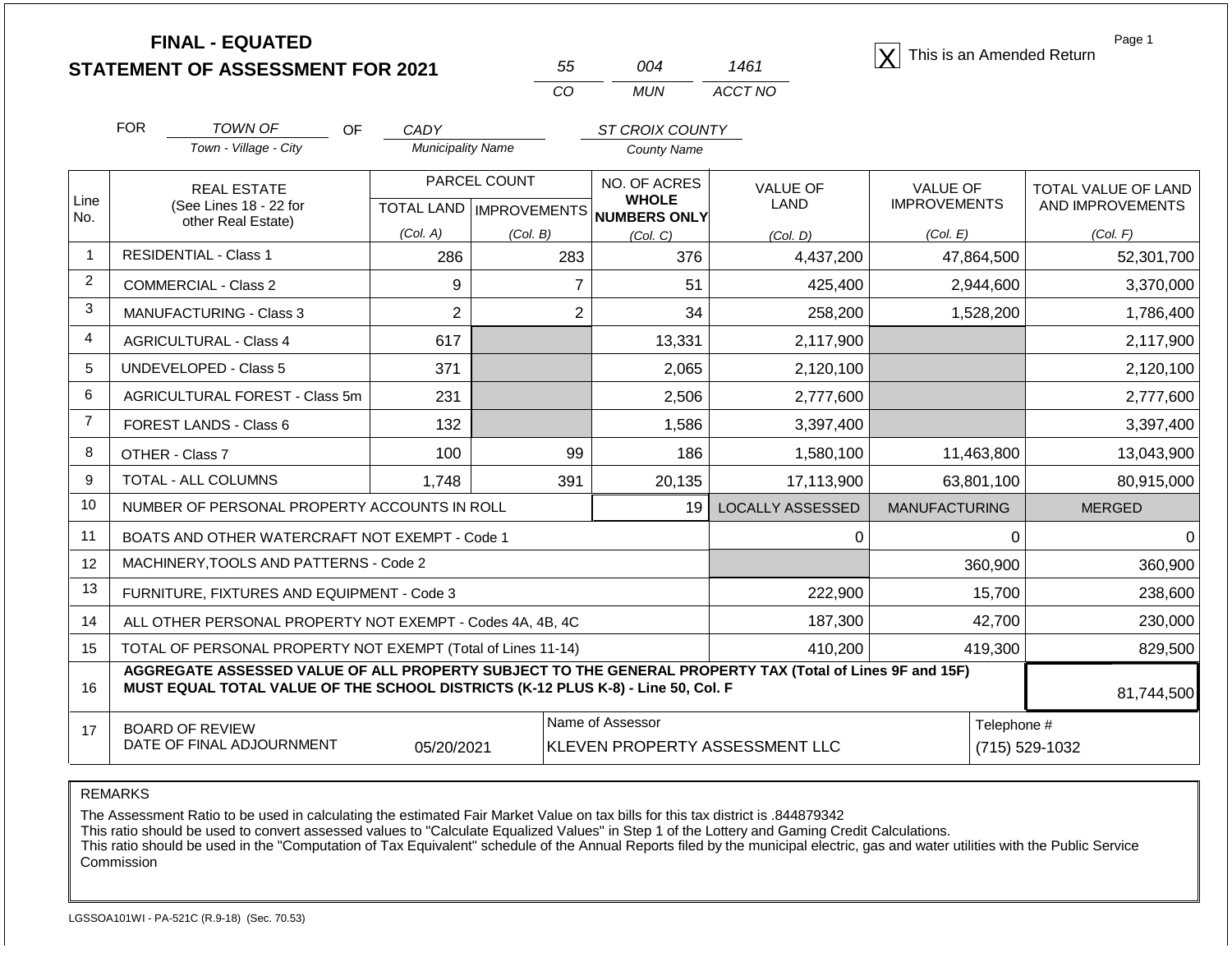# FINAL - EQUATED
# STATEMENT OF ASSESSMENT FOR 2021

| 55 | 004 | 1461 |
|---|---|---|
| CO | MUN | ACCT NO |

[X] This is an Amended Return

FOR *TOWN OF* (Town - Village - City) OF *CADY* (Municipality Name) *ST CROIX COUNTY* (County Name)

| Line No. | REAL ESTATE (See Lines 18 - 22 for other Real Estate) | PARCEL COUNT | | NO. OF ACRES WHOLE NUMBERS ONLY | VALUE OF LAND | VALUE OF IMPROVEMENTS | TOTAL VALUE OF LAND AND IMPROVEMENTS |
|---|---|---|---|---|---|---|---|
| | | TOTAL LAND (Col. A) | IMPROVEMENTS (Col. B) | (Col. C) | (Col. D) | (Col. E) | (Col. F) |
| 1 | RESIDENTIAL - Class 1 | 286 | 283 | 376 | 4,437,200 | 47,864,500 | 52,301,700 |
| 2 | COMMERCIAL - Class 2 | 9 | 7 | 51 | 425,400 | 2,944,600 | 3,370,000 |
| 3 | MANUFACTURING - Class 3 | 2 | 2 | 34 | 258,200 | 1,528,200 | 1,786,400 |
| 4 | AGRICULTURAL - Class 4 | 617 | | 13,331 | 2,117,900 | | 2,117,900 |
| 5 | UNDEVELOPED - Class 5 | 371 | | 2,065 | 2,120,100 | | 2,120,100 |
| 6 | AGRICULTURAL FOREST - Class 5m | 231 | | 2,506 | 2,777,600 | | 2,777,600 |
| 7 | FOREST LANDS - Class 6 | 132 | | 1,586 | 3,397,400 | | 3,397,400 |
| 8 | OTHER - Class 7 | 100 | 99 | 186 | 1,580,100 | 11,463,800 | 13,043,900 |
| 9 | TOTAL - ALL COLUMNS | 1,748 | 391 | 20,135 | 17,113,900 | 63,801,100 | 80,915,000 |
| 10 | NUMBER OF PERSONAL PROPERTY ACCOUNTS IN ROLL | | | 19 | LOCALLY ASSESSED | MANUFACTURING | MERGED |
| 11 | BOATS AND OTHER WATERCRAFT NOT EXEMPT - Code 1 | | | | 0 | 0 | 0 |
| 12 | MACHINERY,TOOLS AND PATTERNS - Code 2 | | | | | 360,900 | 360,900 |
| 13 | FURNITURE, FIXTURES AND EQUIPMENT - Code 3 | | | | 222,900 | 15,700 | 238,600 |
| 14 | ALL OTHER PERSONAL PROPERTY NOT EXEMPT - Codes 4A, 4B, 4C | | | | 187,300 | 42,700 | 230,000 |
| 15 | TOTAL OF PERSONAL PROPERTY NOT EXEMPT (Total of Lines 11-14) | | | | 410,200 | 419,300 | 829,500 |
| 16 | **AGGREGATE ASSESSED VALUE OF ALL PROPERTY SUBJECT TO THE GENERAL PROPERTY TAX (Total of Lines 9F and 15F) MUST EQUAL TOTAL VALUE OF THE SCHOOL DISTRICTS (K-12 PLUS K-8) - Line 50, Col. F** | | | | | | 81,744,500 |
| 17 | BOARD OF REVIEW DATE OF FINAL ADJOURNMENT | 05/20/2021 | Name of Assessor | KLEVEN PROPERTY ASSESSMENT LLC | | Telephone # | (715) 529-1032 |

REMARKS

The Assessment Ratio to be used in calculating the estimated Fair Market Value on tax bills for this tax district is .844879342
This ratio should be used to convert assessed values to "Calculate Equalized Values" in Step 1 of the Lottery and Gaming Credit Calculations.
This ratio should be used in the "Computation of Tax Equivalent" schedule of the Annual Reports filed by the municipal electric, gas and water utilities with the Public Service Commission

LGSSOA101WI - PA-521C (R.9-18) (Sec. 70.53)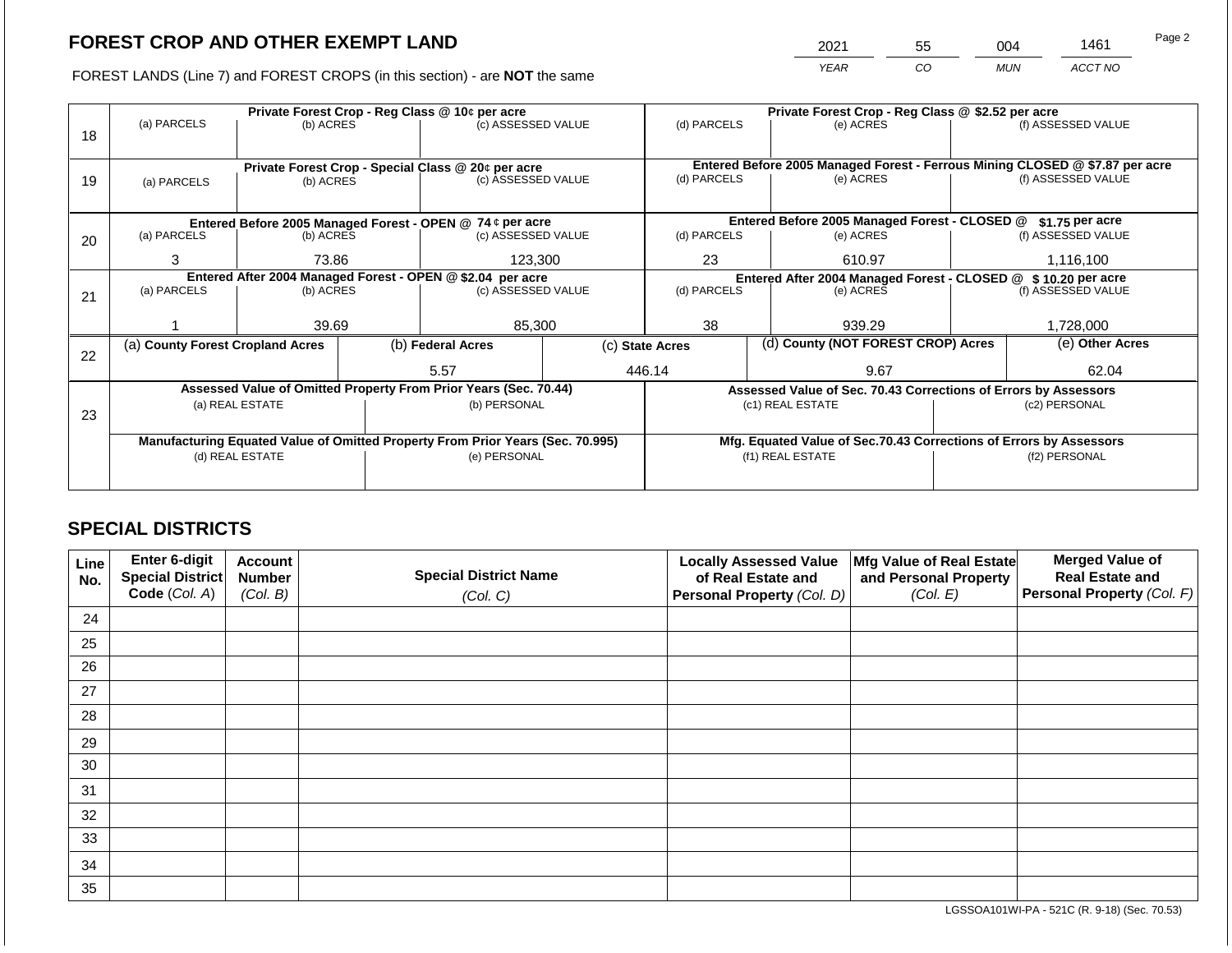## FOREST CROP AND OTHER EXEMPT LAND

FOREST LANDS (Line 7) and FOREST CROPS (in this section) - are **NOT** the same

| YEAR | CO | MUN | ACCT NO |
|---|---|---|---|
| 2021 | 55 | 004 | 1461 |

| Line | Private Forest Crop - Reg Class @ 10¢ per acre | | | Private Forest Crop - Reg Class @ $2.52 per acre | | |
|---|---|---|---|---|---|---|
| 18 | (a) PARCELS | (b) ACRES | (c) ASSESSED VALUE | (d) PARCELS | (e) ACRES | (f) ASSESSED VALUE |
| | | | | | | |
| | **Private Forest Crop - Special Class @ 20¢ per acre** | | | **Entered Before 2005 Managed Forest - Ferrous Mining CLOSED @ $7.87 per acre** | | |
| 19 | (a) PARCELS | (b) ACRES | (c) ASSESSED VALUE | (d) PARCELS | (e) ACRES | (f) ASSESSED VALUE |
| | | | | | | |
| | **Entered Before 2005 Managed Forest - OPEN @ 74 ¢ per acre** | | | **Entered Before 2005 Managed Forest - CLOSED @ $1.75 per acre** | | |
| 20 | (a) PARCELS | (b) ACRES | (c) ASSESSED VALUE | (d) PARCELS | (e) ACRES | (f) ASSESSED VALUE |
| | 3 | 73.86 | 123,300 | 23 | 610.97 | 1,116,100 |
| | **Entered After 2004 Managed Forest - OPEN @ $2.04 per acre** | | | **Entered After 2004 Managed Forest - CLOSED @ $ 10.20 per acre** | | |
| 21 | (a) PARCELS | (b) ACRES | (c) ASSESSED VALUE | (d) PARCELS | (e) ACRES | (f) ASSESSED VALUE |
| | 1 | 39.69 | 85,300 | 38 | 939.29 | 1,728,000 |

| Line | (a) County Forest Cropland Acres | (b) Federal Acres | (c) State Acres | (d) County (NOT FOREST CROP) Acres | (e) Other Acres |
|---|---|---|---|---|---|
| 22 | | 5.57 | 446.14 | 9.67 | 62.04 |

| Line | Assessed Value of Omitted Property From Prior Years (Sec. 70.44) | | Assessed Value of Sec. 70.43 Corrections of Errors by Assessors | |
|---|---|---|---|---|
| 23 | (a) REAL ESTATE | (b) PERSONAL | (c1) REAL ESTATE | (c2) PERSONAL |
| | | | | |
| | **Manufacturing Equated Value of Omitted Property From Prior Years (Sec. 70.995)** | | **Mfg. Equated Value of Sec.70.43 Corrections of Errors by Assessors** | |
| | (d) REAL ESTATE | (e) PERSONAL | (f1) REAL ESTATE | (f2) PERSONAL |
| | | | | |

## SPECIAL DISTRICTS

| Line No. | Enter 6-digit Special District Code (Col. A) | Account Number (Col. B) | Special District Name (Col. C) | Locally Assessed Value of Real Estate and Personal Property (Col. D) | Mfg Value of Real Estate and Personal Property (Col. E) | Merged Value of Real Estate and Personal Property (Col. F) |
|---|---|---|---|---|---|---|
| 24 | | | | | | |
| 25 | | | | | | |
| 26 | | | | | | |
| 27 | | | | | | |
| 28 | | | | | | |
| 29 | | | | | | |
| 30 | | | | | | |
| 31 | | | | | | |
| 32 | | | | | | |
| 33 | | | | | | |
| 34 | | | | | | |
| 35 | | | | | | |

LGSSOA101WI-PA - 521C (R. 9-18) (Sec. 70.53)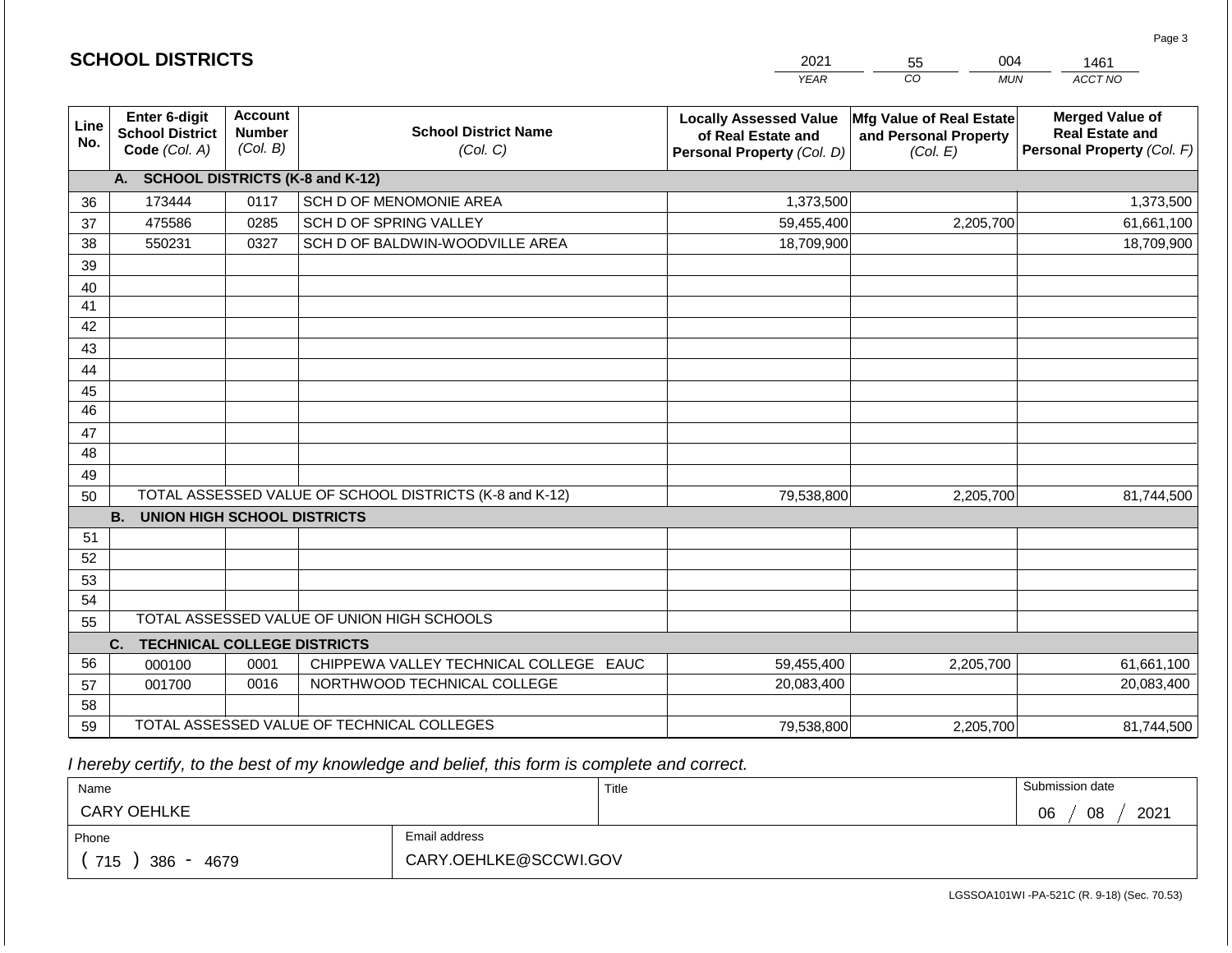## SCHOOL DISTRICTS

| 2021 | 55 | 004 | 1461 |
|---|---|---|---|
| *YEAR* | *CO* | *MUN* | *ACCT NO* |

| Line No. | Enter 6-digit School District Code *(Col. A)* | Account Number *(Col. B)* | School District Name *(Col. C)* | Locally Assessed Value of Real Estate and Personal Property *(Col. D)* | Mfg Value of Real Estate and Personal Property *(Col. E)* | Merged Value of Real Estate and Personal Property *(Col. F)* |
|---|---|---|---|---|---|---|
| | **A. SCHOOL DISTRICTS (K-8 and K-12)** | | | | | |
| 36 | 173444 | 0117 | SCH D OF MENOMONIE AREA | 1,373,500 | | 1,373,500 |
| 37 | 475586 | 0285 | SCH D OF SPRING VALLEY | 59,455,400 | 2,205,700 | 61,661,100 |
| 38 | 550231 | 0327 | SCH D OF BALDWIN-WOODVILLE AREA | 18,709,900 | | 18,709,900 |
| 39 | | | | | | |
| 40 | | | | | | |
| 41 | | | | | | |
| 42 | | | | | | |
| 43 | | | | | | |
| 44 | | | | | | |
| 45 | | | | | | |
| 46 | | | | | | |
| 47 | | | | | | |
| 48 | | | | | | |
| 49 | | | | | | |
| 50 | TOTAL ASSESSED VALUE OF SCHOOL DISTRICTS (K-8 and K-12) | | | 79,538,800 | 2,205,700 | 81,744,500 |
| | **B. UNION HIGH SCHOOL DISTRICTS** | | | | | |
| 51 | | | | | | |
| 52 | | | | | | |
| 53 | | | | | | |
| 54 | | | | | | |
| 55 | TOTAL ASSESSED VALUE OF UNION HIGH SCHOOLS | | | | | |
| | **C. TECHNICAL COLLEGE DISTRICTS** | | | | | |
| 56 | 000100 | 0001 | CHIPPEWA VALLEY TECHNICAL COLLEGE EAUC | 59,455,400 | 2,205,700 | 61,661,100 |
| 57 | 001700 | 0016 | NORTHWOOD TECHNICAL COLLEGE | 20,083,400 | | 20,083,400 |
| 58 | | | | | | |
| 59 | TOTAL ASSESSED VALUE OF TECHNICAL COLLEGES | | | 79,538,800 | 2,205,700 | 81,744,500 |

*I hereby certify, to the best of my knowledge and belief, this form is complete and correct.*

| Name | Title | Submission date |
|---|---|---|
| CARY OEHLKE | | 06 / 08 / 2021 |
| Phone | Email address | |
| ( 715 ) 386 - 4679 | CARY.OEHLKE@SCCWI.GOV | |

LGSSOA101WI -PA-521C (R. 9-18) (Sec. 70.53)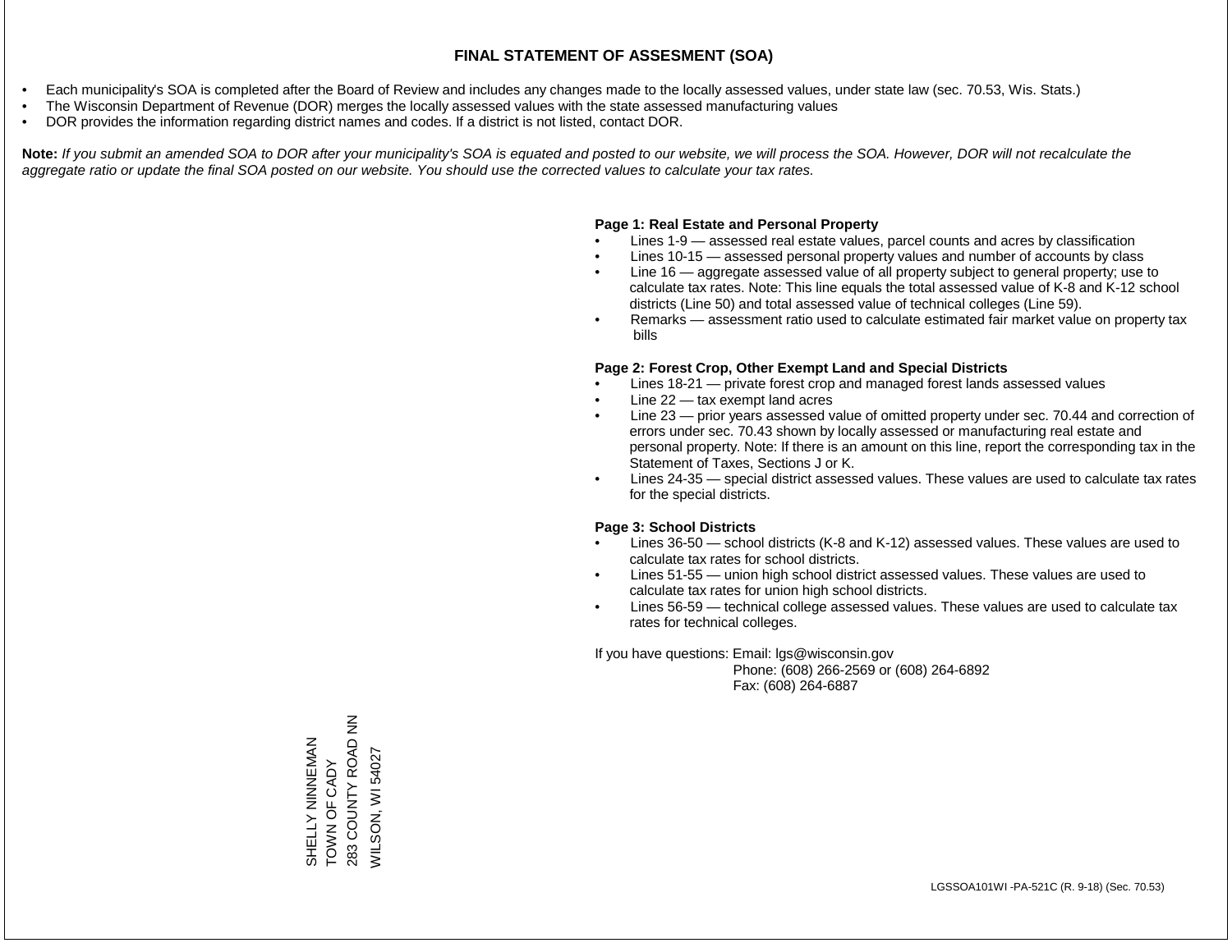# FINAL STATEMENT OF ASSESMENT (SOA)

- Each municipality's SOA is completed after the Board of Review and includes any changes made to the locally assessed values, under state law (sec. 70.53, Wis. Stats.)
- The Wisconsin Department of Revenue (DOR) merges the locally assessed values with the state assessed manufacturing values
- DOR provides the information regarding district names and codes. If a district is not listed, contact DOR.

**Note:** *If you submit an amended SOA to DOR after your municipality's SOA is equated and posted to our website, we will process the SOA. However, DOR will not recalculate the aggregate ratio or update the final SOA posted on our website. You should use the corrected values to calculate your tax rates.*

**Page 1: Real Estate and Personal Property**

- Lines 1-9 — assessed real estate values, parcel counts and acres by classification
- Lines 10-15 — assessed personal property values and number of accounts by class
- Line 16 — aggregate assessed value of all property subject to general property; use to calculate tax rates. Note: This line equals the total assessed value of K-8 and K-12 school districts (Line 50) and total assessed value of technical colleges (Line 59).
- Remarks — assessment ratio used to calculate estimated fair market value on property tax bills

**Page 2: Forest Crop, Other Exempt Land and Special Districts**

- Lines 18-21 — private forest crop and managed forest lands assessed values
- Line 22 — tax exempt land acres
- Line 23 — prior years assessed value of omitted property under sec. 70.44 and correction of errors under sec. 70.43 shown by locally assessed or manufacturing real estate and personal property. Note: If there is an amount on this line, report the corresponding tax in the Statement of Taxes, Sections J or K.
- Lines 24-35 — special district assessed values. These values are used to calculate tax rates for the special districts.

**Page 3: School Districts**

- Lines 36-50 — school districts (K-8 and K-12) assessed values. These values are used to calculate tax rates for school districts.
- Lines 51-55 — union high school district assessed values. These values are used to calculate tax rates for union high school districts.
- Lines 56-59 — technical college assessed values. These values are used to calculate tax rates for technical colleges.

If you have questions: Email: lgs@wisconsin.gov
Phone: (608) 266-2569 or (608) 264-6892
Fax: (608) 264-6887

SHELLY NINNEMAN
TOWN OF CADY
283 COUNTY ROAD NN
WILSON, WI 54027

LGSSOA101WI -PA-521C (R. 9-18) (Sec. 70.53)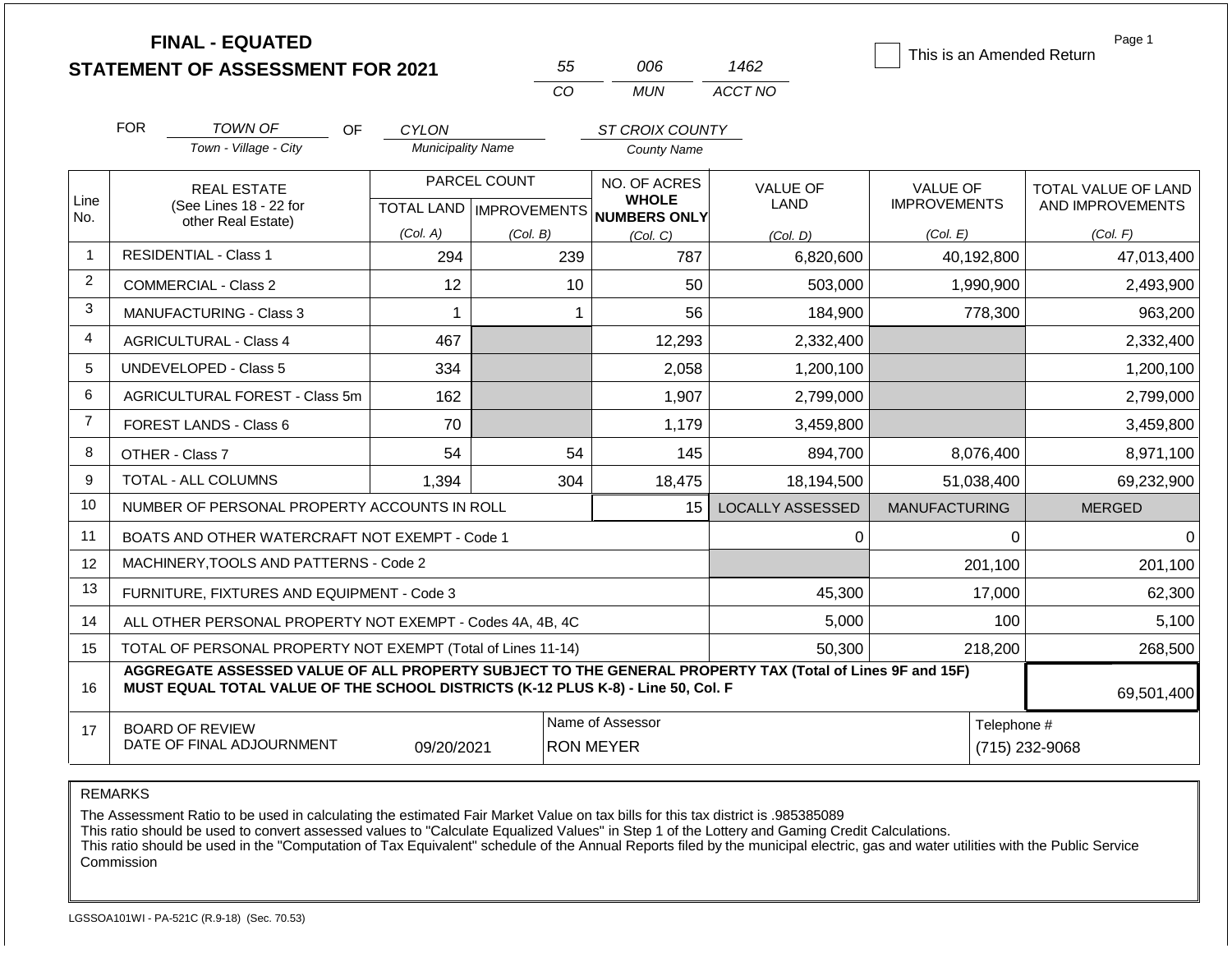**FINAL - EQUATED**
**STATEMENT OF ASSESSMENT FOR 2021**

| 55 | 006 | 1462 |
|---|---|---|
| CO | MUN | ACCT NO |

☐ This is an Amended Return

Page 1

FOR *TOWN OF* (Town - Village - City) OF *CYLON* (Municipality Name) *ST CROIX COUNTY* (County Name)

| Line No. | REAL ESTATE (See Lines 18 - 22 for other Real Estate) | PARCEL COUNT TOTAL LAND (Col. A) | PARCEL COUNT IMPROVEMENTS (Col. B) | NO. OF ACRES WHOLE NUMBERS ONLY (Col. C) | VALUE OF LAND (Col. D) | VALUE OF IMPROVEMENTS (Col. E) | TOTAL VALUE OF LAND AND IMPROVEMENTS (Col. F) |
|---|---|---|---|---|---|---|---|
| 1 | RESIDENTIAL - Class 1 | 294 | 239 | 787 | 6,820,600 | 40,192,800 | 47,013,400 |
| 2 | COMMERCIAL - Class 2 | 12 | 10 | 50 | 503,000 | 1,990,900 | 2,493,900 |
| 3 | MANUFACTURING - Class 3 | 1 | 1 | 56 | 184,900 | 778,300 | 963,200 |
| 4 | AGRICULTURAL - Class 4 | 467 | | 12,293 | 2,332,400 | | 2,332,400 |
| 5 | UNDEVELOPED - Class 5 | 334 | | 2,058 | 1,200,100 | | 1,200,100 |
| 6 | AGRICULTURAL FOREST - Class 5m | 162 | | 1,907 | 2,799,000 | | 2,799,000 |
| 7 | FOREST LANDS - Class 6 | 70 | | 1,179 | 3,459,800 | | 3,459,800 |
| 8 | OTHER - Class 7 | 54 | 54 | 145 | 894,700 | 8,076,400 | 8,971,100 |
| 9 | TOTAL - ALL COLUMNS | 1,394 | 304 | 18,475 | 18,194,500 | 51,038,400 | 69,232,900 |
| 10 | NUMBER OF PERSONAL PROPERTY ACCOUNTS IN ROLL | | | 15 | LOCALLY ASSESSED | MANUFACTURING | MERGED |
| 11 | BOATS AND OTHER WATERCRAFT NOT EXEMPT - Code 1 | | | | 0 | 0 | 0 |
| 12 | MACHINERY,TOOLS AND PATTERNS - Code 2 | | | | | 201,100 | 201,100 |
| 13 | FURNITURE, FIXTURES AND EQUIPMENT - Code 3 | | | | 45,300 | 17,000 | 62,300 |
| 14 | ALL OTHER PERSONAL PROPERTY NOT EXEMPT - Codes 4A, 4B, 4C | | | | 5,000 | 100 | 5,100 |
| 15 | TOTAL OF PERSONAL PROPERTY NOT EXEMPT (Total of Lines 11-14) | | | | 50,300 | 218,200 | 268,500 |
| 16 | **AGGREGATE ASSESSED VALUE OF ALL PROPERTY SUBJECT TO THE GENERAL PROPERTY TAX (Total of Lines 9F and 15F) MUST EQUAL TOTAL VALUE OF THE SCHOOL DISTRICTS (K-12 PLUS K-8) - Line 50, Col. F** | | | | | | 69,501,400 |
| 17 | BOARD OF REVIEW DATE OF FINAL ADJOURNMENT | 09/20/2021 | | Name of Assessor: RON MEYER | | | Telephone #: (715) 232-9068 |

REMARKS

The Assessment Ratio to be used in calculating the estimated Fair Market Value on tax bills for this tax district is .985385089
This ratio should be used to convert assessed values to "Calculate Equalized Values" in Step 1 of the Lottery and Gaming Credit Calculations.
This ratio should be used in the "Computation of Tax Equivalent" schedule of the Annual Reports filed by the municipal electric, gas and water utilities with the Public Service Commission

LGSSOA101WI - PA-521C (R.9-18) (Sec. 70.53)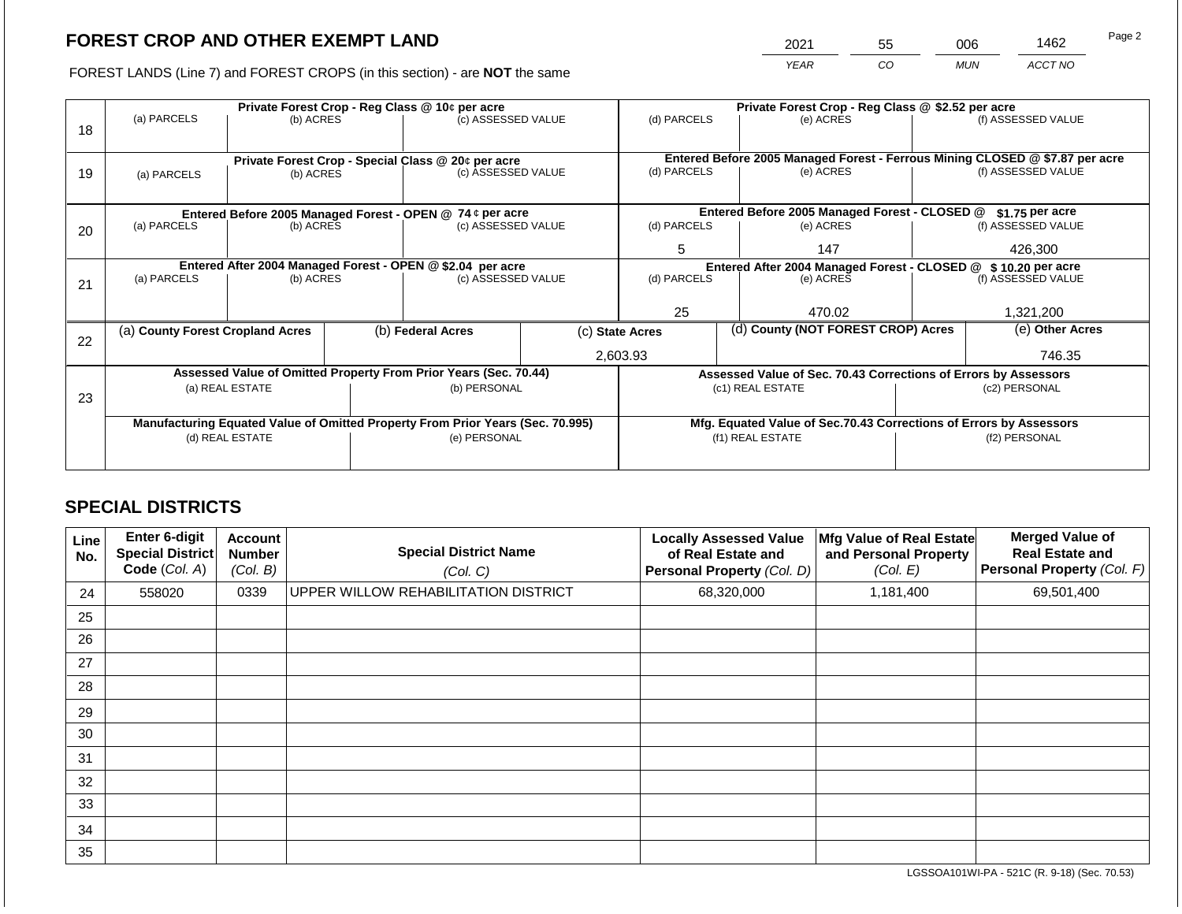# FOREST CROP AND OTHER EXEMPT LAND

FOREST LANDS (Line 7) and FOREST CROPS (in this section) - are **NOT** the same

| YEAR | CO | MUN | ACCT NO |
|---|---|---|---|
| 2021 | 55 | 006 | 1462 |

| Line | Private Forest Crop - Reg Class @ 10¢ per acre | | | Private Forest Crop - Reg Class @ $2.52 per acre | | |
|---|---|---|---|---|---|---|
| | (a) PARCELS | (b) ACRES | (c) ASSESSED VALUE | (d) PARCELS | (e) ACRES | (f) ASSESSED VALUE |
| 18 | | | | | | |
| | **Private Forest Crop - Special Class @ 20¢ per acre** | | | **Entered Before 2005 Managed Forest - Ferrous Mining CLOSED @ $7.87 per acre** | | |
| | (a) PARCELS | (b) ACRES | (c) ASSESSED VALUE | (d) PARCELS | (e) ACRES | (f) ASSESSED VALUE |
| 19 | | | | | | |
| | **Entered Before 2005 Managed Forest - OPEN @ 74 ¢ per acre** | | | **Entered Before 2005 Managed Forest - CLOSED @ $1.75 per acre** | | |
| | (a) PARCELS | (b) ACRES | (c) ASSESSED VALUE | (d) PARCELS | (e) ACRES | (f) ASSESSED VALUE |
| 20 | | | | 5 | 147 | 426,300 |
| | **Entered After 2004 Managed Forest - OPEN @ $2.04 per acre** | | | **Entered After 2004 Managed Forest - CLOSED @ $ 10.20 per acre** | | |
| | (a) PARCELS | (b) ACRES | (c) ASSESSED VALUE | (d) PARCELS | (e) ACRES | (f) ASSESSED VALUE |
| 21 | | | | 25 | 470.02 | 1,321,200 |

| Line | (a) County Forest Cropland Acres | (b) Federal Acres | (c) State Acres | (d) County (NOT FOREST CROP) Acres | (e) Other Acres |
|---|---|---|---|---|---|
| 22 | | | 2,603.93 | | 746.35 |

| Line | Assessed Value of Omitted Property From Prior Years (Sec. 70.44) | | Assessed Value of Sec. 70.43 Corrections of Errors by Assessors | |
|---|---|---|---|---|
| | (a) REAL ESTATE | (b) PERSONAL | (c1) REAL ESTATE | (c2) PERSONAL |
| 23 | | | | |
| | **Manufacturing Equated Value of Omitted Property From Prior Years (Sec. 70.995)** | | **Mfg. Equated Value of Sec.70.43 Corrections of Errors by Assessors** | |
| | (d) REAL ESTATE | (e) PERSONAL | (f1) REAL ESTATE | (f2) PERSONAL |
| | | | | |

## SPECIAL DISTRICTS

| Line No. | Enter 6-digit Special District Code (Col. A) | Account Number (Col. B) | Special District Name (Col. C) | Locally Assessed Value of Real Estate and Personal Property (Col. D) | Mfg Value of Real Estate and Personal Property (Col. E) | Merged Value of Real Estate and Personal Property (Col. F) |
|---|---|---|---|---|---|---|
| 24 | 558020 | 0339 | UPPER WILLOW REHABILITATION DISTRICT | 68,320,000 | 1,181,400 | 69,501,400 |
| 25 | | | | | | |
| 26 | | | | | | |
| 27 | | | | | | |
| 28 | | | | | | |
| 29 | | | | | | |
| 30 | | | | | | |
| 31 | | | | | | |
| 32 | | | | | | |
| 33 | | | | | | |
| 34 | | | | | | |
| 35 | | | | | | |

LGSSOA101WI-PA - 521C (R. 9-18) (Sec. 70.53)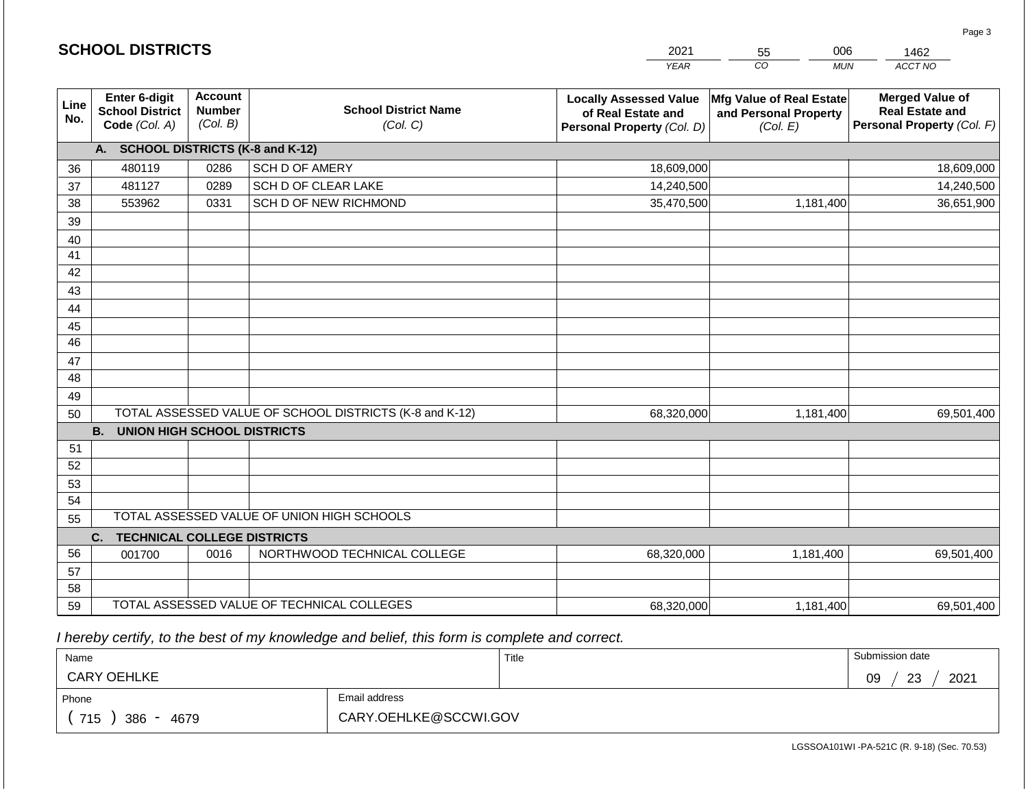## SCHOOL DISTRICTS

| 2021 | 55 | 006 | 1462 |
|---|---|---|---|
| YEAR | CO | MUN | ACCT NO |

| Line No. | Enter 6-digit School District Code (Col. A) | Account Number (Col. B) | School District Name (Col. C) | Locally Assessed Value of Real Estate and Personal Property (Col. D) | Mfg Value of Real Estate and Personal Property (Col. E) | Merged Value of Real Estate and Personal Property (Col. F) |
|---|---|---|---|---|---|---|
| | **A. SCHOOL DISTRICTS (K-8 and K-12)** | | | | | |
| 36 | 480119 | 0286 | SCH D OF AMERY | 18,609,000 | | 18,609,000 |
| 37 | 481127 | 0289 | SCH D OF CLEAR LAKE | 14,240,500 | | 14,240,500 |
| 38 | 553962 | 0331 | SCH D OF NEW RICHMOND | 35,470,500 | 1,181,400 | 36,651,900 |
| 39 | | | | | | |
| 40 | | | | | | |
| 41 | | | | | | |
| 42 | | | | | | |
| 43 | | | | | | |
| 44 | | | | | | |
| 45 | | | | | | |
| 46 | | | | | | |
| 47 | | | | | | |
| 48 | | | | | | |
| 49 | | | | | | |
| 50 | TOTAL ASSESSED VALUE OF SCHOOL DISTRICTS (K-8 and K-12) | | | 68,320,000 | 1,181,400 | 69,501,400 |
| | **B. UNION HIGH SCHOOL DISTRICTS** | | | | | |
| 51 | | | | | | |
| 52 | | | | | | |
| 53 | | | | | | |
| 54 | | | | | | |
| 55 | TOTAL ASSESSED VALUE OF UNION HIGH SCHOOLS | | | | | |
| | **C. TECHNICAL COLLEGE DISTRICTS** | | | | | |
| 56 | 001700 | 0016 | NORTHWOOD TECHNICAL COLLEGE | 68,320,000 | 1,181,400 | 69,501,400 |
| 57 | | | | | | |
| 58 | | | | | | |
| 59 | TOTAL ASSESSED VALUE OF TECHNICAL COLLEGES | | | 68,320,000 | 1,181,400 | 69,501,400 |

*I hereby certify, to the best of my knowledge and belief, this form is complete and correct.*

| Name | Title | Submission date |
|---|---|---|
| CARY OEHLKE | | 09 / 23 / 2021 |

| Phone | Email address |
|---|---|
| ( 715 ) 386 - 4679 | CARY.OEHLKE@SCCWI.GOV |

LGSSOA101WI -PA-521C (R. 9-18) (Sec. 70.53)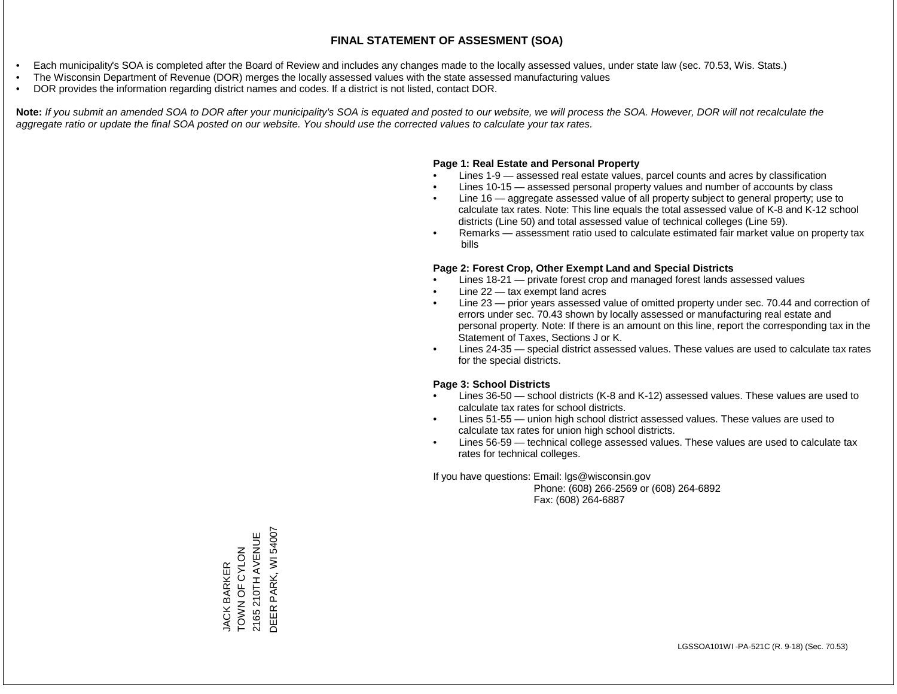# FINAL STATEMENT OF ASSESMENT (SOA)

- Each municipality's SOA is completed after the Board of Review and includes any changes made to the locally assessed values, under state law (sec. 70.53, Wis. Stats.)
- The Wisconsin Department of Revenue (DOR) merges the locally assessed values with the state assessed manufacturing values
- DOR provides the information regarding district names and codes. If a district is not listed, contact DOR.

**Note:** *If you submit an amended SOA to DOR after your municipality's SOA is equated and posted to our website, we will process the SOA. However, DOR will not recalculate the aggregate ratio or update the final SOA posted on our website. You should use the corrected values to calculate your tax rates.*

**Page 1: Real Estate and Personal Property**

- Lines 1-9 — assessed real estate values, parcel counts and acres by classification
- Lines 10-15 — assessed personal property values and number of accounts by class
- Line 16 — aggregate assessed value of all property subject to general property; use to calculate tax rates. Note: This line equals the total assessed value of K-8 and K-12 school districts (Line 50) and total assessed value of technical colleges (Line 59).
- Remarks — assessment ratio used to calculate estimated fair market value on property tax bills

**Page 2: Forest Crop, Other Exempt Land and Special Districts**

- Lines 18-21 — private forest crop and managed forest lands assessed values
- Line 22 — tax exempt land acres
- Line 23 — prior years assessed value of omitted property under sec. 70.44 and correction of errors under sec. 70.43 shown by locally assessed or manufacturing real estate and personal property. Note: If there is an amount on this line, report the corresponding tax in the Statement of Taxes, Sections J or K.
- Lines 24-35 — special district assessed values. These values are used to calculate tax rates for the special districts.

**Page 3: School Districts**

- Lines 36-50 — school districts (K-8 and K-12) assessed values. These values are used to calculate tax rates for school districts.
- Lines 51-55 — union high school district assessed values. These values are used to calculate tax rates for union high school districts.
- Lines 56-59 — technical college assessed values. These values are used to calculate tax rates for technical colleges.

If you have questions: Email: lgs@wisconsin.gov
Phone: (608) 266-2569 or (608) 264-6892
Fax: (608) 264-6887

JACK BARKER
TOWN OF CYLON
2165 210TH AVENUE
DEER PARK, WI 54007

LGSSOA101WI -PA-521C (R. 9-18) (Sec. 70.53)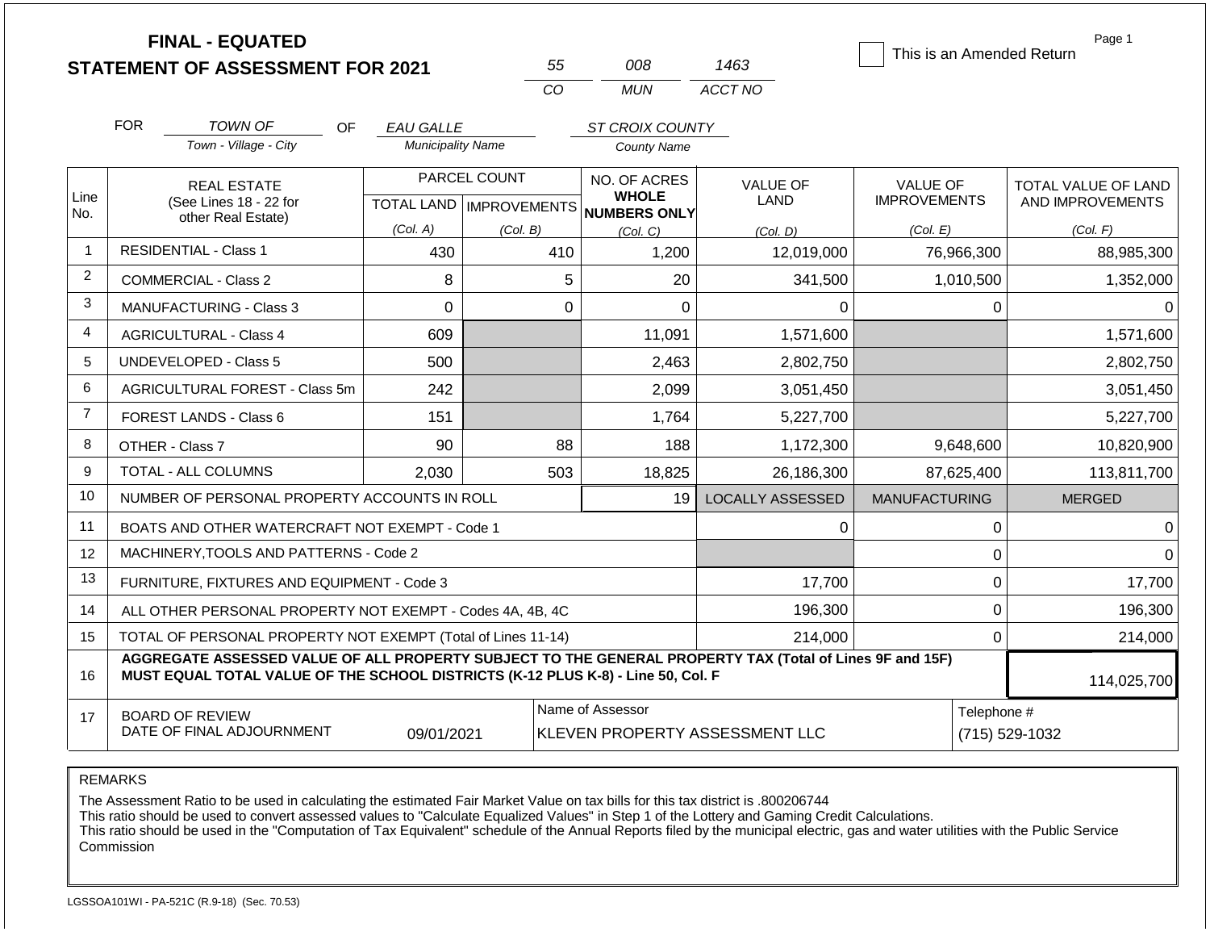# FINAL - EQUATED
# STATEMENT OF ASSESSMENT FOR 2021

| 55 | 008 | 1463 |
|---|---|---|
| CO | MUN | ACCT NO |

☐ This is an Amended Return

FOR *TOWN OF* (Town - Village - City) OF *EAU GALLE* (Municipality Name) *ST CROIX COUNTY* (County Name)

| Line No. | REAL ESTATE (See Lines 18 - 22 for other Real Estate) | PARCEL COUNT TOTAL LAND (Col. A) | PARCEL COUNT IMPROVEMENTS (Col. B) | NO. OF ACRES WHOLE NUMBERS ONLY (Col. C) | VALUE OF LAND (Col. D) | VALUE OF IMPROVEMENTS (Col. E) | TOTAL VALUE OF LAND AND IMPROVEMENTS (Col. F) |
|---|---|---|---|---|---|---|---|
| 1 | RESIDENTIAL - Class 1 | 430 | 410 | 1,200 | 12,019,000 | 76,966,300 | 88,985,300 |
| 2 | COMMERCIAL - Class 2 | 8 | 5 | 20 | 341,500 | 1,010,500 | 1,352,000 |
| 3 | MANUFACTURING - Class 3 | 0 | 0 | 0 | 0 | 0 | 0 |
| 4 | AGRICULTURAL - Class 4 | 609 | | 11,091 | 1,571,600 | | 1,571,600 |
| 5 | UNDEVELOPED - Class 5 | 500 | | 2,463 | 2,802,750 | | 2,802,750 |
| 6 | AGRICULTURAL FOREST - Class 5m | 242 | | 2,099 | 3,051,450 | | 3,051,450 |
| 7 | FOREST LANDS - Class 6 | 151 | | 1,764 | 5,227,700 | | 5,227,700 |
| 8 | OTHER - Class 7 | 90 | 88 | 188 | 1,172,300 | 9,648,600 | 10,820,900 |
| 9 | TOTAL - ALL COLUMNS | 2,030 | 503 | 18,825 | 26,186,300 | 87,625,400 | 113,811,700 |
| 10 | NUMBER OF PERSONAL PROPERTY ACCOUNTS IN ROLL | | | 19 | LOCALLY ASSESSED | MANUFACTURING | MERGED |
| 11 | BOATS AND OTHER WATERCRAFT NOT EXEMPT - Code 1 | | | | 0 | 0 | 0 |
| 12 | MACHINERY,TOOLS AND PATTERNS - Code 2 | | | | | 0 | 0 |
| 13 | FURNITURE, FIXTURES AND EQUIPMENT - Code 3 | | | | 17,700 | 0 | 17,700 |
| 14 | ALL OTHER PERSONAL PROPERTY NOT EXEMPT - Codes 4A, 4B, 4C | | | | 196,300 | 0 | 196,300 |
| 15 | TOTAL OF PERSONAL PROPERTY NOT EXEMPT (Total of Lines 11-14) | | | | 214,000 | 0 | 214,000 |
| 16 | **AGGREGATE ASSESSED VALUE OF ALL PROPERTY SUBJECT TO THE GENERAL PROPERTY TAX (Total of Lines 9F and 15F) MUST EQUAL TOTAL VALUE OF THE SCHOOL DISTRICTS (K-12 PLUS K-8) - Line 50, Col. F** | | | | | | 114,025,700 |
| 17 | BOARD OF REVIEW DATE OF FINAL ADJOURNMENT | 09/01/2021 | | Name of Assessor: KLEVEN PROPERTY ASSESSMENT LLC | | | Telephone #: (715) 529-1032 |

REMARKS

The Assessment Ratio to be used in calculating the estimated Fair Market Value on tax bills for this tax district is .800206744
This ratio should be used to convert assessed values to "Calculate Equalized Values" in Step 1 of the Lottery and Gaming Credit Calculations.
This ratio should be used in the "Computation of Tax Equivalent" schedule of the Annual Reports filed by the municipal electric, gas and water utilities with the Public Service Commission

LGSSOA101WI - PA-521C (R.9-18) (Sec. 70.53)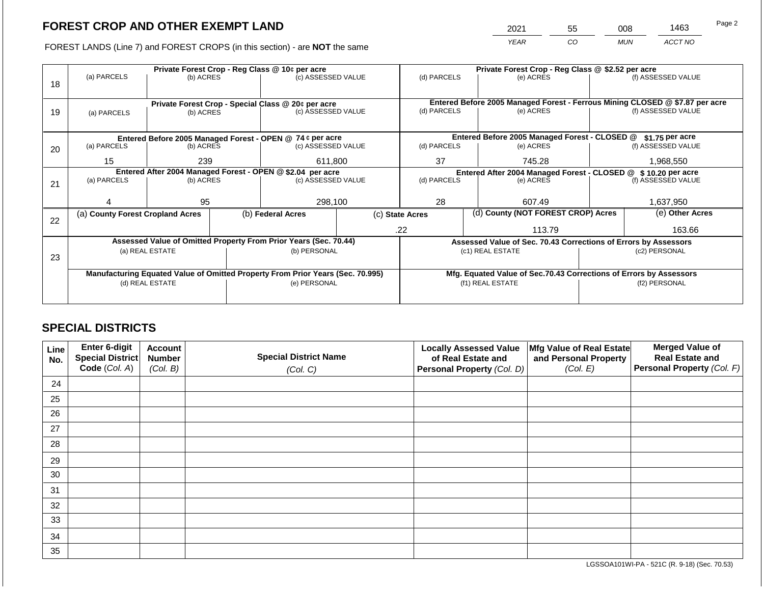# FOREST CROP AND OTHER EXEMPT LAND

FOREST LANDS (Line 7) and FOREST CROPS (in this section) - are **NOT** the same

| 2021 | 55 | 008 | 1463 |
|---|---|---|---|
| YEAR | CO | MUN | ACCT NO |

| Line | | | | | | |
|---|---|---|---|---|---|---|
| 18 | **Private Forest Crop - Reg Class @ 10¢ per acre** | | | **Private Forest Crop - Reg Class @ $2.52 per acre** | | |
| | (a) PARCELS | (b) ACRES | (c) ASSESSED VALUE | (d) PARCELS | (e) ACRES | (f) ASSESSED VALUE |
| | | | | | | |
| 19 | **Private Forest Crop - Special Class @ 20¢ per acre** | | | **Entered Before 2005 Managed Forest - Ferrous Mining CLOSED @ $7.87 per acre** | | |
| | (a) PARCELS | (b) ACRES | (c) ASSESSED VALUE | (d) PARCELS | (e) ACRES | (f) ASSESSED VALUE |
| | | | | | | |
| 20 | **Entered Before 2005 Managed Forest - OPEN @ 74 ¢ per acre** | | | **Entered Before 2005 Managed Forest - CLOSED @ $1.75 per acre** | | |
| | (a) PARCELS | (b) ACRES | (c) ASSESSED VALUE | (d) PARCELS | (e) ACRES | (f) ASSESSED VALUE |
| | 15 | 239 | 611,800 | 37 | 745.28 | 1,968,550 |
| 21 | **Entered After 2004 Managed Forest - OPEN @ $2.04 per acre** | | | **Entered After 2004 Managed Forest - CLOSED @ $ 10.20 per acre** | | |
| | (a) PARCELS | (b) ACRES | (c) ASSESSED VALUE | (d) PARCELS | (e) ACRES | (f) ASSESSED VALUE |
| | 4 | 95 | 298,100 | 28 | 607.49 | 1,637,950 |

| Line | (a) County Forest Cropland Acres | (b) Federal Acres | (c) State Acres | (d) County (NOT FOREST CROP) Acres | (e) Other Acres |
|---|---|---|---|---|---|
| 22 | | | .22 | 113.79 | 163.66 |

| Line | Assessed Value of Omitted Property From Prior Years (Sec. 70.44) | | Assessed Value of Sec. 70.43 Corrections of Errors by Assessors | |
|---|---|---|---|---|
| 23 | (a) REAL ESTATE | (b) PERSONAL | (c1) REAL ESTATE | (c2) PERSONAL |
| | | | | |
| | **Manufacturing Equated Value of Omitted Property From Prior Years (Sec. 70.995)** | | **Mfg. Equated Value of Sec.70.43 Corrections of Errors by Assessors** | |
| | (d) REAL ESTATE | (e) PERSONAL | (f1) REAL ESTATE | (f2) PERSONAL |
| | | | | |

## SPECIAL DISTRICTS

| Line No. | Enter 6-digit Special District Code (Col. A) | Account Number (Col. B) | Special District Name (Col. C) | Locally Assessed Value of Real Estate and Personal Property (Col. D) | Mfg Value of Real Estate and Personal Property (Col. E) | Merged Value of Real Estate and Personal Property (Col. F) |
|---|---|---|---|---|---|---|
| 24 | | | | | | |
| 25 | | | | | | |
| 26 | | | | | | |
| 27 | | | | | | |
| 28 | | | | | | |
| 29 | | | | | | |
| 30 | | | | | | |
| 31 | | | | | | |
| 32 | | | | | | |
| 33 | | | | | | |
| 34 | | | | | | |
| 35 | | | | | | |

LGSSOA101WI-PA - 521C (R. 9-18) (Sec. 70.53)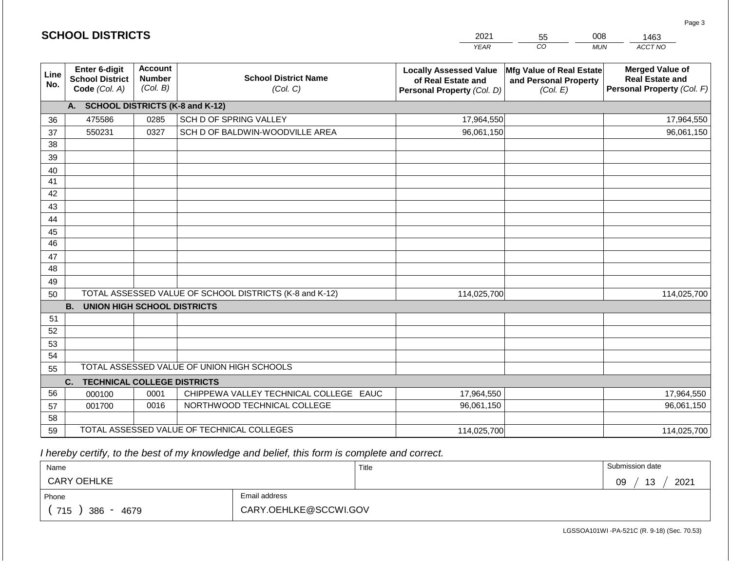# SCHOOL DISTRICTS

| 2021 | 55 | 008 | 1463 |
|---|---|---|---|
| *YEAR* | *CO* | *MUN* | *ACCT NO* |

| Line No. | Enter 6-digit School District Code *(Col. A)* | Account Number *(Col. B)* | School District Name *(Col. C)* | Locally Assessed Value of Real Estate and Personal Property *(Col. D)* | Mfg Value of Real Estate and Personal Property *(Col. E)* | Merged Value of Real Estate and Personal Property *(Col. F)* |
|---|---|---|---|---|---|---|
| | **A. SCHOOL DISTRICTS (K-8 and K-12)** | | | | | |
| 36 | 475586 | 0285 | SCH D OF SPRING VALLEY | 17,964,550 | | 17,964,550 |
| 37 | 550231 | 0327 | SCH D OF BALDWIN-WOODVILLE AREA | 96,061,150 | | 96,061,150 |
| 38 | | | | | | |
| 39 | | | | | | |
| 40 | | | | | | |
| 41 | | | | | | |
| 42 | | | | | | |
| 43 | | | | | | |
| 44 | | | | | | |
| 45 | | | | | | |
| 46 | | | | | | |
| 47 | | | | | | |
| 48 | | | | | | |
| 49 | | | | | | |
| 50 | TOTAL ASSESSED VALUE OF SCHOOL DISTRICTS (K-8 and K-12) | | | 114,025,700 | | 114,025,700 |
| | **B. UNION HIGH SCHOOL DISTRICTS** | | | | | |
| 51 | | | | | | |
| 52 | | | | | | |
| 53 | | | | | | |
| 54 | | | | | | |
| 55 | TOTAL ASSESSED VALUE OF UNION HIGH SCHOOLS | | | | | |
| | **C. TECHNICAL COLLEGE DISTRICTS** | | | | | |
| 56 | 000100 | 0001 | CHIPPEWA VALLEY TECHNICAL COLLEGE EAUC | 17,964,550 | | 17,964,550 |
| 57 | 001700 | 0016 | NORTHWOOD TECHNICAL COLLEGE | 96,061,150 | | 96,061,150 |
| 58 | | | | | | |
| 59 | TOTAL ASSESSED VALUE OF TECHNICAL COLLEGES | | | 114,025,700 | | 114,025,700 |

*I hereby certify, to the best of my knowledge and belief, this form is complete and correct.*

| Name | | Title | Submission date |
|---|---|---|---|
| CARY OEHLKE | | | 09 / 13 / 2021 |
| Phone | Email address | | |
| ( 715 ) 386 - 4679 | CARY.OEHLKE@SCCWI.GOV | | |

LGSSOA101WI -PA-521C (R. 9-18) (Sec. 70.53)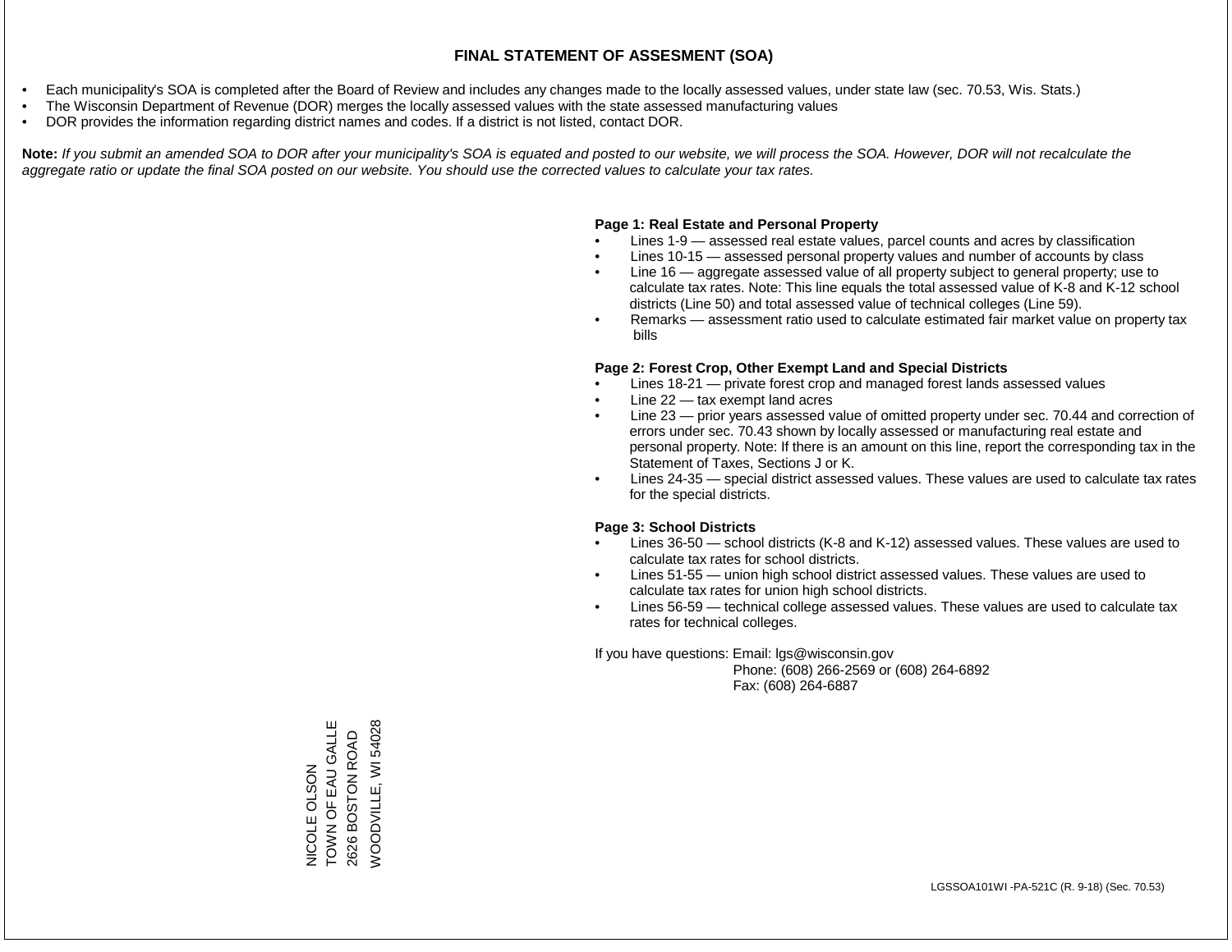# FINAL STATEMENT OF ASSESMENT (SOA)

- Each municipality's SOA is completed after the Board of Review and includes any changes made to the locally assessed values, under state law (sec. 70.53, Wis. Stats.)
- The Wisconsin Department of Revenue (DOR) merges the locally assessed values with the state assessed manufacturing values
- DOR provides the information regarding district names and codes. If a district is not listed, contact DOR.

**Note:** *If you submit an amended SOA to DOR after your municipality's SOA is equated and posted to our website, we will process the SOA. However, DOR will not recalculate the aggregate ratio or update the final SOA posted on our website. You should use the corrected values to calculate your tax rates.*

**Page 1: Real Estate and Personal Property**

- Lines 1-9 — assessed real estate values, parcel counts and acres by classification
- Lines 10-15 — assessed personal property values and number of accounts by class
- Line 16 — aggregate assessed value of all property subject to general property; use to calculate tax rates. Note: This line equals the total assessed value of K-8 and K-12 school districts (Line 50) and total assessed value of technical colleges (Line 59).
- Remarks — assessment ratio used to calculate estimated fair market value on property tax bills

**Page 2: Forest Crop, Other Exempt Land and Special Districts**

- Lines 18-21 — private forest crop and managed forest lands assessed values
- Line 22 — tax exempt land acres
- Line 23 — prior years assessed value of omitted property under sec. 70.44 and correction of errors under sec. 70.43 shown by locally assessed or manufacturing real estate and personal property. Note: If there is an amount on this line, report the corresponding tax in the Statement of Taxes, Sections J or K.
- Lines 24-35 — special district assessed values. These values are used to calculate tax rates for the special districts.

**Page 3: School Districts**

- Lines 36-50 — school districts (K-8 and K-12) assessed values. These values are used to calculate tax rates for school districts.
- Lines 51-55 — union high school district assessed values. These values are used to calculate tax rates for union high school districts.
- Lines 56-59 — technical college assessed values. These values are used to calculate tax rates for technical colleges.

If you have questions: Email: lgs@wisconsin.gov
Phone: (608) 266-2569 or (608) 264-6892
Fax: (608) 264-6887

NICOLE OLSON
TOWN OF EAU GALLE
2626 BOSTON ROAD
WOODVILLE, WI 54028

LGSSOA101WI -PA-521C (R. 9-18) (Sec. 70.53)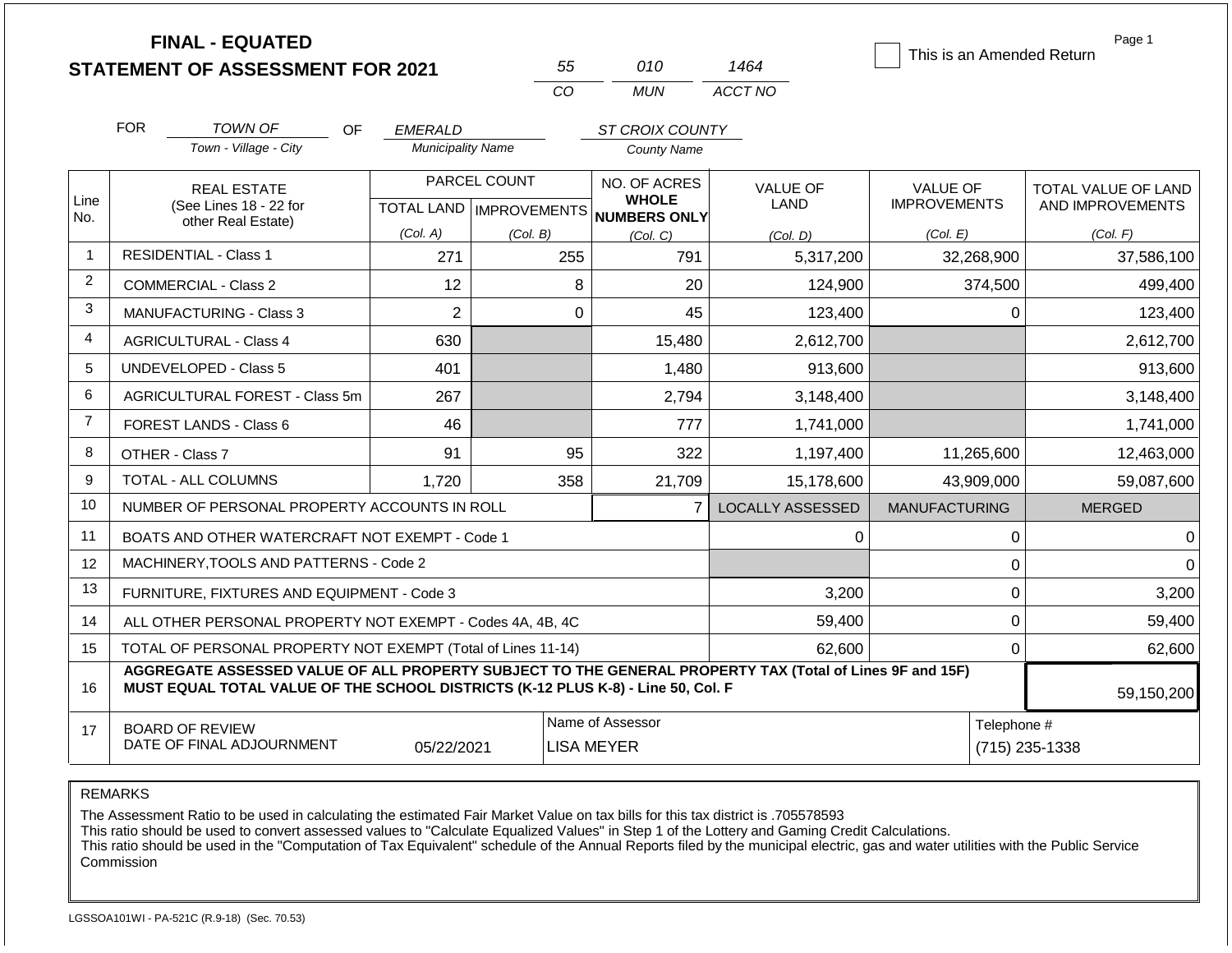# FINAL - EQUATED
# STATEMENT OF ASSESSMENT FOR 2021

| 55 | 010 | 1464 |
|---|---|---|
| CO | MUN | ACCT NO |

☐ This is an Amended Return

Page 1

FOR *TOWN OF* (Town - Village - City) OF *EMERALD* (Municipality Name) *ST CROIX COUNTY* (County Name)

| Line No. | REAL ESTATE (See Lines 18 - 22 for other Real Estate) | PARCEL COUNT TOTAL LAND (Col. A) | IMPROVEMENTS (Col. B) | NO. OF ACRES WHOLE NUMBERS ONLY (Col. C) | VALUE OF LAND (Col. D) | VALUE OF IMPROVEMENTS (Col. E) | TOTAL VALUE OF LAND AND IMPROVEMENTS (Col. F) |
|---|---|---|---|---|---|---|---|
| 1 | RESIDENTIAL - Class 1 | 271 | 255 | 791 | 5,317,200 | 32,268,900 | 37,586,100 |
| 2 | COMMERCIAL - Class 2 | 12 | 8 | 20 | 124,900 | 374,500 | 499,400 |
| 3 | MANUFACTURING - Class 3 | 2 | 0 | 45 | 123,400 | 0 | 123,400 |
| 4 | AGRICULTURAL - Class 4 | 630 | | 15,480 | 2,612,700 | | 2,612,700 |
| 5 | UNDEVELOPED - Class 5 | 401 | | 1,480 | 913,600 | | 913,600 |
| 6 | AGRICULTURAL FOREST - Class 5m | 267 | | 2,794 | 3,148,400 | | 3,148,400 |
| 7 | FOREST LANDS - Class 6 | 46 | | 777 | 1,741,000 | | 1,741,000 |
| 8 | OTHER - Class 7 | 91 | 95 | 322 | 1,197,400 | 11,265,600 | 12,463,000 |
| 9 | TOTAL - ALL COLUMNS | 1,720 | 358 | 21,709 | 15,178,600 | 43,909,000 | 59,087,600 |
| 10 | NUMBER OF PERSONAL PROPERTY ACCOUNTS IN ROLL | | | 7 | LOCALLY ASSESSED | MANUFACTURING | MERGED |
| 11 | BOATS AND OTHER WATERCRAFT NOT EXEMPT - Code 1 | | | | 0 | 0 | 0 |
| 12 | MACHINERY,TOOLS AND PATTERNS - Code 2 | | | | | 0 | 0 |
| 13 | FURNITURE, FIXTURES AND EQUIPMENT - Code 3 | | | | 3,200 | 0 | 3,200 |
| 14 | ALL OTHER PERSONAL PROPERTY NOT EXEMPT - Codes 4A, 4B, 4C | | | | 59,400 | 0 | 59,400 |
| 15 | TOTAL OF PERSONAL PROPERTY NOT EXEMPT (Total of Lines 11-14) | | | | 62,600 | 0 | 62,600 |
| 16 | **AGGREGATE ASSESSED VALUE OF ALL PROPERTY SUBJECT TO THE GENERAL PROPERTY TAX (Total of Lines 9F and 15F) MUST EQUAL TOTAL VALUE OF THE SCHOOL DISTRICTS (K-12 PLUS K-8) - Line 50, Col. F** | | | | | | 59,150,200 |
| 17 | BOARD OF REVIEW DATE OF FINAL ADJOURNMENT | 05/22/2021 | Name of Assessor: LISA MEYER | | | Telephone #: (715) 235-1338 | |

REMARKS

The Assessment Ratio to be used in calculating the estimated Fair Market Value on tax bills for this tax district is .705578593
This ratio should be used to convert assessed values to "Calculate Equalized Values" in Step 1 of the Lottery and Gaming Credit Calculations.
This ratio should be used in the "Computation of Tax Equivalent" schedule of the Annual Reports filed by the municipal electric, gas and water utilities with the Public Service Commission

LGSSOA101WI - PA-521C (R.9-18) (Sec. 70.53)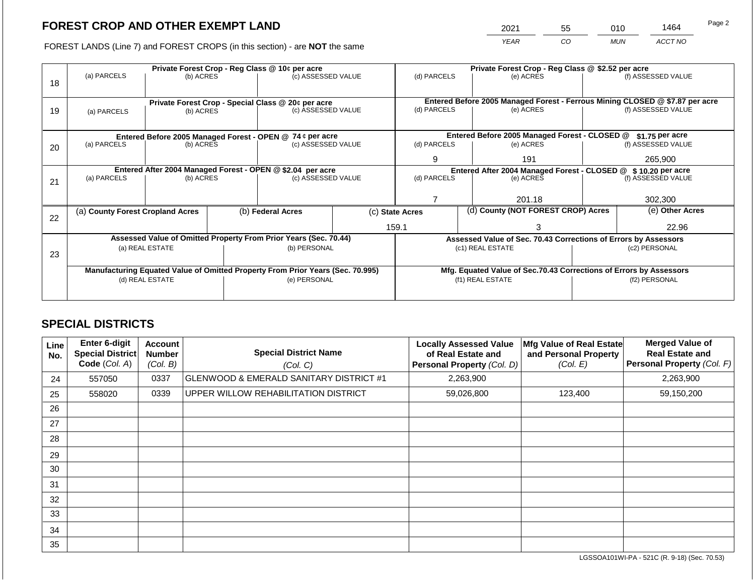## FOREST CROP AND OTHER EXEMPT LAND

| 2021 | 55 | 010 | 1464 |
|---|---|---|---|
| YEAR | CO | MUN | ACCT NO |

FOREST LANDS (Line 7) and FOREST CROPS (in this section) - are **NOT** the same

| Line | Private Forest Crop - Reg Class @ 10¢ per acre | | | Private Forest Crop - Reg Class @ $2.52 per acre | | |
|---|---|---|---|---|---|---|
| | (a) PARCELS | (b) ACRES | (c) ASSESSED VALUE | (d) PARCELS | (e) ACRES | (f) ASSESSED VALUE |
| 18 | | | | | | |
| | **Private Forest Crop - Special Class @ 20¢ per acre** | | | **Entered Before 2005 Managed Forest - Ferrous Mining CLOSED @ $7.87 per acre** | | |
| | (a) PARCELS | (b) ACRES | (c) ASSESSED VALUE | (d) PARCELS | (e) ACRES | (f) ASSESSED VALUE |
| 19 | | | | | | |
| | **Entered Before 2005 Managed Forest - OPEN @ 74 ¢ per acre** | | | **Entered Before 2005 Managed Forest - CLOSED @ $1.75 per acre** | | |
| | (a) PARCELS | (b) ACRES | (c) ASSESSED VALUE | (d) PARCELS | (e) ACRES | (f) ASSESSED VALUE |
| 20 | | | | 9 | 191 | 265,900 |
| | **Entered After 2004 Managed Forest - OPEN @ $2.04 per acre** | | | **Entered After 2004 Managed Forest - CLOSED @ $ 10.20 per acre** | | |
| | (a) PARCELS | (b) ACRES | (c) ASSESSED VALUE | (d) PARCELS | (e) ACRES | (f) ASSESSED VALUE |
| 21 | | | | 7 | 201.18 | 302,300 |

| Line | (a) County Forest Cropland Acres | (b) Federal Acres | (c) State Acres | (d) County (NOT FOREST CROP) Acres | (e) Other Acres |
|---|---|---|---|---|---|
| 22 | | | 159.1 | 3 | 22.96 |

| Line | Assessed Value of Omitted Property From Prior Years (Sec. 70.44) | | Assessed Value of Sec. 70.43 Corrections of Errors by Assessors | |
|---|---|---|---|---|
| | (a) REAL ESTATE | (b) PERSONAL | (c1) REAL ESTATE | (c2) PERSONAL |
| 23 | | | | |
| | **Manufacturing Equated Value of Omitted Property From Prior Years (Sec. 70.995)** | | **Mfg. Equated Value of Sec.70.43 Corrections of Errors by Assessors** | |
| | (d) REAL ESTATE | (e) PERSONAL | (f1) REAL ESTATE | (f2) PERSONAL |
| | | | | |

## SPECIAL DISTRICTS

| Line No. | Enter 6-digit Special District Code (Col. A) | Account Number (Col. B) | Special District Name (Col. C) | Locally Assessed Value of Real Estate and Personal Property (Col. D) | Mfg Value of Real Estate and Personal Property (Col. E) | Merged Value of Real Estate and Personal Property (Col. F) |
|---|---|---|---|---|---|---|
| 24 | 557050 | 0337 | GLENWOOD & EMERALD SANITARY DISTRICT #1 | 2,263,900 | | 2,263,900 |
| 25 | 558020 | 0339 | UPPER WILLOW REHABILITATION DISTRICT | 59,026,800 | 123,400 | 59,150,200 |
| 26 | | | | | | |
| 27 | | | | | | |
| 28 | | | | | | |
| 29 | | | | | | |
| 30 | | | | | | |
| 31 | | | | | | |
| 32 | | | | | | |
| 33 | | | | | | |
| 34 | | | | | | |
| 35 | | | | | | |

LGSSOA101WI-PA - 521C (R. 9-18) (Sec. 70.53)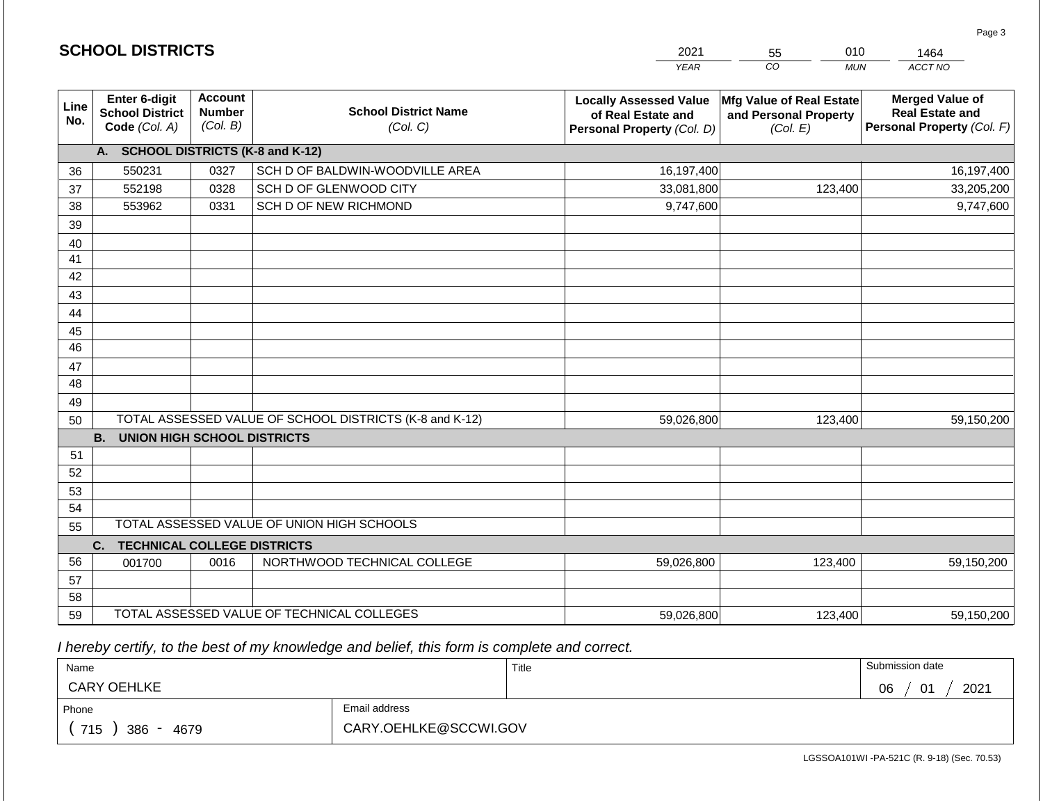## SCHOOL DISTRICTS

| 2021 | 55 | 010 | 1464 |
|---|---|---|---|
| *YEAR* | *CO* | *MUN* | *ACCT NO* |

| Line No. | Enter 6-digit School District Code *(Col. A)* | Account Number *(Col. B)* | School District Name *(Col. C)* | Locally Assessed Value of Real Estate and Personal Property *(Col. D)* | Mfg Value of Real Estate and Personal Property *(Col. E)* | Merged Value of Real Estate and Personal Property *(Col. F)* |
|---|---|---|---|---|---|---|
| | **A. SCHOOL DISTRICTS (K-8 and K-12)** | | | | | |
| 36 | 550231 | 0327 | SCH D OF BALDWIN-WOODVILLE AREA | 16,197,400 | | 16,197,400 |
| 37 | 552198 | 0328 | SCH D OF GLENWOOD CITY | 33,081,800 | 123,400 | 33,205,200 |
| 38 | 553962 | 0331 | SCH D OF NEW RICHMOND | 9,747,600 | | 9,747,600 |
| 39 | | | | | | |
| 40 | | | | | | |
| 41 | | | | | | |
| 42 | | | | | | |
| 43 | | | | | | |
| 44 | | | | | | |
| 45 | | | | | | |
| 46 | | | | | | |
| 47 | | | | | | |
| 48 | | | | | | |
| 49 | | | | | | |
| 50 | TOTAL ASSESSED VALUE OF SCHOOL DISTRICTS (K-8 and K-12) | | | 59,026,800 | 123,400 | 59,150,200 |
| | **B. UNION HIGH SCHOOL DISTRICTS** | | | | | |
| 51 | | | | | | |
| 52 | | | | | | |
| 53 | | | | | | |
| 54 | | | | | | |
| 55 | TOTAL ASSESSED VALUE OF UNION HIGH SCHOOLS | | | | | |
| | **C. TECHNICAL COLLEGE DISTRICTS** | | | | | |
| 56 | 001700 | 0016 | NORTHWOOD TECHNICAL COLLEGE | 59,026,800 | 123,400 | 59,150,200 |
| 57 | | | | | | |
| 58 | | | | | | |
| 59 | TOTAL ASSESSED VALUE OF TECHNICAL COLLEGES | | | 59,026,800 | 123,400 | 59,150,200 |

*I hereby certify, to the best of my knowledge and belief, this form is complete and correct.*

| Name | Title | Submission date |
|---|---|---|
| CARY OEHLKE | | 06 / 01 / 2021 |
| Phone | Email address | |
| ( 715 ) 386 - 4679 | CARY.OEHLKE@SCCWI.GOV | |

LGSSOA101WI -PA-521C (R. 9-18) (Sec. 70.53)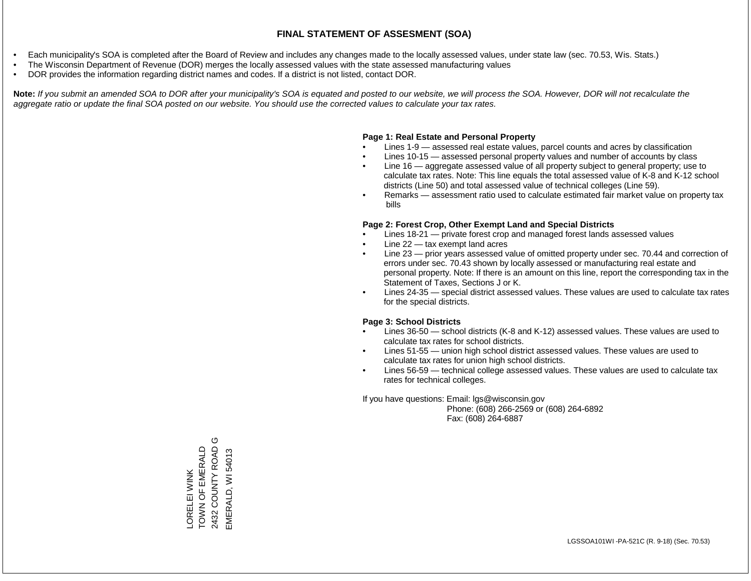# FINAL STATEMENT OF ASSESMENT (SOA)

- Each municipality's SOA is completed after the Board of Review and includes any changes made to the locally assessed values, under state law (sec. 70.53, Wis. Stats.)
- The Wisconsin Department of Revenue (DOR) merges the locally assessed values with the state assessed manufacturing values
- DOR provides the information regarding district names and codes. If a district is not listed, contact DOR.

**Note:** *If you submit an amended SOA to DOR after your municipality's SOA is equated and posted to our website, we will process the SOA. However, DOR will not recalculate the aggregate ratio or update the final SOA posted on our website. You should use the corrected values to calculate your tax rates.*

**Page 1: Real Estate and Personal Property**

- Lines 1-9 — assessed real estate values, parcel counts and acres by classification
- Lines 10-15 — assessed personal property values and number of accounts by class
- Line 16 — aggregate assessed value of all property subject to general property; use to calculate tax rates. Note: This line equals the total assessed value of K-8 and K-12 school districts (Line 50) and total assessed value of technical colleges (Line 59).
- Remarks — assessment ratio used to calculate estimated fair market value on property tax bills

**Page 2: Forest Crop, Other Exempt Land and Special Districts**

- Lines 18-21 — private forest crop and managed forest lands assessed values
- Line 22 — tax exempt land acres
- Line 23 — prior years assessed value of omitted property under sec. 70.44 and correction of errors under sec. 70.43 shown by locally assessed or manufacturing real estate and personal property. Note: If there is an amount on this line, report the corresponding tax in the Statement of Taxes, Sections J or K.
- Lines 24-35 — special district assessed values. These values are used to calculate tax rates for the special districts.

**Page 3: School Districts**

- Lines 36-50 — school districts (K-8 and K-12) assessed values. These values are used to calculate tax rates for school districts.
- Lines 51-55 — union high school district assessed values. These values are used to calculate tax rates for union high school districts.
- Lines 56-59 — technical college assessed values. These values are used to calculate tax rates for technical colleges.

If you have questions: Email: lgs@wisconsin.gov
Phone: (608) 266-2569 or (608) 264-6892
Fax: (608) 264-6887

LORELEI WINK
TOWN OF EMERALD
2432 COUNTY ROAD G
EMERALD, WI 54013

LGSSOA101WI -PA-521C (R. 9-18) (Sec. 70.53)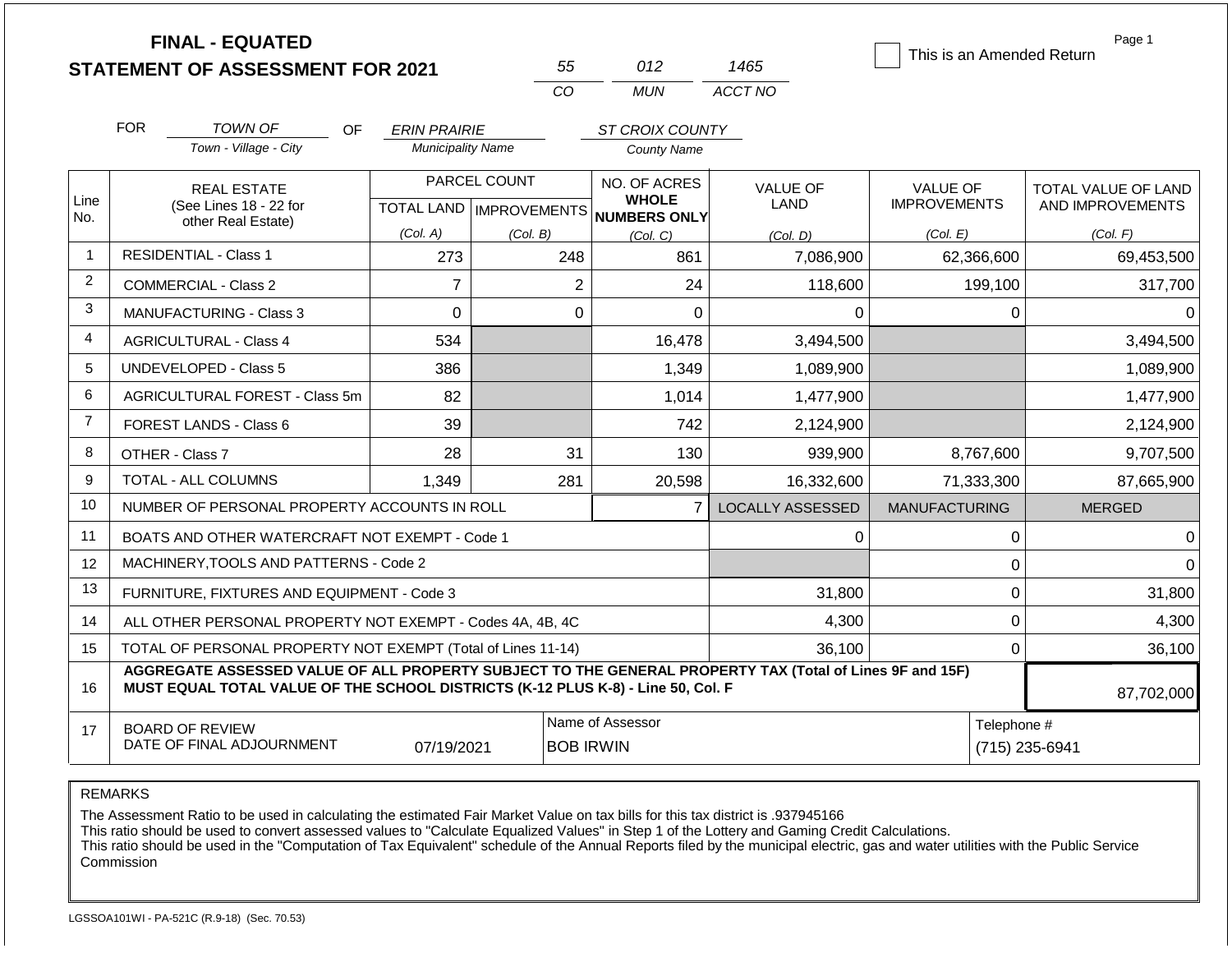# FINAL - EQUATED
# STATEMENT OF ASSESSMENT FOR 2021

| 55 | 012 | 1465 |
|---|---|---|
| CO | MUN | ACCT NO |

☐ This is an Amended Return

FOR *TOWN OF* (Town - Village - City) OF *ERIN PRAIRIE* (Municipality Name) *ST CROIX COUNTY* (County Name)

| Line No. | REAL ESTATE (See Lines 18 - 22 for other Real Estate) | PARCEL COUNT TOTAL LAND (Col. A) | PARCEL COUNT IMPROVEMENTS (Col. B) | NO. OF ACRES WHOLE NUMBERS ONLY (Col. C) | VALUE OF LAND (Col. D) | VALUE OF IMPROVEMENTS (Col. E) | TOTAL VALUE OF LAND AND IMPROVEMENTS (Col. F) |
|---|---|---|---|---|---|---|---|
| 1 | RESIDENTIAL - Class 1 | 273 | 248 | 861 | 7,086,900 | 62,366,600 | 69,453,500 |
| 2 | COMMERCIAL - Class 2 | 7 | 2 | 24 | 118,600 | 199,100 | 317,700 |
| 3 | MANUFACTURING - Class 3 | 0 | 0 | 0 | 0 | 0 | 0 |
| 4 | AGRICULTURAL - Class 4 | 534 | | 16,478 | 3,494,500 | | 3,494,500 |
| 5 | UNDEVELOPED - Class 5 | 386 | | 1,349 | 1,089,900 | | 1,089,900 |
| 6 | AGRICULTURAL FOREST - Class 5m | 82 | | 1,014 | 1,477,900 | | 1,477,900 |
| 7 | FOREST LANDS - Class 6 | 39 | | 742 | 2,124,900 | | 2,124,900 |
| 8 | OTHER - Class 7 | 28 | 31 | 130 | 939,900 | 8,767,600 | 9,707,500 |
| 9 | TOTAL - ALL COLUMNS | 1,349 | 281 | 20,598 | 16,332,600 | 71,333,300 | 87,665,900 |
| 10 | NUMBER OF PERSONAL PROPERTY ACCOUNTS IN ROLL | | | 7 | LOCALLY ASSESSED | MANUFACTURING | MERGED |
| 11 | BOATS AND OTHER WATERCRAFT NOT EXEMPT - Code 1 | | | | 0 | 0 | 0 |
| 12 | MACHINERY,TOOLS AND PATTERNS - Code 2 | | | | | 0 | 0 |
| 13 | FURNITURE, FIXTURES AND EQUIPMENT - Code 3 | | | | 31,800 | 0 | 31,800 |
| 14 | ALL OTHER PERSONAL PROPERTY NOT EXEMPT - Codes 4A, 4B, 4C | | | | 4,300 | 0 | 4,300 |
| 15 | TOTAL OF PERSONAL PROPERTY NOT EXEMPT (Total of Lines 11-14) | | | | 36,100 | 0 | 36,100 |
| 16 | AGGREGATE ASSESSED VALUE OF ALL PROPERTY SUBJECT TO THE GENERAL PROPERTY TAX (Total of Lines 9F and 15F) MUST EQUAL TOTAL VALUE OF THE SCHOOL DISTRICTS (K-12 PLUS K-8) - Line 50, Col. F | | | | | | 87,702,000 |
| 17 | BOARD OF REVIEW DATE OF FINAL ADJOURNMENT | 07/19/2021 | | Name of Assessor: BOB IRWIN | | | Telephone #: (715) 235-6941 |

REMARKS

The Assessment Ratio to be used in calculating the estimated Fair Market Value on tax bills for this tax district is .937945166
This ratio should be used to convert assessed values to "Calculate Equalized Values" in Step 1 of the Lottery and Gaming Credit Calculations.
This ratio should be used in the "Computation of Tax Equivalent" schedule of the Annual Reports filed by the municipal electric, gas and water utilities with the Public Service Commission

LGSSOA101WI - PA-521C (R.9-18) (Sec. 70.53)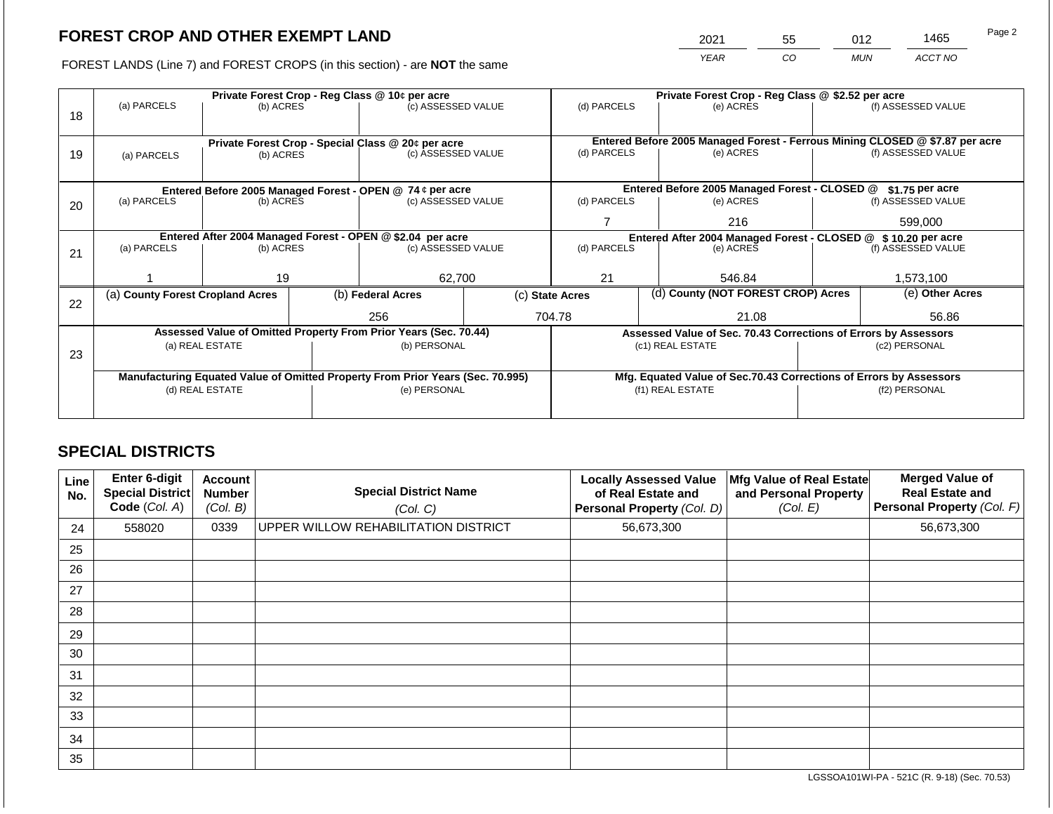# FOREST CROP AND OTHER EXEMPT LAND

FOREST LANDS (Line 7) and FOREST CROPS (in this section) - are **NOT** the same

| YEAR | CO | MUN | ACCT NO |
|---|---|---|---|
| 2021 | 55 | 012 | 1465 |

Page 2

| Line | Private Forest Crop - Reg Class @ 10¢ per acre | | | Private Forest Crop - Reg Class @ $2.52 per acre | | |
|---|---|---|---|---|---|---|
| 18 | (a) PARCELS | (b) ACRES | (c) ASSESSED VALUE | (d) PARCELS | (e) ACRES | (f) ASSESSED VALUE |
| | | | | | | |
| | **Private Forest Crop - Special Class @ 20¢ per acre** | | | **Entered Before 2005 Managed Forest - Ferrous Mining CLOSED @ $7.87 per acre** | | |
| 19 | (a) PARCELS | (b) ACRES | (c) ASSESSED VALUE | (d) PARCELS | (e) ACRES | (f) ASSESSED VALUE |
| | | | | | | |
| | **Entered Before 2005 Managed Forest - OPEN @ 74 ¢ per acre** | | | **Entered Before 2005 Managed Forest - CLOSED @ $1.75 per acre** | | |
| 20 | (a) PARCELS | (b) ACRES | (c) ASSESSED VALUE | (d) PARCELS | (e) ACRES | (f) ASSESSED VALUE |
| | | | | 7 | 216 | 599,000 |
| | **Entered After 2004 Managed Forest - OPEN @ $2.04 per acre** | | | **Entered After 2004 Managed Forest - CLOSED @ $ 10.20 per acre** | | |
| 21 | (a) PARCELS | (b) ACRES | (c) ASSESSED VALUE | (d) PARCELS | (e) ACRES | (f) ASSESSED VALUE |
| | 1 | 19 | 62,700 | 21 | 546.84 | 1,573,100 |

| Line | (a) County Forest Cropland Acres | (b) Federal Acres | (c) State Acres | (d) County (NOT FOREST CROP) Acres | (e) Other Acres |
|---|---|---|---|---|---|
| 22 | | 256 | 704.78 | 21.08 | 56.86 |

| Line | Assessed Value of Omitted Property From Prior Years (Sec. 70.44) | | Assessed Value of Sec. 70.43 Corrections of Errors by Assessors | |
|---|---|---|---|---|
| 23 | (a) REAL ESTATE | (b) PERSONAL | (c1) REAL ESTATE | (c2) PERSONAL |
| | | | | |
| | **Manufacturing Equated Value of Omitted Property From Prior Years (Sec. 70.995)** | | **Mfg. Equated Value of Sec.70.43 Corrections of Errors by Assessors** | |
| | (d) REAL ESTATE | (e) PERSONAL | (f1) REAL ESTATE | (f2) PERSONAL |
| | | | | |

## SPECIAL DISTRICTS

| Line No. | Enter 6-digit Special District Code (Col. A) | Account Number (Col. B) | Special District Name (Col. C) | Locally Assessed Value of Real Estate and Personal Property (Col. D) | Mfg Value of Real Estate and Personal Property (Col. E) | Merged Value of Real Estate and Personal Property (Col. F) |
|---|---|---|---|---|---|---|
| 24 | 558020 | 0339 | UPPER WILLOW REHABILITATION DISTRICT | 56,673,300 | | 56,673,300 |
| 25 | | | | | | |
| 26 | | | | | | |
| 27 | | | | | | |
| 28 | | | | | | |
| 29 | | | | | | |
| 30 | | | | | | |
| 31 | | | | | | |
| 32 | | | | | | |
| 33 | | | | | | |
| 34 | | | | | | |
| 35 | | | | | | |

LGSSOA101WI-PA - 521C (R. 9-18) (Sec. 70.53)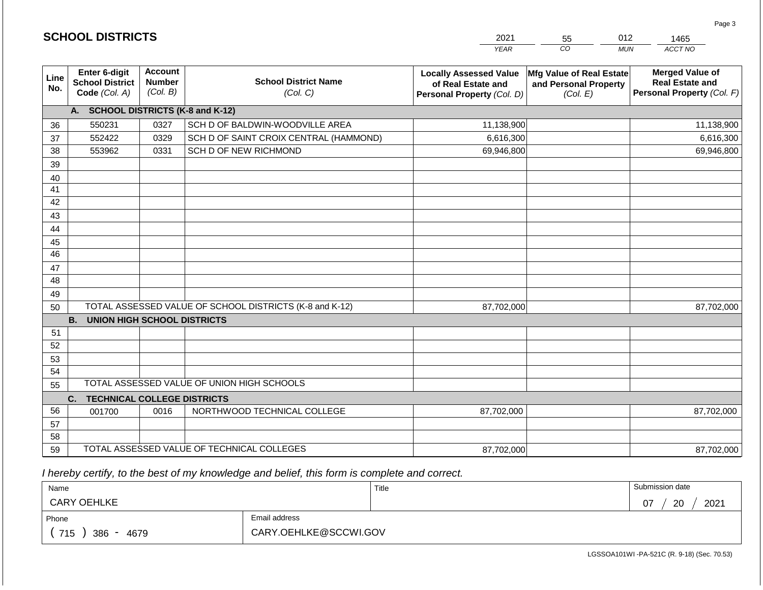## SCHOOL DISTRICTS

| 2021 | 55 | 012 | 1465 |
|---|---|---|---|
| YEAR | CO | MUN | ACCT NO |

| Line No. | Enter 6-digit School District Code (Col. A) | Account Number (Col. B) | School District Name (Col. C) | Locally Assessed Value of Real Estate and Personal Property (Col. D) | Mfg Value of Real Estate and Personal Property (Col. E) | Merged Value of Real Estate and Personal Property (Col. F) |
|---|---|---|---|---|---|---|
| | **A. SCHOOL DISTRICTS (K-8 and K-12)** | | | | | |
| 36 | 550231 | 0327 | SCH D OF BALDWIN-WOODVILLE AREA | 11,138,900 | | 11,138,900 |
| 37 | 552422 | 0329 | SCH D OF SAINT CROIX CENTRAL (HAMMOND) | 6,616,300 | | 6,616,300 |
| 38 | 553962 | 0331 | SCH D OF NEW RICHMOND | 69,946,800 | | 69,946,800 |
| 39 | | | | | | |
| 40 | | | | | | |
| 41 | | | | | | |
| 42 | | | | | | |
| 43 | | | | | | |
| 44 | | | | | | |
| 45 | | | | | | |
| 46 | | | | | | |
| 47 | | | | | | |
| 48 | | | | | | |
| 49 | | | | | | |
| 50 | TOTAL ASSESSED VALUE OF SCHOOL DISTRICTS (K-8 and K-12) | | | 87,702,000 | | 87,702,000 |
| | **B. UNION HIGH SCHOOL DISTRICTS** | | | | | |
| 51 | | | | | | |
| 52 | | | | | | |
| 53 | | | | | | |
| 54 | | | | | | |
| 55 | TOTAL ASSESSED VALUE OF UNION HIGH SCHOOLS | | | | | |
| | **C. TECHNICAL COLLEGE DISTRICTS** | | | | | |
| 56 | 001700 | 0016 | NORTHWOOD TECHNICAL COLLEGE | 87,702,000 | | 87,702,000 |
| 57 | | | | | | |
| 58 | | | | | | |
| 59 | TOTAL ASSESSED VALUE OF TECHNICAL COLLEGES | | | 87,702,000 | | 87,702,000 |

*I hereby certify, to the best of my knowledge and belief, this form is complete and correct.*

| Name | Title | Submission date |
|---|---|---|
| CARY OEHLKE | | 07 / 20 / 2021 |
| Phone | Email address | |
| ( 715 ) 386 - 4679 | CARY.OEHLKE@SCCWI.GOV | |

LGSSOA101WI -PA-521C (R. 9-18) (Sec. 70.53)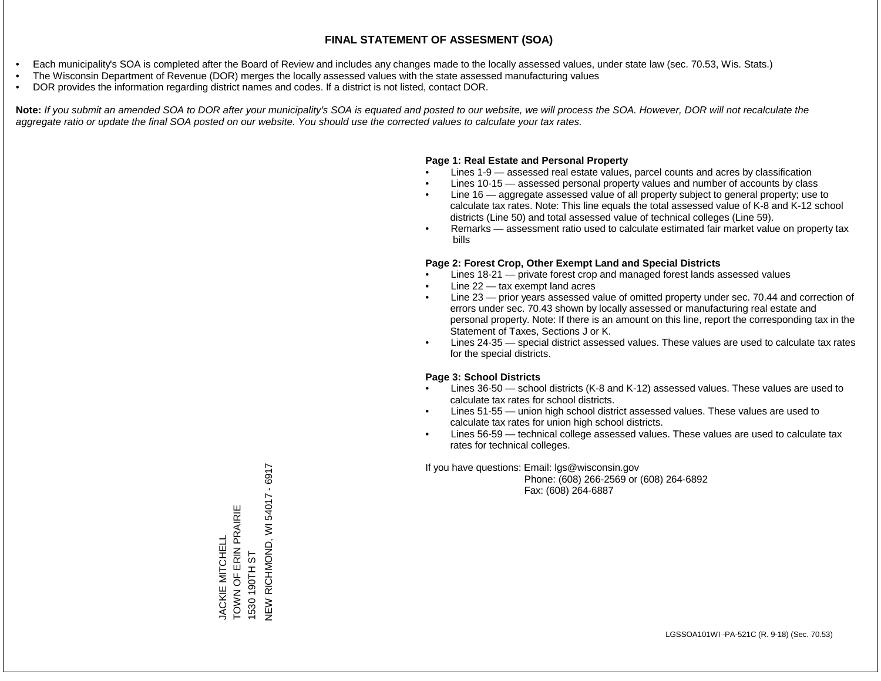# FINAL STATEMENT OF ASSESMENT (SOA)

- Each municipality's SOA is completed after the Board of Review and includes any changes made to the locally assessed values, under state law (sec. 70.53, Wis. Stats.)
- The Wisconsin Department of Revenue (DOR) merges the locally assessed values with the state assessed manufacturing values
- DOR provides the information regarding district names and codes. If a district is not listed, contact DOR.

**Note:** *If you submit an amended SOA to DOR after your municipality's SOA is equated and posted to our website, we will process the SOA. However, DOR will not recalculate the aggregate ratio or update the final SOA posted on our website. You should use the corrected values to calculate your tax rates.*

**Page 1: Real Estate and Personal Property**

- Lines 1-9 — assessed real estate values, parcel counts and acres by classification
- Lines 10-15 — assessed personal property values and number of accounts by class
- Line 16 — aggregate assessed value of all property subject to general property; use to calculate tax rates. Note: This line equals the total assessed value of K-8 and K-12 school districts (Line 50) and total assessed value of technical colleges (Line 59).
- Remarks — assessment ratio used to calculate estimated fair market value on property tax bills

**Page 2: Forest Crop, Other Exempt Land and Special Districts**

- Lines 18-21 — private forest crop and managed forest lands assessed values
- Line 22 — tax exempt land acres
- Line 23 — prior years assessed value of omitted property under sec. 70.44 and correction of errors under sec. 70.43 shown by locally assessed or manufacturing real estate and personal property. Note: If there is an amount on this line, report the corresponding tax in the Statement of Taxes, Sections J or K.
- Lines 24-35 — special district assessed values. These values are used to calculate tax rates for the special districts.

**Page 3: School Districts**

- Lines 36-50 — school districts (K-8 and K-12) assessed values. These values are used to calculate tax rates for school districts.
- Lines 51-55 — union high school district assessed values. These values are used to calculate tax rates for union high school districts.
- Lines 56-59 — technical college assessed values. These values are used to calculate tax rates for technical colleges.

If you have questions: Email: lgs@wisconsin.gov
Phone: (608) 266-2569 or (608) 264-6892
Fax: (608) 264-6887

JACKIE MITCHELL
TOWN OF ERIN PRAIRIE
1530 190TH ST
NEW RICHMOND, WI 54017 - 6917

LGSSOA101WI -PA-521C (R. 9-18) (Sec. 70.53)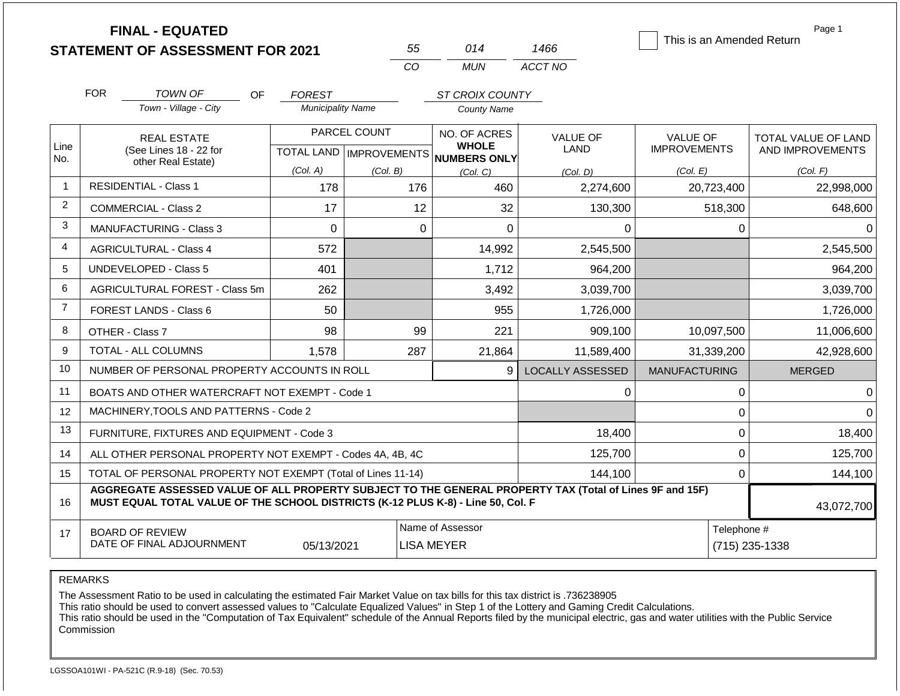# FINAL - EQUATED
# STATEMENT OF ASSESSMENT FOR 2021

| 55 | 014 | 1466 |
|---|---|---|
| CO | MUN | ACCT NO |

☐ This is an Amended Return

Page 1

FOR TOWN OF (Town - Village - City) OF FOREST (Municipality Name) ST CROIX COUNTY (County Name)

| Line No. | REAL ESTATE (See Lines 18 - 22 for other Real Estate) | PARCEL COUNT TOTAL LAND (Col. A) | PARCEL COUNT IMPROVEMENTS (Col. B) | NO. OF ACRES WHOLE NUMBERS ONLY (Col. C) | VALUE OF LAND (Col. D) | VALUE OF IMPROVEMENTS (Col. E) | TOTAL VALUE OF LAND AND IMPROVEMENTS (Col. F) |
|---|---|---|---|---|---|---|---|
| 1 | RESIDENTIAL - Class 1 | 178 | 176 | 460 | 2,274,600 | 20,723,400 | 22,998,000 |
| 2 | COMMERCIAL - Class 2 | 17 | 12 | 32 | 130,300 | 518,300 | 648,600 |
| 3 | MANUFACTURING - Class 3 | 0 | 0 | 0 | 0 | 0 | 0 |
| 4 | AGRICULTURAL - Class 4 | 572 | | 14,992 | 2,545,500 | | 2,545,500 |
| 5 | UNDEVELOPED - Class 5 | 401 | | 1,712 | 964,200 | | 964,200 |
| 6 | AGRICULTURAL FOREST - Class 5m | 262 | | 3,492 | 3,039,700 | | 3,039,700 |
| 7 | FOREST LANDS - Class 6 | 50 | | 955 | 1,726,000 | | 1,726,000 |
| 8 | OTHER - Class 7 | 98 | 99 | 221 | 909,100 | 10,097,500 | 11,006,600 |
| 9 | TOTAL - ALL COLUMNS | 1,578 | 287 | 21,864 | 11,589,400 | 31,339,200 | 42,928,600 |
| 10 | NUMBER OF PERSONAL PROPERTY ACCOUNTS IN ROLL | | | 9 | LOCALLY ASSESSED | MANUFACTURING | MERGED |
| 11 | BOATS AND OTHER WATERCRAFT NOT EXEMPT - Code 1 | | | | 0 | 0 | 0 |
| 12 | MACHINERY,TOOLS AND PATTERNS - Code 2 | | | | | 0 | 0 |
| 13 | FURNITURE, FIXTURES AND EQUIPMENT - Code 3 | | | | 18,400 | 0 | 18,400 |
| 14 | ALL OTHER PERSONAL PROPERTY NOT EXEMPT - Codes 4A, 4B, 4C | | | | 125,700 | 0 | 125,700 |
| 15 | TOTAL OF PERSONAL PROPERTY NOT EXEMPT (Total of Lines 11-14) | | | | 144,100 | 0 | 144,100 |
| 16 | AGGREGATE ASSESSED VALUE OF ALL PROPERTY SUBJECT TO THE GENERAL PROPERTY TAX (Total of Lines 9F and 15F) MUST EQUAL TOTAL VALUE OF THE SCHOOL DISTRICTS (K-12 PLUS K-8) - Line 50, Col. F | | | | | | 43,072,700 |
| 17 | BOARD OF REVIEW DATE OF FINAL ADJOURNMENT | 05/13/2021 | | Name of Assessor: LISA MEYER | | | Telephone #: (715) 235-1338 |

REMARKS

The Assessment Ratio to be used in calculating the estimated Fair Market Value on tax bills for this tax district is .736238905
This ratio should be used to convert assessed values to "Calculate Equalized Values" in Step 1 of the Lottery and Gaming Credit Calculations.
This ratio should be used in the "Computation of Tax Equivalent" schedule of the Annual Reports filed by the municipal electric, gas and water utilities with the Public Service Commission

LGSSOA101WI - PA-521C (R.9-18) (Sec. 70.53)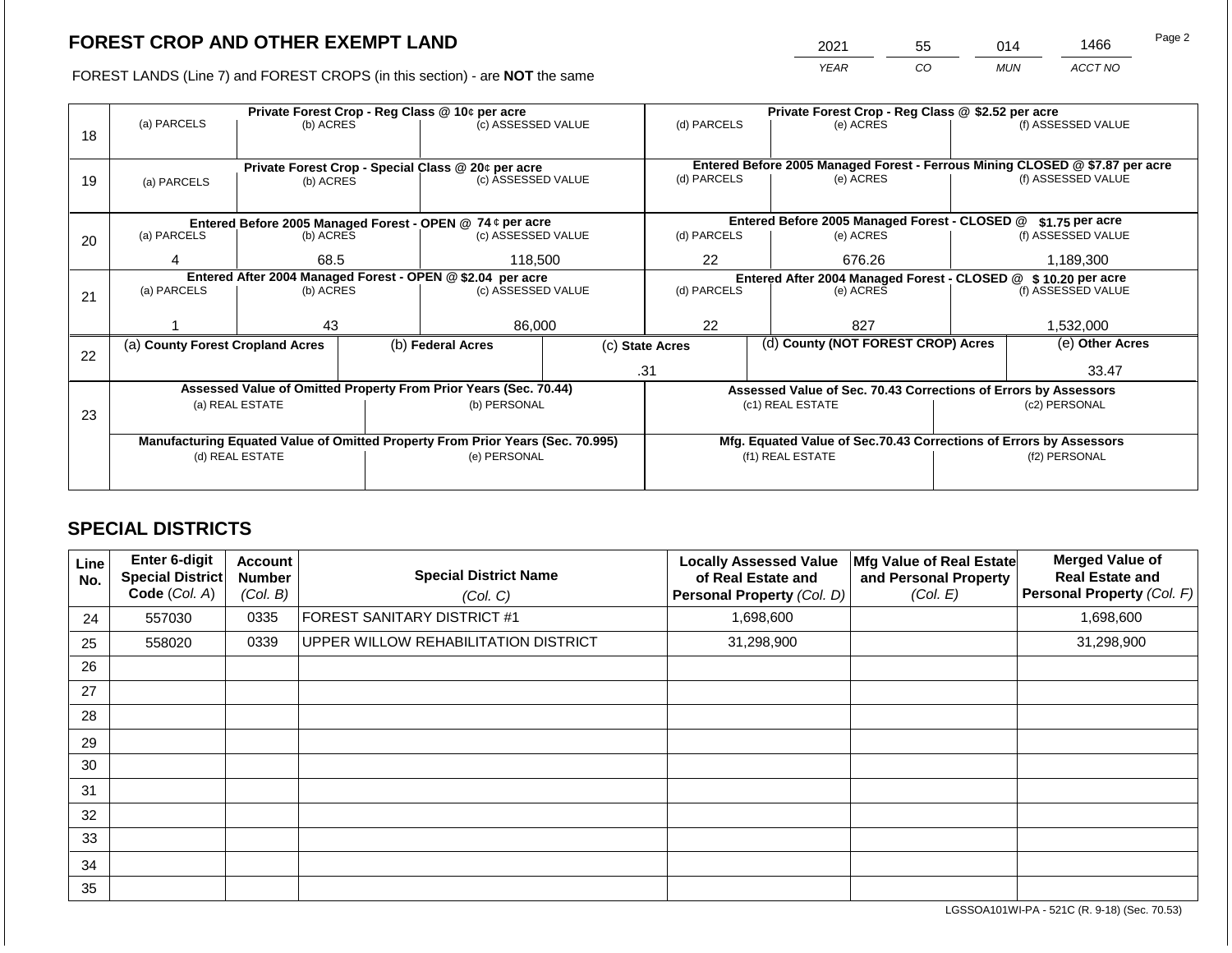## FOREST CROP AND OTHER EXEMPT LAND

FOREST LANDS (Line 7) and FOREST CROPS (in this section) - are **NOT** the same

| YEAR | CO | MUN | ACCT NO |
|---|---|---|---|
| 2021 | 55 | 014 | 1466 |

| Line | | | | | | |
|---|---|---|---|---|---|---|
| 18 | Private Forest Crop - Reg Class @ 10¢ per acre | | | Private Forest Crop - Reg Class @ $2.52 per acre | | |
| | (a) PARCELS | (b) ACRES | (c) ASSESSED VALUE | (d) PARCELS | (e) ACRES | (f) ASSESSED VALUE |
| | | | | | | |
| 19 | Private Forest Crop - Special Class @ 20¢ per acre | | | Entered Before 2005 Managed Forest - Ferrous Mining CLOSED @ $7.87 per acre | | |
| | (a) PARCELS | (b) ACRES | (c) ASSESSED VALUE | (d) PARCELS | (e) ACRES | (f) ASSESSED VALUE |
| | | | | | | |
| 20 | Entered Before 2005 Managed Forest - OPEN @ 74 ¢ per acre | | | Entered Before 2005 Managed Forest - CLOSED @ $1.75 per acre | | |
| | (a) PARCELS | (b) ACRES | (c) ASSESSED VALUE | (d) PARCELS | (e) ACRES | (f) ASSESSED VALUE |
| | 4 | 68.5 | 118,500 | 22 | 676.26 | 1,189,300 |
| 21 | Entered After 2004 Managed Forest - OPEN @ $2.04 per acre | | | Entered After 2004 Managed Forest - CLOSED @ $ 10.20 per acre | | |
| | (a) PARCELS | (b) ACRES | (c) ASSESSED VALUE | (d) PARCELS | (e) ACRES | (f) ASSESSED VALUE |
| | 1 | 43 | 86,000 | 22 | 827 | 1,532,000 |

| Line | (a) County Forest Cropland Acres | (b) Federal Acres | (c) State Acres | (d) County (NOT FOREST CROP) Acres | (e) Other Acres |
|---|---|---|---|---|---|
| 22 | | | .31 | | 33.47 |

| Line | Assessed Value of Omitted Property From Prior Years (Sec. 70.44) | | Assessed Value of Sec. 70.43 Corrections of Errors by Assessors | |
|---|---|---|---|---|
| 23 | (a) REAL ESTATE | (b) PERSONAL | (c1) REAL ESTATE | (c2) PERSONAL |
| | | | | |
| | Manufacturing Equated Value of Omitted Property From Prior Years (Sec. 70.995) | | Mfg. Equated Value of Sec.70.43 Corrections of Errors by Assessors | |
| | (d) REAL ESTATE | (e) PERSONAL | (f1) REAL ESTATE | (f2) PERSONAL |
| | | | | |

## SPECIAL DISTRICTS

| Line No. | Enter 6-digit Special District Code (Col. A) | Account Number (Col. B) | Special District Name (Col. C) | Locally Assessed Value of Real Estate and Personal Property (Col. D) | Mfg Value of Real Estate and Personal Property (Col. E) | Merged Value of Real Estate and Personal Property (Col. F) |
|---|---|---|---|---|---|---|
| 24 | 557030 | 0335 | FOREST SANITARY DISTRICT #1 | 1,698,600 | | 1,698,600 |
| 25 | 558020 | 0339 | UPPER WILLOW REHABILITATION DISTRICT | 31,298,900 | | 31,298,900 |
| 26 | | | | | | |
| 27 | | | | | | |
| 28 | | | | | | |
| 29 | | | | | | |
| 30 | | | | | | |
| 31 | | | | | | |
| 32 | | | | | | |
| 33 | | | | | | |
| 34 | | | | | | |
| 35 | | | | | | |

LGSSOA101WI-PA - 521C (R. 9-18) (Sec. 70.53)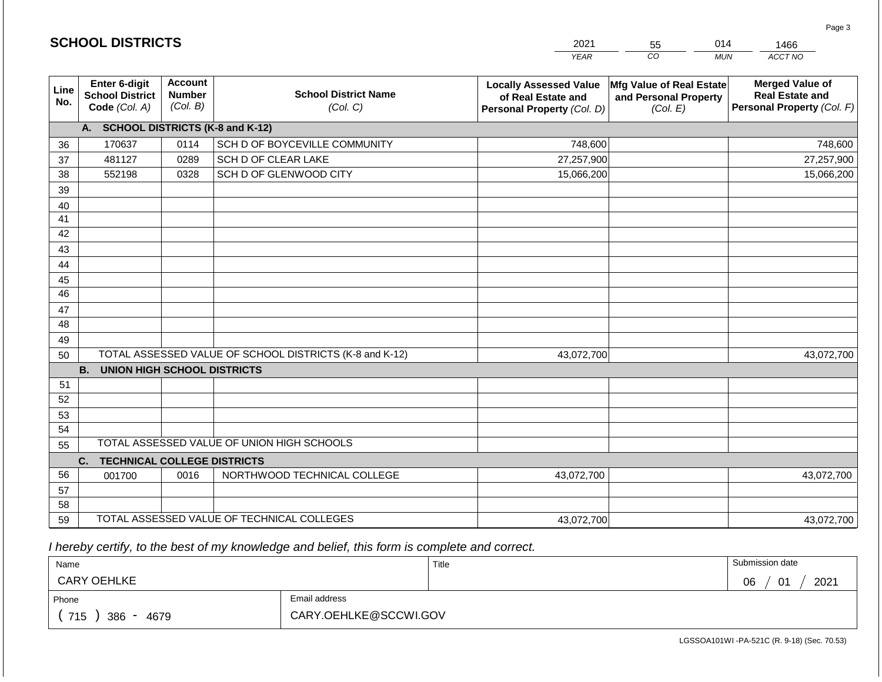## SCHOOL DISTRICTS

| 2021 | 55 | 014 | 1466 |
|---|---|---|---|
| YEAR | CO | MUN | ACCT NO |

| Line No. | Enter 6-digit School District Code (Col. A) | Account Number (Col. B) | School District Name (Col. C) | Locally Assessed Value of Real Estate and Personal Property (Col. D) | Mfg Value of Real Estate and Personal Property (Col. E) | Merged Value of Real Estate and Personal Property (Col. F) |
|---|---|---|---|---|---|---|
| | **A. SCHOOL DISTRICTS (K-8 and K-12)** | | | | | |
| 36 | 170637 | 0114 | SCH D OF BOYCEVILLE COMMUNITY | 748,600 | | 748,600 |
| 37 | 481127 | 0289 | SCH D OF CLEAR LAKE | 27,257,900 | | 27,257,900 |
| 38 | 552198 | 0328 | SCH D OF GLENWOOD CITY | 15,066,200 | | 15,066,200 |
| 39 | | | | | | |
| 40 | | | | | | |
| 41 | | | | | | |
| 42 | | | | | | |
| 43 | | | | | | |
| 44 | | | | | | |
| 45 | | | | | | |
| 46 | | | | | | |
| 47 | | | | | | |
| 48 | | | | | | |
| 49 | | | | | | |
| 50 | TOTAL ASSESSED VALUE OF SCHOOL DISTRICTS (K-8 and K-12) | | | 43,072,700 | | 43,072,700 |
| | **B. UNION HIGH SCHOOL DISTRICTS** | | | | | |
| 51 | | | | | | |
| 52 | | | | | | |
| 53 | | | | | | |
| 54 | | | | | | |
| 55 | TOTAL ASSESSED VALUE OF UNION HIGH SCHOOLS | | | | | |
| | **C. TECHNICAL COLLEGE DISTRICTS** | | | | | |
| 56 | 001700 | 0016 | NORTHWOOD TECHNICAL COLLEGE | 43,072,700 | | 43,072,700 |
| 57 | | | | | | |
| 58 | | | | | | |
| 59 | TOTAL ASSESSED VALUE OF TECHNICAL COLLEGES | | | 43,072,700 | | 43,072,700 |

*I hereby certify, to the best of my knowledge and belief, this form is complete and correct.*

| Name | | Title | Submission date |
|---|---|---|---|
| CARY OEHLKE | | | 06 / 01 / 2021 |
| Phone | Email address | | |
| ( 715 ) 386 - 4679 | CARY.OEHLKE@SCCWI.GOV | | |

LGSSOA101WI -PA-521C (R. 9-18) (Sec. 70.53)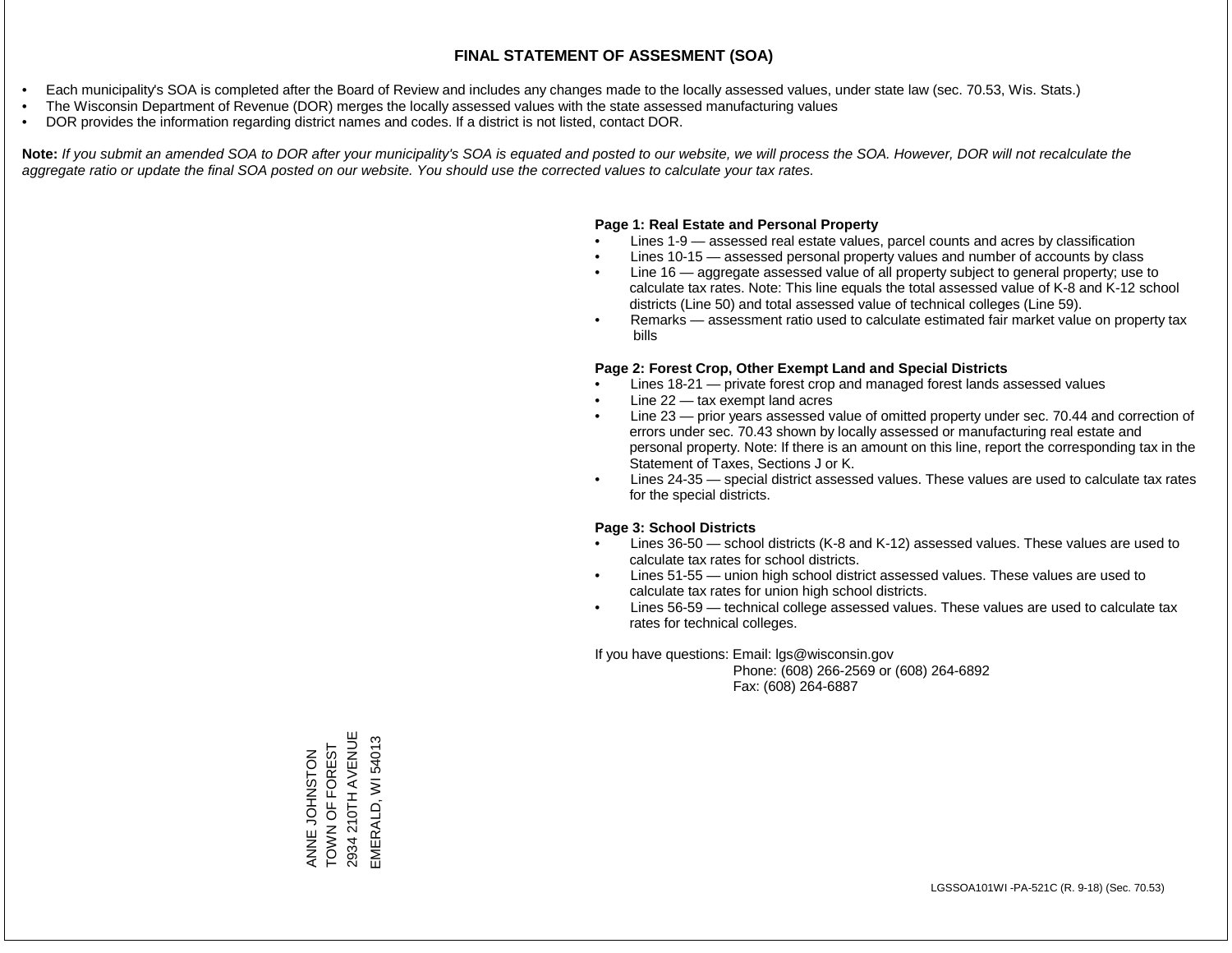# FINAL STATEMENT OF ASSESMENT (SOA)

- Each municipality's SOA is completed after the Board of Review and includes any changes made to the locally assessed values, under state law (sec. 70.53, Wis. Stats.)
- The Wisconsin Department of Revenue (DOR) merges the locally assessed values with the state assessed manufacturing values
- DOR provides the information regarding district names and codes. If a district is not listed, contact DOR.

**Note:** *If you submit an amended SOA to DOR after your municipality's SOA is equated and posted to our website, we will process the SOA. However, DOR will not recalculate the aggregate ratio or update the final SOA posted on our website. You should use the corrected values to calculate your tax rates.*

**Page 1: Real Estate and Personal Property**

- Lines 1-9 — assessed real estate values, parcel counts and acres by classification
- Lines 10-15 — assessed personal property values and number of accounts by class
- Line 16 — aggregate assessed value of all property subject to general property; use to calculate tax rates. Note: This line equals the total assessed value of K-8 and K-12 school districts (Line 50) and total assessed value of technical colleges (Line 59).
- Remarks — assessment ratio used to calculate estimated fair market value on property tax bills

**Page 2: Forest Crop, Other Exempt Land and Special Districts**

- Lines 18-21 — private forest crop and managed forest lands assessed values
- Line 22 — tax exempt land acres
- Line 23 — prior years assessed value of omitted property under sec. 70.44 and correction of errors under sec. 70.43 shown by locally assessed or manufacturing real estate and personal property. Note: If there is an amount on this line, report the corresponding tax in the Statement of Taxes, Sections J or K.
- Lines 24-35 — special district assessed values. These values are used to calculate tax rates for the special districts.

**Page 3: School Districts**

- Lines 36-50 — school districts (K-8 and K-12) assessed values. These values are used to calculate tax rates for school districts.
- Lines 51-55 — union high school district assessed values. These values are used to calculate tax rates for union high school districts.
- Lines 56-59 — technical college assessed values. These values are used to calculate tax rates for technical colleges.

If you have questions: Email: lgs@wisconsin.gov
Phone: (608) 266-2569 or (608) 264-6892
Fax: (608) 264-6887

ANNE JOHNSTON
TOWN OF FOREST
2934 210TH AVENUE
EMERALD, WI 54013

LGSSOA101WI -PA-521C (R. 9-18) (Sec. 70.53)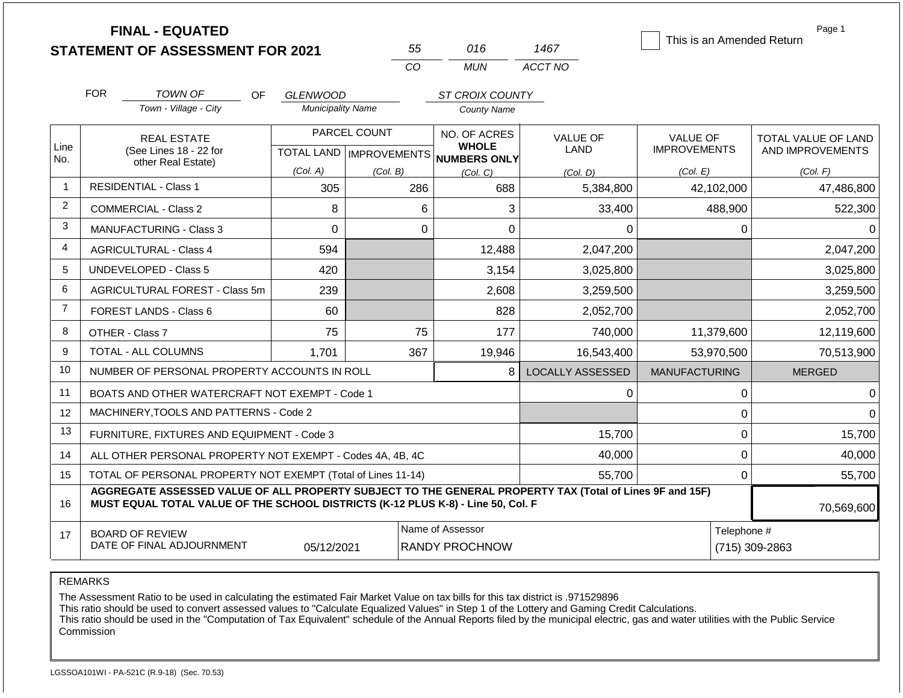# FINAL - EQUATED STATEMENT OF ASSESSMENT FOR 2021

| 55 | 016 | 1467 |
|---|---|---|
| CO | MUN | ACCT NO |

☐ This is an Amended Return

Page 1

FOR TOWN OF (Town - Village - City) OF GLENWOOD (Municipality Name) ST CROIX COUNTY (County Name)

| Line No. | REAL ESTATE (See Lines 18 - 22 for other Real Estate) | PARCEL COUNT TOTAL LAND (Col. A) | PARCEL COUNT IMPROVEMENTS (Col. B) | NO. OF ACRES WHOLE NUMBERS ONLY (Col. C) | VALUE OF LAND (Col. D) | VALUE OF IMPROVEMENTS (Col. E) | TOTAL VALUE OF LAND AND IMPROVEMENTS (Col. F) |
|---|---|---|---|---|---|---|---|
| 1 | RESIDENTIAL - Class 1 | 305 | 286 | 688 | 5,384,800 | 42,102,000 | 47,486,800 |
| 2 | COMMERCIAL - Class 2 | 8 | 6 | 3 | 33,400 | 488,900 | 522,300 |
| 3 | MANUFACTURING - Class 3 | 0 | 0 | 0 | 0 | 0 | 0 |
| 4 | AGRICULTURAL - Class 4 | 594 | | 12,488 | 2,047,200 | | 2,047,200 |
| 5 | UNDEVELOPED - Class 5 | 420 | | 3,154 | 3,025,800 | | 3,025,800 |
| 6 | AGRICULTURAL FOREST - Class 5m | 239 | | 2,608 | 3,259,500 | | 3,259,500 |
| 7 | FOREST LANDS - Class 6 | 60 | | 828 | 2,052,700 | | 2,052,700 |
| 8 | OTHER - Class 7 | 75 | 75 | 177 | 740,000 | 11,379,600 | 12,119,600 |
| 9 | TOTAL - ALL COLUMNS | 1,701 | 367 | 19,946 | 16,543,400 | 53,970,500 | 70,513,900 |
| 10 | NUMBER OF PERSONAL PROPERTY ACCOUNTS IN ROLL | | | 8 | LOCALLY ASSESSED | MANUFACTURING | MERGED |
| 11 | BOATS AND OTHER WATERCRAFT NOT EXEMPT - Code 1 | | | | 0 | 0 | 0 |
| 12 | MACHINERY,TOOLS AND PATTERNS - Code 2 | | | | | 0 | 0 |
| 13 | FURNITURE, FIXTURES AND EQUIPMENT - Code 3 | | | | 15,700 | 0 | 15,700 |
| 14 | ALL OTHER PERSONAL PROPERTY NOT EXEMPT - Codes 4A, 4B, 4C | | | | 40,000 | 0 | 40,000 |
| 15 | TOTAL OF PERSONAL PROPERTY NOT EXEMPT (Total of Lines 11-14) | | | | 55,700 | 0 | 55,700 |
| 16 | **AGGREGATE ASSESSED VALUE OF ALL PROPERTY SUBJECT TO THE GENERAL PROPERTY TAX (Total of Lines 9F and 15F) MUST EQUAL TOTAL VALUE OF THE SCHOOL DISTRICTS (K-12 PLUS K-8) - Line 50, Col. F** | | | | | | 70,569,600 |
| 17 | BOARD OF REVIEW DATE OF FINAL ADJOURNMENT | 05/12/2021 | | Name of Assessor: RANDY PROCHNOW | | Telephone #: (715) 309-2863 | |

REMARKS

The Assessment Ratio to be used in calculating the estimated Fair Market Value on tax bills for this tax district is .971529896
This ratio should be used to convert assessed values to "Calculate Equalized Values" in Step 1 of the Lottery and Gaming Credit Calculations.
This ratio should be used in the "Computation of Tax Equivalent" schedule of the Annual Reports filed by the municipal electric, gas and water utilities with the Public Service Commission

LGSSOA101WI - PA-521C (R.9-18) (Sec. 70.53)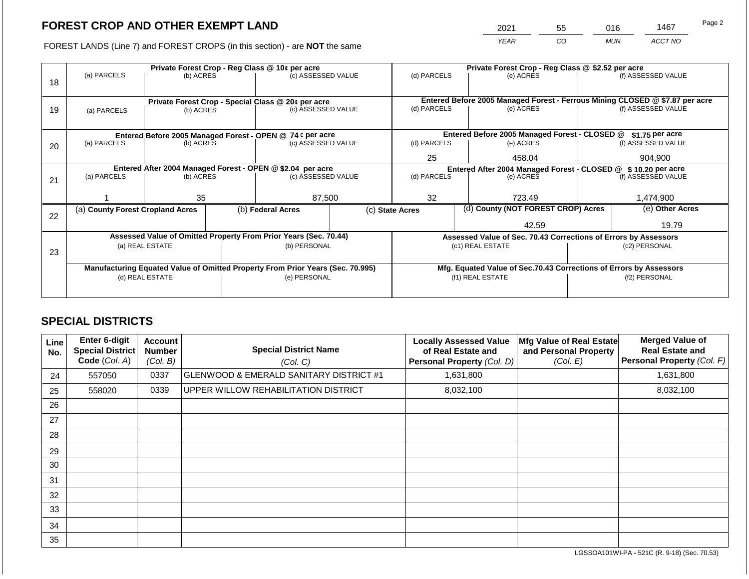# FOREST CROP AND OTHER EXEMPT LAND

FOREST LANDS (Line 7) and FOREST CROPS (in this section) - are **NOT** the same

| YEAR | CO | MUN | ACCT NO |
|---|---|---|---|
| 2021 | 55 | 016 | 1467 |

| Line | Private Forest Crop - Reg Class @ 10¢ per acre | | | Private Forest Crop - Reg Class @ $2.52 per acre | | |
|---|---|---|---|---|---|---|
| | (a) PARCELS | (b) ACRES | (c) ASSESSED VALUE | (d) PARCELS | (e) ACRES | (f) ASSESSED VALUE |
| 18 | | | | | | |
| | **Private Forest Crop - Special Class @ 20¢ per acre** | | | **Entered Before 2005 Managed Forest - Ferrous Mining CLOSED @ $7.87 per acre** | | |
| | (a) PARCELS | (b) ACRES | (c) ASSESSED VALUE | (d) PARCELS | (e) ACRES | (f) ASSESSED VALUE |
| 19 | | | | | | |
| | **Entered Before 2005 Managed Forest - OPEN @ 74 ¢ per acre** | | | **Entered Before 2005 Managed Forest - CLOSED @ $1.75 per acre** | | |
| | (a) PARCELS | (b) ACRES | (c) ASSESSED VALUE | (d) PARCELS | (e) ACRES | (f) ASSESSED VALUE |
| 20 | | | | 25 | 458.04 | 904,900 |
| | **Entered After 2004 Managed Forest - OPEN @ $2.04 per acre** | | | **Entered After 2004 Managed Forest - CLOSED @ $ 10.20 per acre** | | |
| | (a) PARCELS | (b) ACRES | (c) ASSESSED VALUE | (d) PARCELS | (e) ACRES | (f) ASSESSED VALUE |
| 21 | 1 | 35 | 87,500 | 32 | 723.49 | 1,474,900 |

| Line | (a) County Forest Cropland Acres | (b) Federal Acres | (c) State Acres | (d) County (NOT FOREST CROP) Acres | (e) Other Acres |
|---|---|---|---|---|---|
| 22 | | | | 42.59 | 19.79 |

| Line | Assessed Value of Omitted Property From Prior Years (Sec. 70.44) | | Assessed Value of Sec. 70.43 Corrections of Errors by Assessors | |
|---|---|---|---|---|
| | (a) REAL ESTATE | (b) PERSONAL | (c1) REAL ESTATE | (c2) PERSONAL |
| 23 | | | | |
| | **Manufacturing Equated Value of Omitted Property From Prior Years (Sec. 70.995)** | | **Mfg. Equated Value of Sec.70.43 Corrections of Errors by Assessors** | |
| | (d) REAL ESTATE | (e) PERSONAL | (f1) REAL ESTATE | (f2) PERSONAL |
| | | | | |

## SPECIAL DISTRICTS

| Line No. | Enter 6-digit Special District Code (Col. A) | Account Number (Col. B) | Special District Name (Col. C) | Locally Assessed Value of Real Estate and Personal Property (Col. D) | Mfg Value of Real Estate and Personal Property (Col. E) | Merged Value of Real Estate and Personal Property (Col. F) |
|---|---|---|---|---|---|---|
| 24 | 557050 | 0337 | GLENWOOD & EMERALD SANITARY DISTRICT #1 | 1,631,800 | | 1,631,800 |
| 25 | 558020 | 0339 | UPPER WILLOW REHABILITATION DISTRICT | 8,032,100 | | 8,032,100 |
| 26 | | | | | | |
| 27 | | | | | | |
| 28 | | | | | | |
| 29 | | | | | | |
| 30 | | | | | | |
| 31 | | | | | | |
| 32 | | | | | | |
| 33 | | | | | | |
| 34 | | | | | | |
| 35 | | | | | | |

LGSSOA101WI-PA - 521C (R. 9-18) (Sec. 70.53)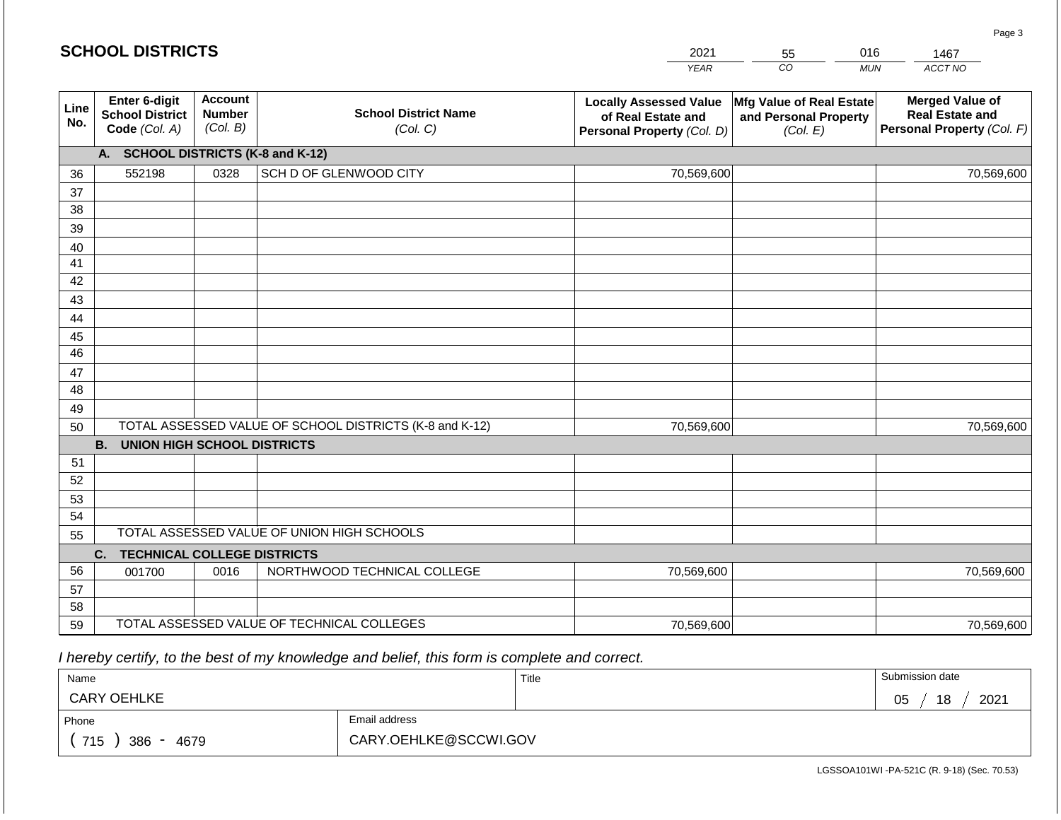## SCHOOL DISTRICTS

| 2021 | 55 | 016 | 1467 |
|---|---|---|---|
| YEAR | CO | MUN | ACCT NO |

| Line No. | Enter 6-digit School District Code (Col. A) | Account Number (Col. B) | School District Name (Col. C) | Locally Assessed Value of Real Estate and Personal Property (Col. D) | Mfg Value of Real Estate and Personal Property (Col. E) | Merged Value of Real Estate and Personal Property (Col. F) |
|---|---|---|---|---|---|---|
| | **A. SCHOOL DISTRICTS (K-8 and K-12)** | | | | | |
| 36 | 552198 | 0328 | SCH D OF GLENWOOD CITY | 70,569,600 | | 70,569,600 |
| 37 | | | | | | |
| 38 | | | | | | |
| 39 | | | | | | |
| 40 | | | | | | |
| 41 | | | | | | |
| 42 | | | | | | |
| 43 | | | | | | |
| 44 | | | | | | |
| 45 | | | | | | |
| 46 | | | | | | |
| 47 | | | | | | |
| 48 | | | | | | |
| 49 | | | | | | |
| 50 | TOTAL ASSESSED VALUE OF SCHOOL DISTRICTS (K-8 and K-12) | | | 70,569,600 | | 70,569,600 |
| | **B. UNION HIGH SCHOOL DISTRICTS** | | | | | |
| 51 | | | | | | |
| 52 | | | | | | |
| 53 | | | | | | |
| 54 | | | | | | |
| 55 | TOTAL ASSESSED VALUE OF UNION HIGH SCHOOLS | | | | | |
| | **C. TECHNICAL COLLEGE DISTRICTS** | | | | | |
| 56 | 001700 | 0016 | NORTHWOOD TECHNICAL COLLEGE | 70,569,600 | | 70,569,600 |
| 57 | | | | | | |
| 58 | | | | | | |
| 59 | TOTAL ASSESSED VALUE OF TECHNICAL COLLEGES | | | 70,569,600 | | 70,569,600 |

*I hereby certify, to the best of my knowledge and belief, this form is complete and correct.*

| Name | Title | Submission date |
|---|---|---|
| CARY OEHLKE | | 05 / 18 / 2021 |

| Phone | Email address |
|---|---|
| ( 715 ) 386 - 4679 | CARY.OEHLKE@SCCWI.GOV |

LGSSOA101WI -PA-521C (R. 9-18) (Sec. 70.53)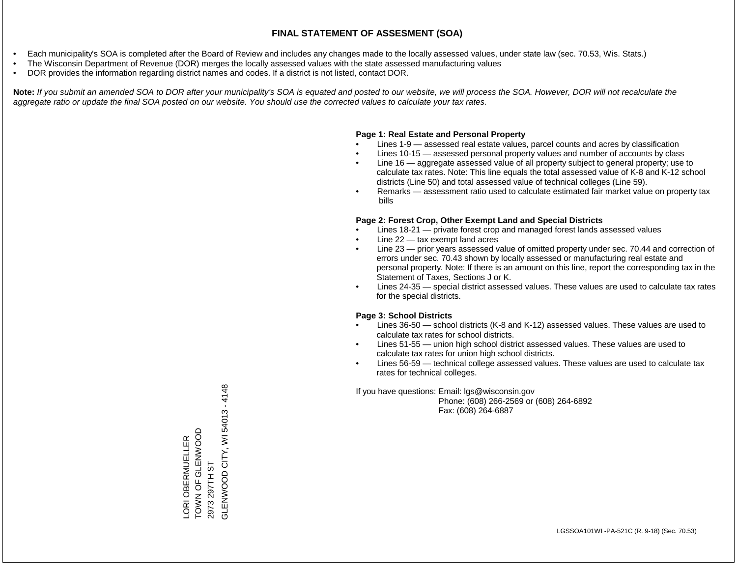# FINAL STATEMENT OF ASSESMENT (SOA)

- Each municipality's SOA is completed after the Board of Review and includes any changes made to the locally assessed values, under state law (sec. 70.53, Wis. Stats.)
- The Wisconsin Department of Revenue (DOR) merges the locally assessed values with the state assessed manufacturing values
- DOR provides the information regarding district names and codes. If a district is not listed, contact DOR.

**Note:** *If you submit an amended SOA to DOR after your municipality's SOA is equated and posted to our website, we will process the SOA. However, DOR will not recalculate the aggregate ratio or update the final SOA posted on our website. You should use the corrected values to calculate your tax rates.*

**Page 1: Real Estate and Personal Property**

- Lines 1-9 — assessed real estate values, parcel counts and acres by classification
- Lines 10-15 — assessed personal property values and number of accounts by class
- Line 16 — aggregate assessed value of all property subject to general property; use to calculate tax rates. Note: This line equals the total assessed value of K-8 and K-12 school districts (Line 50) and total assessed value of technical colleges (Line 59).
- Remarks — assessment ratio used to calculate estimated fair market value on property tax bills

**Page 2: Forest Crop, Other Exempt Land and Special Districts**

- Lines 18-21 — private forest crop and managed forest lands assessed values
- Line 22 — tax exempt land acres
- Line 23 — prior years assessed value of omitted property under sec. 70.44 and correction of errors under sec. 70.43 shown by locally assessed or manufacturing real estate and personal property. Note: If there is an amount on this line, report the corresponding tax in the Statement of Taxes, Sections J or K.
- Lines 24-35 — special district assessed values. These values are used to calculate tax rates for the special districts.

**Page 3: School Districts**

- Lines 36-50 — school districts (K-8 and K-12) assessed values. These values are used to calculate tax rates for school districts.
- Lines 51-55 — union high school district assessed values. These values are used to calculate tax rates for union high school districts.
- Lines 56-59 — technical college assessed values. These values are used to calculate tax rates for technical colleges.

If you have questions: Email: lgs@wisconsin.gov
Phone: (608) 266-2569 or (608) 264-6892
Fax: (608) 264-6887

LORI OBERMUELLER
TOWN OF GLENWOOD
2973 297TH ST
GLENWOOD CITY, WI 54013 - 4148

LGSSOA101WI -PA-521C (R. 9-18) (Sec. 70.53)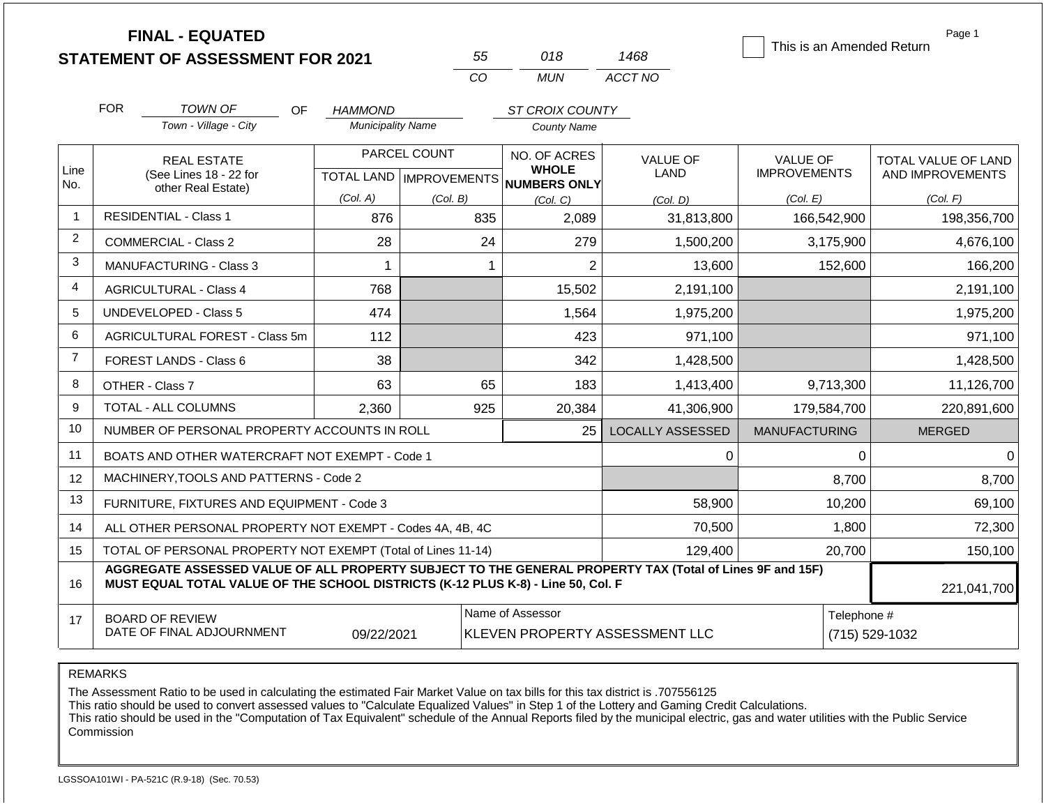# FINAL - EQUATED
# STATEMENT OF ASSESSMENT FOR 2021

| 55 | 018 | 1468 |
|---|---|---|
| CO | MUN | ACCT NO |

☐ This is an Amended Return

Page 1

FOR *TOWN OF* (Town - Village - City) OF *HAMMOND* (Municipality Name) *ST CROIX COUNTY* (County Name)

| Line No. | REAL ESTATE (See Lines 18 - 22 for other Real Estate) | PARCEL COUNT TOTAL LAND (Col. A) | IMPROVEMENTS (Col. B) | NO. OF ACRES WHOLE NUMBERS ONLY (Col. C) | VALUE OF LAND (Col. D) | VALUE OF IMPROVEMENTS (Col. E) | TOTAL VALUE OF LAND AND IMPROVEMENTS (Col. F) |
|---|---|---|---|---|---|---|---|
| 1 | RESIDENTIAL - Class 1 | 876 | 835 | 2,089 | 31,813,800 | 166,542,900 | 198,356,700 |
| 2 | COMMERCIAL - Class 2 | 28 | 24 | 279 | 1,500,200 | 3,175,900 | 4,676,100 |
| 3 | MANUFACTURING - Class 3 | 1 | 1 | 2 | 13,600 | 152,600 | 166,200 |
| 4 | AGRICULTURAL - Class 4 | 768 | | 15,502 | 2,191,100 | | 2,191,100 |
| 5 | UNDEVELOPED - Class 5 | 474 | | 1,564 | 1,975,200 | | 1,975,200 |
| 6 | AGRICULTURAL FOREST - Class 5m | 112 | | 423 | 971,100 | | 971,100 |
| 7 | FOREST LANDS - Class 6 | 38 | | 342 | 1,428,500 | | 1,428,500 |
| 8 | OTHER - Class 7 | 63 | 65 | 183 | 1,413,400 | 9,713,300 | 11,126,700 |
| 9 | TOTAL - ALL COLUMNS | 2,360 | 925 | 20,384 | 41,306,900 | 179,584,700 | 220,891,600 |
| 10 | NUMBER OF PERSONAL PROPERTY ACCOUNTS IN ROLL | | | 25 | LOCALLY ASSESSED | MANUFACTURING | MERGED |
| 11 | BOATS AND OTHER WATERCRAFT NOT EXEMPT - Code 1 | | | | 0 | 0 | 0 |
| 12 | MACHINERY,TOOLS AND PATTERNS - Code 2 | | | | | 8,700 | 8,700 |
| 13 | FURNITURE, FIXTURES AND EQUIPMENT - Code 3 | | | | 58,900 | 10,200 | 69,100 |
| 14 | ALL OTHER PERSONAL PROPERTY NOT EXEMPT - Codes 4A, 4B, 4C | | | | 70,500 | 1,800 | 72,300 |
| 15 | TOTAL OF PERSONAL PROPERTY NOT EXEMPT (Total of Lines 11-14) | | | | 129,400 | 20,700 | 150,100 |
| 16 | **AGGREGATE ASSESSED VALUE OF ALL PROPERTY SUBJECT TO THE GENERAL PROPERTY TAX (Total of Lines 9F and 15F) MUST EQUAL TOTAL VALUE OF THE SCHOOL DISTRICTS (K-12 PLUS K-8) - Line 50, Col. F** | | | | | | 221,041,700 |
| 17 | BOARD OF REVIEW DATE OF FINAL ADJOURNMENT | 09/22/2021 | | Name of Assessor: KLEVEN PROPERTY ASSESSMENT LLC | | | Telephone #: (715) 529-1032 |

REMARKS

The Assessment Ratio to be used in calculating the estimated Fair Market Value on tax bills for this tax district is .707556125
This ratio should be used to convert assessed values to "Calculate Equalized Values" in Step 1 of the Lottery and Gaming Credit Calculations.
This ratio should be used in the "Computation of Tax Equivalent" schedule of the Annual Reports filed by the municipal electric, gas and water utilities with the Public Service Commission

LGSSOA101WI - PA-521C (R.9-18) (Sec. 70.53)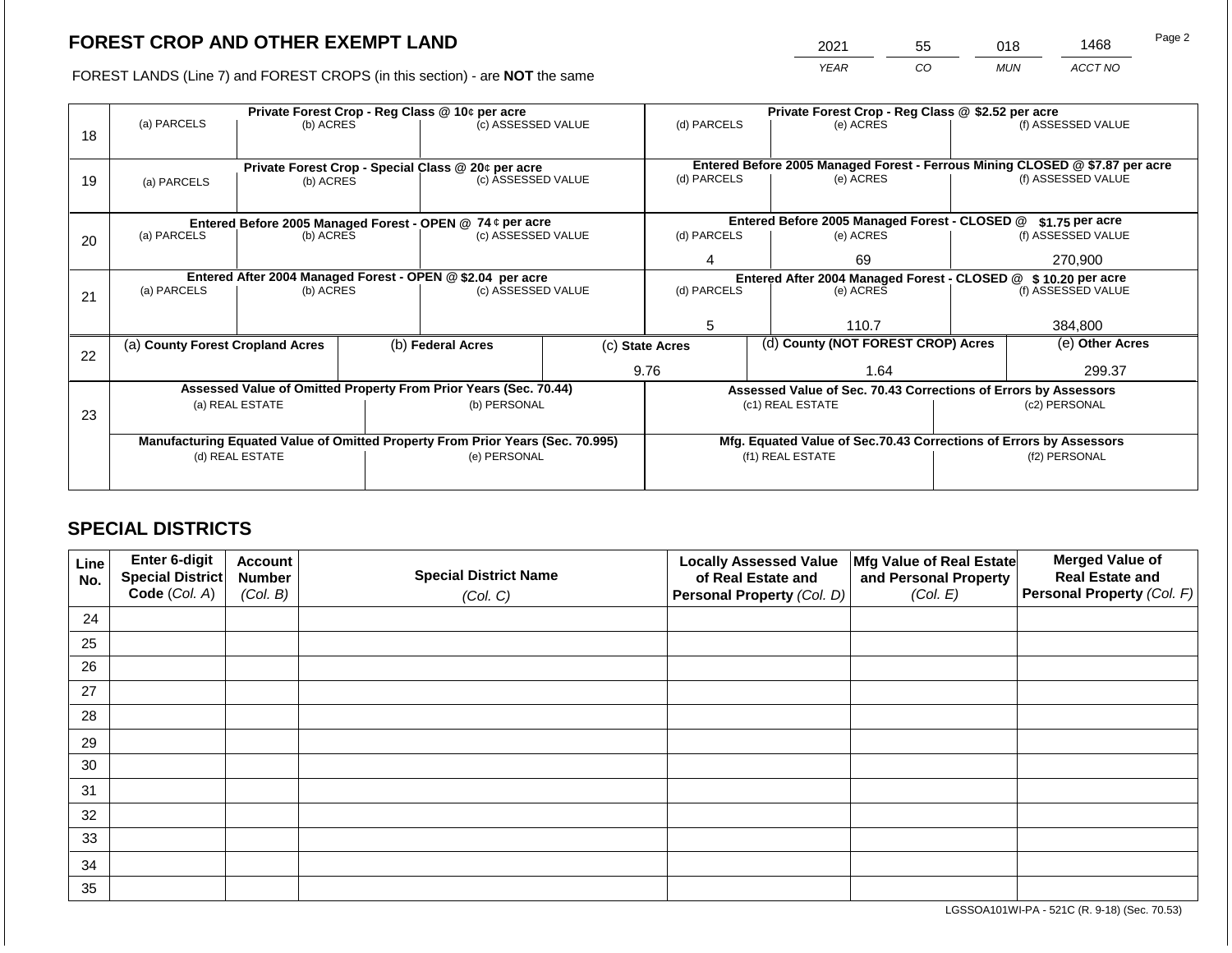# FOREST CROP AND OTHER EXEMPT LAND

FOREST LANDS (Line 7) and FOREST CROPS (in this section) - are **NOT** the same

| YEAR | CO | MUN | ACCT NO |
|---|---|---|---|
| 2021 | 55 | 018 | 1468 |

| Line | Private Forest Crop - Reg Class @ 10¢ per acre | | | Private Forest Crop - Reg Class @ $2.52 per acre | | |
|---|---|---|---|---|---|---|
| 18 | (a) PARCELS | (b) ACRES | (c) ASSESSED VALUE | (d) PARCELS | (e) ACRES | (f) ASSESSED VALUE |
| | | | | | | |
| | **Private Forest Crop - Special Class @ 20¢ per acre** | | | **Entered Before 2005 Managed Forest - Ferrous Mining CLOSED @ $7.87 per acre** | | |
| 19 | (a) PARCELS | (b) ACRES | (c) ASSESSED VALUE | (d) PARCELS | (e) ACRES | (f) ASSESSED VALUE |
| | | | | | | |
| | **Entered Before 2005 Managed Forest - OPEN @ 74 ¢ per acre** | | | **Entered Before 2005 Managed Forest - CLOSED @ $1.75 per acre** | | |
| 20 | (a) PARCELS | (b) ACRES | (c) ASSESSED VALUE | (d) PARCELS | (e) ACRES | (f) ASSESSED VALUE |
| | | | | 4 | 69 | 270,900 |
| | **Entered After 2004 Managed Forest - OPEN @ $2.04 per acre** | | | **Entered After 2004 Managed Forest - CLOSED @ $ 10.20 per acre** | | |
| 21 | (a) PARCELS | (b) ACRES | (c) ASSESSED VALUE | (d) PARCELS | (e) ACRES | (f) ASSESSED VALUE |
| | | | | 5 | 110.7 | 384,800 |

| Line | (a) County Forest Cropland Acres | (b) Federal Acres | (c) State Acres | (d) County (NOT FOREST CROP) Acres | (e) Other Acres |
|---|---|---|---|---|---|
| 22 | | | 9.76 | 1.64 | 299.37 |

| Line | Assessed Value of Omitted Property From Prior Years (Sec. 70.44) | | Assessed Value of Sec. 70.43 Corrections of Errors by Assessors | |
|---|---|---|---|---|
| 23 | (a) REAL ESTATE | (b) PERSONAL | (c1) REAL ESTATE | (c2) PERSONAL |
| | | | | |
| | **Manufacturing Equated Value of Omitted Property From Prior Years (Sec. 70.995)** | | **Mfg. Equated Value of Sec.70.43 Corrections of Errors by Assessors** | |
| | (d) REAL ESTATE | (e) PERSONAL | (f1) REAL ESTATE | (f2) PERSONAL |
| | | | | |

## SPECIAL DISTRICTS

| Line No. | Enter 6-digit Special District Code (Col. A) | Account Number (Col. B) | Special District Name (Col. C) | Locally Assessed Value of Real Estate and Personal Property (Col. D) | Mfg Value of Real Estate and Personal Property (Col. E) | Merged Value of Real Estate and Personal Property (Col. F) |
|---|---|---|---|---|---|---|
| 24 | | | | | | |
| 25 | | | | | | |
| 26 | | | | | | |
| 27 | | | | | | |
| 28 | | | | | | |
| 29 | | | | | | |
| 30 | | | | | | |
| 31 | | | | | | |
| 32 | | | | | | |
| 33 | | | | | | |
| 34 | | | | | | |
| 35 | | | | | | |

LGSSOA101WI-PA - 521C (R. 9-18) (Sec. 70.53)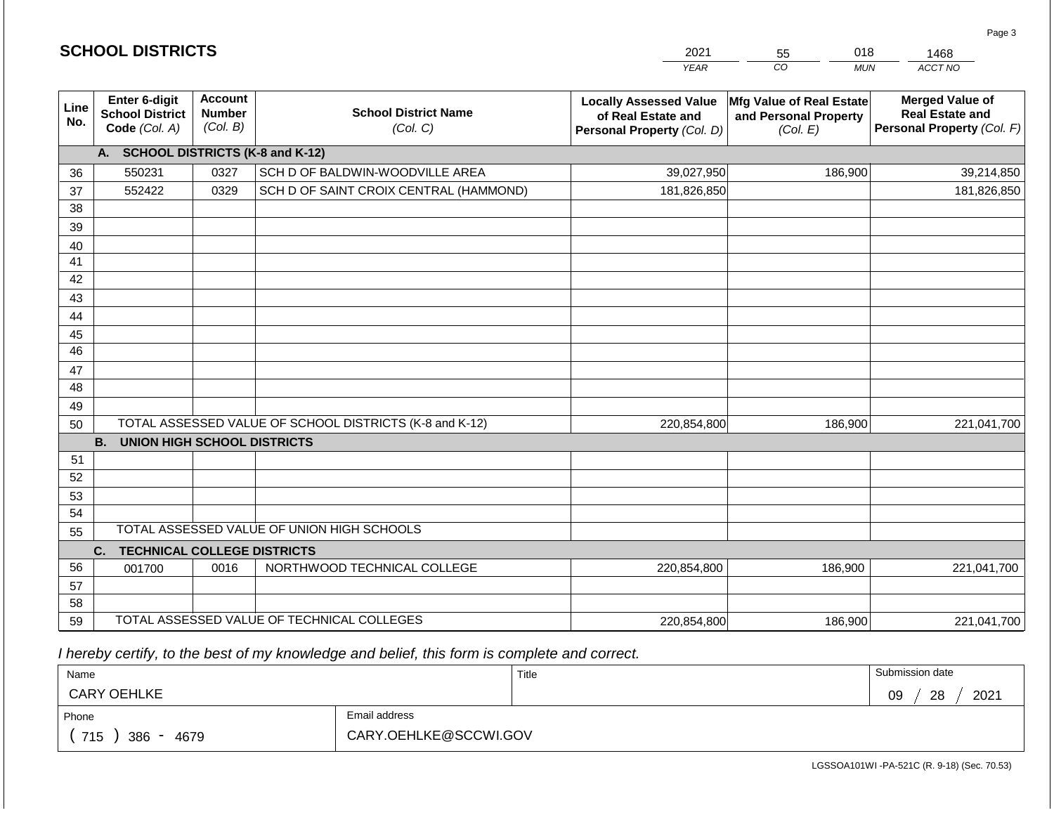## SCHOOL DISTRICTS

| 2021 | 55 | 018 | 1468 |
|---|---|---|---|
| *YEAR* | *CO* | *MUN* | *ACCT NO* |

| Line No. | Enter 6-digit School District Code *(Col. A)* | Account Number *(Col. B)* | School District Name *(Col. C)* | Locally Assessed Value of Real Estate and Personal Property *(Col. D)* | Mfg Value of Real Estate and Personal Property *(Col. E)* | Merged Value of Real Estate and Personal Property *(Col. F)* |
|---|---|---|---|---|---|---|
| | **A. SCHOOL DISTRICTS (K-8 and K-12)** | | | | | |
| 36 | 550231 | 0327 | SCH D OF BALDWIN-WOODVILLE AREA | 39,027,950 | 186,900 | 39,214,850 |
| 37 | 552422 | 0329 | SCH D OF SAINT CROIX CENTRAL (HAMMOND) | 181,826,850 | | 181,826,850 |
| 38 | | | | | | |
| 39 | | | | | | |
| 40 | | | | | | |
| 41 | | | | | | |
| 42 | | | | | | |
| 43 | | | | | | |
| 44 | | | | | | |
| 45 | | | | | | |
| 46 | | | | | | |
| 47 | | | | | | |
| 48 | | | | | | |
| 49 | | | | | | |
| 50 | TOTAL ASSESSED VALUE OF SCHOOL DISTRICTS (K-8 and K-12) | | | 220,854,800 | 186,900 | 221,041,700 |
| | **B. UNION HIGH SCHOOL DISTRICTS** | | | | | |
| 51 | | | | | | |
| 52 | | | | | | |
| 53 | | | | | | |
| 54 | | | | | | |
| 55 | TOTAL ASSESSED VALUE OF UNION HIGH SCHOOLS | | | | | |
| | **C. TECHNICAL COLLEGE DISTRICTS** | | | | | |
| 56 | 001700 | 0016 | NORTHWOOD TECHNICAL COLLEGE | 220,854,800 | 186,900 | 221,041,700 |
| 57 | | | | | | |
| 58 | | | | | | |
| 59 | TOTAL ASSESSED VALUE OF TECHNICAL COLLEGES | | | 220,854,800 | 186,900 | 221,041,700 |

*I hereby certify, to the best of my knowledge and belief, this form is complete and correct.*

| Name | Title | Submission date |
|---|---|---|
| CARY OEHLKE | | 09 / 28 / 2021 |

| Phone | Email address |
|---|---|
| ( 715 ) 386 - 4679 | CARY.OEHLKE@SCCWI.GOV |

LGSSOA101WI -PA-521C (R. 9-18) (Sec. 70.53)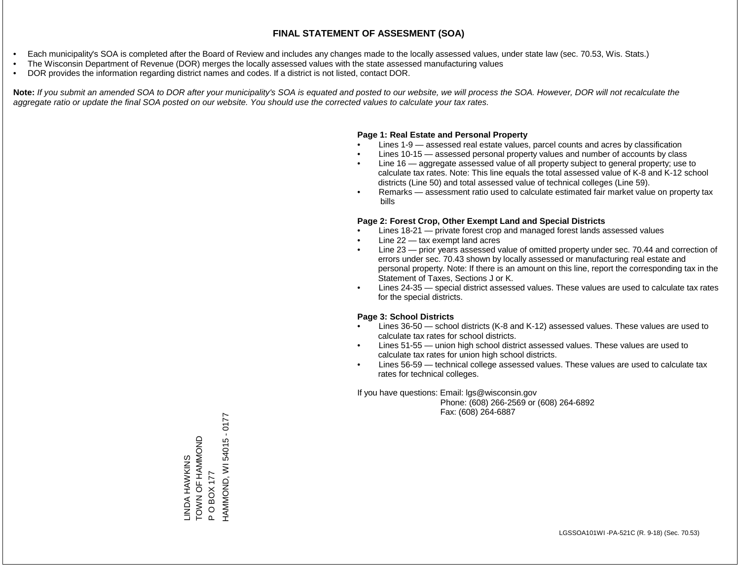# FINAL STATEMENT OF ASSESMENT (SOA)

- Each municipality's SOA is completed after the Board of Review and includes any changes made to the locally assessed values, under state law (sec. 70.53, Wis. Stats.)
- The Wisconsin Department of Revenue (DOR) merges the locally assessed values with the state assessed manufacturing values
- DOR provides the information regarding district names and codes. If a district is not listed, contact DOR.

**Note:** *If you submit an amended SOA to DOR after your municipality's SOA is equated and posted to our website, we will process the SOA. However, DOR will not recalculate the aggregate ratio or update the final SOA posted on our website. You should use the corrected values to calculate your tax rates.*

**Page 1: Real Estate and Personal Property**

- Lines 1-9 — assessed real estate values, parcel counts and acres by classification
- Lines 10-15 — assessed personal property values and number of accounts by class
- Line 16 — aggregate assessed value of all property subject to general property; use to calculate tax rates. Note: This line equals the total assessed value of K-8 and K-12 school districts (Line 50) and total assessed value of technical colleges (Line 59).
- Remarks — assessment ratio used to calculate estimated fair market value on property tax bills

**Page 2: Forest Crop, Other Exempt Land and Special Districts**

- Lines 18-21 — private forest crop and managed forest lands assessed values
- Line 22 — tax exempt land acres
- Line 23 — prior years assessed value of omitted property under sec. 70.44 and correction of errors under sec. 70.43 shown by locally assessed or manufacturing real estate and personal property. Note: If there is an amount on this line, report the corresponding tax in the Statement of Taxes, Sections J or K.
- Lines 24-35 — special district assessed values. These values are used to calculate tax rates for the special districts.

**Page 3: School Districts**

- Lines 36-50 — school districts (K-8 and K-12) assessed values. These values are used to calculate tax rates for school districts.
- Lines 51-55 — union high school district assessed values. These values are used to calculate tax rates for union high school districts.
- Lines 56-59 — technical college assessed values. These values are used to calculate tax rates for technical colleges.

If you have questions: Email: lgs@wisconsin.gov
Phone: (608) 266-2569 or (608) 264-6892
Fax: (608) 264-6887

LINDA HAWKINS
TOWN OF HAMMOND
P O BOX 177
HAMMOND, WI 54015 - 0177

LGSSOA101WI -PA-521C (R. 9-18) (Sec. 70.53)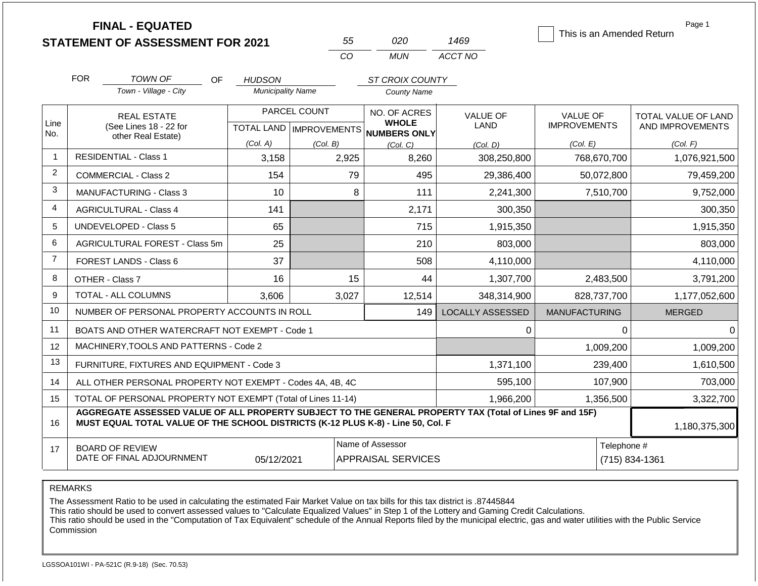# FINAL - EQUATED
## STATEMENT OF ASSESSMENT FOR 2021

| 55 | 020 | 1469 |
|---|---|---|
| CO | MUN | ACCT NO |

☐ This is an Amended Return

FOR *TOWN OF* (Town - Village - City) OF *HUDSON* (Municipality Name) *ST CROIX COUNTY* (County Name)

| Line No. | REAL ESTATE (See Lines 18 - 22 for other Real Estate) | PARCEL COUNT TOTAL LAND (Col. A) | PARCEL COUNT IMPROVEMENTS (Col. B) | NO. OF ACRES WHOLE NUMBERS ONLY (Col. C) | VALUE OF LAND (Col. D) | VALUE OF IMPROVEMENTS (Col. E) | TOTAL VALUE OF LAND AND IMPROVEMENTS (Col. F) |
|---|---|---|---|---|---|---|---|
| 1 | RESIDENTIAL - Class 1 | 3,158 | 2,925 | 8,260 | 308,250,800 | 768,670,700 | 1,076,921,500 |
| 2 | COMMERCIAL - Class 2 | 154 | 79 | 495 | 29,386,400 | 50,072,800 | 79,459,200 |
| 3 | MANUFACTURING - Class 3 | 10 | 8 | 111 | 2,241,300 | 7,510,700 | 9,752,000 |
| 4 | AGRICULTURAL - Class 4 | 141 | | 2,171 | 300,350 | | 300,350 |
| 5 | UNDEVELOPED - Class 5 | 65 | | 715 | 1,915,350 | | 1,915,350 |
| 6 | AGRICULTURAL FOREST - Class 5m | 25 | | 210 | 803,000 | | 803,000 |
| 7 | FOREST LANDS - Class 6 | 37 | | 508 | 4,110,000 | | 4,110,000 |
| 8 | OTHER - Class 7 | 16 | 15 | 44 | 1,307,700 | 2,483,500 | 3,791,200 |
| 9 | TOTAL - ALL COLUMNS | 3,606 | 3,027 | 12,514 | 348,314,900 | 828,737,700 | 1,177,052,600 |
| 10 | NUMBER OF PERSONAL PROPERTY ACCOUNTS IN ROLL | | | 149 | LOCALLY ASSESSED | MANUFACTURING | MERGED |
| 11 | BOATS AND OTHER WATERCRAFT NOT EXEMPT - Code 1 | | | | 0 | 0 | 0 |
| 12 | MACHINERY,TOOLS AND PATTERNS - Code 2 | | | | | 1,009,200 | 1,009,200 |
| 13 | FURNITURE, FIXTURES AND EQUIPMENT - Code 3 | | | | 1,371,100 | 239,400 | 1,610,500 |
| 14 | ALL OTHER PERSONAL PROPERTY NOT EXEMPT - Codes 4A, 4B, 4C | | | | 595,100 | 107,900 | 703,000 |
| 15 | TOTAL OF PERSONAL PROPERTY NOT EXEMPT (Total of Lines 11-14) | | | | 1,966,200 | 1,356,500 | 3,322,700 |
| 16 | **AGGREGATE ASSESSED VALUE OF ALL PROPERTY SUBJECT TO THE GENERAL PROPERTY TAX (Total of Lines 9F and 15F) MUST EQUAL TOTAL VALUE OF THE SCHOOL DISTRICTS (K-12 PLUS K-8) - Line 50, Col. F** | | | | | | 1,180,375,300 |
| 17 | BOARD OF REVIEW DATE OF FINAL ADJOURNMENT | 05/12/2021 | | Name of Assessor: APPRAISAL SERVICES | | | Telephone #: (715) 834-1361 |

REMARKS

The Assessment Ratio to be used in calculating the estimated Fair Market Value on tax bills for this tax district is .87445844
This ratio should be used to convert assessed values to "Calculate Equalized Values" in Step 1 of the Lottery and Gaming Credit Calculations.
This ratio should be used in the "Computation of Tax Equivalent" schedule of the Annual Reports filed by the municipal electric, gas and water utilities with the Public Service Commission

LGSSOA101WI - PA-521C (R.9-18) (Sec. 70.53)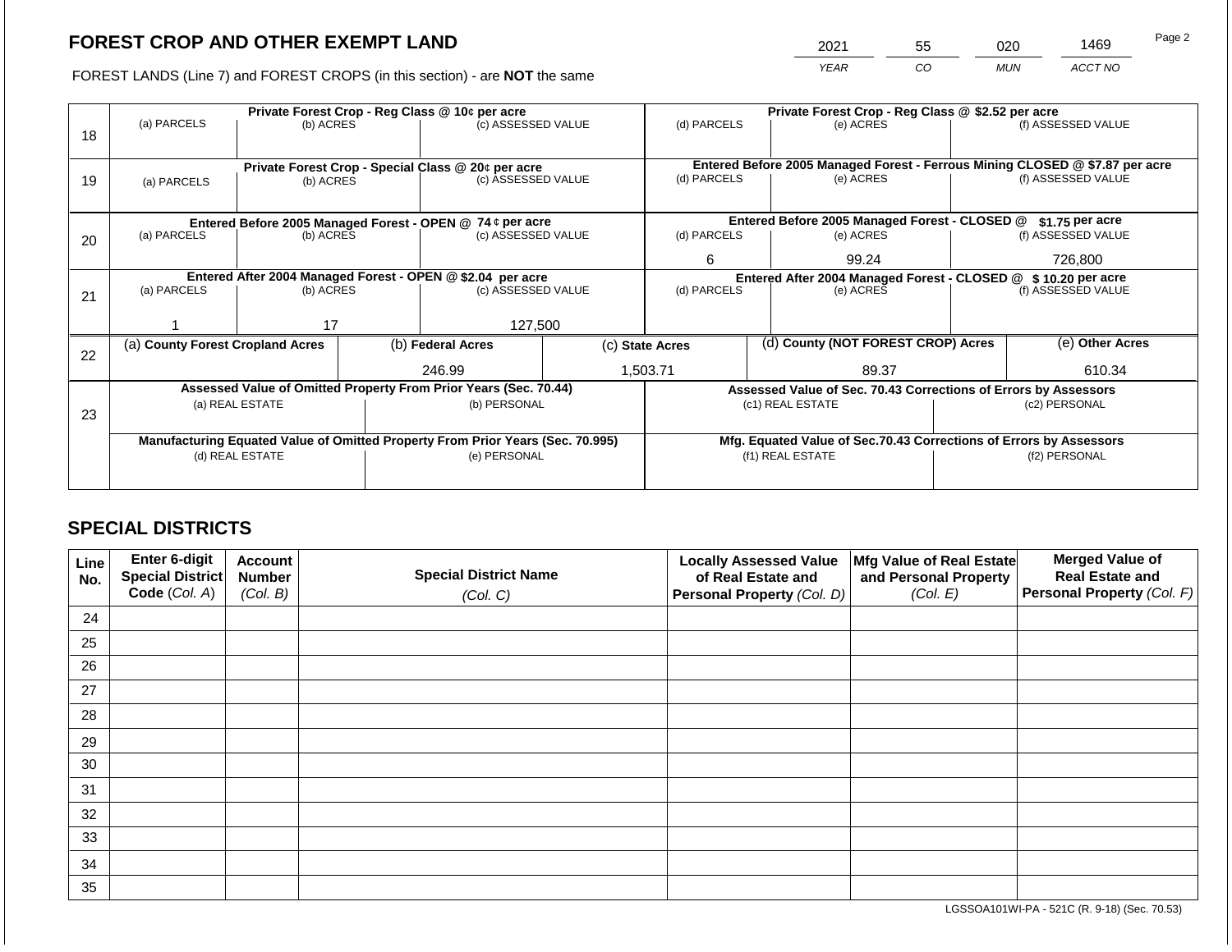# FOREST CROP AND OTHER EXEMPT LAND

| 2021 | 55 | 020 | 1469 |
|---|---|---|---|
| YEAR | CO | MUN | ACCT NO |

FOREST LANDS (Line 7) and FOREST CROPS (in this section) - are **NOT** the same

| Line | Private Forest Crop - Reg Class @ 10¢ per acre | | | Private Forest Crop - Reg Class @ $2.52 per acre | | |
|---|---|---|---|---|---|---|
| | (a) PARCELS | (b) ACRES | (c) ASSESSED VALUE | (d) PARCELS | (e) ACRES | (f) ASSESSED VALUE |
| 18 | | | | | | |
| | **Private Forest Crop - Special Class @ 20¢ per acre** | | | **Entered Before 2005 Managed Forest - Ferrous Mining CLOSED @ $7.87 per acre** | | |
| | (a) PARCELS | (b) ACRES | (c) ASSESSED VALUE | (d) PARCELS | (e) ACRES | (f) ASSESSED VALUE |
| 19 | | | | | | |
| | **Entered Before 2005 Managed Forest - OPEN @ 74 ¢ per acre** | | | **Entered Before 2005 Managed Forest - CLOSED @ $1.75 per acre** | | |
| | (a) PARCELS | (b) ACRES | (c) ASSESSED VALUE | (d) PARCELS | (e) ACRES | (f) ASSESSED VALUE |
| 20 | | | | 6 | 99.24 | 726,800 |
| | **Entered After 2004 Managed Forest - OPEN @ $2.04 per acre** | | | **Entered After 2004 Managed Forest - CLOSED @ $10.20 per acre** | | |
| | (a) PARCELS | (b) ACRES | (c) ASSESSED VALUE | (d) PARCELS | (e) ACRES | (f) ASSESSED VALUE |
| 21 | 1 | 17 | 127,500 | | | |

| Line | (a) County Forest Cropland Acres | (b) Federal Acres | (c) State Acres | (d) County (NOT FOREST CROP) Acres | (e) Other Acres |
|---|---|---|---|---|---|
| 22 | | 246.99 | 1,503.71 | 89.37 | 610.34 |

| Line | Assessed Value of Omitted Property From Prior Years (Sec. 70.44) | | Assessed Value of Sec. 70.43 Corrections of Errors by Assessors | |
|---|---|---|---|---|
| | (a) REAL ESTATE | (b) PERSONAL | (c1) REAL ESTATE | (c2) PERSONAL |
| 23 | | | | |
| | **Manufacturing Equated Value of Omitted Property From Prior Years (Sec. 70.995)** | | **Mfg. Equated Value of Sec.70.43 Corrections of Errors by Assessors** | |
| | (d) REAL ESTATE | (e) PERSONAL | (f1) REAL ESTATE | (f2) PERSONAL |
| | | | | |

## SPECIAL DISTRICTS

| Line No. | Enter 6-digit Special District Code (Col. A) | Account Number (Col. B) | Special District Name (Col. C) | Locally Assessed Value of Real Estate and Personal Property (Col. D) | Mfg Value of Real Estate and Personal Property (Col. E) | Merged Value of Real Estate and Personal Property (Col. F) |
|---|---|---|---|---|---|---|
| 24 | | | | | | |
| 25 | | | | | | |
| 26 | | | | | | |
| 27 | | | | | | |
| 28 | | | | | | |
| 29 | | | | | | |
| 30 | | | | | | |
| 31 | | | | | | |
| 32 | | | | | | |
| 33 | | | | | | |
| 34 | | | | | | |
| 35 | | | | | | |

LGSSOA101WI-PA - 521C (R. 9-18) (Sec. 70.53)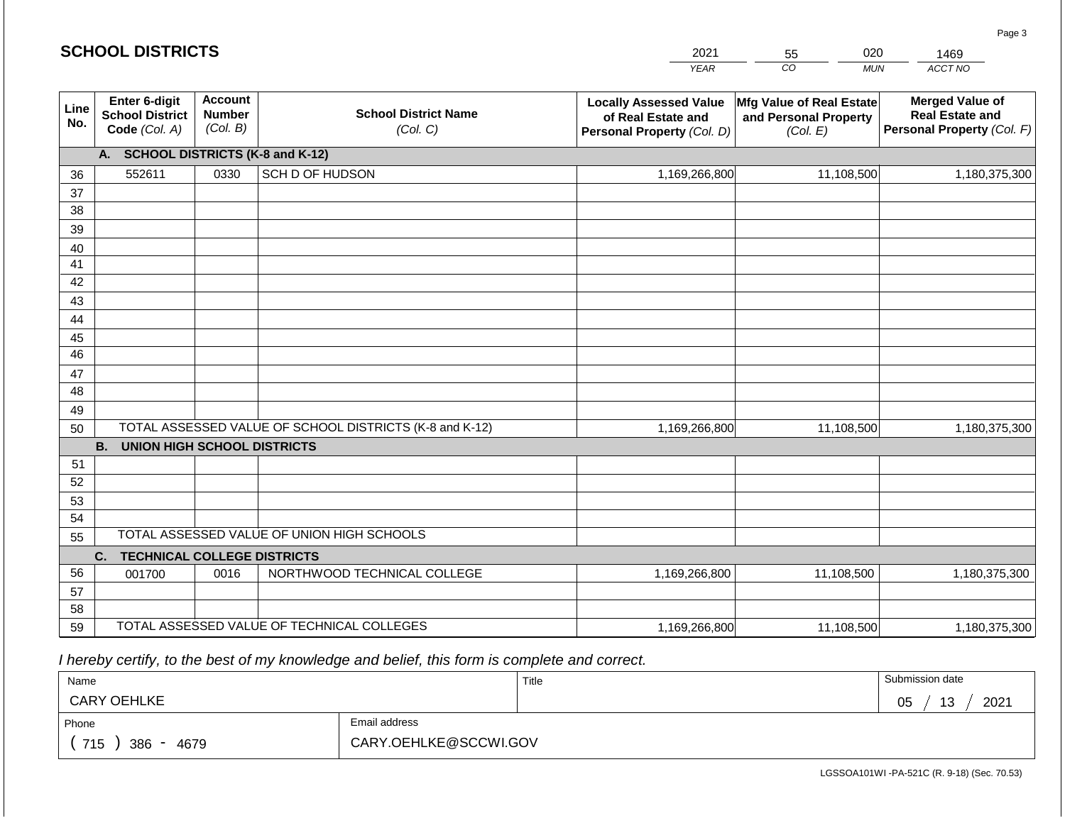# SCHOOL DISTRICTS

| 2021 | 55 | 020 | 1469 |
|---|---|---|---|
| YEAR | CO | MUN | ACCT NO |

| Line No. | Enter 6-digit School District Code (Col. A) | Account Number (Col. B) | School District Name (Col. C) | Locally Assessed Value of Real Estate and Personal Property (Col. D) | Mfg Value of Real Estate and Personal Property (Col. E) | Merged Value of Real Estate and Personal Property (Col. F) |
|---|---|---|---|---|---|---|
| | **A. SCHOOL DISTRICTS (K-8 and K-12)** | | | | | |
| 36 | 552611 | 0330 | SCH D OF HUDSON | 1,169,266,800 | 11,108,500 | 1,180,375,300 |
| 37 | | | | | | |
| 38 | | | | | | |
| 39 | | | | | | |
| 40 | | | | | | |
| 41 | | | | | | |
| 42 | | | | | | |
| 43 | | | | | | |
| 44 | | | | | | |
| 45 | | | | | | |
| 46 | | | | | | |
| 47 | | | | | | |
| 48 | | | | | | |
| 49 | | | | | | |
| 50 | TOTAL ASSESSED VALUE OF SCHOOL DISTRICTS (K-8 and K-12) | | | 1,169,266,800 | 11,108,500 | 1,180,375,300 |
| | **B. UNION HIGH SCHOOL DISTRICTS** | | | | | |
| 51 | | | | | | |
| 52 | | | | | | |
| 53 | | | | | | |
| 54 | | | | | | |
| 55 | TOTAL ASSESSED VALUE OF UNION HIGH SCHOOLS | | | | | |
| | **C. TECHNICAL COLLEGE DISTRICTS** | | | | | |
| 56 | 001700 | 0016 | NORTHWOOD TECHNICAL COLLEGE | 1,169,266,800 | 11,108,500 | 1,180,375,300 |
| 57 | | | | | | |
| 58 | | | | | | |
| 59 | TOTAL ASSESSED VALUE OF TECHNICAL COLLEGES | | | 1,169,266,800 | 11,108,500 | 1,180,375,300 |

*I hereby certify, to the best of my knowledge and belief, this form is complete and correct.*

| Name | Title | Submission date |
|---|---|---|
| CARY OEHLKE | | 05 / 13 / 2021 |
| Phone | Email address | |
| ( 715 ) 386 - 4679 | CARY.OEHLKE@SCCWI.GOV | |

LGSSOA101WI -PA-521C (R. 9-18) (Sec. 70.53)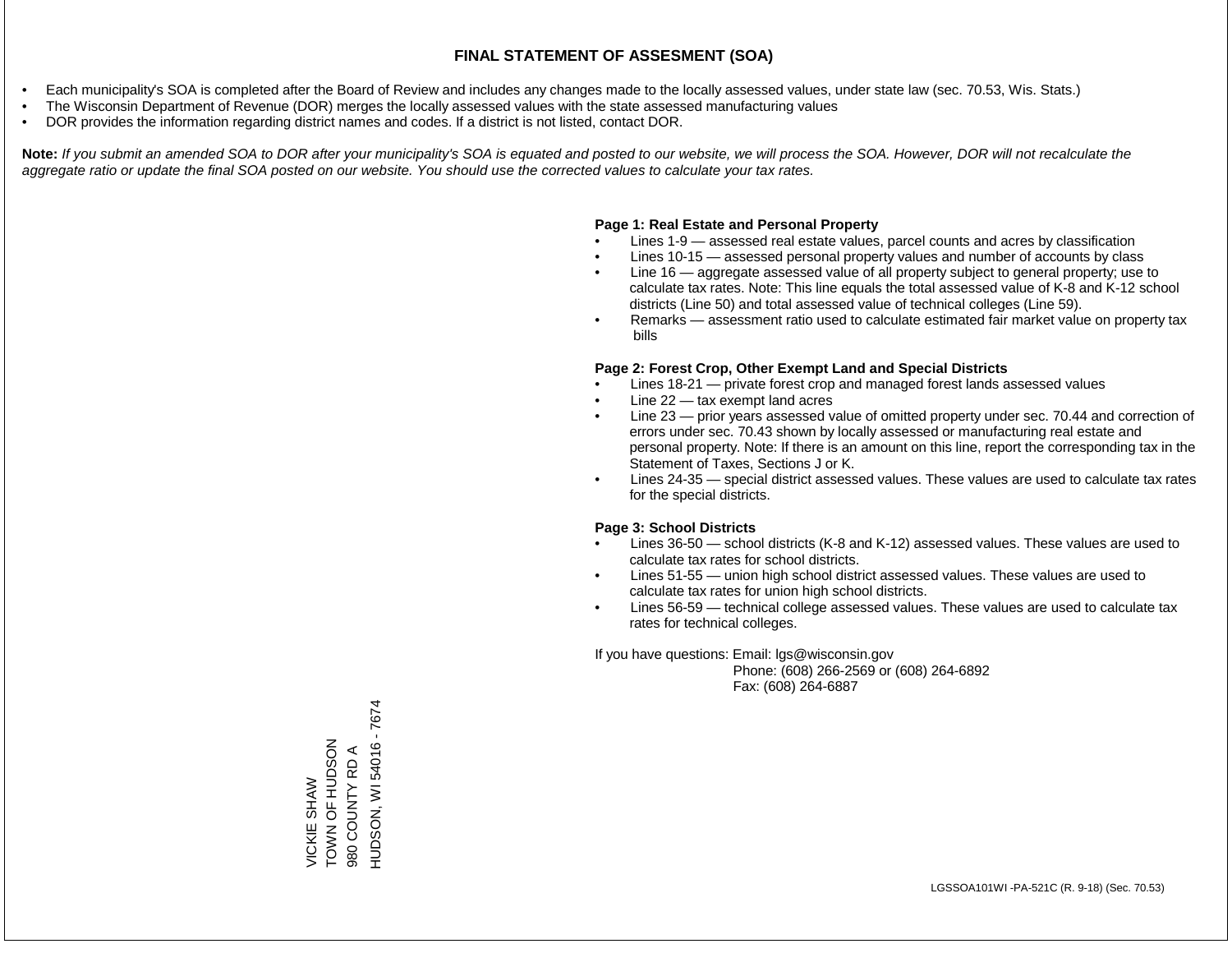# FINAL STATEMENT OF ASSESMENT (SOA)

- Each municipality's SOA is completed after the Board of Review and includes any changes made to the locally assessed values, under state law (sec. 70.53, Wis. Stats.)
- The Wisconsin Department of Revenue (DOR) merges the locally assessed values with the state assessed manufacturing values
- DOR provides the information regarding district names and codes. If a district is not listed, contact DOR.

**Note:** *If you submit an amended SOA to DOR after your municipality's SOA is equated and posted to our website, we will process the SOA. However, DOR will not recalculate the aggregate ratio or update the final SOA posted on our website. You should use the corrected values to calculate your tax rates.*

**Page 1: Real Estate and Personal Property**

- Lines 1-9 — assessed real estate values, parcel counts and acres by classification
- Lines 10-15 — assessed personal property values and number of accounts by class
- Line 16 — aggregate assessed value of all property subject to general property; use to calculate tax rates. Note: This line equals the total assessed value of K-8 and K-12 school districts (Line 50) and total assessed value of technical colleges (Line 59).
- Remarks — assessment ratio used to calculate estimated fair market value on property tax bills

**Page 2: Forest Crop, Other Exempt Land and Special Districts**

- Lines 18-21 — private forest crop and managed forest lands assessed values
- Line 22 — tax exempt land acres
- Line 23 — prior years assessed value of omitted property under sec. 70.44 and correction of errors under sec. 70.43 shown by locally assessed or manufacturing real estate and personal property. Note: If there is an amount on this line, report the corresponding tax in the Statement of Taxes, Sections J or K.
- Lines 24-35 — special district assessed values. These values are used to calculate tax rates for the special districts.

**Page 3: School Districts**

- Lines 36-50 — school districts (K-8 and K-12) assessed values. These values are used to calculate tax rates for school districts.
- Lines 51-55 — union high school district assessed values. These values are used to calculate tax rates for union high school districts.
- Lines 56-59 — technical college assessed values. These values are used to calculate tax rates for technical colleges.

If you have questions: Email: lgs@wisconsin.gov
Phone: (608) 266-2569 or (608) 264-6892
Fax: (608) 264-6887

VICKIE SHAW
TOWN OF HUDSON
980 COUNTY RD A
HUDSON, WI 54016 - 7674

LGSSOA101WI -PA-521C (R. 9-18) (Sec. 70.53)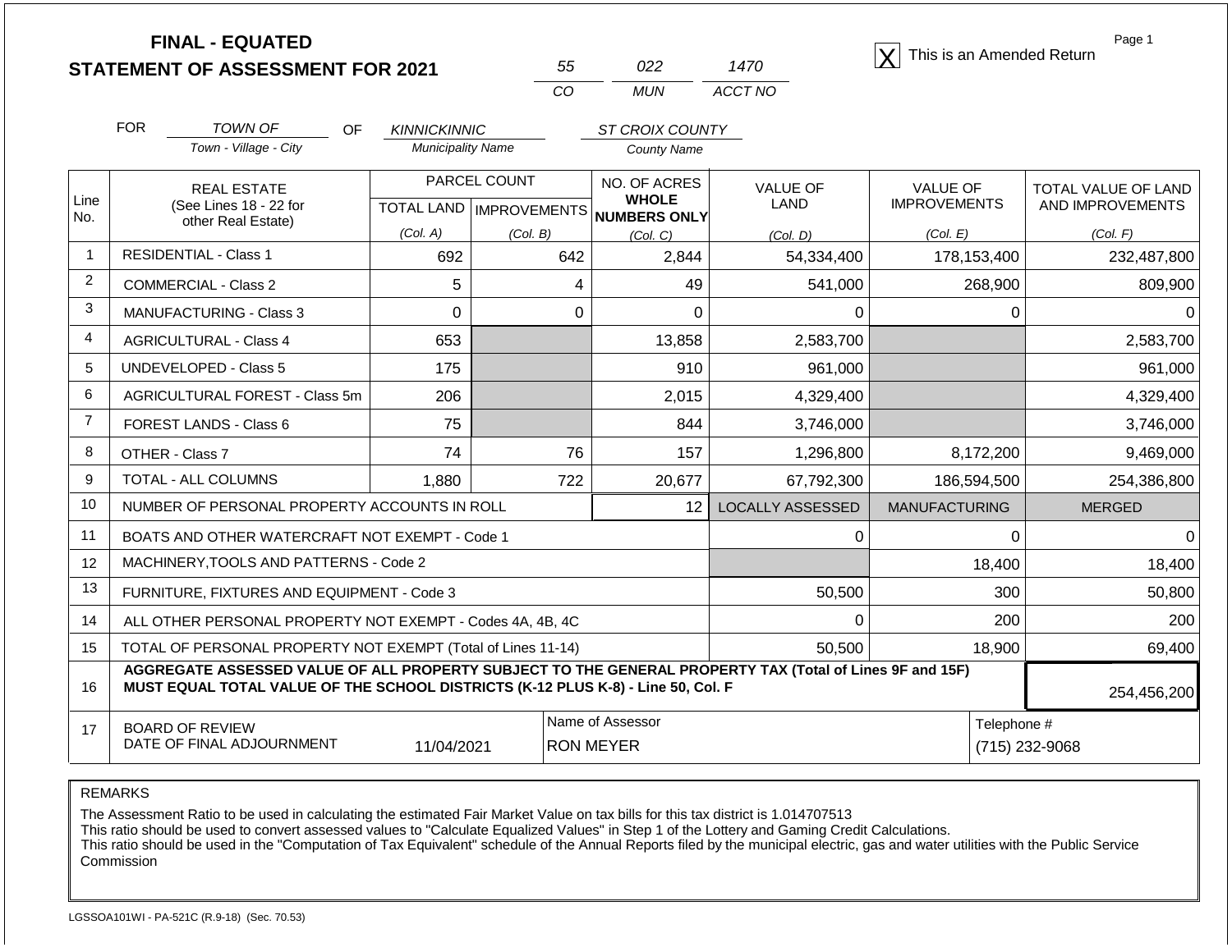# FINAL - EQUATED
# STATEMENT OF ASSESSMENT FOR 2021

| 55 | 022 | 1470 |
|---|---|---|
| CO | MUN | ACCT NO |

[X] This is an Amended Return

FOR *TOWN OF* (Town - Village - City) OF *KINNICKINNIC* (Municipality Name) *ST CROIX COUNTY* (County Name)

| Line No. | REAL ESTATE (See Lines 18 - 22 for other Real Estate) | PARCEL COUNT TOTAL LAND (Col. A) | PARCEL COUNT IMPROVEMENTS (Col. B) | NO. OF ACRES WHOLE NUMBERS ONLY (Col. C) | VALUE OF LAND (Col. D) | VALUE OF IMPROVEMENTS (Col. E) | TOTAL VALUE OF LAND AND IMPROVEMENTS (Col. F) |
|---|---|---|---|---|---|---|---|
| 1 | RESIDENTIAL - Class 1 | 692 | 642 | 2,844 | 54,334,400 | 178,153,400 | 232,487,800 |
| 2 | COMMERCIAL - Class 2 | 5 | 4 | 49 | 541,000 | 268,900 | 809,900 |
| 3 | MANUFACTURING - Class 3 | 0 | 0 | 0 | 0 | 0 | 0 |
| 4 | AGRICULTURAL - Class 4 | 653 | | 13,858 | 2,583,700 | | 2,583,700 |
| 5 | UNDEVELOPED - Class 5 | 175 | | 910 | 961,000 | | 961,000 |
| 6 | AGRICULTURAL FOREST - Class 5m | 206 | | 2,015 | 4,329,400 | | 4,329,400 |
| 7 | FOREST LANDS - Class 6 | 75 | | 844 | 3,746,000 | | 3,746,000 |
| 8 | OTHER - Class 7 | 74 | 76 | 157 | 1,296,800 | 8,172,200 | 9,469,000 |
| 9 | TOTAL - ALL COLUMNS | 1,880 | 722 | 20,677 | 67,792,300 | 186,594,500 | 254,386,800 |
| 10 | NUMBER OF PERSONAL PROPERTY ACCOUNTS IN ROLL | | | 12 | LOCALLY ASSESSED | MANUFACTURING | MERGED |
| 11 | BOATS AND OTHER WATERCRAFT NOT EXEMPT - Code 1 | | | | 0 | 0 | 0 |
| 12 | MACHINERY,TOOLS AND PATTERNS - Code 2 | | | | | 18,400 | 18,400 |
| 13 | FURNITURE, FIXTURES AND EQUIPMENT - Code 3 | | | | 50,500 | 300 | 50,800 |
| 14 | ALL OTHER PERSONAL PROPERTY NOT EXEMPT - Codes 4A, 4B, 4C | | | | 0 | 200 | 200 |
| 15 | TOTAL OF PERSONAL PROPERTY NOT EXEMPT (Total of Lines 11-14) | | | | 50,500 | 18,900 | 69,400 |
| 16 | **AGGREGATE ASSESSED VALUE OF ALL PROPERTY SUBJECT TO THE GENERAL PROPERTY TAX (Total of Lines 9F and 15F) MUST EQUAL TOTAL VALUE OF THE SCHOOL DISTRICTS (K-12 PLUS K-8) - Line 50, Col. F** | | | | | | 254,456,200 |
| 17 | BOARD OF REVIEW DATE OF FINAL ADJOURNMENT | 11/04/2021 | | Name of Assessor: RON MEYER | | | Telephone #: (715) 232-9068 |

REMARKS

The Assessment Ratio to be used in calculating the estimated Fair Market Value on tax bills for this tax district is 1.014707513
This ratio should be used to convert assessed values to "Calculate Equalized Values" in Step 1 of the Lottery and Gaming Credit Calculations.
This ratio should be used in the "Computation of Tax Equivalent" schedule of the Annual Reports filed by the municipal electric, gas and water utilities with the Public Service Commission

LGSSOA101WI - PA-521C (R.9-18) (Sec. 70.53)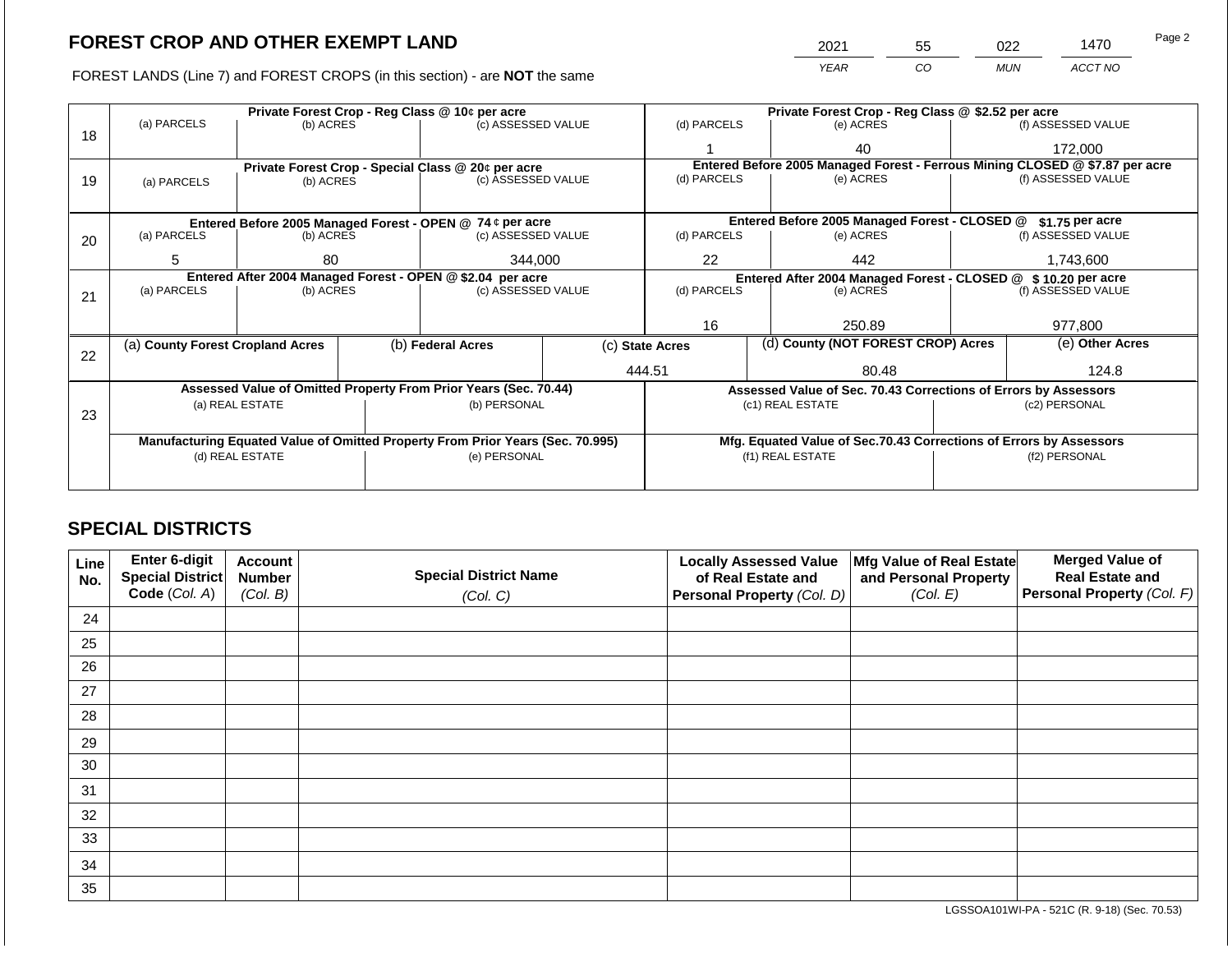# FOREST CROP AND OTHER EXEMPT LAND

FOREST LANDS (Line 7) and FOREST CROPS (in this section) - are **NOT** the same

| YEAR | CO | MUN | ACCT NO |
|---|---|---|---|
| 2021 | 55 | 022 | 1470 |

Page 2

| Line | Private Forest Crop - Reg Class @ 10¢ per acre | | | Private Forest Crop - Reg Class @ $2.52 per acre | | |
|---|---|---|---|---|---|---|
| 18 | (a) PARCELS | (b) ACRES | (c) ASSESSED VALUE | (d) PARCELS | (e) ACRES | (f) ASSESSED VALUE |
| | | | | 1 | 40 | 172,000 |
| | **Private Forest Crop - Special Class @ 20¢ per acre** | | | **Entered Before 2005 Managed Forest - Ferrous Mining CLOSED @ $7.87 per acre** | | |
| 19 | (a) PARCELS | (b) ACRES | (c) ASSESSED VALUE | (d) PARCELS | (e) ACRES | (f) ASSESSED VALUE |
| | | | | | | |
| | **Entered Before 2005 Managed Forest - OPEN @ 74 ¢ per acre** | | | **Entered Before 2005 Managed Forest - CLOSED @ $1.75 per acre** | | |
| 20 | (a) PARCELS | (b) ACRES | (c) ASSESSED VALUE | (d) PARCELS | (e) ACRES | (f) ASSESSED VALUE |
| | 5 | 80 | 344,000 | 22 | 442 | 1,743,600 |
| | **Entered After 2004 Managed Forest - OPEN @ $2.04 per acre** | | | **Entered After 2004 Managed Forest - CLOSED @ $ 10.20 per acre** | | |
| 21 | (a) PARCELS | (b) ACRES | (c) ASSESSED VALUE | (d) PARCELS | (e) ACRES | (f) ASSESSED VALUE |
| | | | | 16 | 250.89 | 977,800 |

| Line | (a) County Forest Cropland Acres | (b) Federal Acres | (c) State Acres | (d) County (NOT FOREST CROP) Acres | (e) Other Acres |
|---|---|---|---|---|---|
| 22 | | | 444.51 | 80.48 | 124.8 |

| Line | Assessed Value of Omitted Property From Prior Years (Sec. 70.44) | | Assessed Value of Sec. 70.43 Corrections of Errors by Assessors | |
|---|---|---|---|---|
| 23 | (a) REAL ESTATE | (b) PERSONAL | (c1) REAL ESTATE | (c2) PERSONAL |
| | | | | |
| | **Manufacturing Equated Value of Omitted Property From Prior Years (Sec. 70.995)** | | **Mfg. Equated Value of Sec.70.43 Corrections of Errors by Assessors** | |
| | (d) REAL ESTATE | (e) PERSONAL | (f1) REAL ESTATE | (f2) PERSONAL |
| | | | | |

## SPECIAL DISTRICTS

| Line No. | Enter 6-digit Special District Code (Col. A) | Account Number (Col. B) | Special District Name (Col. C) | Locally Assessed Value of Real Estate and Personal Property (Col. D) | Mfg Value of Real Estate and Personal Property (Col. E) | Merged Value of Real Estate and Personal Property (Col. F) |
|---|---|---|---|---|---|---|
| 24 | | | | | | |
| 25 | | | | | | |
| 26 | | | | | | |
| 27 | | | | | | |
| 28 | | | | | | |
| 29 | | | | | | |
| 30 | | | | | | |
| 31 | | | | | | |
| 32 | | | | | | |
| 33 | | | | | | |
| 34 | | | | | | |
| 35 | | | | | | |

LGSSOA101WI-PA - 521C (R. 9-18) (Sec. 70.53)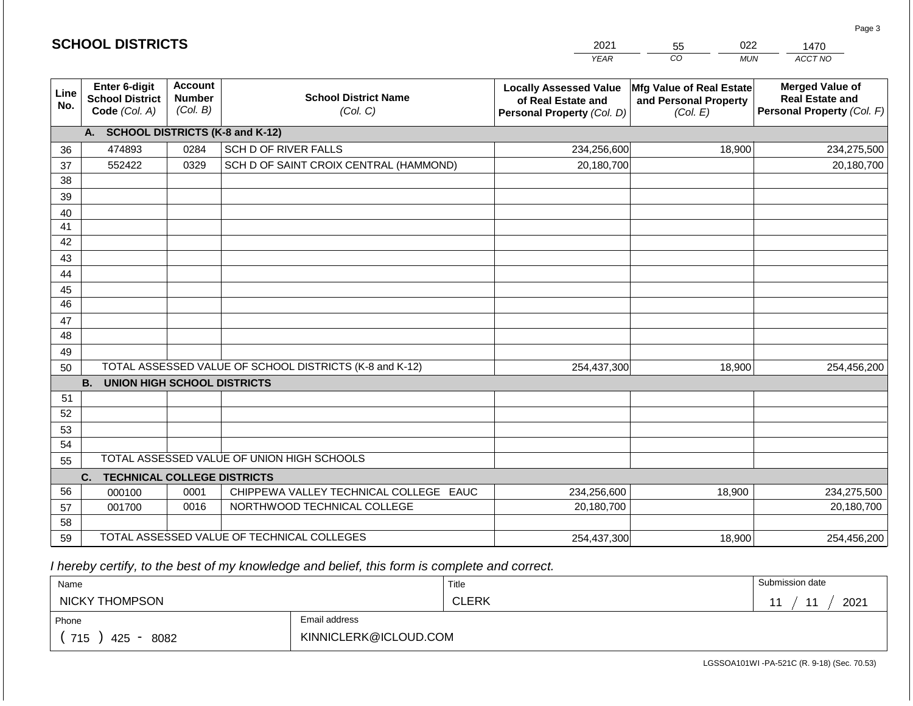## SCHOOL DISTRICTS

| 2021 | 55 | 022 | 1470 |
|---|---|---|---|
| *YEAR* | *CO* | *MUN* | *ACCT NO* |

| Line No. | Enter 6-digit School District Code *(Col. A)* | Account Number *(Col. B)* | School District Name *(Col. C)* | Locally Assessed Value of Real Estate and Personal Property *(Col. D)* | Mfg Value of Real Estate and Personal Property *(Col. E)* | Merged Value of Real Estate and Personal Property *(Col. F)* |
|---|---|---|---|---|---|---|
| | **A. SCHOOL DISTRICTS (K-8 and K-12)** | | | | | |
| 36 | 474893 | 0284 | SCH D OF RIVER FALLS | 234,256,600 | 18,900 | 234,275,500 |
| 37 | 552422 | 0329 | SCH D OF SAINT CROIX CENTRAL (HAMMOND) | 20,180,700 | | 20,180,700 |
| 38 | | | | | | |
| 39 | | | | | | |
| 40 | | | | | | |
| 41 | | | | | | |
| 42 | | | | | | |
| 43 | | | | | | |
| 44 | | | | | | |
| 45 | | | | | | |
| 46 | | | | | | |
| 47 | | | | | | |
| 48 | | | | | | |
| 49 | | | | | | |
| 50 | TOTAL ASSESSED VALUE OF SCHOOL DISTRICTS (K-8 and K-12) | | | 254,437,300 | 18,900 | 254,456,200 |
| | **B. UNION HIGH SCHOOL DISTRICTS** | | | | | |
| 51 | | | | | | |
| 52 | | | | | | |
| 53 | | | | | | |
| 54 | | | | | | |
| 55 | TOTAL ASSESSED VALUE OF UNION HIGH SCHOOLS | | | | | |
| | **C. TECHNICAL COLLEGE DISTRICTS** | | | | | |
| 56 | 000100 | 0001 | CHIPPEWA VALLEY TECHNICAL COLLEGE EAUC | 234,256,600 | 18,900 | 234,275,500 |
| 57 | 001700 | 0016 | NORTHWOOD TECHNICAL COLLEGE | 20,180,700 | | 20,180,700 |
| 58 | | | | | | |
| 59 | TOTAL ASSESSED VALUE OF TECHNICAL COLLEGES | | | 254,437,300 | 18,900 | 254,456,200 |

*I hereby certify, to the best of my knowledge and belief, this form is complete and correct.*

| Name | Title | Submission date |
|---|---|---|
| NICKY THOMPSON | CLERK | 11 / 11 / 2021 |

| Phone | Email address |
|---|---|
| ( 715 ) 425 - 8082 | KINNICLERK@ICLOUD.COM |

LGSSOA101WI -PA-521C (R. 9-18) (Sec. 70.53)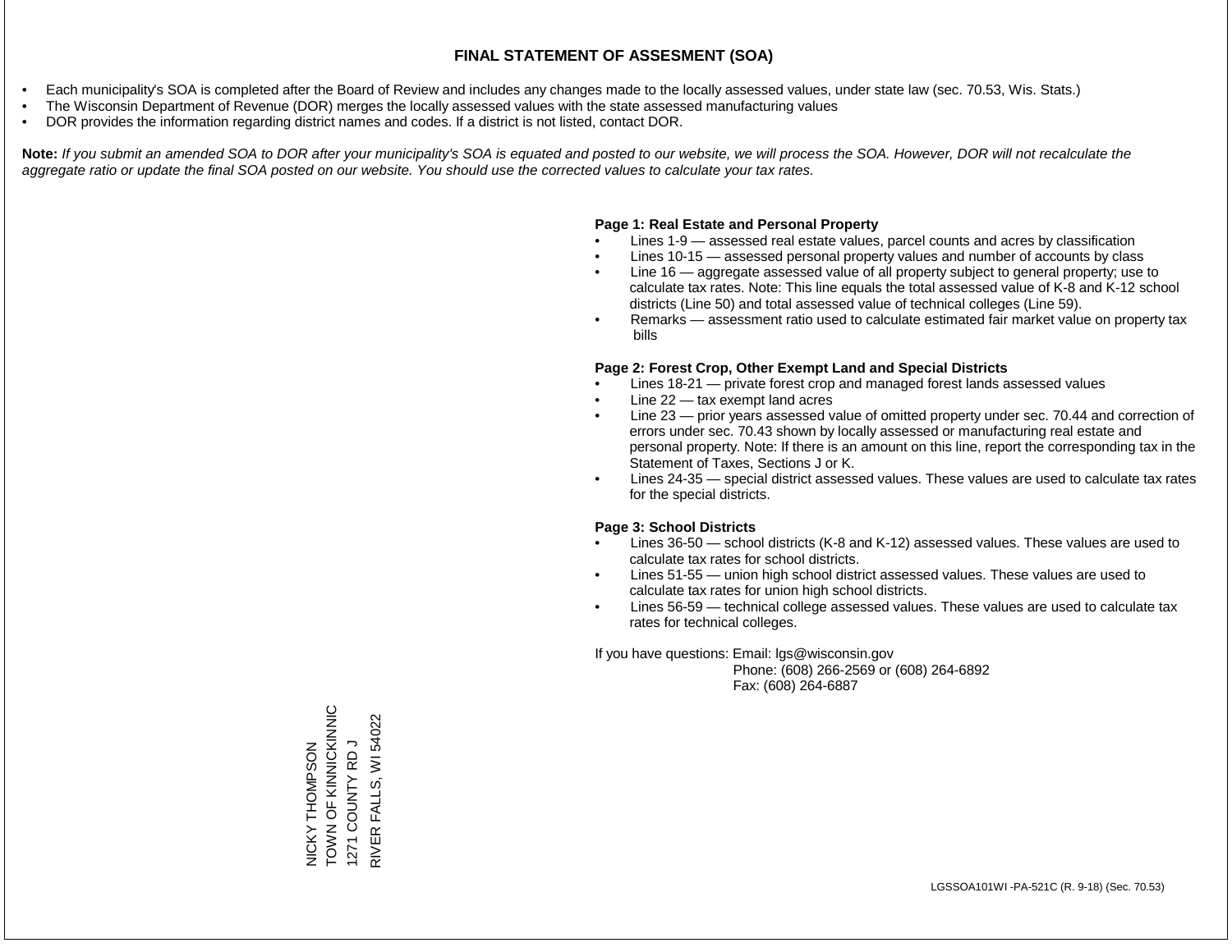# FINAL STATEMENT OF ASSESMENT (SOA)

- Each municipality's SOA is completed after the Board of Review and includes any changes made to the locally assessed values, under state law (sec. 70.53, Wis. Stats.)
- The Wisconsin Department of Revenue (DOR) merges the locally assessed values with the state assessed manufacturing values
- DOR provides the information regarding district names and codes. If a district is not listed, contact DOR.

**Note:** *If you submit an amended SOA to DOR after your municipality's SOA is equated and posted to our website, we will process the SOA. However, DOR will not recalculate the aggregate ratio or update the final SOA posted on our website. You should use the corrected values to calculate your tax rates.*

**Page 1: Real Estate and Personal Property**

- Lines 1-9 — assessed real estate values, parcel counts and acres by classification
- Lines 10-15 — assessed personal property values and number of accounts by class
- Line 16 — aggregate assessed value of all property subject to general property; use to calculate tax rates. Note: This line equals the total assessed value of K-8 and K-12 school districts (Line 50) and total assessed value of technical colleges (Line 59).
- Remarks — assessment ratio used to calculate estimated fair market value on property tax bills

**Page 2: Forest Crop, Other Exempt Land and Special Districts**

- Lines 18-21 — private forest crop and managed forest lands assessed values
- Line 22 — tax exempt land acres
- Line 23 — prior years assessed value of omitted property under sec. 70.44 and correction of errors under sec. 70.43 shown by locally assessed or manufacturing real estate and personal property. Note: If there is an amount on this line, report the corresponding tax in the Statement of Taxes, Sections J or K.
- Lines 24-35 — special district assessed values. These values are used to calculate tax rates for the special districts.

**Page 3: School Districts**

- Lines 36-50 — school districts (K-8 and K-12) assessed values. These values are used to calculate tax rates for school districts.
- Lines 51-55 — union high school district assessed values. These values are used to calculate tax rates for union high school districts.
- Lines 56-59 — technical college assessed values. These values are used to calculate tax rates for technical colleges.

If you have questions: Email: lgs@wisconsin.gov
Phone: (608) 266-2569 or (608) 264-6892
Fax: (608) 264-6887

NICKY THOMPSON
TOWN OF KINNICKINNIC
1271 COUNTY RD J
RIVER FALLS, WI 54022

LGSSOA101WI -PA-521C (R. 9-18) (Sec. 70.53)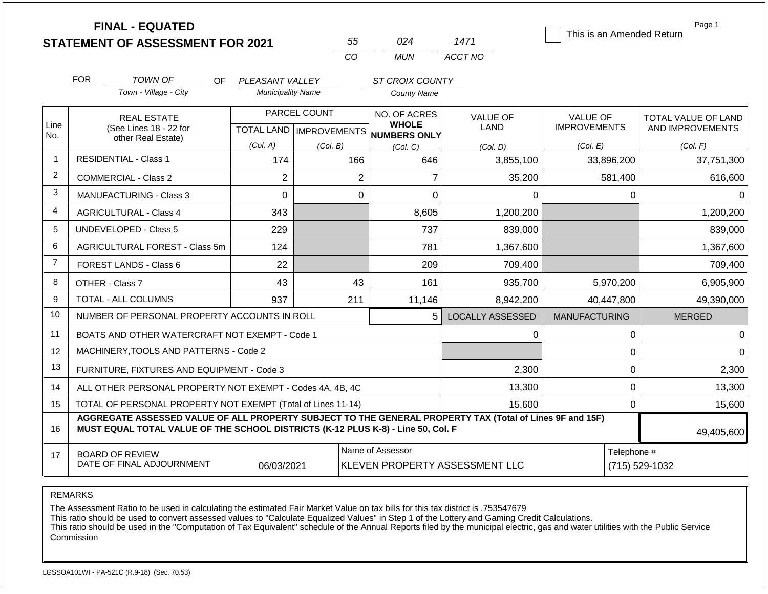# FINAL - EQUATED
## STATEMENT OF ASSESSMENT FOR 2021

| 55 | 024 | 1471 |
|---|---|---|
| CO | MUN | ACCT NO |

☐ This is an Amended Return

Page 1

FOR *TOWN OF* (Town - Village - City) OF *PLEASANT VALLEY* (Municipality Name) *ST CROIX COUNTY* (County Name)

| Line No. | REAL ESTATE (See Lines 18 - 22 for other Real Estate) | PARCEL COUNT TOTAL LAND (Col. A) | PARCEL COUNT IMPROVEMENTS (Col. B) | NO. OF ACRES WHOLE NUMBERS ONLY (Col. C) | VALUE OF LAND (Col. D) | VALUE OF IMPROVEMENTS (Col. E) | TOTAL VALUE OF LAND AND IMPROVEMENTS (Col. F) |
|---|---|---|---|---|---|---|---|
| 1 | RESIDENTIAL - Class 1 | 174 | 166 | 646 | 3,855,100 | 33,896,200 | 37,751,300 |
| 2 | COMMERCIAL - Class 2 | 2 | 2 | 7 | 35,200 | 581,400 | 616,600 |
| 3 | MANUFACTURING - Class 3 | 0 | 0 | 0 | 0 | 0 | 0 |
| 4 | AGRICULTURAL - Class 4 | 343 | | 8,605 | 1,200,200 | | 1,200,200 |
| 5 | UNDEVELOPED - Class 5 | 229 | | 737 | 839,000 | | 839,000 |
| 6 | AGRICULTURAL FOREST - Class 5m | 124 | | 781 | 1,367,600 | | 1,367,600 |
| 7 | FOREST LANDS - Class 6 | 22 | | 209 | 709,400 | | 709,400 |
| 8 | OTHER - Class 7 | 43 | 43 | 161 | 935,700 | 5,970,200 | 6,905,900 |
| 9 | TOTAL - ALL COLUMNS | 937 | 211 | 11,146 | 8,942,200 | 40,447,800 | 49,390,000 |
| 10 | NUMBER OF PERSONAL PROPERTY ACCOUNTS IN ROLL | | | 5 | LOCALLY ASSESSED | MANUFACTURING | MERGED |
| 11 | BOATS AND OTHER WATERCRAFT NOT EXEMPT - Code 1 | | | | 0 | 0 | 0 |
| 12 | MACHINERY,TOOLS AND PATTERNS - Code 2 | | | | | 0 | 0 |
| 13 | FURNITURE, FIXTURES AND EQUIPMENT - Code 3 | | | | 2,300 | 0 | 2,300 |
| 14 | ALL OTHER PERSONAL PROPERTY NOT EXEMPT - Codes 4A, 4B, 4C | | | | 13,300 | 0 | 13,300 |
| 15 | TOTAL OF PERSONAL PROPERTY NOT EXEMPT (Total of Lines 11-14) | | | | 15,600 | 0 | 15,600 |
| 16 | **AGGREGATE ASSESSED VALUE OF ALL PROPERTY SUBJECT TO THE GENERAL PROPERTY TAX (Total of Lines 9F and 15F) MUST EQUAL TOTAL VALUE OF THE SCHOOL DISTRICTS (K-12 PLUS K-8) - Line 50, Col. F** | | | | | | 49,405,600 |
| 17 | BOARD OF REVIEW DATE OF FINAL ADJOURNMENT | 06/03/2021 | | Name of Assessor: KLEVEN PROPERTY ASSESSMENT LLC | | | Telephone #: (715) 529-1032 |

REMARKS

The Assessment Ratio to be used in calculating the estimated Fair Market Value on tax bills for this tax district is .753547679
This ratio should be used to convert assessed values to "Calculate Equalized Values" in Step 1 of the Lottery and Gaming Credit Calculations.
This ratio should be used in the "Computation of Tax Equivalent" schedule of the Annual Reports filed by the municipal electric, gas and water utilities with the Public Service Commission

LGSSOA101WI - PA-521C (R.9-18) (Sec. 70.53)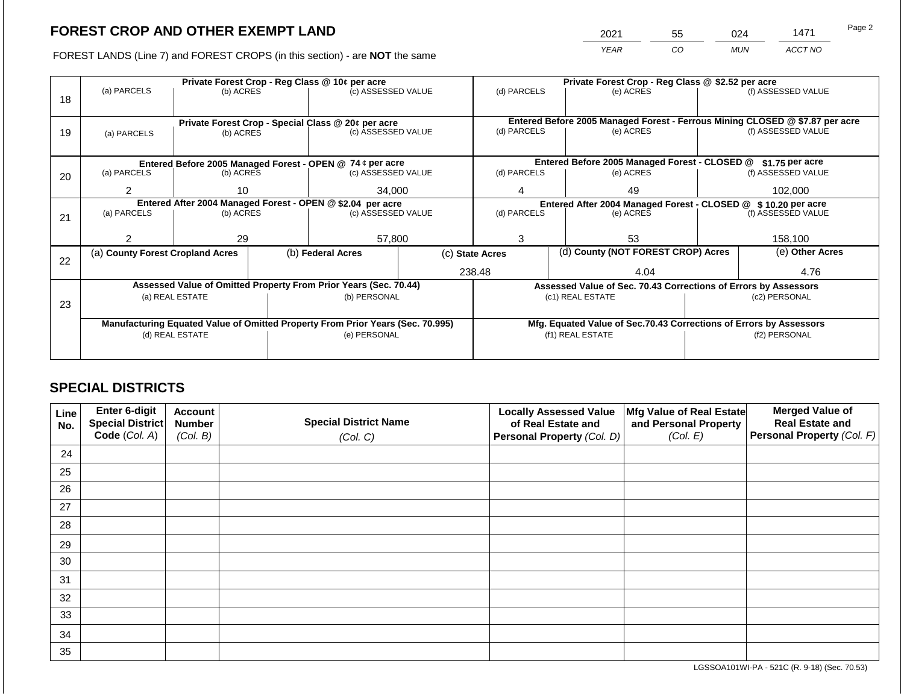# FOREST CROP AND OTHER EXEMPT LAND

| 2021 | 55 | 024 | 1471 |
|---|---|---|---|
| YEAR | CO | MUN | ACCT NO |

FOREST LANDS (Line 7) and FOREST CROPS (in this section) - are **NOT** the same

| Line | Private Forest Crop - Reg Class @ 10¢ per acre | | | Private Forest Crop - Reg Class @ $2.52 per acre | | |
|---|---|---|---|---|---|---|
| 18 | (a) PARCELS | (b) ACRES | (c) ASSESSED VALUE | (d) PARCELS | (e) ACRES | (f) ASSESSED VALUE |
| | | | | | | |
| | **Private Forest Crop - Special Class @ 20¢ per acre** | | | **Entered Before 2005 Managed Forest - Ferrous Mining CLOSED @ $7.87 per acre** | | |
| 19 | (a) PARCELS | (b) ACRES | (c) ASSESSED VALUE | (d) PARCELS | (e) ACRES | (f) ASSESSED VALUE |
| | | | | | | |
| | **Entered Before 2005 Managed Forest - OPEN @ 74 ¢ per acre** | | | **Entered Before 2005 Managed Forest - CLOSED @ $1.75 per acre** | | |
| 20 | (a) PARCELS | (b) ACRES | (c) ASSESSED VALUE | (d) PARCELS | (e) ACRES | (f) ASSESSED VALUE |
| | 2 | 10 | 34,000 | 4 | 49 | 102,000 |
| | **Entered After 2004 Managed Forest - OPEN @ $2.04 per acre** | | | **Entered After 2004 Managed Forest - CLOSED @ $ 10.20 per acre** | | |
| 21 | (a) PARCELS | (b) ACRES | (c) ASSESSED VALUE | (d) PARCELS | (e) ACRES | (f) ASSESSED VALUE |
| | 2 | 29 | 57,800 | 3 | 53 | 158,100 |

| Line | (a) County Forest Cropland Acres | (b) Federal Acres | (c) State Acres | (d) County (NOT FOREST CROP) Acres | (e) Other Acres |
|---|---|---|---|---|---|
| 22 | | | 238.48 | 4.04 | 4.76 |

| Line | Assessed Value of Omitted Property From Prior Years (Sec. 70.44) | | Assessed Value of Sec. 70.43 Corrections of Errors by Assessors | |
|---|---|---|---|---|
| 23 | (a) REAL ESTATE | (b) PERSONAL | (c1) REAL ESTATE | (c2) PERSONAL |
| | | | | |
| | **Manufacturing Equated Value of Omitted Property From Prior Years (Sec. 70.995)** | | **Mfg. Equated Value of Sec.70.43 Corrections of Errors by Assessors** | |
| | (d) REAL ESTATE | (e) PERSONAL | (f1) REAL ESTATE | (f2) PERSONAL |
| | | | | |

## SPECIAL DISTRICTS

| Line No. | Enter 6-digit Special District Code (Col. A) | Account Number (Col. B) | Special District Name (Col. C) | Locally Assessed Value of Real Estate and Personal Property (Col. D) | Mfg Value of Real Estate and Personal Property (Col. E) | Merged Value of Real Estate and Personal Property (Col. F) |
|---|---|---|---|---|---|---|
| 24 | | | | | | |
| 25 | | | | | | |
| 26 | | | | | | |
| 27 | | | | | | |
| 28 | | | | | | |
| 29 | | | | | | |
| 30 | | | | | | |
| 31 | | | | | | |
| 32 | | | | | | |
| 33 | | | | | | |
| 34 | | | | | | |
| 35 | | | | | | |

LGSSOA101WI-PA - 521C (R. 9-18) (Sec. 70.53)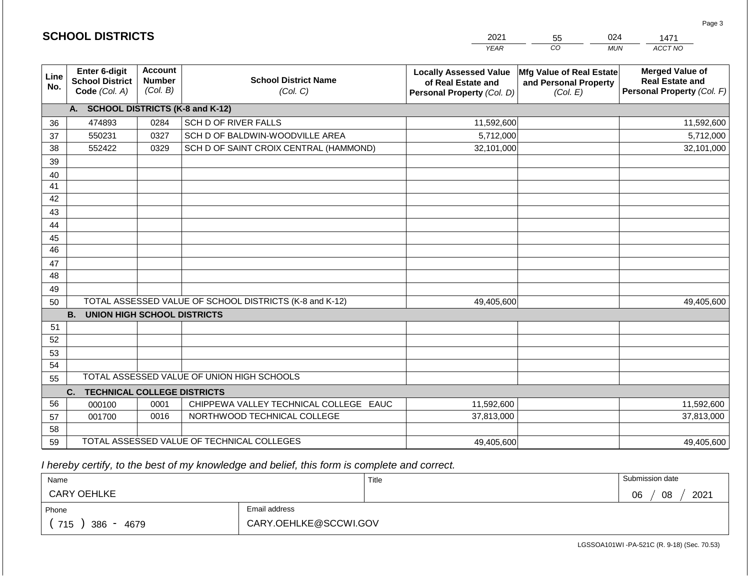# SCHOOL DISTRICTS

| 2021 | 55 | 024 | 1471 |
|---|---|---|---|
| YEAR | CO | MUN | ACCT NO |

| Line No. | Enter 6-digit School District Code (Col. A) | Account Number (Col. B) | School District Name (Col. C) | Locally Assessed Value of Real Estate and Personal Property (Col. D) | Mfg Value of Real Estate and Personal Property (Col. E) | Merged Value of Real Estate and Personal Property (Col. F) |
|---|---|---|---|---|---|---|
| | **A. SCHOOL DISTRICTS (K-8 and K-12)** | | | | | |
| 36 | 474893 | 0284 | SCH D OF RIVER FALLS | 11,592,600 | | 11,592,600 |
| 37 | 550231 | 0327 | SCH D OF BALDWIN-WOODVILLE AREA | 5,712,000 | | 5,712,000 |
| 38 | 552422 | 0329 | SCH D OF SAINT CROIX CENTRAL (HAMMOND) | 32,101,000 | | 32,101,000 |
| 39 | | | | | | |
| 40 | | | | | | |
| 41 | | | | | | |
| 42 | | | | | | |
| 43 | | | | | | |
| 44 | | | | | | |
| 45 | | | | | | |
| 46 | | | | | | |
| 47 | | | | | | |
| 48 | | | | | | |
| 49 | | | | | | |
| 50 | | | TOTAL ASSESSED VALUE OF SCHOOL DISTRICTS (K-8 and K-12) | 49,405,600 | | 49,405,600 |
| | **B. UNION HIGH SCHOOL DISTRICTS** | | | | | |
| 51 | | | | | | |
| 52 | | | | | | |
| 53 | | | | | | |
| 54 | | | | | | |
| 55 | | | TOTAL ASSESSED VALUE OF UNION HIGH SCHOOLS | | | |
| | **C. TECHNICAL COLLEGE DISTRICTS** | | | | | |
| 56 | 000100 | 0001 | CHIPPEWA VALLEY TECHNICAL COLLEGE EAUC | 11,592,600 | | 11,592,600 |
| 57 | 001700 | 0016 | NORTHWOOD TECHNICAL COLLEGE | 37,813,000 | | 37,813,000 |
| 58 | | | | | | |
| 59 | | | TOTAL ASSESSED VALUE OF TECHNICAL COLLEGES | 49,405,600 | | 49,405,600 |

*I hereby certify, to the best of my knowledge and belief, this form is complete and correct.*

| Name | Title | Submission date |
|---|---|---|
| CARY OEHLKE | | 06 / 08 / 2021 |
| Phone | Email address | |
| ( 715 ) 386 - 4679 | CARY.OEHLKE@SCCWI.GOV | |

LGSSOA101WI -PA-521C (R. 9-18) (Sec. 70.53)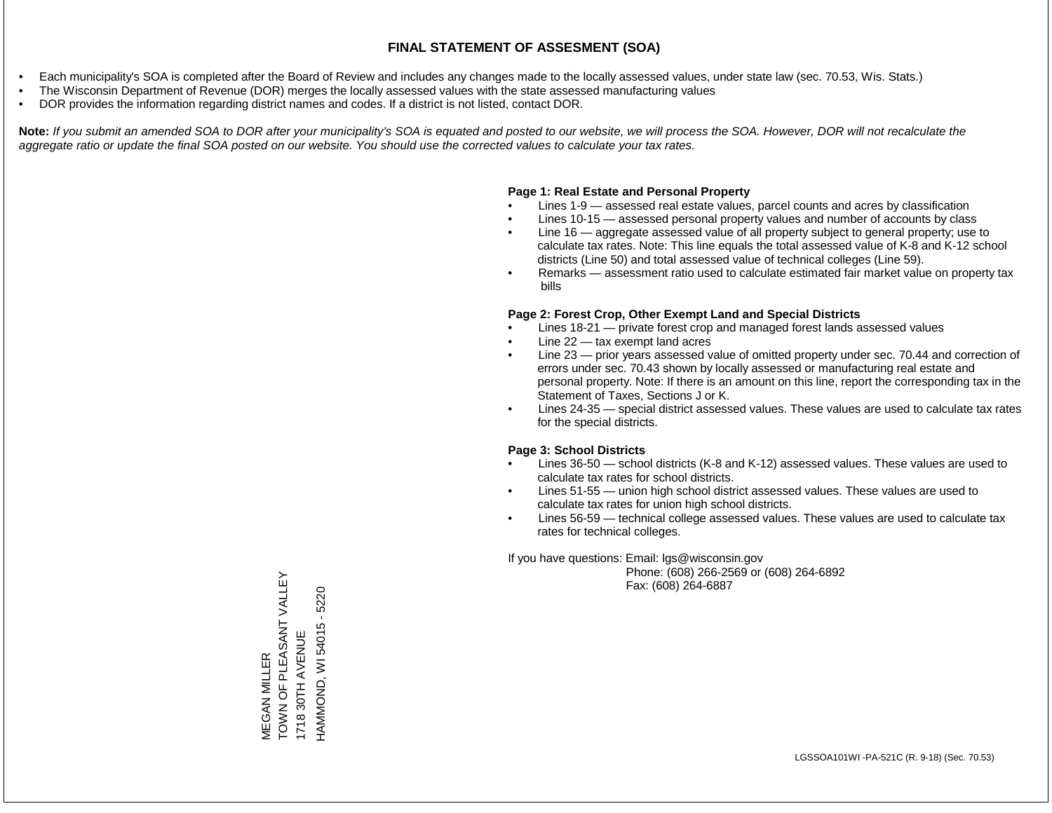# FINAL STATEMENT OF ASSESMENT (SOA)

- Each municipality's SOA is completed after the Board of Review and includes any changes made to the locally assessed values, under state law (sec. 70.53, Wis. Stats.)
- The Wisconsin Department of Revenue (DOR) merges the locally assessed values with the state assessed manufacturing values
- DOR provides the information regarding district names and codes. If a district is not listed, contact DOR.

**Note:** *If you submit an amended SOA to DOR after your municipality's SOA is equated and posted to our website, we will process the SOA. However, DOR will not recalculate the aggregate ratio or update the final SOA posted on our website. You should use the corrected values to calculate your tax rates.*

**Page 1: Real Estate and Personal Property**

- Lines 1-9 — assessed real estate values, parcel counts and acres by classification
- Lines 10-15 — assessed personal property values and number of accounts by class
- Line 16 — aggregate assessed value of all property subject to general property; use to calculate tax rates. Note: This line equals the total assessed value of K-8 and K-12 school districts (Line 50) and total assessed value of technical colleges (Line 59).
- Remarks — assessment ratio used to calculate estimated fair market value on property tax bills

**Page 2: Forest Crop, Other Exempt Land and Special Districts**

- Lines 18-21 — private forest crop and managed forest lands assessed values
- Line 22 — tax exempt land acres
- Line 23 — prior years assessed value of omitted property under sec. 70.44 and correction of errors under sec. 70.43 shown by locally assessed or manufacturing real estate and personal property. Note: If there is an amount on this line, report the corresponding tax in the Statement of Taxes, Sections J or K.
- Lines 24-35 — special district assessed values. These values are used to calculate tax rates for the special districts.

**Page 3: School Districts**

- Lines 36-50 — school districts (K-8 and K-12) assessed values. These values are used to calculate tax rates for school districts.
- Lines 51-55 — union high school district assessed values. These values are used to calculate tax rates for union high school districts.
- Lines 56-59 — technical college assessed values. These values are used to calculate tax rates for technical colleges.

If you have questions: Email: lgs@wisconsin.gov
Phone: (608) 266-2569 or (608) 264-6892
Fax: (608) 264-6887

MEGAN MILLER
TOWN OF PLEASANT VALLEY
1718 30TH AVENUE
HAMMOND, WI 54015 - 5220

LGSSOA101WI -PA-521C (R. 9-18) (Sec. 70.53)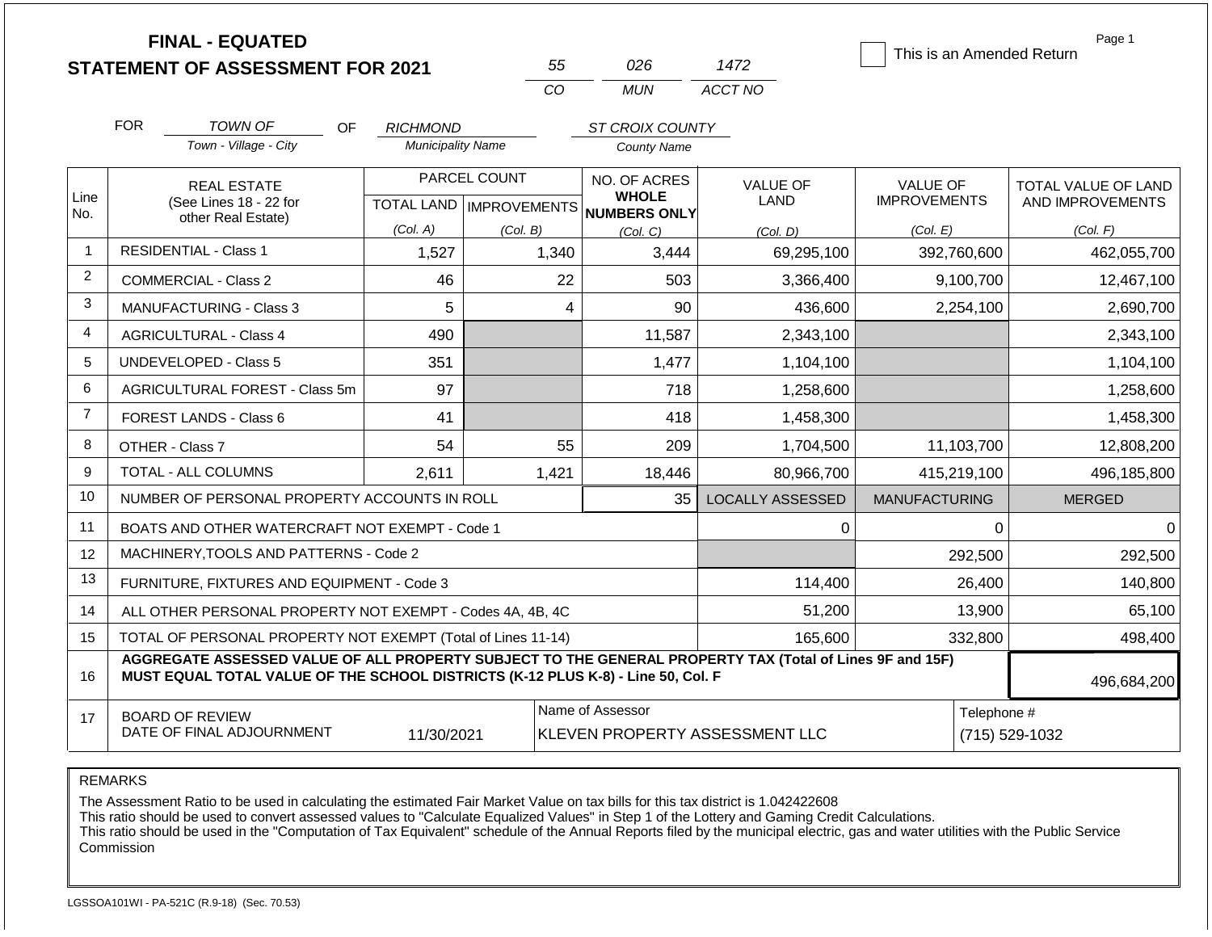# FINAL - EQUATED
## STATEMENT OF ASSESSMENT FOR 2021

| 55 | 026 | 1472 |
|---|---|---|
| CO | MUN | ACCT NO |

☐ This is an Amended Return

Page 1

FOR *TOWN OF* (Town - Village - City) OF *RICHMOND* (Municipality Name) *ST CROIX COUNTY* (County Name)

| Line No. | REAL ESTATE (See Lines 18 - 22 for other Real Estate) | PARCEL COUNT | | NO. OF ACRES **WHOLE NUMBERS ONLY** | VALUE OF LAND | VALUE OF IMPROVEMENTS | TOTAL VALUE OF LAND AND IMPROVEMENTS |
|---|---|---|---|---|---|---|---|
| | | TOTAL LAND (Col. A) | IMPROVEMENTS (Col. B) | (Col. C) | (Col. D) | (Col. E) | (Col. F) |
| 1 | RESIDENTIAL - Class 1 | 1,527 | 1,340 | 3,444 | 69,295,100 | 392,760,600 | 462,055,700 |
| 2 | COMMERCIAL - Class 2 | 46 | 22 | 503 | 3,366,400 | 9,100,700 | 12,467,100 |
| 3 | MANUFACTURING - Class 3 | 5 | 4 | 90 | 436,600 | 2,254,100 | 2,690,700 |
| 4 | AGRICULTURAL - Class 4 | 490 | | 11,587 | 2,343,100 | | 2,343,100 |
| 5 | UNDEVELOPED - Class 5 | 351 | | 1,477 | 1,104,100 | | 1,104,100 |
| 6 | AGRICULTURAL FOREST - Class 5m | 97 | | 718 | 1,258,600 | | 1,258,600 |
| 7 | FOREST LANDS - Class 6 | 41 | | 418 | 1,458,300 | | 1,458,300 |
| 8 | OTHER - Class 7 | 54 | 55 | 209 | 1,704,500 | 11,103,700 | 12,808,200 |
| 9 | TOTAL - ALL COLUMNS | 2,611 | 1,421 | 18,446 | 80,966,700 | 415,219,100 | 496,185,800 |
| 10 | NUMBER OF PERSONAL PROPERTY ACCOUNTS IN ROLL | | | 35 | LOCALLY ASSESSED | MANUFACTURING | MERGED |
| 11 | BOATS AND OTHER WATERCRAFT NOT EXEMPT - Code 1 | | | | 0 | 0 | 0 |
| 12 | MACHINERY,TOOLS AND PATTERNS - Code 2 | | | | | 292,500 | 292,500 |
| 13 | FURNITURE, FIXTURES AND EQUIPMENT - Code 3 | | | | 114,400 | 26,400 | 140,800 |
| 14 | ALL OTHER PERSONAL PROPERTY NOT EXEMPT - Codes 4A, 4B, 4C | | | | 51,200 | 13,900 | 65,100 |
| 15 | TOTAL OF PERSONAL PROPERTY NOT EXEMPT (Total of Lines 11-14) | | | | 165,600 | 332,800 | 498,400 |
| 16 | **AGGREGATE ASSESSED VALUE OF ALL PROPERTY SUBJECT TO THE GENERAL PROPERTY TAX (Total of Lines 9F and 15F) MUST EQUAL TOTAL VALUE OF THE SCHOOL DISTRICTS (K-12 PLUS K-8) - Line 50, Col. F** | | | | | | 496,684,200 |
| 17 | BOARD OF REVIEW DATE OF FINAL ADJOURNMENT | 11/30/2021 | | Name of Assessor: KLEVEN PROPERTY ASSESSMENT LLC | | | Telephone #: (715) 529-1032 |

REMARKS

The Assessment Ratio to be used in calculating the estimated Fair Market Value on tax bills for this tax district is 1.042422608
This ratio should be used to convert assessed values to "Calculate Equalized Values" in Step 1 of the Lottery and Gaming Credit Calculations.
This ratio should be used in the "Computation of Tax Equivalent" schedule of the Annual Reports filed by the municipal electric, gas and water utilities with the Public Service Commission

LGSSOA101WI - PA-521C (R.9-18) (Sec. 70.53)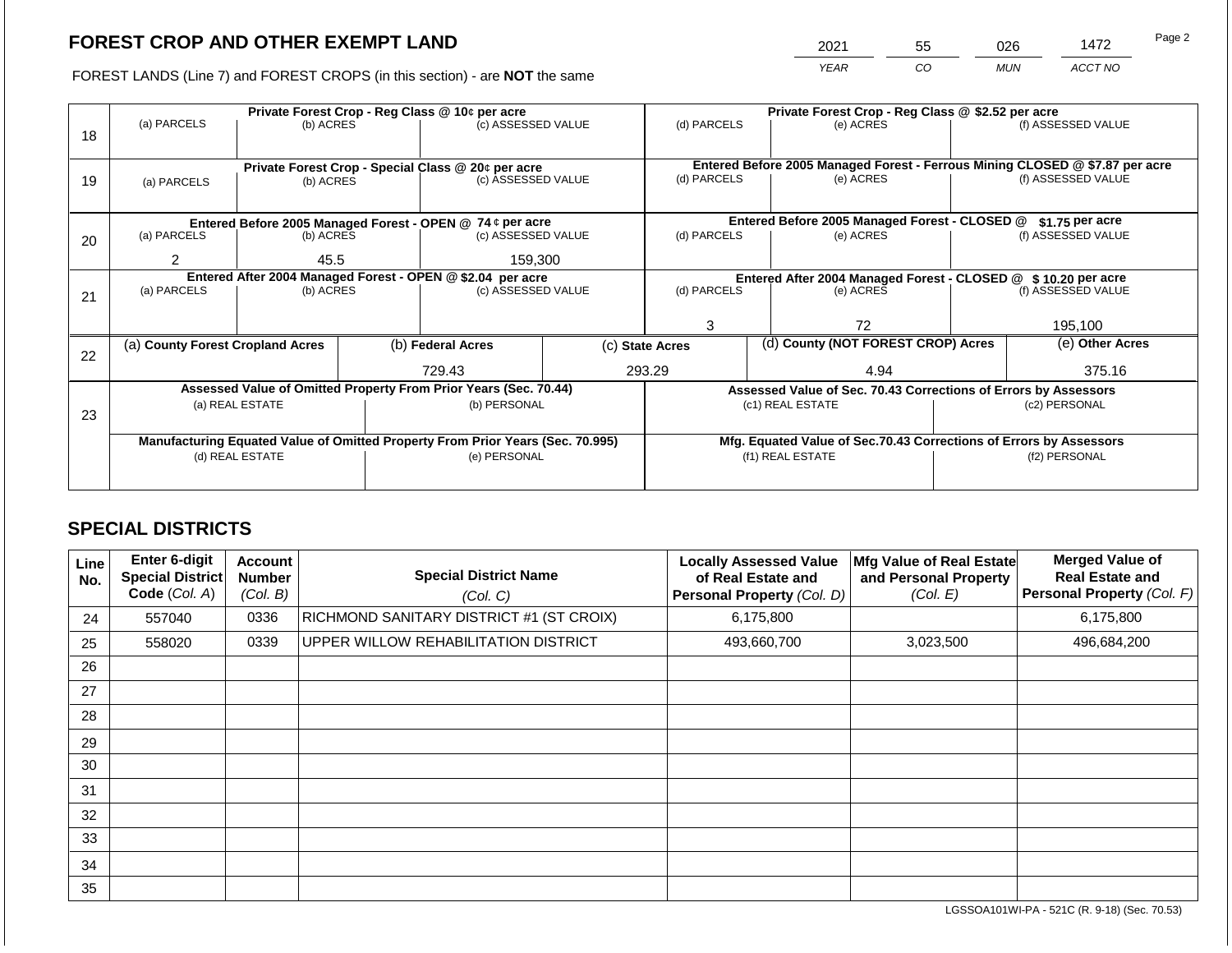## FOREST CROP AND OTHER EXEMPT LAND

| 2021 | 55 | 026 | 1472 |
|---|---|---|---|
| YEAR | CO | MUN | ACCT NO |

FOREST LANDS (Line 7) and FOREST CROPS (in this section) - are **NOT** the same

| Line | Private Forest Crop - Reg Class @ 10¢ per acre | | | Private Forest Crop - Reg Class @ $2.52 per acre | | |
|---|---|---|---|---|---|---|
| 18 | (a) PARCELS | (b) ACRES | (c) ASSESSED VALUE | (d) PARCELS | (e) ACRES | (f) ASSESSED VALUE |
| | | | | | | |
| | **Private Forest Crop - Special Class @ 20¢ per acre** | | | **Entered Before 2005 Managed Forest - Ferrous Mining CLOSED @ $7.87 per acre** | | |
| 19 | (a) PARCELS | (b) ACRES | (c) ASSESSED VALUE | (d) PARCELS | (e) ACRES | (f) ASSESSED VALUE |
| | | | | | | |
| | **Entered Before 2005 Managed Forest - OPEN @ 74 ¢ per acre** | | | **Entered Before 2005 Managed Forest - CLOSED @ $1.75 per acre** | | |
| 20 | (a) PARCELS | (b) ACRES | (c) ASSESSED VALUE | (d) PARCELS | (e) ACRES | (f) ASSESSED VALUE |
| | 2 | 45.5 | 159,300 | | | |
| | **Entered After 2004 Managed Forest - OPEN @ $2.04 per acre** | | | **Entered After 2004 Managed Forest - CLOSED @ $ 10.20 per acre** | | |
| 21 | (a) PARCELS | (b) ACRES | (c) ASSESSED VALUE | (d) PARCELS | (e) ACRES | (f) ASSESSED VALUE |
| | | | | 3 | 72 | 195,100 |

| Line | (a) County Forest Cropland Acres | (b) Federal Acres | (c) State Acres | (d) County (NOT FOREST CROP) Acres | (e) Other Acres |
|---|---|---|---|---|---|
| 22 | | 729.43 | 293.29 | 4.94 | 375.16 |

| Line | Assessed Value of Omitted Property From Prior Years (Sec. 70.44) | | Assessed Value of Sec. 70.43 Corrections of Errors by Assessors | |
|---|---|---|---|---|
| 23 | (a) REAL ESTATE | (b) PERSONAL | (c1) REAL ESTATE | (c2) PERSONAL |
| | | | | |
| | **Manufacturing Equated Value of Omitted Property From Prior Years (Sec. 70.995)** | | **Mfg. Equated Value of Sec.70.43 Corrections of Errors by Assessors** | |
| | (d) REAL ESTATE | (e) PERSONAL | (f1) REAL ESTATE | (f2) PERSONAL |
| | | | | |

## SPECIAL DISTRICTS

| Line No. | Enter 6-digit Special District Code (Col. A) | Account Number (Col. B) | Special District Name (Col. C) | Locally Assessed Value of Real Estate and Personal Property (Col. D) | Mfg Value of Real Estate and Personal Property (Col. E) | Merged Value of Real Estate and Personal Property (Col. F) |
|---|---|---|---|---|---|---|
| 24 | 557040 | 0336 | RICHMOND SANITARY DISTRICT #1 (ST CROIX) | 6,175,800 | | 6,175,800 |
| 25 | 558020 | 0339 | UPPER WILLOW REHABILITATION DISTRICT | 493,660,700 | 3,023,500 | 496,684,200 |
| 26 | | | | | | |
| 27 | | | | | | |
| 28 | | | | | | |
| 29 | | | | | | |
| 30 | | | | | | |
| 31 | | | | | | |
| 32 | | | | | | |
| 33 | | | | | | |
| 34 | | | | | | |
| 35 | | | | | | |

LGSSOA101WI-PA - 521C (R. 9-18) (Sec. 70.53)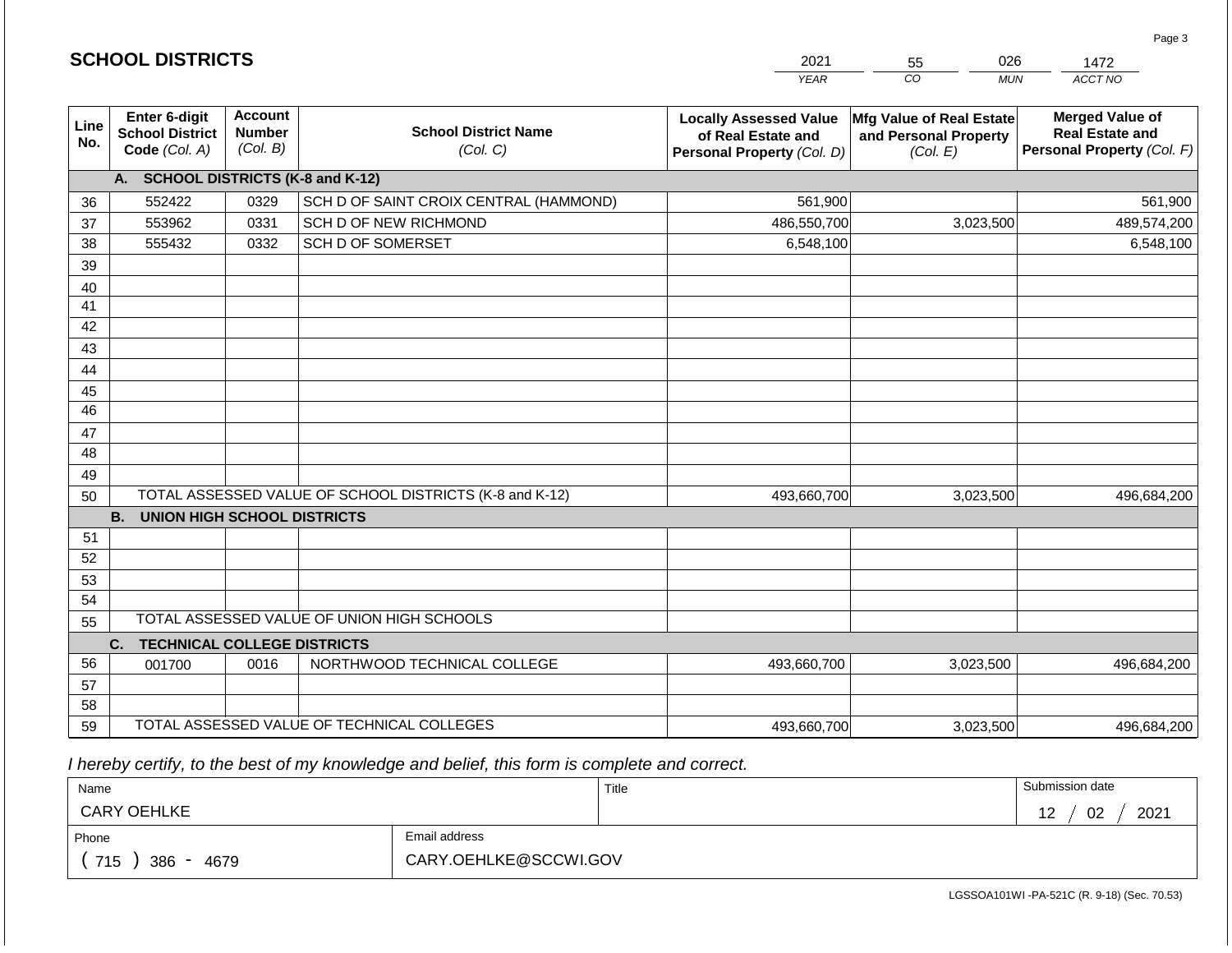# SCHOOL DISTRICTS

| 2021 | 55 | 026 | 1472 |
|---|---|---|---|
| YEAR | CO | MUN | ACCT NO |

| Line No. | Enter 6-digit School District Code (Col. A) | Account Number (Col. B) | School District Name (Col. C) | Locally Assessed Value of Real Estate and Personal Property (Col. D) | Mfg Value of Real Estate and Personal Property (Col. E) | Merged Value of Real Estate and Personal Property (Col. F) |
|---|---|---|---|---|---|---|
| | **A. SCHOOL DISTRICTS (K-8 and K-12)** | | | | | |
| 36 | 552422 | 0329 | SCH D OF SAINT CROIX CENTRAL (HAMMOND) | 561,900 | | 561,900 |
| 37 | 553962 | 0331 | SCH D OF NEW RICHMOND | 486,550,700 | 3,023,500 | 489,574,200 |
| 38 | 555432 | 0332 | SCH D OF SOMERSET | 6,548,100 | | 6,548,100 |
| 39 | | | | | | |
| 40 | | | | | | |
| 41 | | | | | | |
| 42 | | | | | | |
| 43 | | | | | | |
| 44 | | | | | | |
| 45 | | | | | | |
| 46 | | | | | | |
| 47 | | | | | | |
| 48 | | | | | | |
| 49 | | | | | | |
| 50 | TOTAL ASSESSED VALUE OF SCHOOL DISTRICTS (K-8 and K-12) | | | 493,660,700 | 3,023,500 | 496,684,200 |
| | **B. UNION HIGH SCHOOL DISTRICTS** | | | | | |
| 51 | | | | | | |
| 52 | | | | | | |
| 53 | | | | | | |
| 54 | | | | | | |
| 55 | TOTAL ASSESSED VALUE OF UNION HIGH SCHOOLS | | | | | |
| | **C. TECHNICAL COLLEGE DISTRICTS** | | | | | |
| 56 | 001700 | 0016 | NORTHWOOD TECHNICAL COLLEGE | 493,660,700 | 3,023,500 | 496,684,200 |
| 57 | | | | | | |
| 58 | | | | | | |
| 59 | TOTAL ASSESSED VALUE OF TECHNICAL COLLEGES | | | 493,660,700 | 3,023,500 | 496,684,200 |

*I hereby certify, to the best of my knowledge and belief, this form is complete and correct.*

| Name | Title | Submission date |
|---|---|---|
| CARY OEHLKE | | 12 / 02 / 2021 |
| **Phone** | **Email address** | |
| ( 715 ) 386 - 4679 | CARY.OEHLKE@SCCWI.GOV | |

LGSSOA101WI -PA-521C (R. 9-18) (Sec. 70.53)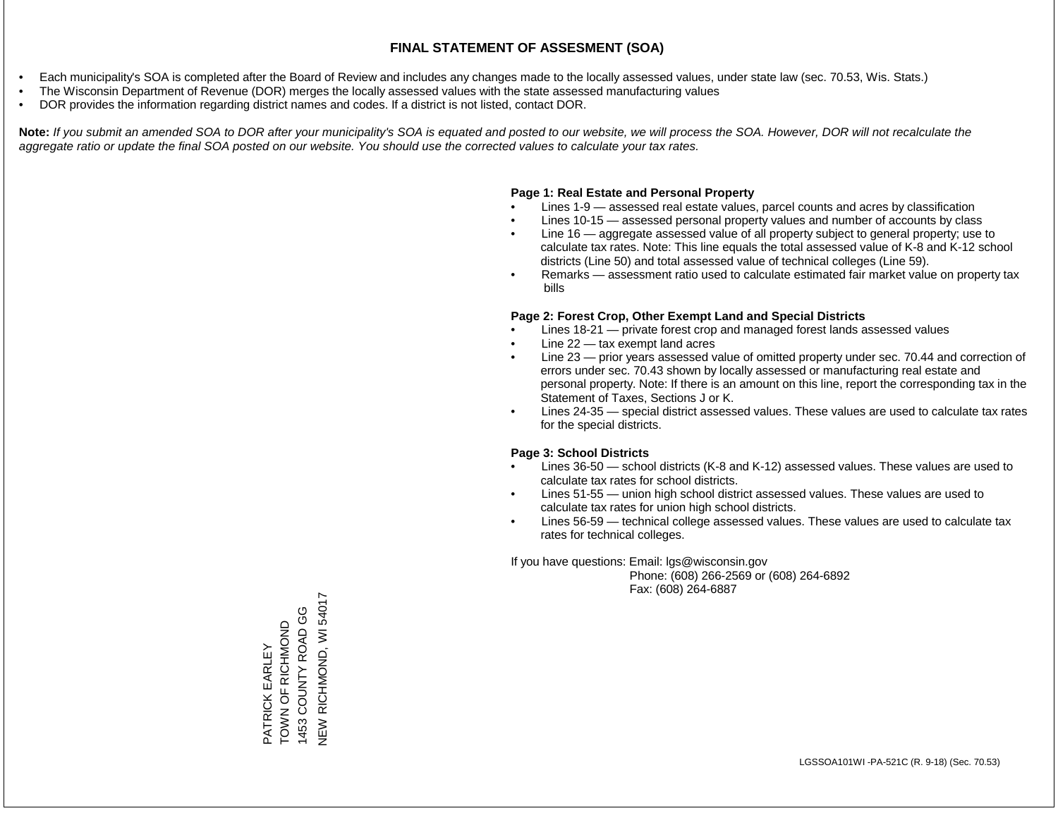# FINAL STATEMENT OF ASSESMENT (SOA)

- Each municipality's SOA is completed after the Board of Review and includes any changes made to the locally assessed values, under state law (sec. 70.53, Wis. Stats.)
- The Wisconsin Department of Revenue (DOR) merges the locally assessed values with the state assessed manufacturing values
- DOR provides the information regarding district names and codes. If a district is not listed, contact DOR.

**Note:** *If you submit an amended SOA to DOR after your municipality's SOA is equated and posted to our website, we will process the SOA. However, DOR will not recalculate the aggregate ratio or update the final SOA posted on our website. You should use the corrected values to calculate your tax rates.*

**Page 1: Real Estate and Personal Property**

- Lines 1-9 — assessed real estate values, parcel counts and acres by classification
- Lines 10-15 — assessed personal property values and number of accounts by class
- Line 16 — aggregate assessed value of all property subject to general property; use to calculate tax rates. Note: This line equals the total assessed value of K-8 and K-12 school districts (Line 50) and total assessed value of technical colleges (Line 59).
- Remarks — assessment ratio used to calculate estimated fair market value on property tax bills

**Page 2: Forest Crop, Other Exempt Land and Special Districts**

- Lines 18-21 — private forest crop and managed forest lands assessed values
- Line 22 — tax exempt land acres
- Line 23 — prior years assessed value of omitted property under sec. 70.44 and correction of errors under sec. 70.43 shown by locally assessed or manufacturing real estate and personal property. Note: If there is an amount on this line, report the corresponding tax in the Statement of Taxes, Sections J or K.
- Lines 24-35 — special district assessed values. These values are used to calculate tax rates for the special districts.

**Page 3: School Districts**

- Lines 36-50 — school districts (K-8 and K-12) assessed values. These values are used to calculate tax rates for school districts.
- Lines 51-55 — union high school district assessed values. These values are used to calculate tax rates for union high school districts.
- Lines 56-59 — technical college assessed values. These values are used to calculate tax rates for technical colleges.

If you have questions: Email: lgs@wisconsin.gov
Phone: (608) 266-2569 or (608) 264-6892
Fax: (608) 264-6887

PATRICK EARLEY
TOWN OF RICHMOND
1453 COUNTY ROAD GG
NEW RICHMOND, WI 54017

LGSSOA101WI -PA-521C (R. 9-18) (Sec. 70.53)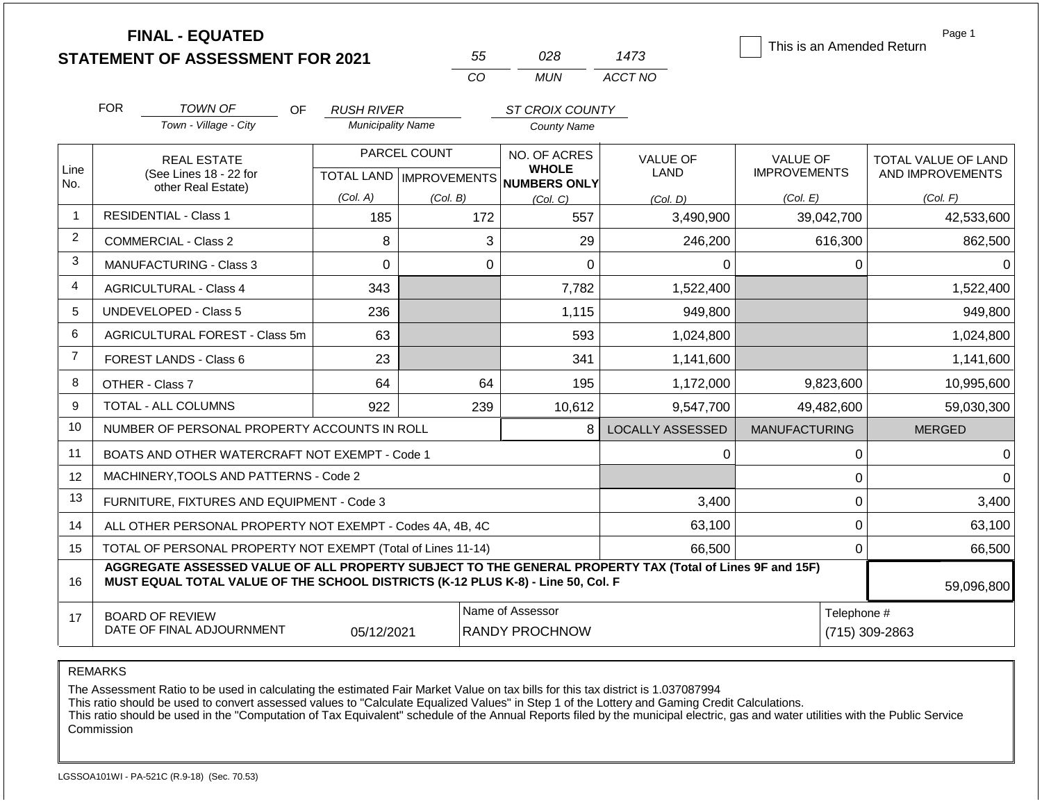# FINAL - EQUATED
## STATEMENT OF ASSESSMENT FOR 2021

| 55 | 028 | 1473 |
|---|---|---|
| CO | MUN | ACCT NO |

☐ This is an Amended Return

Page 1

FOR *TOWN OF* (Town - Village - City) OF *RUSH RIVER* (Municipality Name) *ST CROIX COUNTY* (County Name)

| Line No. | REAL ESTATE (See Lines 18 - 22 for other Real Estate) | PARCEL COUNT TOTAL LAND (Col. A) | PARCEL COUNT IMPROVEMENTS (Col. B) | NO. OF ACRES WHOLE NUMBERS ONLY (Col. C) | VALUE OF LAND (Col. D) | VALUE OF IMPROVEMENTS (Col. E) | TOTAL VALUE OF LAND AND IMPROVEMENTS (Col. F) |
|---|---|---|---|---|---|---|---|
| 1 | RESIDENTIAL - Class 1 | 185 | 172 | 557 | 3,490,900 | 39,042,700 | 42,533,600 |
| 2 | COMMERCIAL - Class 2 | 8 | 3 | 29 | 246,200 | 616,300 | 862,500 |
| 3 | MANUFACTURING - Class 3 | 0 | 0 | 0 | 0 | 0 | 0 |
| 4 | AGRICULTURAL - Class 4 | 343 | | 7,782 | 1,522,400 | | 1,522,400 |
| 5 | UNDEVELOPED - Class 5 | 236 | | 1,115 | 949,800 | | 949,800 |
| 6 | AGRICULTURAL FOREST - Class 5m | 63 | | 593 | 1,024,800 | | 1,024,800 |
| 7 | FOREST LANDS - Class 6 | 23 | | 341 | 1,141,600 | | 1,141,600 |
| 8 | OTHER - Class 7 | 64 | 64 | 195 | 1,172,000 | 9,823,600 | 10,995,600 |
| 9 | TOTAL - ALL COLUMNS | 922 | 239 | 10,612 | 9,547,700 | 49,482,600 | 59,030,300 |

| Line No. | | | LOCALLY ASSESSED | MANUFACTURING | MERGED |
|---|---|---|---|---|---|
| 10 | NUMBER OF PERSONAL PROPERTY ACCOUNTS IN ROLL | 8 | | | |
| 11 | BOATS AND OTHER WATERCRAFT NOT EXEMPT - Code 1 | | 0 | 0 | 0 |
| 12 | MACHINERY,TOOLS AND PATTERNS - Code 2 | | | 0 | 0 |
| 13 | FURNITURE, FIXTURES AND EQUIPMENT - Code 3 | | 3,400 | 0 | 3,400 |
| 14 | ALL OTHER PERSONAL PROPERTY NOT EXEMPT - Codes 4A, 4B, 4C | | 63,100 | 0 | 63,100 |
| 15 | TOTAL OF PERSONAL PROPERTY NOT EXEMPT (Total of Lines 11-14) | | 66,500 | 0 | 66,500 |
| 16 | **AGGREGATE ASSESSED VALUE OF ALL PROPERTY SUBJECT TO THE GENERAL PROPERTY TAX (Total of Lines 9F and 15F) MUST EQUAL TOTAL VALUE OF THE SCHOOL DISTRICTS (K-12 PLUS K-8) - Line 50, Col. F** | | | | 59,096,800 |

| 17 | BOARD OF REVIEW DATE OF FINAL ADJOURNMENT | 05/12/2021 | Name of Assessor: RANDY PROCHNOW | Telephone #: (715) 309-2863 |
|---|---|---|---|---|

REMARKS

The Assessment Ratio to be used in calculating the estimated Fair Market Value on tax bills for this tax district is 1.037087994
This ratio should be used to convert assessed values to "Calculate Equalized Values" in Step 1 of the Lottery and Gaming Credit Calculations.
This ratio should be used in the "Computation of Tax Equivalent" schedule of the Annual Reports filed by the municipal electric, gas and water utilities with the Public Service Commission

LGSSOA101WI - PA-521C (R.9-18) (Sec. 70.53)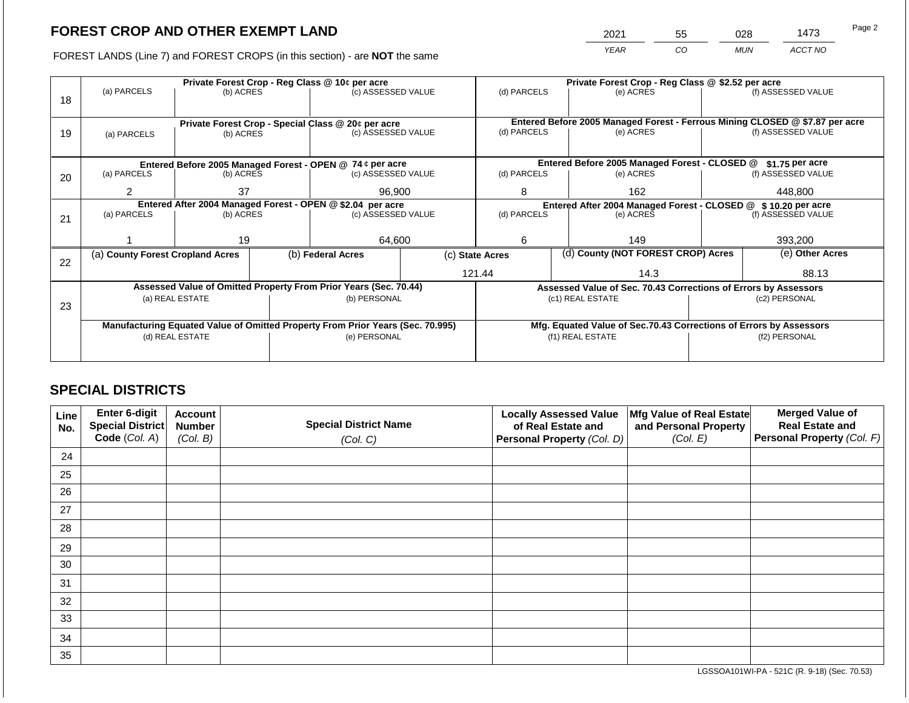# FOREST CROP AND OTHER EXEMPT LAND

| 2021 | 55 | 028 | 1473 |
|---|---|---|---|
| YEAR | CO | MUN | ACCT NO |

FOREST LANDS (Line 7) and FOREST CROPS (in this section) - are **NOT** the same

| Line | Private Forest Crop - Reg Class @ 10¢ per acre | | | Private Forest Crop - Reg Class @ $2.52 per acre | | |
|---|---|---|---|---|---|---|
| 18 | (a) PARCELS | (b) ACRES | (c) ASSESSED VALUE | (d) PARCELS | (e) ACRES | (f) ASSESSED VALUE |
| | | | | | | |
| | **Private Forest Crop - Special Class @ 20¢ per acre** | | | **Entered Before 2005 Managed Forest - Ferrous Mining CLOSED @ $7.87 per acre** | | |
| 19 | (a) PARCELS | (b) ACRES | (c) ASSESSED VALUE | (d) PARCELS | (e) ACRES | (f) ASSESSED VALUE |
| | | | | | | |
| | **Entered Before 2005 Managed Forest - OPEN @ 74 ¢ per acre** | | | **Entered Before 2005 Managed Forest - CLOSED @ $1.75 per acre** | | |
| 20 | (a) PARCELS | (b) ACRES | (c) ASSESSED VALUE | (d) PARCELS | (e) ACRES | (f) ASSESSED VALUE |
| | 2 | 37 | 96,900 | 8 | 162 | 448,800 |
| | **Entered After 2004 Managed Forest - OPEN @ $2.04 per acre** | | | **Entered After 2004 Managed Forest - CLOSED @ $ 10.20 per acre** | | |
| 21 | (a) PARCELS | (b) ACRES | (c) ASSESSED VALUE | (d) PARCELS | (e) ACRES | (f) ASSESSED VALUE |
| | 1 | 19 | 64,600 | 6 | 149 | 393,200 |

| Line | (a) County Forest Cropland Acres | (b) Federal Acres | (c) State Acres | (d) County (NOT FOREST CROP) Acres | (e) Other Acres |
|---|---|---|---|---|---|
| 22 | | | 121.44 | 14.3 | 88.13 |

| Line | Assessed Value of Omitted Property From Prior Years (Sec. 70.44) | | Assessed Value of Sec. 70.43 Corrections of Errors by Assessors | |
|---|---|---|---|---|
| 23 | (a) REAL ESTATE | (b) PERSONAL | (c1) REAL ESTATE | (c2) PERSONAL |
| | | | | |
| | **Manufacturing Equated Value of Omitted Property From Prior Years (Sec. 70.995)** | | **Mfg. Equated Value of Sec.70.43 Corrections of Errors by Assessors** | |
| | (d) REAL ESTATE | (e) PERSONAL | (f1) REAL ESTATE | (f2) PERSONAL |
| | | | | |

## SPECIAL DISTRICTS

| Line No. | Enter 6-digit Special District Code (Col. A) | Account Number (Col. B) | Special District Name (Col. C) | Locally Assessed Value of Real Estate and Personal Property (Col. D) | Mfg Value of Real Estate and Personal Property (Col. E) | Merged Value of Real Estate and Personal Property (Col. F) |
|---|---|---|---|---|---|---|
| 24 | | | | | | |
| 25 | | | | | | |
| 26 | | | | | | |
| 27 | | | | | | |
| 28 | | | | | | |
| 29 | | | | | | |
| 30 | | | | | | |
| 31 | | | | | | |
| 32 | | | | | | |
| 33 | | | | | | |
| 34 | | | | | | |
| 35 | | | | | | |

LGSSOA101WI-PA - 521C (R. 9-18) (Sec. 70.53)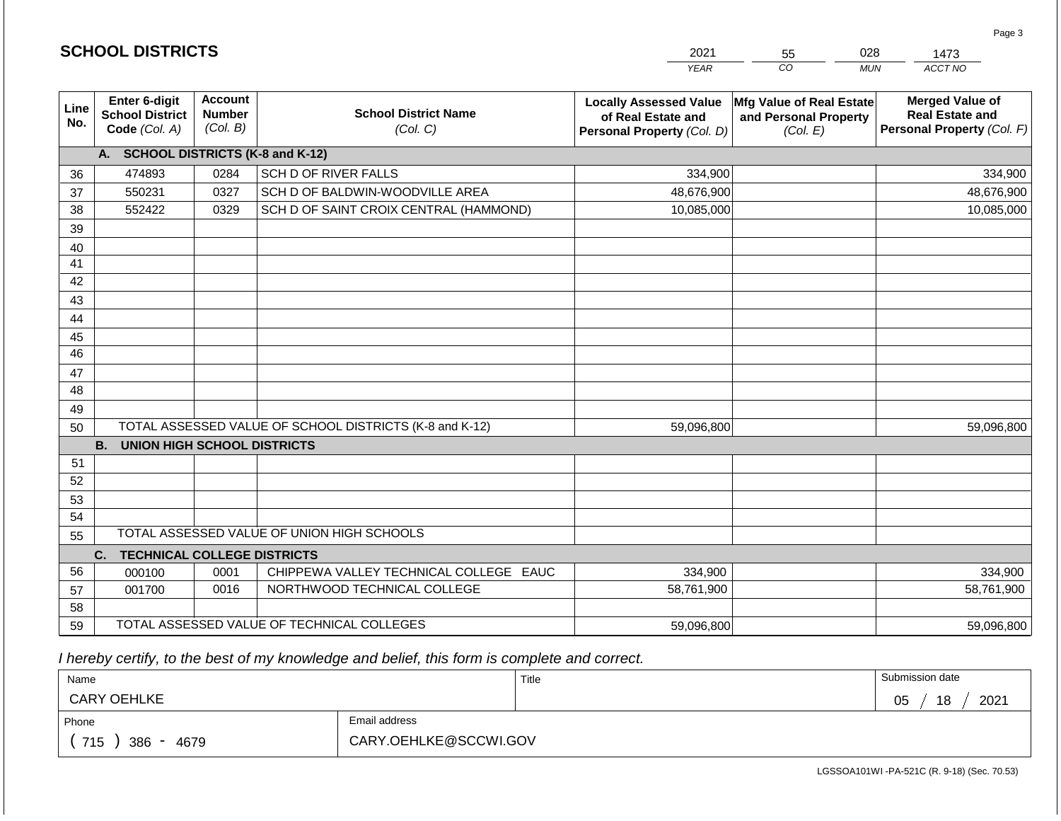## SCHOOL DISTRICTS

| 2021 | 55 | 028 | 1473 |
|---|---|---|---|
| YEAR | CO | MUN | ACCT NO |

| Line No. | Enter 6-digit School District Code (Col. A) | Account Number (Col. B) | School District Name (Col. C) | Locally Assessed Value of Real Estate and Personal Property (Col. D) | Mfg Value of Real Estate and Personal Property (Col. E) | Merged Value of Real Estate and Personal Property (Col. F) |
|---|---|---|---|---|---|---|
| | **A. SCHOOL DISTRICTS (K-8 and K-12)** | | | | | |
| 36 | 474893 | 0284 | SCH D OF RIVER FALLS | 334,900 | | 334,900 |
| 37 | 550231 | 0327 | SCH D OF BALDWIN-WOODVILLE AREA | 48,676,900 | | 48,676,900 |
| 38 | 552422 | 0329 | SCH D OF SAINT CROIX CENTRAL (HAMMOND) | 10,085,000 | | 10,085,000 |
| 39 | | | | | | |
| 40 | | | | | | |
| 41 | | | | | | |
| 42 | | | | | | |
| 43 | | | | | | |
| 44 | | | | | | |
| 45 | | | | | | |
| 46 | | | | | | |
| 47 | | | | | | |
| 48 | | | | | | |
| 49 | | | | | | |
| 50 | TOTAL ASSESSED VALUE OF SCHOOL DISTRICTS (K-8 and K-12) | | | 59,096,800 | | 59,096,800 |
| | **B. UNION HIGH SCHOOL DISTRICTS** | | | | | |
| 51 | | | | | | |
| 52 | | | | | | |
| 53 | | | | | | |
| 54 | | | | | | |
| 55 | TOTAL ASSESSED VALUE OF UNION HIGH SCHOOLS | | | | | |
| | **C. TECHNICAL COLLEGE DISTRICTS** | | | | | |
| 56 | 000100 | 0001 | CHIPPEWA VALLEY TECHNICAL COLLEGE EAUC | 334,900 | | 334,900 |
| 57 | 001700 | 0016 | NORTHWOOD TECHNICAL COLLEGE | 58,761,900 | | 58,761,900 |
| 58 | | | | | | |
| 59 | TOTAL ASSESSED VALUE OF TECHNICAL COLLEGES | | | 59,096,800 | | 59,096,800 |

*I hereby certify, to the best of my knowledge and belief, this form is complete and correct.*

| Name | Title | Submission date |
|---|---|---|
| CARY OEHLKE | | 05 / 18 / 2021 |
| **Phone** | **Email address** | |
| ( 715 ) 386 - 4679 | CARY.OEHLKE@SCCWI.GOV | |

LGSSOA101WI -PA-521C (R. 9-18) (Sec. 70.53)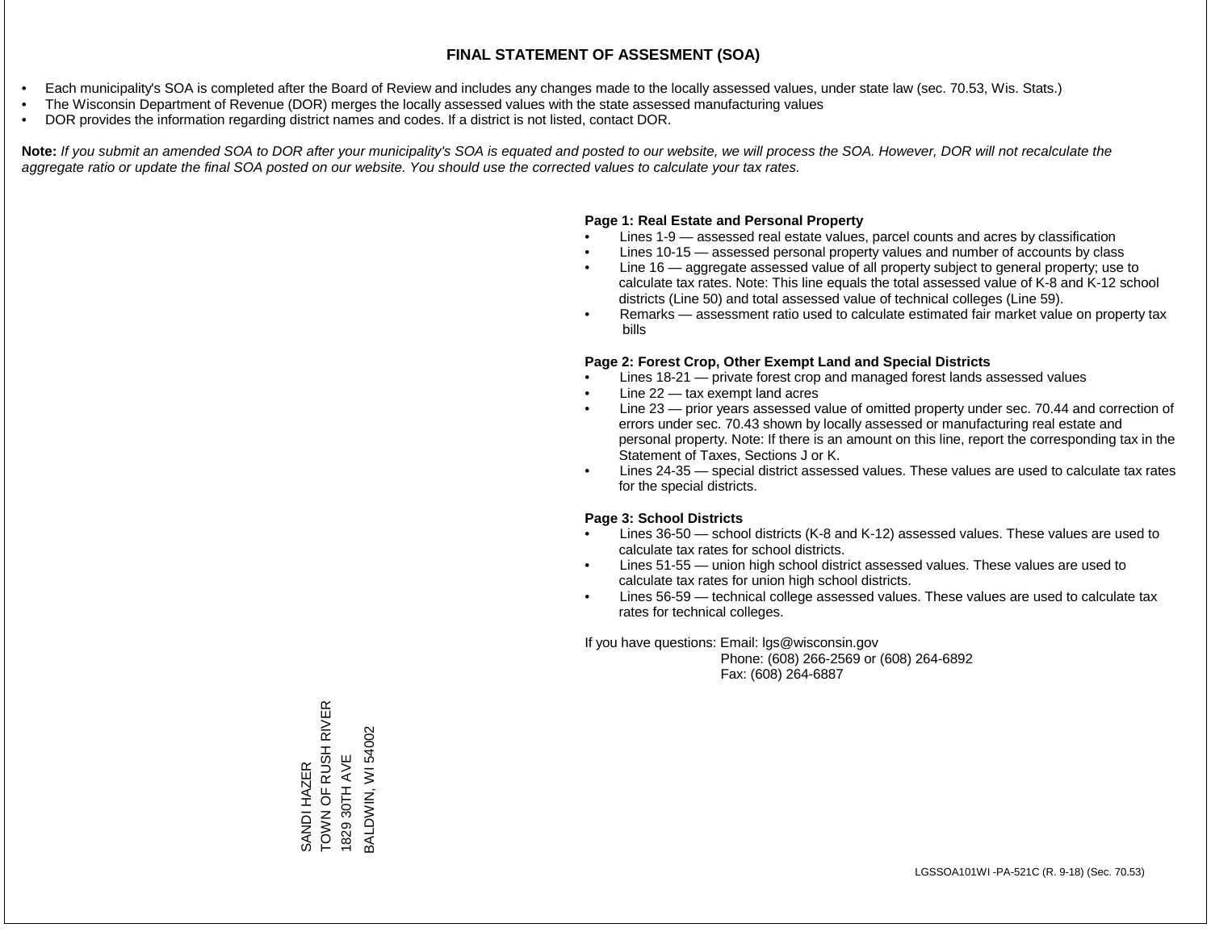# FINAL STATEMENT OF ASSESMENT (SOA)

- Each municipality's SOA is completed after the Board of Review and includes any changes made to the locally assessed values, under state law (sec. 70.53, Wis. Stats.)
- The Wisconsin Department of Revenue (DOR) merges the locally assessed values with the state assessed manufacturing values
- DOR provides the information regarding district names and codes. If a district is not listed, contact DOR.

**Note:** *If you submit an amended SOA to DOR after your municipality's SOA is equated and posted to our website, we will process the SOA. However, DOR will not recalculate the aggregate ratio or update the final SOA posted on our website. You should use the corrected values to calculate your tax rates.*

**Page 1: Real Estate and Personal Property**

- Lines 1-9 — assessed real estate values, parcel counts and acres by classification
- Lines 10-15 — assessed personal property values and number of accounts by class
- Line 16 — aggregate assessed value of all property subject to general property; use to calculate tax rates. Note: This line equals the total assessed value of K-8 and K-12 school districts (Line 50) and total assessed value of technical colleges (Line 59).
- Remarks — assessment ratio used to calculate estimated fair market value on property tax bills

**Page 2: Forest Crop, Other Exempt Land and Special Districts**

- Lines 18-21 — private forest crop and managed forest lands assessed values
- Line 22 — tax exempt land acres
- Line 23 — prior years assessed value of omitted property under sec. 70.44 and correction of errors under sec. 70.43 shown by locally assessed or manufacturing real estate and personal property. Note: If there is an amount on this line, report the corresponding tax in the Statement of Taxes, Sections J or K.
- Lines 24-35 — special district assessed values. These values are used to calculate tax rates for the special districts.

**Page 3: School Districts**

- Lines 36-50 — school districts (K-8 and K-12) assessed values. These values are used to calculate tax rates for school districts.
- Lines 51-55 — union high school district assessed values. These values are used to calculate tax rates for union high school districts.
- Lines 56-59 — technical college assessed values. These values are used to calculate tax rates for technical colleges.

If you have questions: Email: lgs@wisconsin.gov
Phone: (608) 266-2569 or (608) 264-6892
Fax: (608) 264-6887

SANDI HAZER
TOWN OF RUSH RIVER
1829 30TH AVE
BALDWIN, WI 54002

LGSSOA101WI -PA-521C (R. 9-18) (Sec. 70.53)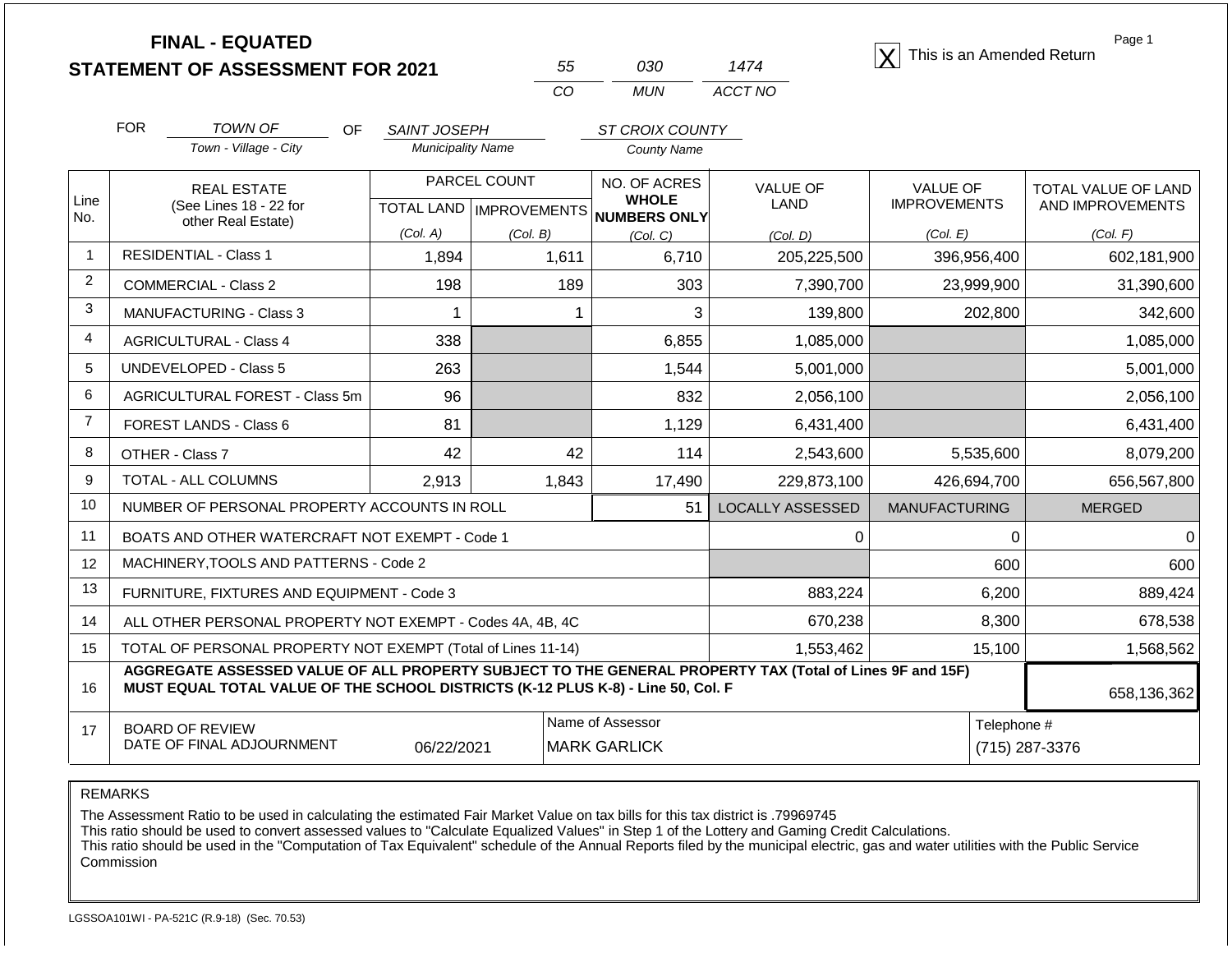**FINAL - EQUATED**
**STATEMENT OF ASSESSMENT FOR 2021**

| 55 | 030 | 1474 |
|---|---|---|
| CO | MUN | ACCT NO |

[X] This is an Amended Return

FOR *TOWN OF* (Town - Village - City) OF *SAINT JOSEPH* (Municipality Name) *ST CROIX COUNTY* (County Name)

| Line No. | REAL ESTATE (See Lines 18 - 22 for other Real Estate) | PARCEL COUNT TOTAL LAND (Col. A) | PARCEL COUNT IMPROVEMENTS (Col. B) | NO. OF ACRES WHOLE NUMBERS ONLY (Col. C) | VALUE OF LAND (Col. D) | VALUE OF IMPROVEMENTS (Col. E) | TOTAL VALUE OF LAND AND IMPROVEMENTS (Col. F) |
|---|---|---|---|---|---|---|---|
| 1 | RESIDENTIAL - Class 1 | 1,894 | 1,611 | 6,710 | 205,225,500 | 396,956,400 | 602,181,900 |
| 2 | COMMERCIAL - Class 2 | 198 | 189 | 303 | 7,390,700 | 23,999,900 | 31,390,600 |
| 3 | MANUFACTURING - Class 3 | 1 | 1 | 3 | 139,800 | 202,800 | 342,600 |
| 4 | AGRICULTURAL - Class 4 | 338 | | 6,855 | 1,085,000 | | 1,085,000 |
| 5 | UNDEVELOPED - Class 5 | 263 | | 1,544 | 5,001,000 | | 5,001,000 |
| 6 | AGRICULTURAL FOREST - Class 5m | 96 | | 832 | 2,056,100 | | 2,056,100 |
| 7 | FOREST LANDS - Class 6 | 81 | | 1,129 | 6,431,400 | | 6,431,400 |
| 8 | OTHER - Class 7 | 42 | 42 | 114 | 2,543,600 | 5,535,600 | 8,079,200 |
| 9 | TOTAL - ALL COLUMNS | 2,913 | 1,843 | 17,490 | 229,873,100 | 426,694,700 | 656,567,800 |
| 10 | NUMBER OF PERSONAL PROPERTY ACCOUNTS IN ROLL | | | 51 | LOCALLY ASSESSED | MANUFACTURING | MERGED |
| 11 | BOATS AND OTHER WATERCRAFT NOT EXEMPT - Code 1 | | | | 0 | 0 | 0 |
| 12 | MACHINERY,TOOLS AND PATTERNS - Code 2 | | | | | 600 | 600 |
| 13 | FURNITURE, FIXTURES AND EQUIPMENT - Code 3 | | | | 883,224 | 6,200 | 889,424 |
| 14 | ALL OTHER PERSONAL PROPERTY NOT EXEMPT - Codes 4A, 4B, 4C | | | | 670,238 | 8,300 | 678,538 |
| 15 | TOTAL OF PERSONAL PROPERTY NOT EXEMPT (Total of Lines 11-14) | | | | 1,553,462 | 15,100 | 1,568,562 |
| 16 | **AGGREGATE ASSESSED VALUE OF ALL PROPERTY SUBJECT TO THE GENERAL PROPERTY TAX (Total of Lines 9F and 15F) MUST EQUAL TOTAL VALUE OF THE SCHOOL DISTRICTS (K-12 PLUS K-8) - Line 50, Col. F** | | | | | | 658,136,362 |
| 17 | BOARD OF REVIEW DATE OF FINAL ADJOURNMENT | 06/22/2021 | Name of Assessor | MARK GARLICK | | Telephone # | (715) 287-3376 |

REMARKS

The Assessment Ratio to be used in calculating the estimated Fair Market Value on tax bills for this tax district is .79969745
This ratio should be used to convert assessed values to "Calculate Equalized Values" in Step 1 of the Lottery and Gaming Credit Calculations.
This ratio should be used in the "Computation of Tax Equivalent" schedule of the Annual Reports filed by the municipal electric, gas and water utilities with the Public Service Commission

LGSSOA101WI - PA-521C (R.9-18) (Sec. 70.53)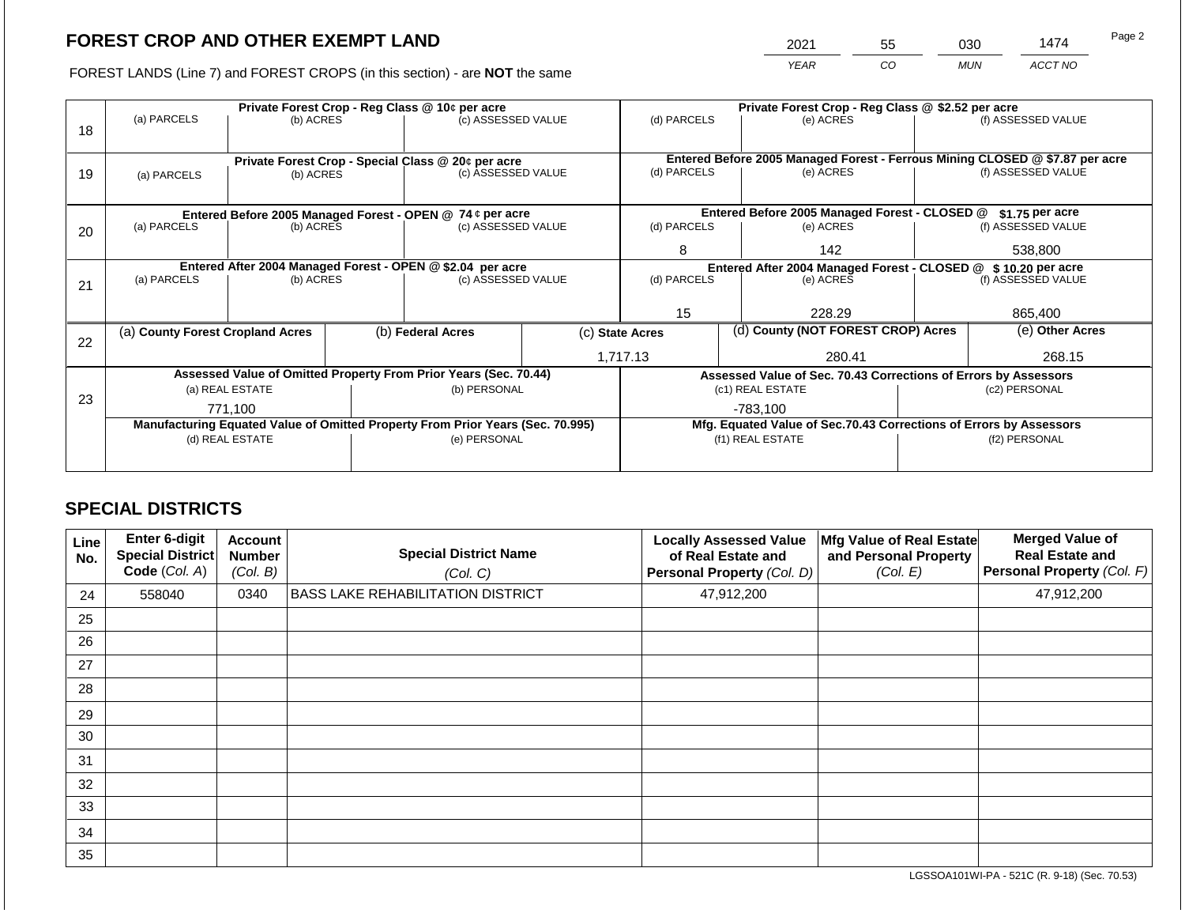# FOREST CROP AND OTHER EXEMPT LAND

FOREST LANDS (Line 7) and FOREST CROPS (in this section) - are **NOT** the same

| YEAR | CO | MUN | ACCT NO |
|---|---|---|---|
| 2021 | 55 | 030 | 1474 |

| Line | Private Forest Crop - Reg Class @ 10¢ per acre | | | Private Forest Crop - Reg Class @ $2.52 per acre | | |
|---|---|---|---|---|---|---|
| 18 | (a) PARCELS | (b) ACRES | (c) ASSESSED VALUE | (d) PARCELS | (e) ACRES | (f) ASSESSED VALUE |
| | | | | | | |
| | **Private Forest Crop - Special Class @ 20¢ per acre** | | | **Entered Before 2005 Managed Forest - Ferrous Mining CLOSED @ $7.87 per acre** | | |
| 19 | (a) PARCELS | (b) ACRES | (c) ASSESSED VALUE | (d) PARCELS | (e) ACRES | (f) ASSESSED VALUE |
| | | | | | | |
| | **Entered Before 2005 Managed Forest - OPEN @ 74 ¢ per acre** | | | **Entered Before 2005 Managed Forest - CLOSED @ $1.75 per acre** | | |
| 20 | (a) PARCELS | (b) ACRES | (c) ASSESSED VALUE | (d) PARCELS | (e) ACRES | (f) ASSESSED VALUE |
| | | | | 8 | 142 | 538,800 |
| | **Entered After 2004 Managed Forest - OPEN @ $2.04 per acre** | | | **Entered After 2004 Managed Forest - CLOSED @ $ 10.20 per acre** | | |
| 21 | (a) PARCELS | (b) ACRES | (c) ASSESSED VALUE | (d) PARCELS | (e) ACRES | (f) ASSESSED VALUE |
| | | | | 15 | 228.29 | 865,400 |

| Line | (a) County Forest Cropland Acres | (b) Federal Acres | (c) State Acres | (d) County (NOT FOREST CROP) Acres | (e) Other Acres |
|---|---|---|---|---|---|
| 22 | | | 1,717.13 | 280.41 | 268.15 |

| Line | Assessed Value of Omitted Property From Prior Years (Sec. 70.44) | | Assessed Value of Sec. 70.43 Corrections of Errors by Assessors | |
|---|---|---|---|---|
| 23 | (a) REAL ESTATE | (b) PERSONAL | (c1) REAL ESTATE | (c2) PERSONAL |
| | 771,100 | | -783,100 | |
| | **Manufacturing Equated Value of Omitted Property From Prior Years (Sec. 70.995)** | | **Mfg. Equated Value of Sec.70.43 Corrections of Errors by Assessors** | |
| | (d) REAL ESTATE | (e) PERSONAL | (f1) REAL ESTATE | (f2) PERSONAL |
| | | | | |

## SPECIAL DISTRICTS

| Line No. | Enter 6-digit Special District Code (Col. A) | Account Number (Col. B) | Special District Name (Col. C) | Locally Assessed Value of Real Estate and Personal Property (Col. D) | Mfg Value of Real Estate and Personal Property (Col. E) | Merged Value of Real Estate and Personal Property (Col. F) |
|---|---|---|---|---|---|---|
| 24 | 558040 | 0340 | BASS LAKE REHABILITATION DISTRICT | 47,912,200 | | 47,912,200 |
| 25 | | | | | | |
| 26 | | | | | | |
| 27 | | | | | | |
| 28 | | | | | | |
| 29 | | | | | | |
| 30 | | | | | | |
| 31 | | | | | | |
| 32 | | | | | | |
| 33 | | | | | | |
| 34 | | | | | | |
| 35 | | | | | | |

LGSSOA101WI-PA - 521C (R. 9-18) (Sec. 70.53)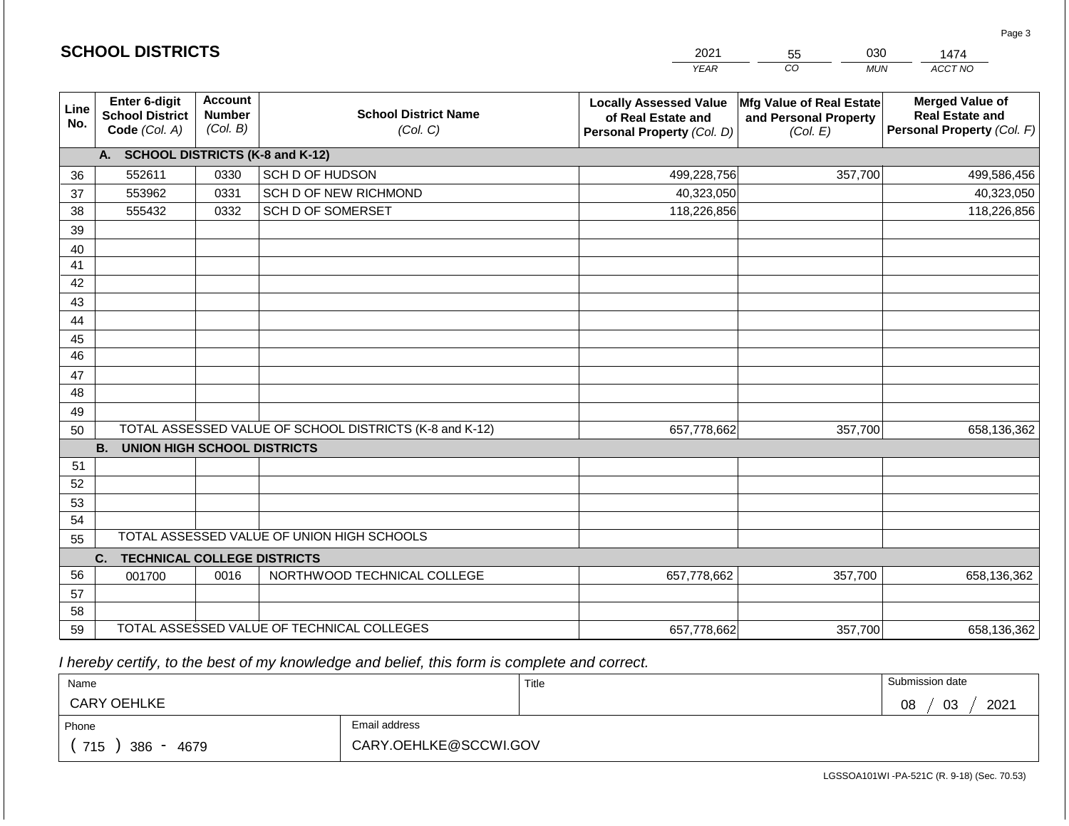## SCHOOL DISTRICTS

| 2021 | 55 | 030 | 1474 |
|---|---|---|---|
| YEAR | CO | MUN | ACCT NO |

| Line No. | Enter 6-digit School District Code (Col. A) | Account Number (Col. B) | School District Name (Col. C) | Locally Assessed Value of Real Estate and Personal Property (Col. D) | Mfg Value of Real Estate and Personal Property (Col. E) | Merged Value of Real Estate and Personal Property (Col. F) |
|---|---|---|---|---|---|---|
| | **A. SCHOOL DISTRICTS (K-8 and K-12)** | | | | | |
| 36 | 552611 | 0330 | SCH D OF HUDSON | 499,228,756 | 357,700 | 499,586,456 |
| 37 | 553962 | 0331 | SCH D OF NEW RICHMOND | 40,323,050 | | 40,323,050 |
| 38 | 555432 | 0332 | SCH D OF SOMERSET | 118,226,856 | | 118,226,856 |
| 39 | | | | | | |
| 40 | | | | | | |
| 41 | | | | | | |
| 42 | | | | | | |
| 43 | | | | | | |
| 44 | | | | | | |
| 45 | | | | | | |
| 46 | | | | | | |
| 47 | | | | | | |
| 48 | | | | | | |
| 49 | | | | | | |
| 50 | TOTAL ASSESSED VALUE OF SCHOOL DISTRICTS (K-8 and K-12) | | | 657,778,662 | 357,700 | 658,136,362 |
| | **B. UNION HIGH SCHOOL DISTRICTS** | | | | | |
| 51 | | | | | | |
| 52 | | | | | | |
| 53 | | | | | | |
| 54 | | | | | | |
| 55 | TOTAL ASSESSED VALUE OF UNION HIGH SCHOOLS | | | | | |
| | **C. TECHNICAL COLLEGE DISTRICTS** | | | | | |
| 56 | 001700 | 0016 | NORTHWOOD TECHNICAL COLLEGE | 657,778,662 | 357,700 | 658,136,362 |
| 57 | | | | | | |
| 58 | | | | | | |
| 59 | TOTAL ASSESSED VALUE OF TECHNICAL COLLEGES | | | 657,778,662 | 357,700 | 658,136,362 |

*I hereby certify, to the best of my knowledge and belief, this form is complete and correct.*

| Name | | Title | Submission date |
|---|---|---|---|
| CARY OEHLKE | | | 08 / 03 / 2021 |
| Phone | Email address | | |
| ( 715 ) 386 - 4679 | CARY.OEHLKE@SCCWI.GOV | | |

LGSSOA101WI -PA-521C (R. 9-18) (Sec. 70.53)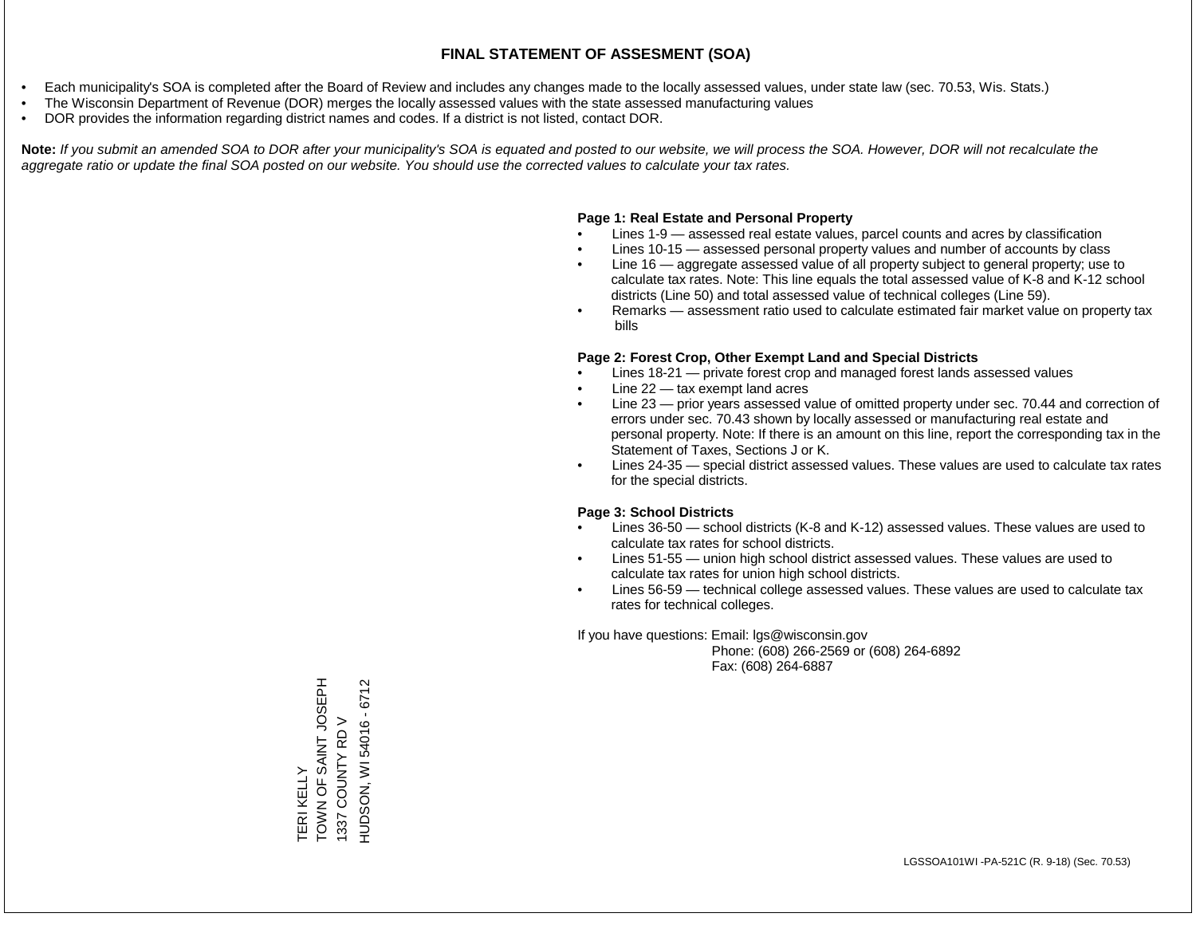# FINAL STATEMENT OF ASSESMENT (SOA)

- Each municipality's SOA is completed after the Board of Review and includes any changes made to the locally assessed values, under state law (sec. 70.53, Wis. Stats.)
- The Wisconsin Department of Revenue (DOR) merges the locally assessed values with the state assessed manufacturing values
- DOR provides the information regarding district names and codes. If a district is not listed, contact DOR.

**Note:** *If you submit an amended SOA to DOR after your municipality's SOA is equated and posted to our website, we will process the SOA. However, DOR will not recalculate the aggregate ratio or update the final SOA posted on our website. You should use the corrected values to calculate your tax rates.*

**Page 1: Real Estate and Personal Property**

- Lines 1-9 — assessed real estate values, parcel counts and acres by classification
- Lines 10-15 — assessed personal property values and number of accounts by class
- Line 16 — aggregate assessed value of all property subject to general property; use to calculate tax rates. Note: This line equals the total assessed value of K-8 and K-12 school districts (Line 50) and total assessed value of technical colleges (Line 59).
- Remarks — assessment ratio used to calculate estimated fair market value on property tax bills

**Page 2: Forest Crop, Other Exempt Land and Special Districts**

- Lines 18-21 — private forest crop and managed forest lands assessed values
- Line 22 — tax exempt land acres
- Line 23 — prior years assessed value of omitted property under sec. 70.44 and correction of errors under sec. 70.43 shown by locally assessed or manufacturing real estate and personal property. Note: If there is an amount on this line, report the corresponding tax in the Statement of Taxes, Sections J or K.
- Lines 24-35 — special district assessed values. These values are used to calculate tax rates for the special districts.

**Page 3: School Districts**

- Lines 36-50 — school districts (K-8 and K-12) assessed values. These values are used to calculate tax rates for school districts.
- Lines 51-55 — union high school district assessed values. These values are used to calculate tax rates for union high school districts.
- Lines 56-59 — technical college assessed values. These values are used to calculate tax rates for technical colleges.

If you have questions: Email: lgs@wisconsin.gov
Phone: (608) 266-2569 or (608) 264-6892
Fax: (608) 264-6887

TERI KELLY
TOWN OF SAINT JOSEPH
1337 COUNTY RD V
HUDSON, WI 54016 - 6712

LGSSOA101WI -PA-521C (R. 9-18) (Sec. 70.53)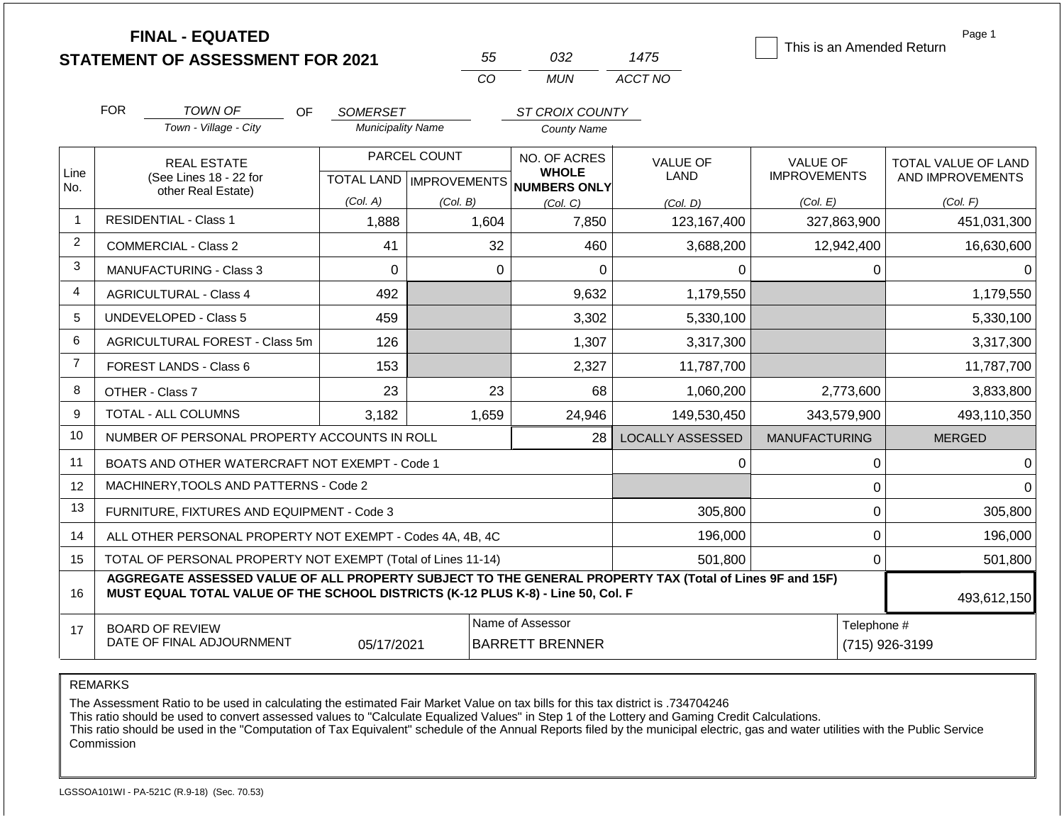# FINAL - EQUATED
# STATEMENT OF ASSESSMENT FOR 2021

| 55 | 032 | 1475 |
|---|---|---|
| CO | MUN | ACCT NO |

☐ This is an Amended Return

Page 1

FOR *TOWN OF* (Town - Village - City) OF *SOMERSET* (Municipality Name) *ST CROIX COUNTY* (County Name)

| Line No. | REAL ESTATE (See Lines 18 - 22 for other Real Estate) | PARCEL COUNT TOTAL LAND (Col. A) | PARCEL COUNT IMPROVEMENTS (Col. B) | NO. OF ACRES WHOLE NUMBERS ONLY (Col. C) | VALUE OF LAND (Col. D) | VALUE OF IMPROVEMENTS (Col. E) | TOTAL VALUE OF LAND AND IMPROVEMENTS (Col. F) |
|---|---|---|---|---|---|---|---|
| 1 | RESIDENTIAL - Class 1 | 1,888 | 1,604 | 7,850 | 123,167,400 | 327,863,900 | 451,031,300 |
| 2 | COMMERCIAL - Class 2 | 41 | 32 | 460 | 3,688,200 | 12,942,400 | 16,630,600 |
| 3 | MANUFACTURING - Class 3 | 0 | 0 | 0 | 0 | 0 | 0 |
| 4 | AGRICULTURAL - Class 4 | 492 | | 9,632 | 1,179,550 | | 1,179,550 |
| 5 | UNDEVELOPED - Class 5 | 459 | | 3,302 | 5,330,100 | | 5,330,100 |
| 6 | AGRICULTURAL FOREST - Class 5m | 126 | | 1,307 | 3,317,300 | | 3,317,300 |
| 7 | FOREST LANDS - Class 6 | 153 | | 2,327 | 11,787,700 | | 11,787,700 |
| 8 | OTHER - Class 7 | 23 | 23 | 68 | 1,060,200 | 2,773,600 | 3,833,800 |
| 9 | TOTAL - ALL COLUMNS | 3,182 | 1,659 | 24,946 | 149,530,450 | 343,579,900 | 493,110,350 |
| 10 | NUMBER OF PERSONAL PROPERTY ACCOUNTS IN ROLL | | | 28 | LOCALLY ASSESSED | MANUFACTURING | MERGED |
| 11 | BOATS AND OTHER WATERCRAFT NOT EXEMPT - Code 1 | | | | 0 | 0 | 0 |
| 12 | MACHINERY,TOOLS AND PATTERNS - Code 2 | | | | | 0 | 0 |
| 13 | FURNITURE, FIXTURES AND EQUIPMENT - Code 3 | | | | 305,800 | 0 | 305,800 |
| 14 | ALL OTHER PERSONAL PROPERTY NOT EXEMPT - Codes 4A, 4B, 4C | | | | 196,000 | 0 | 196,000 |
| 15 | TOTAL OF PERSONAL PROPERTY NOT EXEMPT (Total of Lines 11-14) | | | | 501,800 | 0 | 501,800 |
| 16 | **AGGREGATE ASSESSED VALUE OF ALL PROPERTY SUBJECT TO THE GENERAL PROPERTY TAX (Total of Lines 9F and 15F) MUST EQUAL TOTAL VALUE OF THE SCHOOL DISTRICTS (K-12 PLUS K-8) - Line 50, Col. F** | | | | | | 493,612,150 |
| 17 | BOARD OF REVIEW DATE OF FINAL ADJOURNMENT | 05/17/2021 | | Name of Assessor: BARRETT BRENNER | | | Telephone #: (715) 926-3199 |

REMARKS

The Assessment Ratio to be used in calculating the estimated Fair Market Value on tax bills for this tax district is .734704246
This ratio should be used to convert assessed values to "Calculate Equalized Values" in Step 1 of the Lottery and Gaming Credit Calculations.
This ratio should be used in the "Computation of Tax Equivalent" schedule of the Annual Reports filed by the municipal electric, gas and water utilities with the Public Service Commission

LGSSOA101WI - PA-521C (R.9-18) (Sec. 70.53)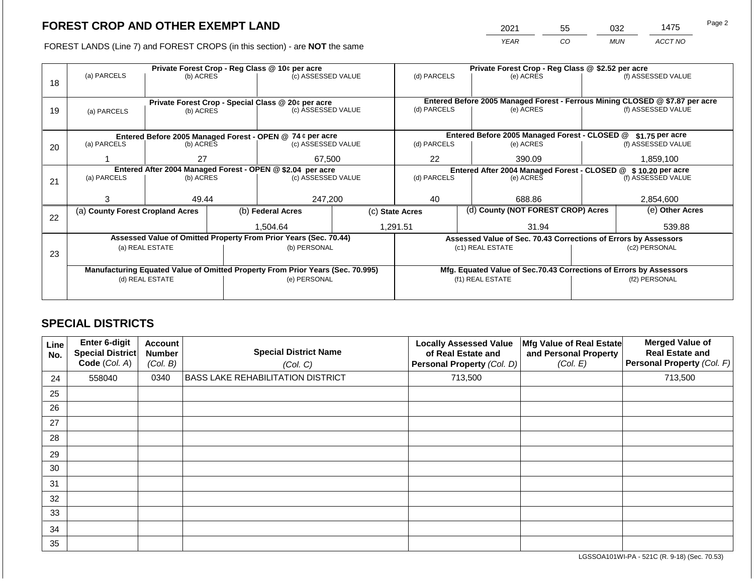## FOREST CROP AND OTHER EXEMPT LAND

FOREST LANDS (Line 7) and FOREST CROPS (in this section) - are **NOT** the same

| 2021 | 55 | 032 | 1475 |
|---|---|---|---|
| *YEAR* | *CO* | *MUN* | *ACCT NO* |

Page 2

| Line | Private Forest Crop - Reg Class @ 10¢ per acre | | | Private Forest Crop - Reg Class @ $2.52 per acre | | |
|---|---|---|---|---|---|---|
| 18 | (a) PARCELS | (b) ACRES | (c) ASSESSED VALUE | (d) PARCELS | (e) ACRES | (f) ASSESSED VALUE |
| | | | | | | |
| | **Private Forest Crop - Special Class @ 20¢ per acre** | | | **Entered Before 2005 Managed Forest - Ferrous Mining CLOSED @ $7.87 per acre** | | |
| 19 | (a) PARCELS | (b) ACRES | (c) ASSESSED VALUE | (d) PARCELS | (e) ACRES | (f) ASSESSED VALUE |
| | | | | | | |
| | **Entered Before 2005 Managed Forest - OPEN @ 74 ¢ per acre** | | | **Entered Before 2005 Managed Forest - CLOSED @ $1.75 per acre** | | |
| 20 | (a) PARCELS | (b) ACRES | (c) ASSESSED VALUE | (d) PARCELS | (e) ACRES | (f) ASSESSED VALUE |
| | 1 | 27 | 67,500 | 22 | 390.09 | 1,859,100 |
| | **Entered After 2004 Managed Forest - OPEN @ $2.04 per acre** | | | **Entered After 2004 Managed Forest - CLOSED @ $ 10.20 per acre** | | |
| 21 | (a) PARCELS | (b) ACRES | (c) ASSESSED VALUE | (d) PARCELS | (e) ACRES | (f) ASSESSED VALUE |
| | 3 | 49.44 | 247,200 | 40 | 688.86 | 2,854,600 |

| Line | (a) County Forest Cropland Acres | (b) Federal Acres | (c) State Acres | (d) County (NOT FOREST CROP) Acres | (e) Other Acres |
|---|---|---|---|---|---|
| 22 | | 1,504.64 | 1,291.51 | 31.94 | 539.88 |

| Line | Assessed Value of Omitted Property From Prior Years (Sec. 70.44) | | Assessed Value of Sec. 70.43 Corrections of Errors by Assessors | |
|---|---|---|---|---|
| 23 | (a) REAL ESTATE | (b) PERSONAL | (c1) REAL ESTATE | (c2) PERSONAL |
| | | | | |
| | **Manufacturing Equated Value of Omitted Property From Prior Years (Sec. 70.995)** | | **Mfg. Equated Value of Sec.70.43 Corrections of Errors by Assessors** | |
| | (d) REAL ESTATE | (e) PERSONAL | (f1) REAL ESTATE | (f2) PERSONAL |
| | | | | |

## SPECIAL DISTRICTS

| Line No. | Enter 6-digit Special District Code (Col. A) | Account Number (Col. B) | Special District Name (Col. C) | Locally Assessed Value of Real Estate and Personal Property (Col. D) | Mfg Value of Real Estate and Personal Property (Col. E) | Merged Value of Real Estate and Personal Property (Col. F) |
|---|---|---|---|---|---|---|
| 24 | 558040 | 0340 | BASS LAKE REHABILITATION DISTRICT | 713,500 | | 713,500 |
| 25 | | | | | | |
| 26 | | | | | | |
| 27 | | | | | | |
| 28 | | | | | | |
| 29 | | | | | | |
| 30 | | | | | | |
| 31 | | | | | | |
| 32 | | | | | | |
| 33 | | | | | | |
| 34 | | | | | | |
| 35 | | | | | | |

LGSSOA101WI-PA - 521C (R. 9-18) (Sec. 70.53)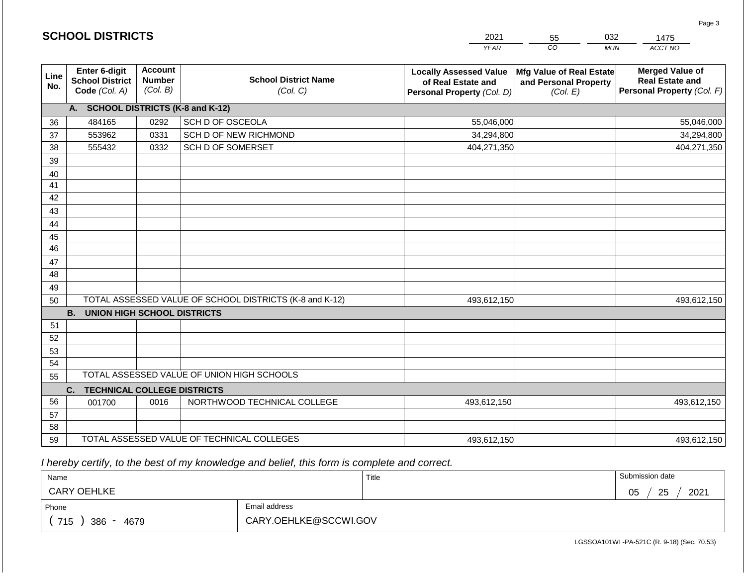## SCHOOL DISTRICTS

| 2021 | 55 | 032 | 1475 |
|---|---|---|---|
| YEAR | CO | MUN | ACCT NO |

| Line No. | Enter 6-digit School District Code (Col. A) | Account Number (Col. B) | School District Name (Col. C) | Locally Assessed Value of Real Estate and Personal Property (Col. D) | Mfg Value of Real Estate and Personal Property (Col. E) | Merged Value of Real Estate and Personal Property (Col. F) |
|---|---|---|---|---|---|---|
| | **A. SCHOOL DISTRICTS (K-8 and K-12)** | | | | | |
| 36 | 484165 | 0292 | SCH D OF OSCEOLA | 55,046,000 | | 55,046,000 |
| 37 | 553962 | 0331 | SCH D OF NEW RICHMOND | 34,294,800 | | 34,294,800 |
| 38 | 555432 | 0332 | SCH D OF SOMERSET | 404,271,350 | | 404,271,350 |
| 39 | | | | | | |
| 40 | | | | | | |
| 41 | | | | | | |
| 42 | | | | | | |
| 43 | | | | | | |
| 44 | | | | | | |
| 45 | | | | | | |
| 46 | | | | | | |
| 47 | | | | | | |
| 48 | | | | | | |
| 49 | | | | | | |
| 50 | TOTAL ASSESSED VALUE OF SCHOOL DISTRICTS (K-8 and K-12) | | | 493,612,150 | | 493,612,150 |
| | **B. UNION HIGH SCHOOL DISTRICTS** | | | | | |
| 51 | | | | | | |
| 52 | | | | | | |
| 53 | | | | | | |
| 54 | | | | | | |
| 55 | TOTAL ASSESSED VALUE OF UNION HIGH SCHOOLS | | | | | |
| | **C. TECHNICAL COLLEGE DISTRICTS** | | | | | |
| 56 | 001700 | 0016 | NORTHWOOD TECHNICAL COLLEGE | 493,612,150 | | 493,612,150 |
| 57 | | | | | | |
| 58 | | | | | | |
| 59 | TOTAL ASSESSED VALUE OF TECHNICAL COLLEGES | | | 493,612,150 | | 493,612,150 |

*I hereby certify, to the best of my knowledge and belief, this form is complete and correct.*

| Name | Title | Submission date |
|---|---|---|
| CARY OEHLKE | | 05 / 25 / 2021 |
| Phone | Email address | |
| ( 715 ) 386 - 4679 | CARY.OEHLKE@SCCWI.GOV | |

LGSSOA101WI -PA-521C (R. 9-18) (Sec. 70.53)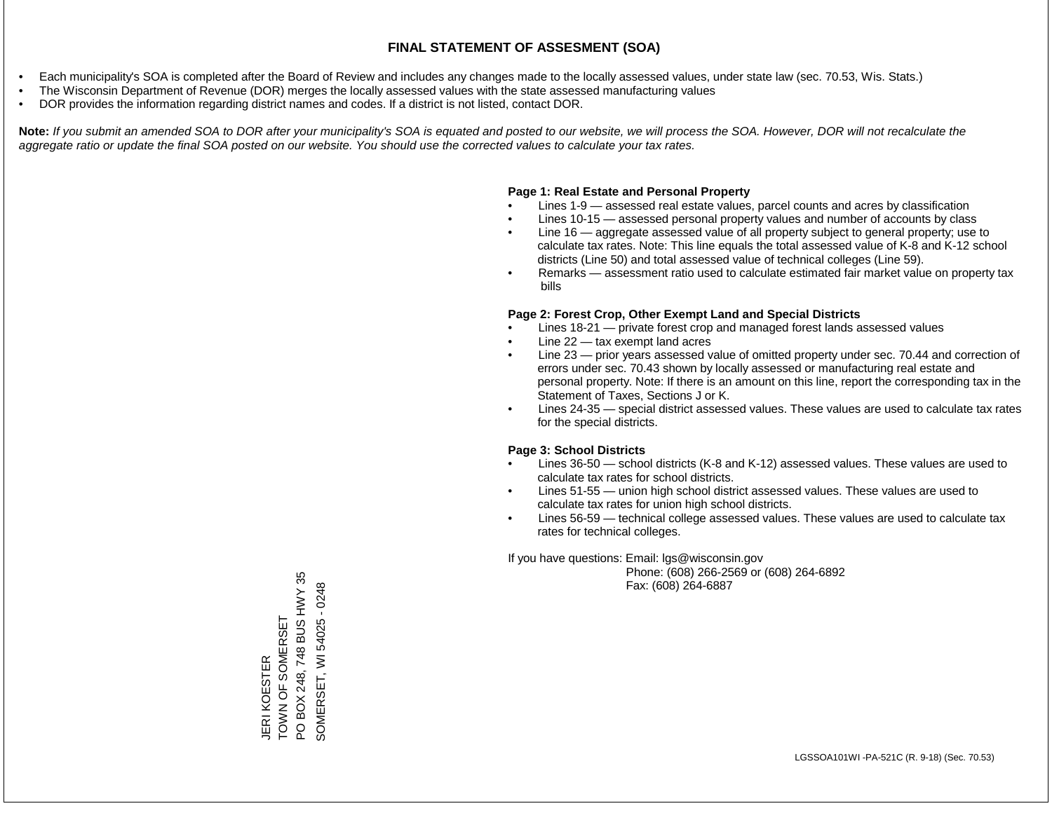# FINAL STATEMENT OF ASSESMENT (SOA)

- Each municipality's SOA is completed after the Board of Review and includes any changes made to the locally assessed values, under state law (sec. 70.53, Wis. Stats.)
- The Wisconsin Department of Revenue (DOR) merges the locally assessed values with the state assessed manufacturing values
- DOR provides the information regarding district names and codes. If a district is not listed, contact DOR.

**Note:** *If you submit an amended SOA to DOR after your municipality's SOA is equated and posted to our website, we will process the SOA. However, DOR will not recalculate the aggregate ratio or update the final SOA posted on our website. You should use the corrected values to calculate your tax rates.*

**Page 1: Real Estate and Personal Property**

- Lines 1-9 — assessed real estate values, parcel counts and acres by classification
- Lines 10-15 — assessed personal property values and number of accounts by class
- Line 16 — aggregate assessed value of all property subject to general property; use to calculate tax rates. Note: This line equals the total assessed value of K-8 and K-12 school districts (Line 50) and total assessed value of technical colleges (Line 59).
- Remarks — assessment ratio used to calculate estimated fair market value on property tax bills

**Page 2: Forest Crop, Other Exempt Land and Special Districts**

- Lines 18-21 — private forest crop and managed forest lands assessed values
- Line 22 — tax exempt land acres
- Line 23 — prior years assessed value of omitted property under sec. 70.44 and correction of errors under sec. 70.43 shown by locally assessed or manufacturing real estate and personal property. Note: If there is an amount on this line, report the corresponding tax in the Statement of Taxes, Sections J or K.
- Lines 24-35 — special district assessed values. These values are used to calculate tax rates for the special districts.

**Page 3: School Districts**

- Lines 36-50 — school districts (K-8 and K-12) assessed values. These values are used to calculate tax rates for school districts.
- Lines 51-55 — union high school district assessed values. These values are used to calculate tax rates for union high school districts.
- Lines 56-59 — technical college assessed values. These values are used to calculate tax rates for technical colleges.

If you have questions: Email: lgs@wisconsin.gov
Phone: (608) 266-2569 or (608) 264-6892
Fax: (608) 264-6887

JERI KOESTER
TOWN OF SOMERSET
PO BOX 248, 748 BUS HWY 35
SOMERSET, WI 54025 - 0248

LGSSOA101WI -PA-521C (R. 9-18) (Sec. 70.53)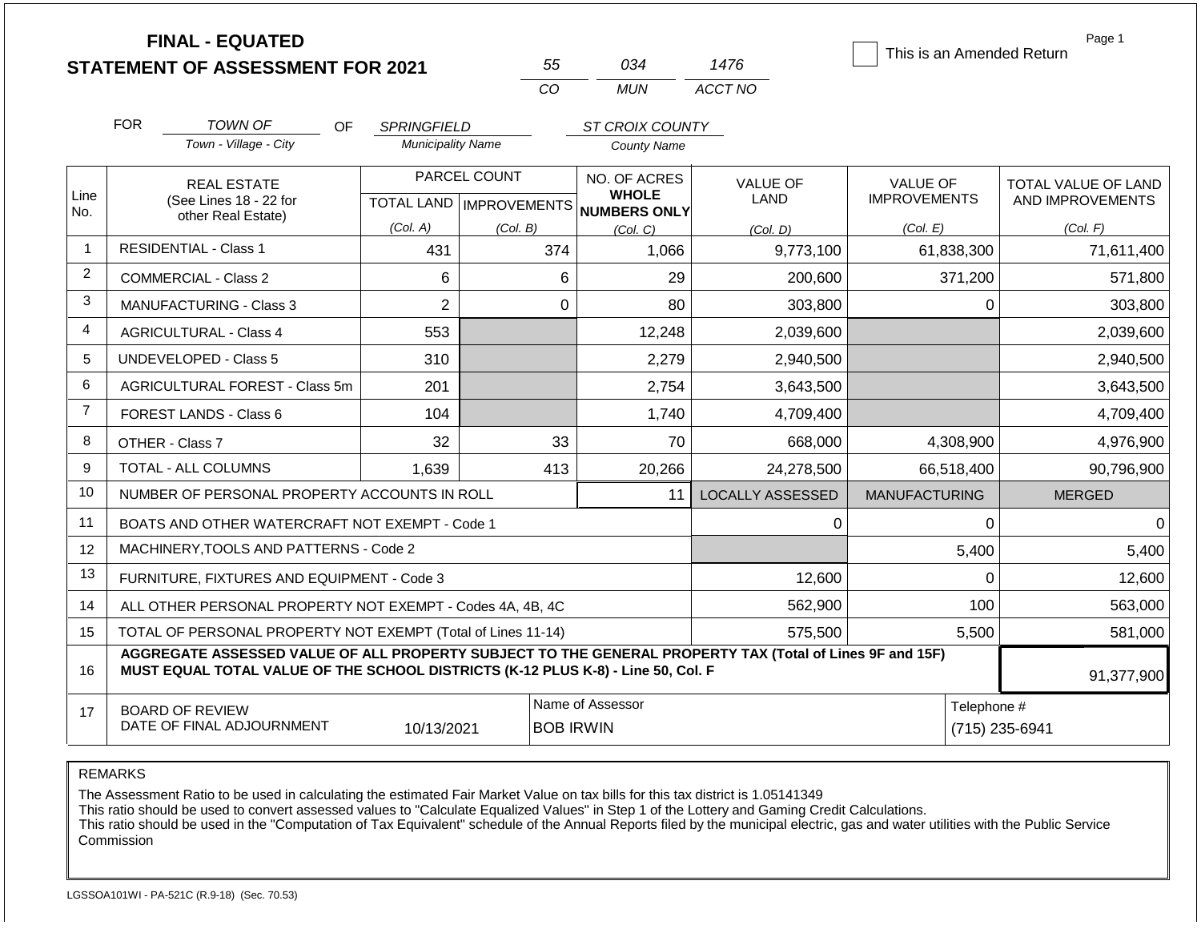**FINAL - EQUATED**
**STATEMENT OF ASSESSMENT FOR 2021**

| 55 | 034 | 1476 |
|---|---|---|
| CO | MUN | ACCT NO |

☐ This is an Amended Return

Page 1

FOR *TOWN OF* (Town - Village - City) OF *SPRINGFIELD* (Municipality Name) *ST CROIX COUNTY* (County Name)

| Line No. | REAL ESTATE (See Lines 18 - 22 for other Real Estate) | PARCEL COUNT TOTAL LAND (Col. A) | PARCEL COUNT IMPROVEMENTS (Col. B) | NO. OF ACRES WHOLE NUMBERS ONLY (Col. C) | VALUE OF LAND (Col. D) | VALUE OF IMPROVEMENTS (Col. E) | TOTAL VALUE OF LAND AND IMPROVEMENTS (Col. F) |
|---|---|---|---|---|---|---|---|
| 1 | RESIDENTIAL - Class 1 | 431 | 374 | 1,066 | 9,773,100 | 61,838,300 | 71,611,400 |
| 2 | COMMERCIAL - Class 2 | 6 | 6 | 29 | 200,600 | 371,200 | 571,800 |
| 3 | MANUFACTURING - Class 3 | 2 | 0 | 80 | 303,800 | 0 | 303,800 |
| 4 | AGRICULTURAL - Class 4 | 553 | | 12,248 | 2,039,600 | | 2,039,600 |
| 5 | UNDEVELOPED - Class 5 | 310 | | 2,279 | 2,940,500 | | 2,940,500 |
| 6 | AGRICULTURAL FOREST - Class 5m | 201 | | 2,754 | 3,643,500 | | 3,643,500 |
| 7 | FOREST LANDS - Class 6 | 104 | | 1,740 | 4,709,400 | | 4,709,400 |
| 8 | OTHER - Class 7 | 32 | 33 | 70 | 668,000 | 4,308,900 | 4,976,900 |
| 9 | TOTAL - ALL COLUMNS | 1,639 | 413 | 20,266 | 24,278,500 | 66,518,400 | 90,796,900 |
| 10 | NUMBER OF PERSONAL PROPERTY ACCOUNTS IN ROLL | | | 11 | LOCALLY ASSESSED | MANUFACTURING | MERGED |
| 11 | BOATS AND OTHER WATERCRAFT NOT EXEMPT - Code 1 | | | | 0 | 0 | 0 |
| 12 | MACHINERY,TOOLS AND PATTERNS - Code 2 | | | | | 5,400 | 5,400 |
| 13 | FURNITURE, FIXTURES AND EQUIPMENT - Code 3 | | | | 12,600 | 0 | 12,600 |
| 14 | ALL OTHER PERSONAL PROPERTY NOT EXEMPT - Codes 4A, 4B, 4C | | | | 562,900 | 100 | 563,000 |
| 15 | TOTAL OF PERSONAL PROPERTY NOT EXEMPT (Total of Lines 11-14) | | | | 575,500 | 5,500 | 581,000 |
| 16 | **AGGREGATE ASSESSED VALUE OF ALL PROPERTY SUBJECT TO THE GENERAL PROPERTY TAX (Total of Lines 9F and 15F) MUST EQUAL TOTAL VALUE OF THE SCHOOL DISTRICTS (K-12 PLUS K-8) - Line 50, Col. F** | | | | | | 91,377,900 |
| 17 | BOARD OF REVIEW DATE OF FINAL ADJOURNMENT | 10/13/2021 | Name of Assessor: BOB IRWIN | | | Telephone #: (715) 235-6941 | |

REMARKS

The Assessment Ratio to be used in calculating the estimated Fair Market Value on tax bills for this tax district is 1.05141349
This ratio should be used to convert assessed values to "Calculate Equalized Values" in Step 1 of the Lottery and Gaming Credit Calculations.
This ratio should be used in the "Computation of Tax Equivalent" schedule of the Annual Reports filed by the municipal electric, gas and water utilities with the Public Service Commission

LGSSOA101WI - PA-521C (R.9-18) (Sec. 70.53)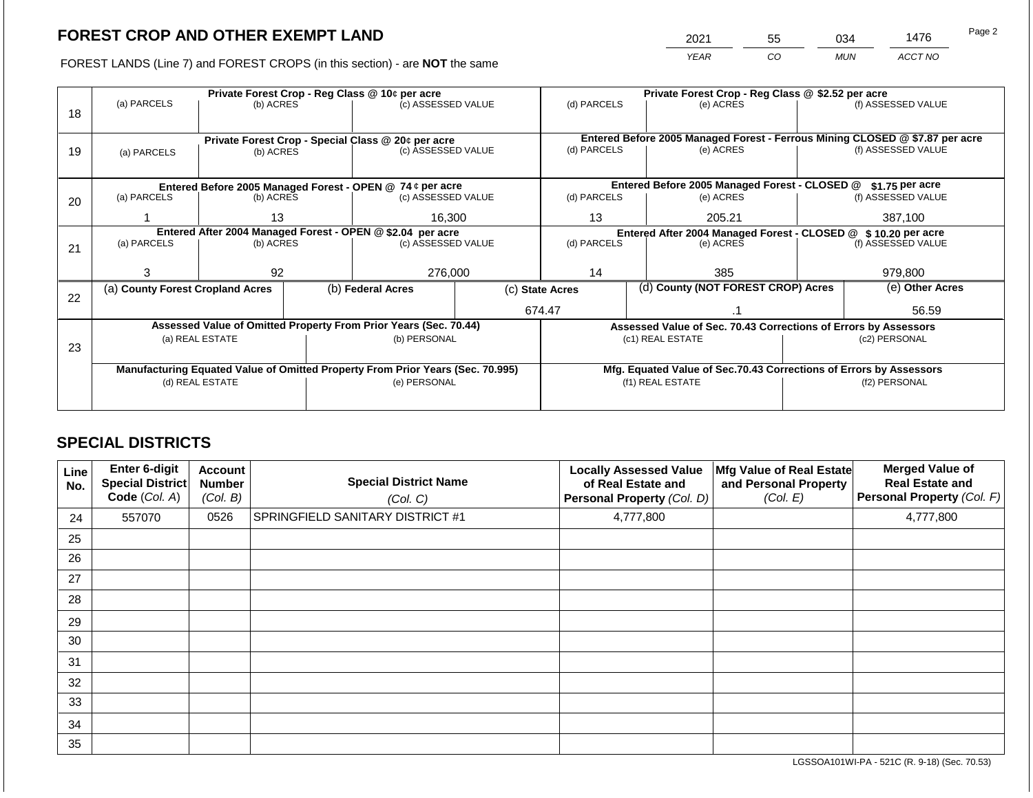# FOREST CROP AND OTHER EXEMPT LAND

FOREST LANDS (Line 7) and FOREST CROPS (in this section) - are **NOT** the same

| YEAR | CO | MUN | ACCT NO |
|---|---|---|---|
| 2021 | 55 | 034 | 1476 |

| Line | Private Forest Crop - Reg Class @ 10¢ per acre | | | Private Forest Crop - Reg Class @ $2.52 per acre | | |
|---|---|---|---|---|---|---|
| 18 | (a) PARCELS | (b) ACRES | (c) ASSESSED VALUE | (d) PARCELS | (e) ACRES | (f) ASSESSED VALUE |
| | | | | | | |
| | **Private Forest Crop - Special Class @ 20¢ per acre** | | | **Entered Before 2005 Managed Forest - Ferrous Mining CLOSED @ $7.87 per acre** | | |
| 19 | (a) PARCELS | (b) ACRES | (c) ASSESSED VALUE | (d) PARCELS | (e) ACRES | (f) ASSESSED VALUE |
| | | | | | | |
| | **Entered Before 2005 Managed Forest - OPEN @ 74 ¢ per acre** | | | **Entered Before 2005 Managed Forest - CLOSED @ $1.75 per acre** | | |
| 20 | (a) PARCELS | (b) ACRES | (c) ASSESSED VALUE | (d) PARCELS | (e) ACRES | (f) ASSESSED VALUE |
| | 1 | 13 | 16,300 | 13 | 205.21 | 387,100 |
| | **Entered After 2004 Managed Forest - OPEN @ $2.04 per acre** | | | **Entered After 2004 Managed Forest - CLOSED @ $ 10.20 per acre** | | |
| 21 | (a) PARCELS | (b) ACRES | (c) ASSESSED VALUE | (d) PARCELS | (e) ACRES | (f) ASSESSED VALUE |
| | 3 | 92 | 276,000 | 14 | 385 | 979,800 |

| Line | (a) County Forest Cropland Acres | (b) Federal Acres | (c) State Acres | (d) County (NOT FOREST CROP) Acres | (e) Other Acres |
|---|---|---|---|---|---|
| 22 | | | 674.47 | .1 | 56.59 |

| Line | Assessed Value of Omitted Property From Prior Years (Sec. 70.44) | | Assessed Value of Sec. 70.43 Corrections of Errors by Assessors | |
|---|---|---|---|---|
| 23 | (a) REAL ESTATE | (b) PERSONAL | (c1) REAL ESTATE | (c2) PERSONAL |
| | | | | |
| | **Manufacturing Equated Value of Omitted Property From Prior Years (Sec. 70.995)** | | **Mfg. Equated Value of Sec.70.43 Corrections of Errors by Assessors** | |
| | (d) REAL ESTATE | (e) PERSONAL | (f1) REAL ESTATE | (f2) PERSONAL |
| | | | | |

## SPECIAL DISTRICTS

| Line No. | Enter 6-digit Special District Code (Col. A) | Account Number (Col. B) | Special District Name (Col. C) | Locally Assessed Value of Real Estate and Personal Property (Col. D) | Mfg Value of Real Estate and Personal Property (Col. E) | Merged Value of Real Estate and Personal Property (Col. F) |
|---|---|---|---|---|---|---|
| 24 | 557070 | 0526 | SPRINGFIELD SANITARY DISTRICT #1 | 4,777,800 | | 4,777,800 |
| 25 | | | | | | |
| 26 | | | | | | |
| 27 | | | | | | |
| 28 | | | | | | |
| 29 | | | | | | |
| 30 | | | | | | |
| 31 | | | | | | |
| 32 | | | | | | |
| 33 | | | | | | |
| 34 | | | | | | |
| 35 | | | | | | |

LGSSOA101WI-PA - 521C (R. 9-18) (Sec. 70.53)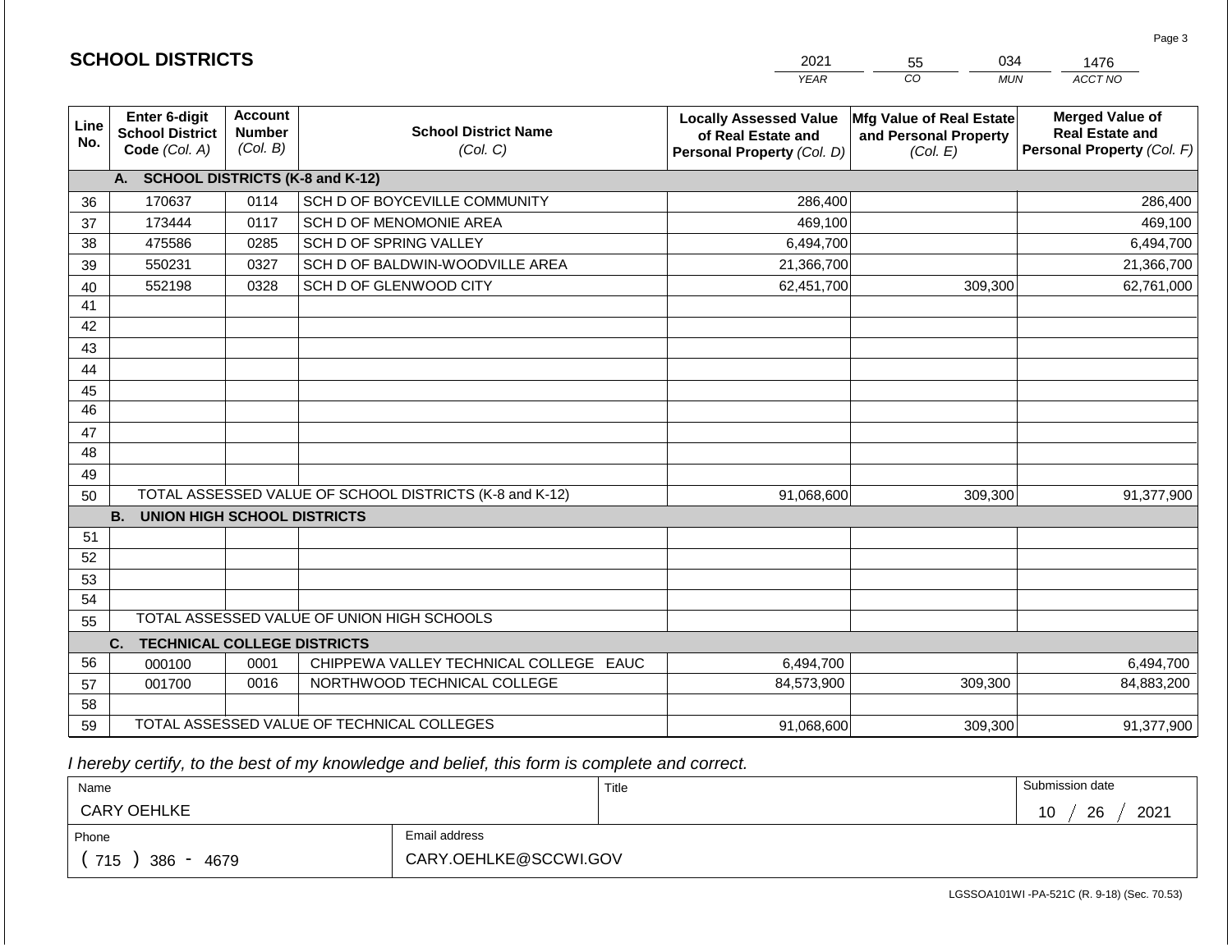## SCHOOL DISTRICTS

| 2021 | 55 | 034 | 1476 |
|---|---|---|---|
| *YEAR* | *CO* | *MUN* | *ACCT NO* |

| Line No. | Enter 6-digit School District Code *(Col. A)* | Account Number *(Col. B)* | School District Name *(Col. C)* | Locally Assessed Value of Real Estate and Personal Property *(Col. D)* | Mfg Value of Real Estate and Personal Property *(Col. E)* | Merged Value of Real Estate and Personal Property *(Col. F)* |
|---|---|---|---|---|---|---|
| | **A. SCHOOL DISTRICTS (K-8 and K-12)** | | | | | |
| 36 | 170637 | 0114 | SCH D OF BOYCEVILLE COMMUNITY | 286,400 | | 286,400 |
| 37 | 173444 | 0117 | SCH D OF MENOMONIE AREA | 469,100 | | 469,100 |
| 38 | 475586 | 0285 | SCH D OF SPRING VALLEY | 6,494,700 | | 6,494,700 |
| 39 | 550231 | 0327 | SCH D OF BALDWIN-WOODVILLE AREA | 21,366,700 | | 21,366,700 |
| 40 | 552198 | 0328 | SCH D OF GLENWOOD CITY | 62,451,700 | 309,300 | 62,761,000 |
| 41 | | | | | | |
| 42 | | | | | | |
| 43 | | | | | | |
| 44 | | | | | | |
| 45 | | | | | | |
| 46 | | | | | | |
| 47 | | | | | | |
| 48 | | | | | | |
| 49 | | | | | | |
| 50 | TOTAL ASSESSED VALUE OF SCHOOL DISTRICTS (K-8 and K-12) | | | 91,068,600 | 309,300 | 91,377,900 |
| | **B. UNION HIGH SCHOOL DISTRICTS** | | | | | |
| 51 | | | | | | |
| 52 | | | | | | |
| 53 | | | | | | |
| 54 | | | | | | |
| 55 | TOTAL ASSESSED VALUE OF UNION HIGH SCHOOLS | | | | | |
| | **C. TECHNICAL COLLEGE DISTRICTS** | | | | | |
| 56 | 000100 | 0001 | CHIPPEWA VALLEY TECHNICAL COLLEGE EAUC | 6,494,700 | | 6,494,700 |
| 57 | 001700 | 0016 | NORTHWOOD TECHNICAL COLLEGE | 84,573,900 | 309,300 | 84,883,200 |
| 58 | | | | | | |
| 59 | TOTAL ASSESSED VALUE OF TECHNICAL COLLEGES | | | 91,068,600 | 309,300 | 91,377,900 |

*I hereby certify, to the best of my knowledge and belief, this form is complete and correct.*

| Name | Title | Submission date |
|---|---|---|
| CARY OEHLKE | | 10 / 26 / 2021 |
| Phone | Email address | |
| ( 715 ) 386 - 4679 | CARY.OEHLKE@SCCWI.GOV | |

LGSSOA101WI -PA-521C (R. 9-18) (Sec. 70.53)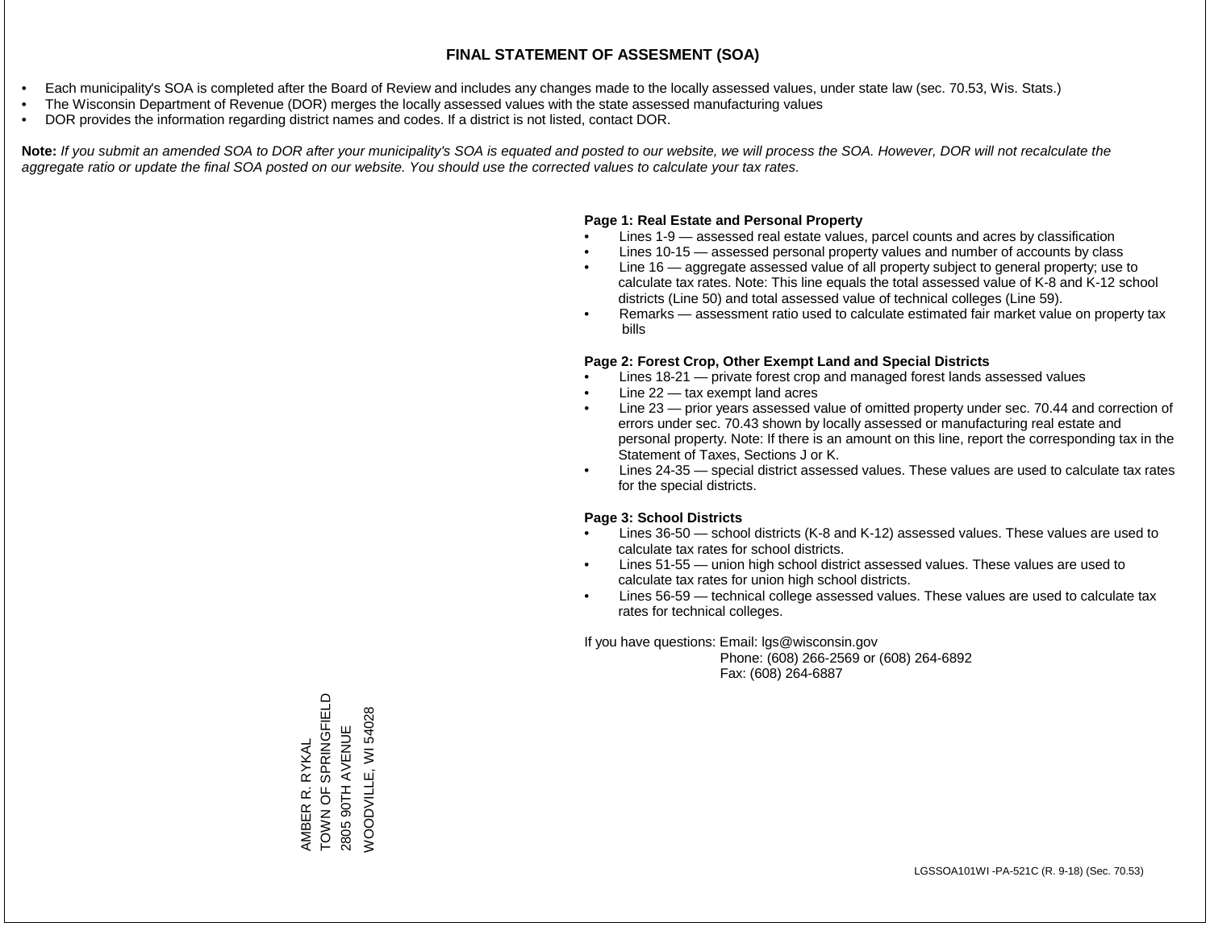# FINAL STATEMENT OF ASSESMENT (SOA)

- Each municipality's SOA is completed after the Board of Review and includes any changes made to the locally assessed values, under state law (sec. 70.53, Wis. Stats.)
- The Wisconsin Department of Revenue (DOR) merges the locally assessed values with the state assessed manufacturing values
- DOR provides the information regarding district names and codes. If a district is not listed, contact DOR.

**Note:** *If you submit an amended SOA to DOR after your municipality's SOA is equated and posted to our website, we will process the SOA. However, DOR will not recalculate the aggregate ratio or update the final SOA posted on our website. You should use the corrected values to calculate your tax rates.*

**Page 1: Real Estate and Personal Property**

- Lines 1-9 — assessed real estate values, parcel counts and acres by classification
- Lines 10-15 — assessed personal property values and number of accounts by class
- Line 16 — aggregate assessed value of all property subject to general property; use to calculate tax rates. Note: This line equals the total assessed value of K-8 and K-12 school districts (Line 50) and total assessed value of technical colleges (Line 59).
- Remarks — assessment ratio used to calculate estimated fair market value on property tax bills

**Page 2: Forest Crop, Other Exempt Land and Special Districts**

- Lines 18-21 — private forest crop and managed forest lands assessed values
- Line 22 — tax exempt land acres
- Line 23 — prior years assessed value of omitted property under sec. 70.44 and correction of errors under sec. 70.43 shown by locally assessed or manufacturing real estate and personal property. Note: If there is an amount on this line, report the corresponding tax in the Statement of Taxes, Sections J or K.
- Lines 24-35 — special district assessed values. These values are used to calculate tax rates for the special districts.

**Page 3: School Districts**

- Lines 36-50 — school districts (K-8 and K-12) assessed values. These values are used to calculate tax rates for school districts.
- Lines 51-55 — union high school district assessed values. These values are used to calculate tax rates for union high school districts.
- Lines 56-59 — technical college assessed values. These values are used to calculate tax rates for technical colleges.

If you have questions: Email: lgs@wisconsin.gov
Phone: (608) 266-2569 or (608) 264-6892
Fax: (608) 264-6887

AMBER R. RYKAL
TOWN OF SPRINGFIELD
2805 90TH AVENUE
WOODVILLE, WI 54028

LGSSOA101WI -PA-521C (R. 9-18) (Sec. 70.53)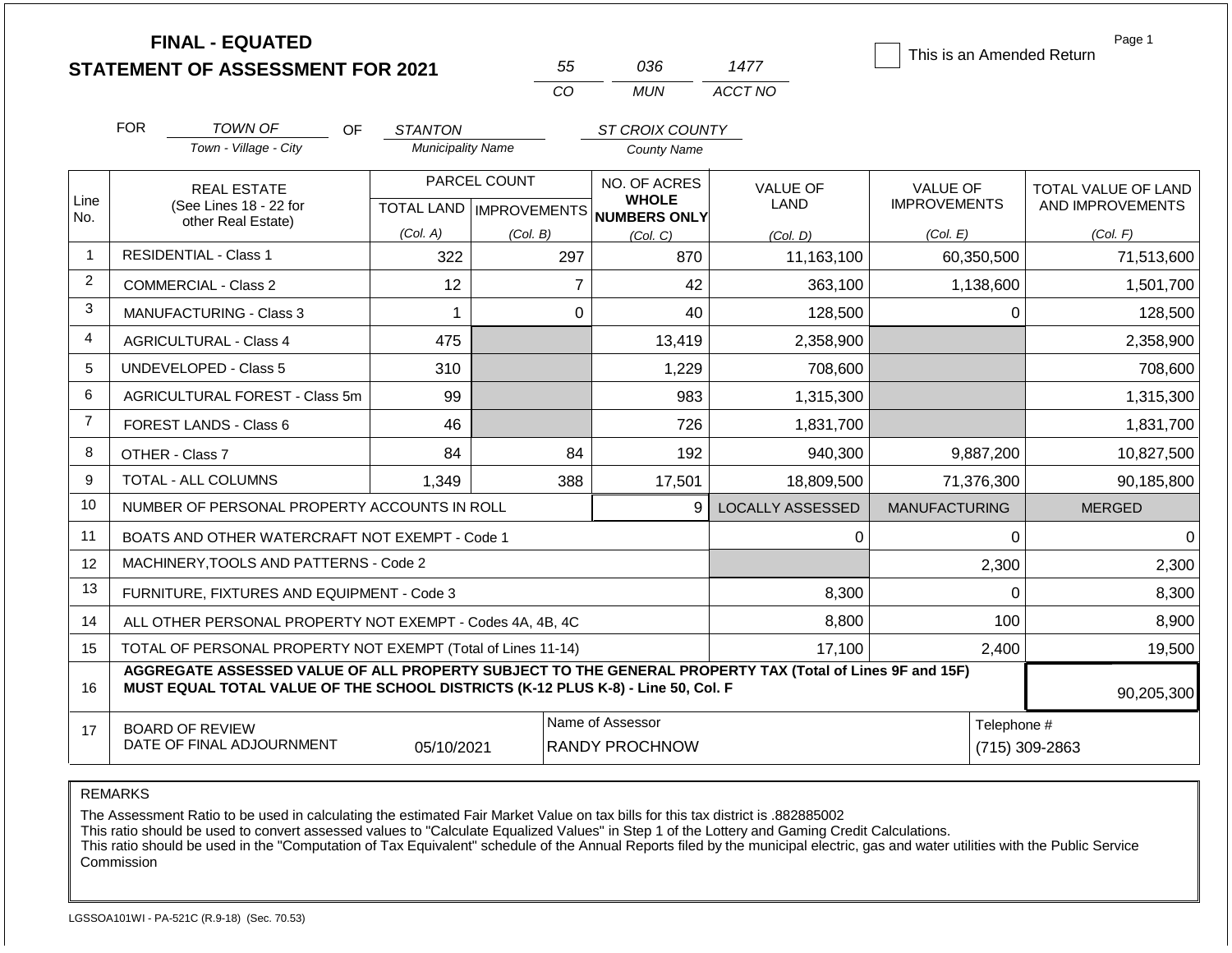# FINAL - EQUATED
## STATEMENT OF ASSESSMENT FOR 2021

| 55 | 036 | 1477 |
|---|---|---|
| CO | MUN | ACCT NO |

☐ This is an Amended Return

Page 1

FOR TOWN OF (Town - Village - City) OF STANTON (Municipality Name) ST CROIX COUNTY (County Name)

| Line No. | REAL ESTATE (See Lines 18 - 22 for other Real Estate) | PARCEL COUNT TOTAL LAND (Col. A) | PARCEL COUNT IMPROVEMENTS (Col. B) | NO. OF ACRES WHOLE NUMBERS ONLY (Col. C) | VALUE OF LAND (Col. D) | VALUE OF IMPROVEMENTS (Col. E) | TOTAL VALUE OF LAND AND IMPROVEMENTS (Col. F) |
|---|---|---|---|---|---|---|---|
| 1 | RESIDENTIAL - Class 1 | 322 | 297 | 870 | 11,163,100 | 60,350,500 | 71,513,600 |
| 2 | COMMERCIAL - Class 2 | 12 | 7 | 42 | 363,100 | 1,138,600 | 1,501,700 |
| 3 | MANUFACTURING - Class 3 | 1 | 0 | 40 | 128,500 | 0 | 128,500 |
| 4 | AGRICULTURAL - Class 4 | 475 | | 13,419 | 2,358,900 | | 2,358,900 |
| 5 | UNDEVELOPED - Class 5 | 310 | | 1,229 | 708,600 | | 708,600 |
| 6 | AGRICULTURAL FOREST - Class 5m | 99 | | 983 | 1,315,300 | | 1,315,300 |
| 7 | FOREST LANDS - Class 6 | 46 | | 726 | 1,831,700 | | 1,831,700 |
| 8 | OTHER - Class 7 | 84 | 84 | 192 | 940,300 | 9,887,200 | 10,827,500 |
| 9 | TOTAL - ALL COLUMNS | 1,349 | 388 | 17,501 | 18,809,500 | 71,376,300 | 90,185,800 |
| 10 | NUMBER OF PERSONAL PROPERTY ACCOUNTS IN ROLL | | | 9 | LOCALLY ASSESSED | MANUFACTURING | MERGED |
| 11 | BOATS AND OTHER WATERCRAFT NOT EXEMPT - Code 1 | | | | 0 | 0 | 0 |
| 12 | MACHINERY,TOOLS AND PATTERNS - Code 2 | | | | | 2,300 | 2,300 |
| 13 | FURNITURE, FIXTURES AND EQUIPMENT - Code 3 | | | | 8,300 | 0 | 8,300 |
| 14 | ALL OTHER PERSONAL PROPERTY NOT EXEMPT - Codes 4A, 4B, 4C | | | | 8,800 | 100 | 8,900 |
| 15 | TOTAL OF PERSONAL PROPERTY NOT EXEMPT (Total of Lines 11-14) | | | | 17,100 | 2,400 | 19,500 |
| 16 | AGGREGATE ASSESSED VALUE OF ALL PROPERTY SUBJECT TO THE GENERAL PROPERTY TAX (Total of Lines 9F and 15F) MUST EQUAL TOTAL VALUE OF THE SCHOOL DISTRICTS (K-12 PLUS K-8) - Line 50, Col. F | | | | | | 90,205,300 |
| 17 | BOARD OF REVIEW DATE OF FINAL ADJOURNMENT | 05/10/2021 | | Name of Assessor: RANDY PROCHNOW | | | Telephone #: (715) 309-2863 |

REMARKS

The Assessment Ratio to be used in calculating the estimated Fair Market Value on tax bills for this tax district is .882885002
This ratio should be used to convert assessed values to "Calculate Equalized Values" in Step 1 of the Lottery and Gaming Credit Calculations.
This ratio should be used in the "Computation of Tax Equivalent" schedule of the Annual Reports filed by the municipal electric, gas and water utilities with the Public Service Commission

LGSSOA101WI - PA-521C (R.9-18) (Sec. 70.53)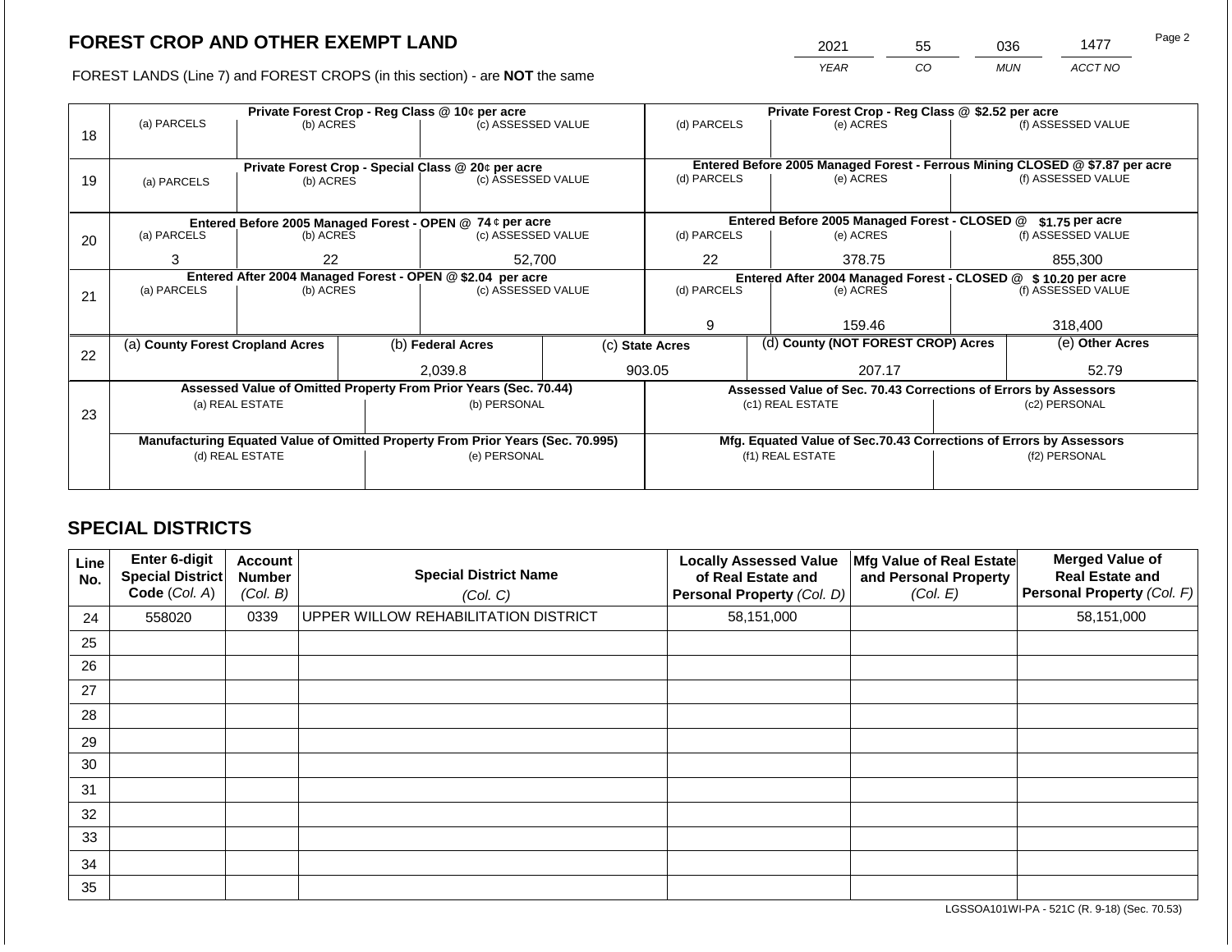# FOREST CROP AND OTHER EXEMPT LAND

FOREST LANDS (Line 7) and FOREST CROPS (in this section) - are **NOT** the same

| YEAR | CO | MUN | ACCT NO |
|---|---|---|---|
| 2021 | 55 | 036 | 1477 |

| Line | Private Forest Crop - Reg Class @ 10¢ per acre | | | Private Forest Crop - Reg Class @ $2.52 per acre | | |
|---|---|---|---|---|---|---|
| 18 | (a) PARCELS | (b) ACRES | (c) ASSESSED VALUE | (d) PARCELS | (e) ACRES | (f) ASSESSED VALUE |
| | | | | | | |
| | **Private Forest Crop - Special Class @ 20¢ per acre** | | | **Entered Before 2005 Managed Forest - Ferrous Mining CLOSED @ $7.87 per acre** | | |
| 19 | (a) PARCELS | (b) ACRES | (c) ASSESSED VALUE | (d) PARCELS | (e) ACRES | (f) ASSESSED VALUE |
| | | | | | | |
| | **Entered Before 2005 Managed Forest - OPEN @ 74 ¢ per acre** | | | **Entered Before 2005 Managed Forest - CLOSED @ $1.75 per acre** | | |
| 20 | (a) PARCELS | (b) ACRES | (c) ASSESSED VALUE | (d) PARCELS | (e) ACRES | (f) ASSESSED VALUE |
| | 3 | 22 | 52,700 | 22 | 378.75 | 855,300 |
| | **Entered After 2004 Managed Forest - OPEN @ $2.04 per acre** | | | **Entered After 2004 Managed Forest - CLOSED @ $ 10.20 per acre** | | |
| 21 | (a) PARCELS | (b) ACRES | (c) ASSESSED VALUE | (d) PARCELS | (e) ACRES | (f) ASSESSED VALUE |
| | | | | 9 | 159.46 | 318,400 |

| Line | (a) County Forest Cropland Acres | (b) Federal Acres | (c) State Acres | (d) County (NOT FOREST CROP) Acres | (e) Other Acres |
|---|---|---|---|---|---|
| 22 | | 2,039.8 | 903.05 | 207.17 | 52.79 |

| Line | Assessed Value of Omitted Property From Prior Years (Sec. 70.44) | | Assessed Value of Sec. 70.43 Corrections of Errors by Assessors | |
|---|---|---|---|---|
| 23 | (a) REAL ESTATE | (b) PERSONAL | (c1) REAL ESTATE | (c2) PERSONAL |
| | | | | |
| | **Manufacturing Equated Value of Omitted Property From Prior Years (Sec. 70.995)** | | **Mfg. Equated Value of Sec.70.43 Corrections of Errors by Assessors** | |
| | (d) REAL ESTATE | (e) PERSONAL | (f1) REAL ESTATE | (f2) PERSONAL |
| | | | | |

## SPECIAL DISTRICTS

| Line No. | Enter 6-digit Special District Code (Col. A) | Account Number (Col. B) | Special District Name (Col. C) | Locally Assessed Value of Real Estate and Personal Property (Col. D) | Mfg Value of Real Estate and Personal Property (Col. E) | Merged Value of Real Estate and Personal Property (Col. F) |
|---|---|---|---|---|---|---|
| 24 | 558020 | 0339 | UPPER WILLOW REHABILITATION DISTRICT | 58,151,000 | | 58,151,000 |
| 25 | | | | | | |
| 26 | | | | | | |
| 27 | | | | | | |
| 28 | | | | | | |
| 29 | | | | | | |
| 30 | | | | | | |
| 31 | | | | | | |
| 32 | | | | | | |
| 33 | | | | | | |
| 34 | | | | | | |
| 35 | | | | | | |

LGSSOA101WI-PA - 521C (R. 9-18) (Sec. 70.53)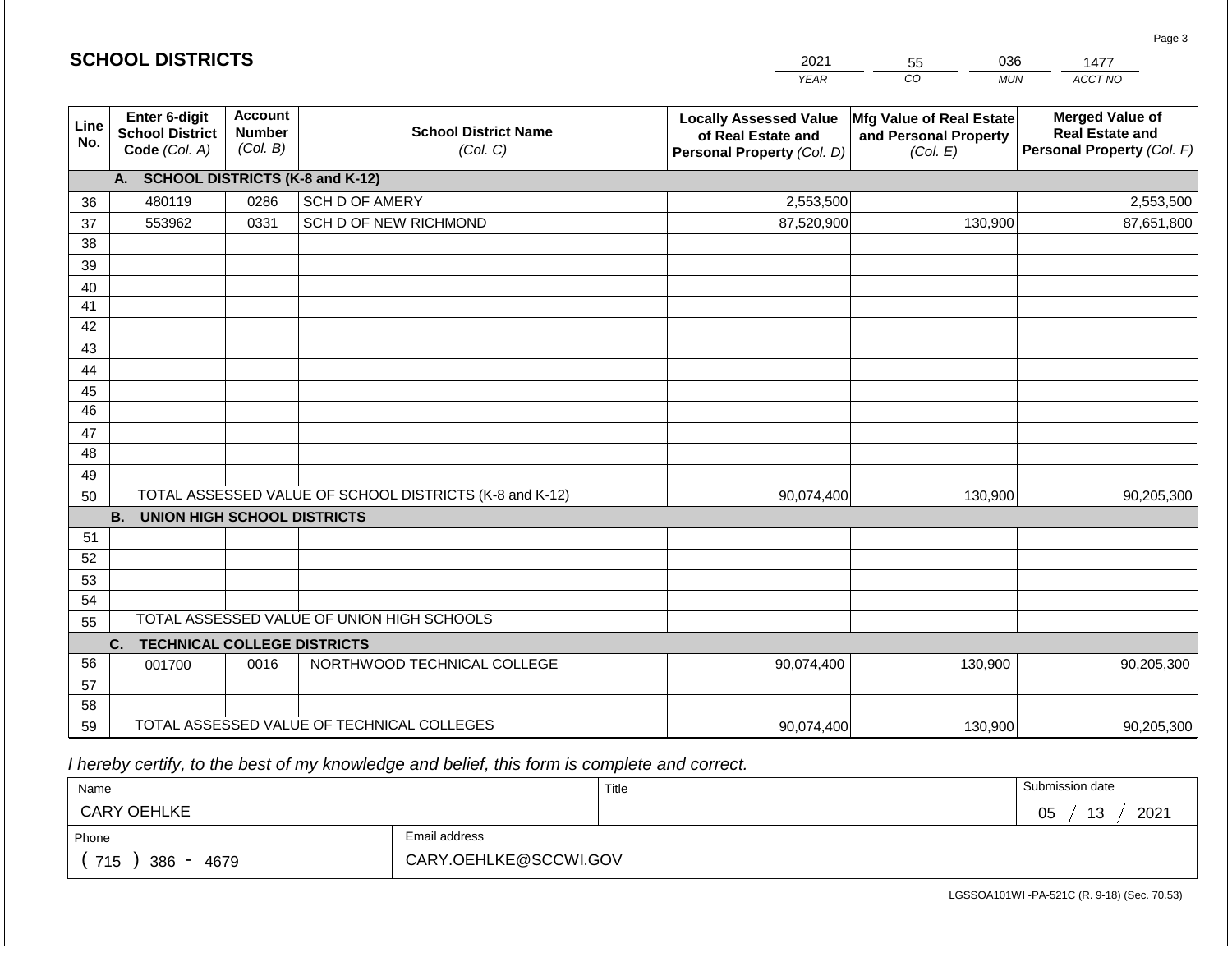## SCHOOL DISTRICTS

| YEAR | CO | MUN | ACCT NO |
|---|---|---|---|
| 2021 | 55 | 036 | 1477 |

| Line No. | Enter 6-digit School District Code *(Col. A)* | Account Number *(Col. B)* | School District Name *(Col. C)* | Locally Assessed Value of Real Estate and Personal Property *(Col. D)* | Mfg Value of Real Estate and Personal Property *(Col. E)* | Merged Value of Real Estate and Personal Property *(Col. F)* |
|---|---|---|---|---|---|---|
| | **A. SCHOOL DISTRICTS (K-8 and K-12)** | | | | | |
| 36 | 480119 | 0286 | SCH D OF AMERY | 2,553,500 | | 2,553,500 |
| 37 | 553962 | 0331 | SCH D OF NEW RICHMOND | 87,520,900 | 130,900 | 87,651,800 |
| 38 | | | | | | |
| 39 | | | | | | |
| 40 | | | | | | |
| 41 | | | | | | |
| 42 | | | | | | |
| 43 | | | | | | |
| 44 | | | | | | |
| 45 | | | | | | |
| 46 | | | | | | |
| 47 | | | | | | |
| 48 | | | | | | |
| 49 | | | | | | |
| 50 | TOTAL ASSESSED VALUE OF SCHOOL DISTRICTS (K-8 and K-12) | | | 90,074,400 | 130,900 | 90,205,300 |
| | **B. UNION HIGH SCHOOL DISTRICTS** | | | | | |
| 51 | | | | | | |
| 52 | | | | | | |
| 53 | | | | | | |
| 54 | | | | | | |
| 55 | TOTAL ASSESSED VALUE OF UNION HIGH SCHOOLS | | | | | |
| | **C. TECHNICAL COLLEGE DISTRICTS** | | | | | |
| 56 | 001700 | 0016 | NORTHWOOD TECHNICAL COLLEGE | 90,074,400 | 130,900 | 90,205,300 |
| 57 | | | | | | |
| 58 | | | | | | |
| 59 | TOTAL ASSESSED VALUE OF TECHNICAL COLLEGES | | | 90,074,400 | 130,900 | 90,205,300 |

*I hereby certify, to the best of my knowledge and belief, this form is complete and correct.*

| Name | Title | Submission date |
|---|---|---|
| CARY OEHLKE | | 05 / 13 / 2021 |

| Phone | Email address |
|---|---|
| ( 715 ) 386 - 4679 | CARY.OEHLKE@SCCWI.GOV |

LGSSOA101WI -PA-521C (R. 9-18) (Sec. 70.53)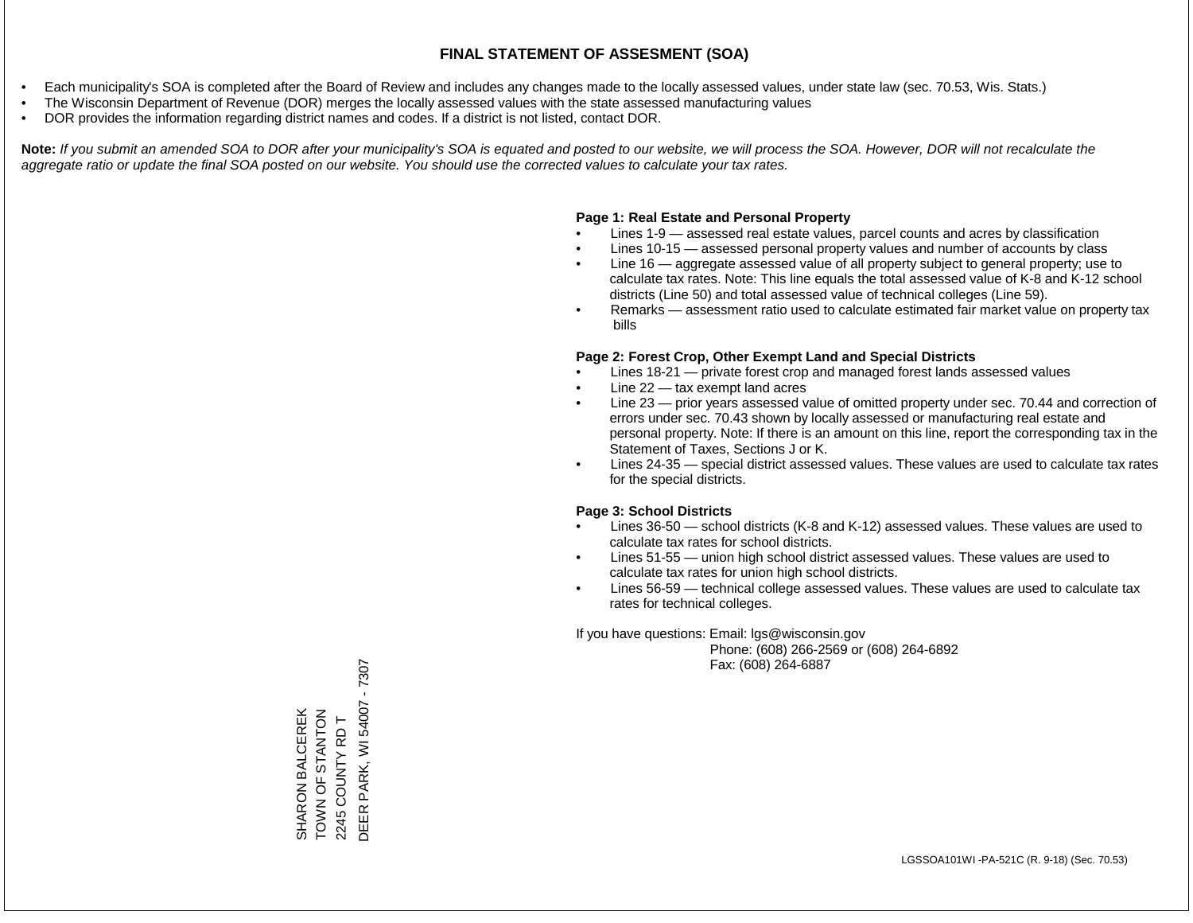# FINAL STATEMENT OF ASSESMENT (SOA)

- Each municipality's SOA is completed after the Board of Review and includes any changes made to the locally assessed values, under state law (sec. 70.53, Wis. Stats.)
- The Wisconsin Department of Revenue (DOR) merges the locally assessed values with the state assessed manufacturing values
- DOR provides the information regarding district names and codes. If a district is not listed, contact DOR.

**Note:** *If you submit an amended SOA to DOR after your municipality's SOA is equated and posted to our website, we will process the SOA. However, DOR will not recalculate the aggregate ratio or update the final SOA posted on our website. You should use the corrected values to calculate your tax rates.*

**Page 1: Real Estate and Personal Property**

- Lines 1-9 — assessed real estate values, parcel counts and acres by classification
- Lines 10-15 — assessed personal property values and number of accounts by class
- Line 16 — aggregate assessed value of all property subject to general property; use to calculate tax rates. Note: This line equals the total assessed value of K-8 and K-12 school districts (Line 50) and total assessed value of technical colleges (Line 59).
- Remarks — assessment ratio used to calculate estimated fair market value on property tax bills

**Page 2: Forest Crop, Other Exempt Land and Special Districts**

- Lines 18-21 — private forest crop and managed forest lands assessed values
- Line 22 — tax exempt land acres
- Line 23 — prior years assessed value of omitted property under sec. 70.44 and correction of errors under sec. 70.43 shown by locally assessed or manufacturing real estate and personal property. Note: If there is an amount on this line, report the corresponding tax in the Statement of Taxes, Sections J or K.
- Lines 24-35 — special district assessed values. These values are used to calculate tax rates for the special districts.

**Page 3: School Districts**

- Lines 36-50 — school districts (K-8 and K-12) assessed values. These values are used to calculate tax rates for school districts.
- Lines 51-55 — union high school district assessed values. These values are used to calculate tax rates for union high school districts.
- Lines 56-59 — technical college assessed values. These values are used to calculate tax rates for technical colleges.

If you have questions: Email: lgs@wisconsin.gov
Phone: (608) 266-2569 or (608) 264-6892
Fax: (608) 264-6887

SHARON BALCEREK
TOWN OF STANTON
2245 COUNTY RD T
DEER PARK, WI 54007 - 7307

LGSSOA101WI -PA-521C (R. 9-18) (Sec. 70.53)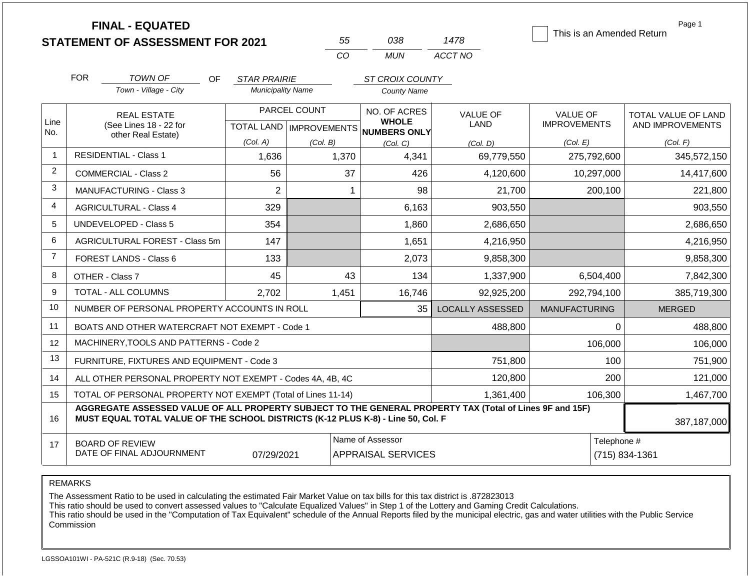# FINAL - EQUATED
## STATEMENT OF ASSESSMENT FOR 2021

| 55 | 038 | 1478 |
|---|---|---|
| CO | MUN | ACCT NO |

☐ This is an Amended Return

Page 1

FOR *TOWN OF* (Town - Village - City) OF *STAR PRAIRIE* (Municipality Name) *ST CROIX COUNTY* (County Name)

| Line No. | REAL ESTATE (See Lines 18 - 22 for other Real Estate) | PARCEL COUNT TOTAL LAND (Col. A) | PARCEL COUNT IMPROVEMENTS (Col. B) | NO. OF ACRES WHOLE NUMBERS ONLY (Col. C) | VALUE OF LAND (Col. D) | VALUE OF IMPROVEMENTS (Col. E) | TOTAL VALUE OF LAND AND IMPROVEMENTS (Col. F) |
|---|---|---|---|---|---|---|---|
| 1 | RESIDENTIAL - Class 1 | 1,636 | 1,370 | 4,341 | 69,779,550 | 275,792,600 | 345,572,150 |
| 2 | COMMERCIAL - Class 2 | 56 | 37 | 426 | 4,120,600 | 10,297,000 | 14,417,600 |
| 3 | MANUFACTURING - Class 3 | 2 | 1 | 98 | 21,700 | 200,100 | 221,800 |
| 4 | AGRICULTURAL - Class 4 | 329 | | 6,163 | 903,550 | | 903,550 |
| 5 | UNDEVELOPED - Class 5 | 354 | | 1,860 | 2,686,650 | | 2,686,650 |
| 6 | AGRICULTURAL FOREST - Class 5m | 147 | | 1,651 | 4,216,950 | | 4,216,950 |
| 7 | FOREST LANDS - Class 6 | 133 | | 2,073 | 9,858,300 | | 9,858,300 |
| 8 | OTHER - Class 7 | 45 | 43 | 134 | 1,337,900 | 6,504,400 | 7,842,300 |
| 9 | TOTAL - ALL COLUMNS | 2,702 | 1,451 | 16,746 | 92,925,200 | 292,794,100 | 385,719,300 |
| 10 | NUMBER OF PERSONAL PROPERTY ACCOUNTS IN ROLL | | | 35 | LOCALLY ASSESSED | MANUFACTURING | MERGED |
| 11 | BOATS AND OTHER WATERCRAFT NOT EXEMPT - Code 1 | | | | 488,800 | 0 | 488,800 |
| 12 | MACHINERY,TOOLS AND PATTERNS - Code 2 | | | | | 106,000 | 106,000 |
| 13 | FURNITURE, FIXTURES AND EQUIPMENT - Code 3 | | | | 751,800 | 100 | 751,900 |
| 14 | ALL OTHER PERSONAL PROPERTY NOT EXEMPT - Codes 4A, 4B, 4C | | | | 120,800 | 200 | 121,000 |
| 15 | TOTAL OF PERSONAL PROPERTY NOT EXEMPT (Total of Lines 11-14) | | | | 1,361,400 | 106,300 | 1,467,700 |
| 16 | **AGGREGATE ASSESSED VALUE OF ALL PROPERTY SUBJECT TO THE GENERAL PROPERTY TAX (Total of Lines 9F and 15F) MUST EQUAL TOTAL VALUE OF THE SCHOOL DISTRICTS (K-12 PLUS K-8) - Line 50, Col. F** | | | | | | 387,187,000 |
| 17 | BOARD OF REVIEW DATE OF FINAL ADJOURNMENT | 07/29/2021 | | Name of Assessor: APPRAISAL SERVICES | | Telephone #: (715) 834-1361 | |

REMARKS

The Assessment Ratio to be used in calculating the estimated Fair Market Value on tax bills for this tax district is .872823013
This ratio should be used to convert assessed values to "Calculate Equalized Values" in Step 1 of the Lottery and Gaming Credit Calculations.
This ratio should be used in the "Computation of Tax Equivalent" schedule of the Annual Reports filed by the municipal electric, gas and water utilities with the Public Service Commission

LGSSOA101WI - PA-521C (R.9-18) (Sec. 70.53)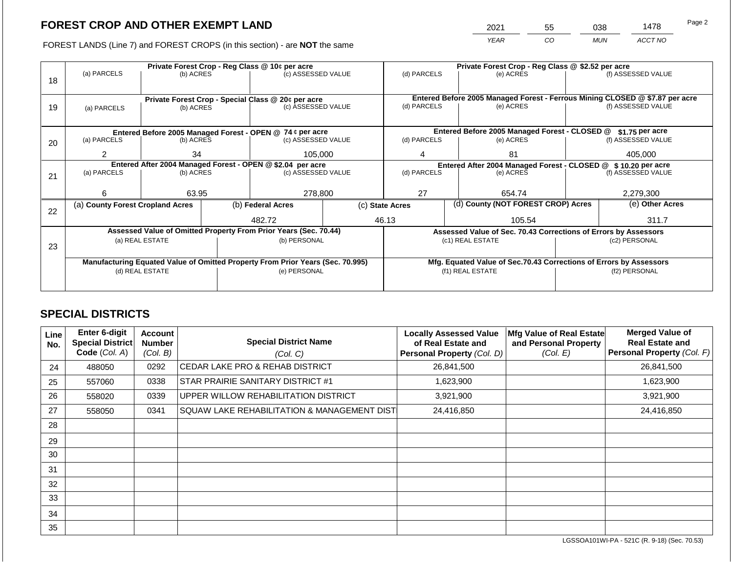## FOREST CROP AND OTHER EXEMPT LAND

FOREST LANDS (Line 7) and FOREST CROPS (in this section) - are **NOT** the same

| YEAR | CO | MUN | ACCT NO |
|---|---|---|---|
| 2021 | 55 | 038 | 1478 |

| Line | Private Forest Crop - Reg Class @ 10¢ per acre | | | Private Forest Crop - Reg Class @ $2.52 per acre | | |
|---|---|---|---|---|---|---|
| | (a) PARCELS | (b) ACRES | (c) ASSESSED VALUE | (d) PARCELS | (e) ACRES | (f) ASSESSED VALUE |
| 18 | | | | | | |
| | **Private Forest Crop - Special Class @ 20¢ per acre** | | | **Entered Before 2005 Managed Forest - Ferrous Mining CLOSED @ $7.87 per acre** | | |
| | (a) PARCELS | (b) ACRES | (c) ASSESSED VALUE | (d) PARCELS | (e) ACRES | (f) ASSESSED VALUE |
| 19 | | | | | | |
| | **Entered Before 2005 Managed Forest - OPEN @ 74 ¢ per acre** | | | **Entered Before 2005 Managed Forest - CLOSED @ $1.75 per acre** | | |
| | (a) PARCELS | (b) ACRES | (c) ASSESSED VALUE | (d) PARCELS | (e) ACRES | (f) ASSESSED VALUE |
| 20 | 2 | 34 | 105,000 | 4 | 81 | 405,000 |
| | **Entered After 2004 Managed Forest - OPEN @ $2.04 per acre** | | | **Entered After 2004 Managed Forest - CLOSED @ $ 10.20 per acre** | | |
| | (a) PARCELS | (b) ACRES | (c) ASSESSED VALUE | (d) PARCELS | (e) ACRES | (f) ASSESSED VALUE |
| 21 | 6 | 63.95 | 278,800 | 27 | 654.74 | 2,279,300 |

| Line | (a) County Forest Cropland Acres | (b) Federal Acres | (c) State Acres | (d) County (NOT FOREST CROP) Acres | (e) Other Acres |
|---|---|---|---|---|---|
| 22 | | 482.72 | 46.13 | 105.54 | 311.7 |

| Line | Assessed Value of Omitted Property From Prior Years (Sec. 70.44) | | Assessed Value of Sec. 70.43 Corrections of Errors by Assessors | |
|---|---|---|---|---|
| | (a) REAL ESTATE | (b) PERSONAL | (c1) REAL ESTATE | (c2) PERSONAL |
| 23 | | | | |
| | **Manufacturing Equated Value of Omitted Property From Prior Years (Sec. 70.995)** | | **Mfg. Equated Value of Sec.70.43 Corrections of Errors by Assessors** | |
| | (d) REAL ESTATE | (e) PERSONAL | (f1) REAL ESTATE | (f2) PERSONAL |
| | | | | |

## SPECIAL DISTRICTS

| Line No. | Enter 6-digit Special District Code (Col. A) | Account Number (Col. B) | Special District Name (Col. C) | Locally Assessed Value of Real Estate and Personal Property (Col. D) | Mfg Value of Real Estate and Personal Property (Col. E) | Merged Value of Real Estate and Personal Property (Col. F) |
|---|---|---|---|---|---|---|
| 24 | 488050 | 0292 | CEDAR LAKE PRO & REHAB DISTRICT | 26,841,500 | | 26,841,500 |
| 25 | 557060 | 0338 | STAR PRAIRIE SANITARY DISTRICT #1 | 1,623,900 | | 1,623,900 |
| 26 | 558020 | 0339 | UPPER WILLOW REHABILITATION DISTRICT | 3,921,900 | | 3,921,900 |
| 27 | 558050 | 0341 | SQUAW LAKE REHABILITATION & MANAGEMENT DIST | 24,416,850 | | 24,416,850 |
| 28 | | | | | | |
| 29 | | | | | | |
| 30 | | | | | | |
| 31 | | | | | | |
| 32 | | | | | | |
| 33 | | | | | | |
| 34 | | | | | | |
| 35 | | | | | | |

LGSSOA101WI-PA - 521C (R. 9-18) (Sec. 70.53)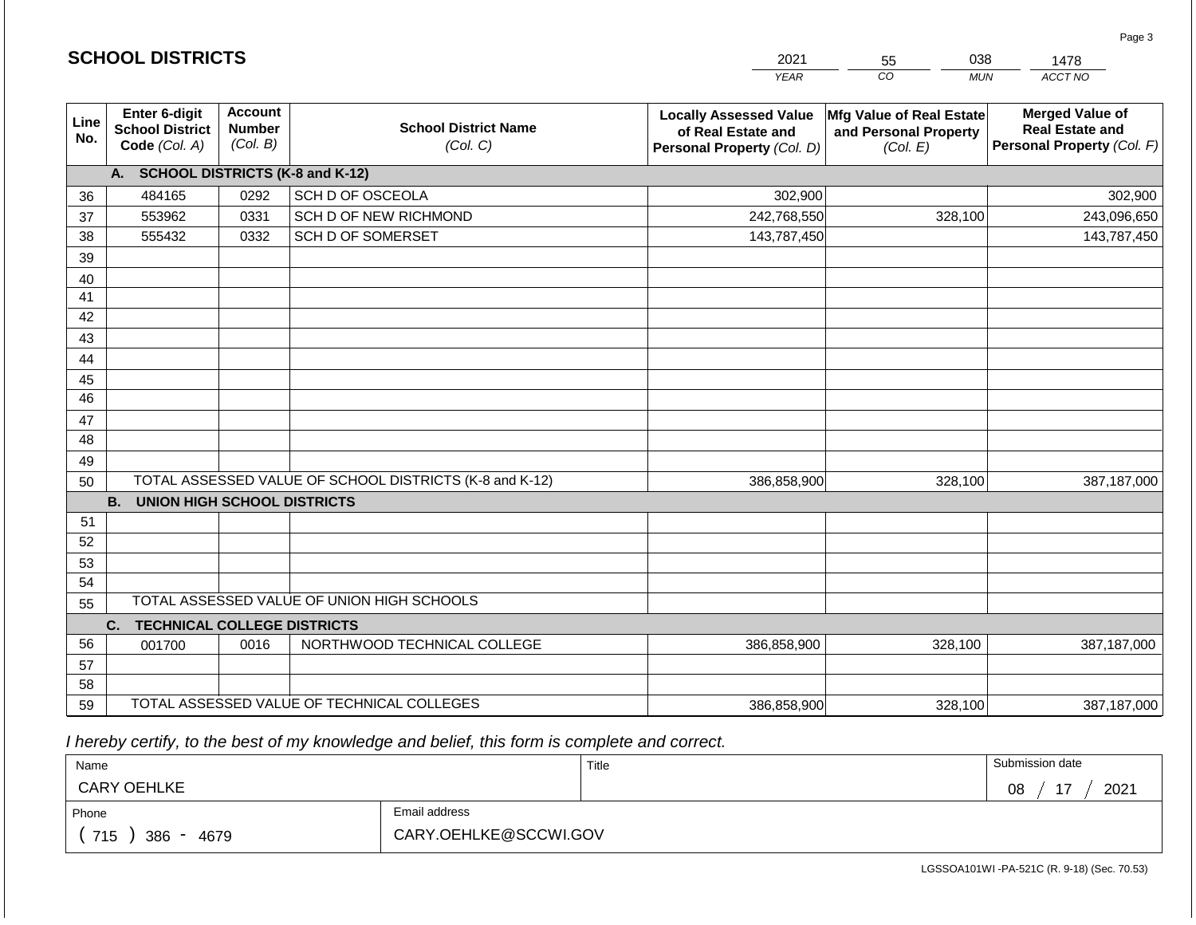# SCHOOL DISTRICTS

| 2021 | 55 | 038 | 1478 |
|---|---|---|---|
| YEAR | CO | MUN | ACCT NO |

| Line No. | Enter 6-digit School District Code (Col. A) | Account Number (Col. B) | School District Name (Col. C) | Locally Assessed Value of Real Estate and Personal Property (Col. D) | Mfg Value of Real Estate and Personal Property (Col. E) | Merged Value of Real Estate and Personal Property (Col. F) |
|---|---|---|---|---|---|---|
| | **A. SCHOOL DISTRICTS (K-8 and K-12)** | | | | | |
| 36 | 484165 | 0292 | SCH D OF OSCEOLA | 302,900 | | 302,900 |
| 37 | 553962 | 0331 | SCH D OF NEW RICHMOND | 242,768,550 | 328,100 | 243,096,650 |
| 38 | 555432 | 0332 | SCH D OF SOMERSET | 143,787,450 | | 143,787,450 |
| 39 | | | | | | |
| 40 | | | | | | |
| 41 | | | | | | |
| 42 | | | | | | |
| 43 | | | | | | |
| 44 | | | | | | |
| 45 | | | | | | |
| 46 | | | | | | |
| 47 | | | | | | |
| 48 | | | | | | |
| 49 | | | | | | |
| 50 | TOTAL ASSESSED VALUE OF SCHOOL DISTRICTS (K-8 and K-12) | | | 386,858,900 | 328,100 | 387,187,000 |
| | **B. UNION HIGH SCHOOL DISTRICTS** | | | | | |
| 51 | | | | | | |
| 52 | | | | | | |
| 53 | | | | | | |
| 54 | | | | | | |
| 55 | TOTAL ASSESSED VALUE OF UNION HIGH SCHOOLS | | | | | |
| | **C. TECHNICAL COLLEGE DISTRICTS** | | | | | |
| 56 | 001700 | 0016 | NORTHWOOD TECHNICAL COLLEGE | 386,858,900 | 328,100 | 387,187,000 |
| 57 | | | | | | |
| 58 | | | | | | |
| 59 | TOTAL ASSESSED VALUE OF TECHNICAL COLLEGES | | | 386,858,900 | 328,100 | 387,187,000 |

*I hereby certify, to the best of my knowledge and belief, this form is complete and correct.*

| Name | Title | Submission date |
|---|---|---|
| CARY OEHLKE | | 08 / 17 / 2021 |

| Phone | Email address |
|---|---|
| ( 715 ) 386 - 4679 | CARY.OEHLKE@SCCWI.GOV |

LGSSOA101WI -PA-521C (R. 9-18) (Sec. 70.53)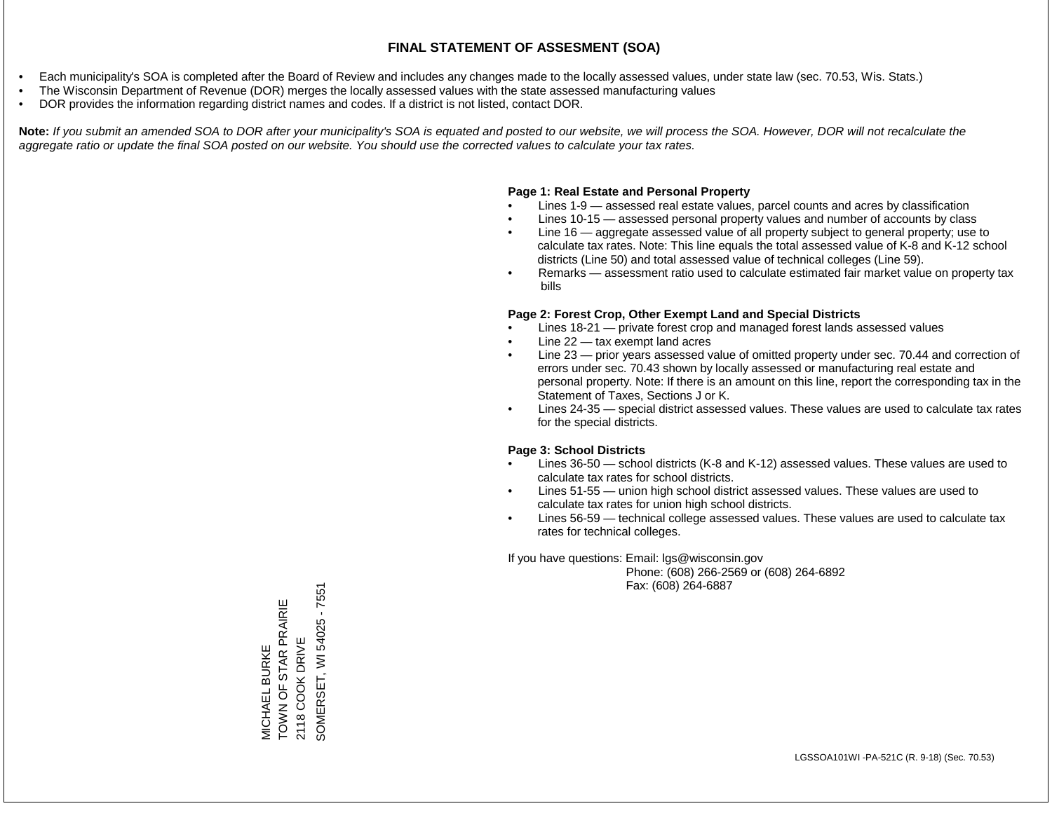# FINAL STATEMENT OF ASSESMENT (SOA)

- Each municipality's SOA is completed after the Board of Review and includes any changes made to the locally assessed values, under state law (sec. 70.53, Wis. Stats.)
- The Wisconsin Department of Revenue (DOR) merges the locally assessed values with the state assessed manufacturing values
- DOR provides the information regarding district names and codes. If a district is not listed, contact DOR.

**Note:** *If you submit an amended SOA to DOR after your municipality's SOA is equated and posted to our website, we will process the SOA. However, DOR will not recalculate the aggregate ratio or update the final SOA posted on our website. You should use the corrected values to calculate your tax rates.*

**Page 1: Real Estate and Personal Property**

- Lines 1-9 — assessed real estate values, parcel counts and acres by classification
- Lines 10-15 — assessed personal property values and number of accounts by class
- Line 16 — aggregate assessed value of all property subject to general property; use to calculate tax rates. Note: This line equals the total assessed value of K-8 and K-12 school districts (Line 50) and total assessed value of technical colleges (Line 59).
- Remarks — assessment ratio used to calculate estimated fair market value on property tax bills

**Page 2: Forest Crop, Other Exempt Land and Special Districts**

- Lines 18-21 — private forest crop and managed forest lands assessed values
- Line 22 — tax exempt land acres
- Line 23 — prior years assessed value of omitted property under sec. 70.44 and correction of errors under sec. 70.43 shown by locally assessed or manufacturing real estate and personal property. Note: If there is an amount on this line, report the corresponding tax in the Statement of Taxes, Sections J or K.
- Lines 24-35 — special district assessed values. These values are used to calculate tax rates for the special districts.

**Page 3: School Districts**

- Lines 36-50 — school districts (K-8 and K-12) assessed values. These values are used to calculate tax rates for school districts.
- Lines 51-55 — union high school district assessed values. These values are used to calculate tax rates for union high school districts.
- Lines 56-59 — technical college assessed values. These values are used to calculate tax rates for technical colleges.

If you have questions: Email: lgs@wisconsin.gov
Phone: (608) 266-2569 or (608) 264-6892
Fax: (608) 264-6887

MICHAEL BURKE
TOWN OF STAR PRAIRIE
2118 COOK DRIVE
SOMERSET, WI 54025 - 7551

LGSSOA101WI -PA-521C (R. 9-18) (Sec. 70.53)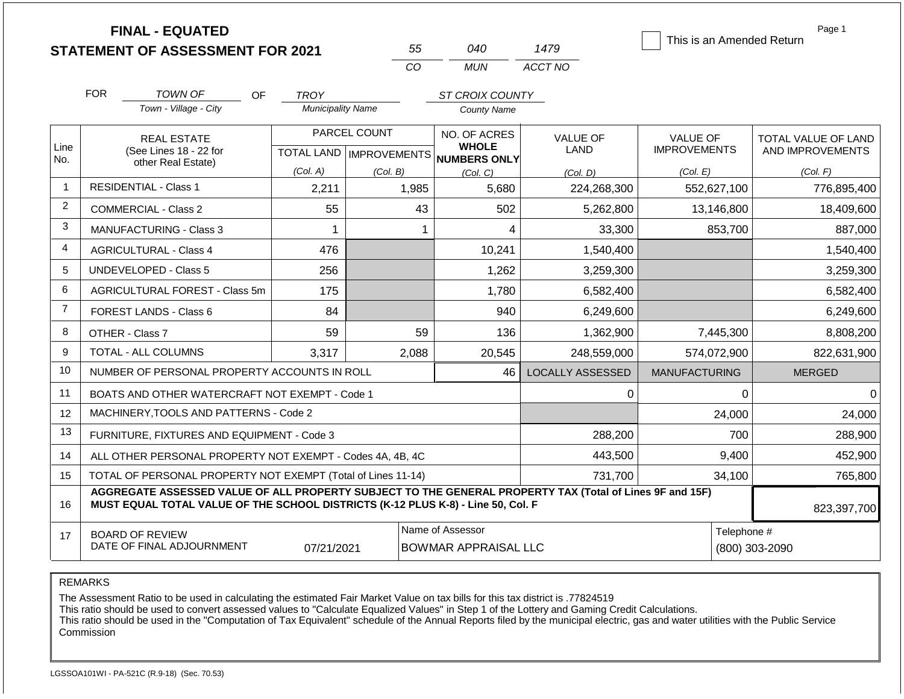# FINAL - EQUATED
# STATEMENT OF ASSESSMENT FOR 2021

| 55 | 040 | 1479 |
|---|---|---|
| CO | MUN | ACCT NO |

☐ This is an Amended Return

FOR TOWN OF (Town - Village - City) OF TROY (Municipality Name) ST CROIX COUNTY (County Name)

| Line No. | REAL ESTATE (See Lines 18 - 22 for other Real Estate) | PARCEL COUNT | | NO. OF ACRES WHOLE NUMBERS ONLY | VALUE OF LAND | VALUE OF IMPROVEMENTS | TOTAL VALUE OF LAND AND IMPROVEMENTS |
|---|---|---|---|---|---|---|---|
| | | TOTAL LAND (Col. A) | IMPROVEMENTS (Col. B) | (Col. C) | (Col. D) | (Col. E) | (Col. F) |
| 1 | RESIDENTIAL - Class 1 | 2,211 | 1,985 | 5,680 | 224,268,300 | 552,627,100 | 776,895,400 |
| 2 | COMMERCIAL - Class 2 | 55 | 43 | 502 | 5,262,800 | 13,146,800 | 18,409,600 |
| 3 | MANUFACTURING - Class 3 | 1 | 1 | 4 | 33,300 | 853,700 | 887,000 |
| 4 | AGRICULTURAL - Class 4 | 476 | | 10,241 | 1,540,400 | | 1,540,400 |
| 5 | UNDEVELOPED - Class 5 | 256 | | 1,262 | 3,259,300 | | 3,259,300 |
| 6 | AGRICULTURAL FOREST - Class 5m | 175 | | 1,780 | 6,582,400 | | 6,582,400 |
| 7 | FOREST LANDS - Class 6 | 84 | | 940 | 6,249,600 | | 6,249,600 |
| 8 | OTHER - Class 7 | 59 | 59 | 136 | 1,362,900 | 7,445,300 | 8,808,200 |
| 9 | TOTAL - ALL COLUMNS | 3,317 | 2,088 | 20,545 | 248,559,000 | 574,072,900 | 822,631,900 |
| 10 | NUMBER OF PERSONAL PROPERTY ACCOUNTS IN ROLL | | | 46 | LOCALLY ASSESSED | MANUFACTURING | MERGED |
| 11 | BOATS AND OTHER WATERCRAFT NOT EXEMPT - Code 1 | | | | 0 | 0 | 0 |
| 12 | MACHINERY,TOOLS AND PATTERNS - Code 2 | | | | | 24,000 | 24,000 |
| 13 | FURNITURE, FIXTURES AND EQUIPMENT - Code 3 | | | | 288,200 | 700 | 288,900 |
| 14 | ALL OTHER PERSONAL PROPERTY NOT EXEMPT - Codes 4A, 4B, 4C | | | | 443,500 | 9,400 | 452,900 |
| 15 | TOTAL OF PERSONAL PROPERTY NOT EXEMPT (Total of Lines 11-14) | | | | 731,700 | 34,100 | 765,800 |
| 16 | **AGGREGATE ASSESSED VALUE OF ALL PROPERTY SUBJECT TO THE GENERAL PROPERTY TAX (Total of Lines 9F and 15F) MUST EQUAL TOTAL VALUE OF THE SCHOOL DISTRICTS (K-12 PLUS K-8) - Line 50, Col. F** | | | | | | 823,397,700 |
| 17 | BOARD OF REVIEW DATE OF FINAL ADJOURNMENT | 07/21/2021 | | Name of Assessor: BOWMAR APPRAISAL LLC | | | Telephone #: (800) 303-2090 |

REMARKS

The Assessment Ratio to be used in calculating the estimated Fair Market Value on tax bills for this tax district is .77824519
This ratio should be used to convert assessed values to "Calculate Equalized Values" in Step 1 of the Lottery and Gaming Credit Calculations.
This ratio should be used in the "Computation of Tax Equivalent" schedule of the Annual Reports filed by the municipal electric, gas and water utilities with the Public Service Commission

LGSSOA101WI - PA-521C (R.9-18) (Sec. 70.53)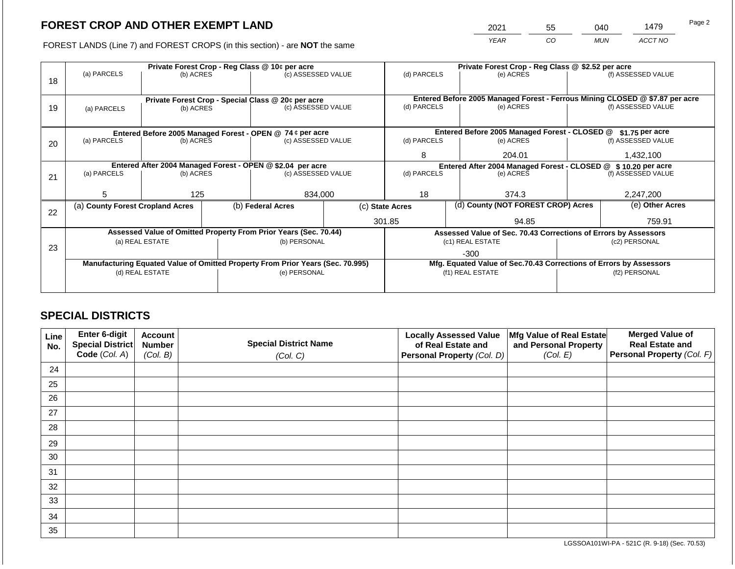# FOREST CROP AND OTHER EXEMPT LAND

FOREST LANDS (Line 7) and FOREST CROPS (in this section) - are **NOT** the same

| YEAR | CO | MUN | ACCT NO |
|---|---|---|---|
| 2021 | 55 | 040 | 1479 |

| Line | Private Forest Crop - Reg Class @ 10¢ per acre | | | Private Forest Crop - Reg Class @ $2.52 per acre | | |
|---|---|---|---|---|---|---|
| | (a) PARCELS | (b) ACRES | (c) ASSESSED VALUE | (d) PARCELS | (e) ACRES | (f) ASSESSED VALUE |
| 18 | | | | | | |
| | **Private Forest Crop - Special Class @ 20¢ per acre** | | | **Entered Before 2005 Managed Forest - Ferrous Mining CLOSED @ $7.87 per acre** | | |
| | (a) PARCELS | (b) ACRES | (c) ASSESSED VALUE | (d) PARCELS | (e) ACRES | (f) ASSESSED VALUE |
| 19 | | | | | | |
| | **Entered Before 2005 Managed Forest - OPEN @ 74 ¢ per acre** | | | **Entered Before 2005 Managed Forest - CLOSED @ $1.75 per acre** | | |
| | (a) PARCELS | (b) ACRES | (c) ASSESSED VALUE | (d) PARCELS | (e) ACRES | (f) ASSESSED VALUE |
| 20 | | | | 8 | 204.01 | 1,432,100 |
| | **Entered After 2004 Managed Forest - OPEN @ $2.04 per acre** | | | **Entered After 2004 Managed Forest - CLOSED @ $10.20 per acre** | | |
| | (a) PARCELS | (b) ACRES | (c) ASSESSED VALUE | (d) PARCELS | (e) ACRES | (f) ASSESSED VALUE |
| 21 | 5 | 125 | 834,000 | 18 | 374.3 | 2,247,200 |

| Line | (a) County Forest Cropland Acres | (b) Federal Acres | (c) State Acres | (d) County (NOT FOREST CROP) Acres | (e) Other Acres |
|---|---|---|---|---|---|
| 22 | | | 301.85 | 94.85 | 759.91 |

| Line | Assessed Value of Omitted Property From Prior Years (Sec. 70.44) | | Assessed Value of Sec. 70.43 Corrections of Errors by Assessors | |
|---|---|---|---|---|
| | (a) REAL ESTATE | (b) PERSONAL | (c1) REAL ESTATE | (c2) PERSONAL |
| 23 | | | -300 | |
| | **Manufacturing Equated Value of Omitted Property From Prior Years (Sec. 70.995)** | | **Mfg. Equated Value of Sec.70.43 Corrections of Errors by Assessors** | |
| | (d) REAL ESTATE | (e) PERSONAL | (f1) REAL ESTATE | (f2) PERSONAL |
| | | | | |

# SPECIAL DISTRICTS

| Line No. | Enter 6-digit Special District Code (Col. A) | Account Number (Col. B) | Special District Name (Col. C) | Locally Assessed Value of Real Estate and Personal Property (Col. D) | Mfg Value of Real Estate and Personal Property (Col. E) | Merged Value of Real Estate and Personal Property (Col. F) |
|---|---|---|---|---|---|---|
| 24 | | | | | | |
| 25 | | | | | | |
| 26 | | | | | | |
| 27 | | | | | | |
| 28 | | | | | | |
| 29 | | | | | | |
| 30 | | | | | | |
| 31 | | | | | | |
| 32 | | | | | | |
| 33 | | | | | | |
| 34 | | | | | | |
| 35 | | | | | | |

LGSSOA101WI-PA - 521C (R. 9-18) (Sec. 70.53)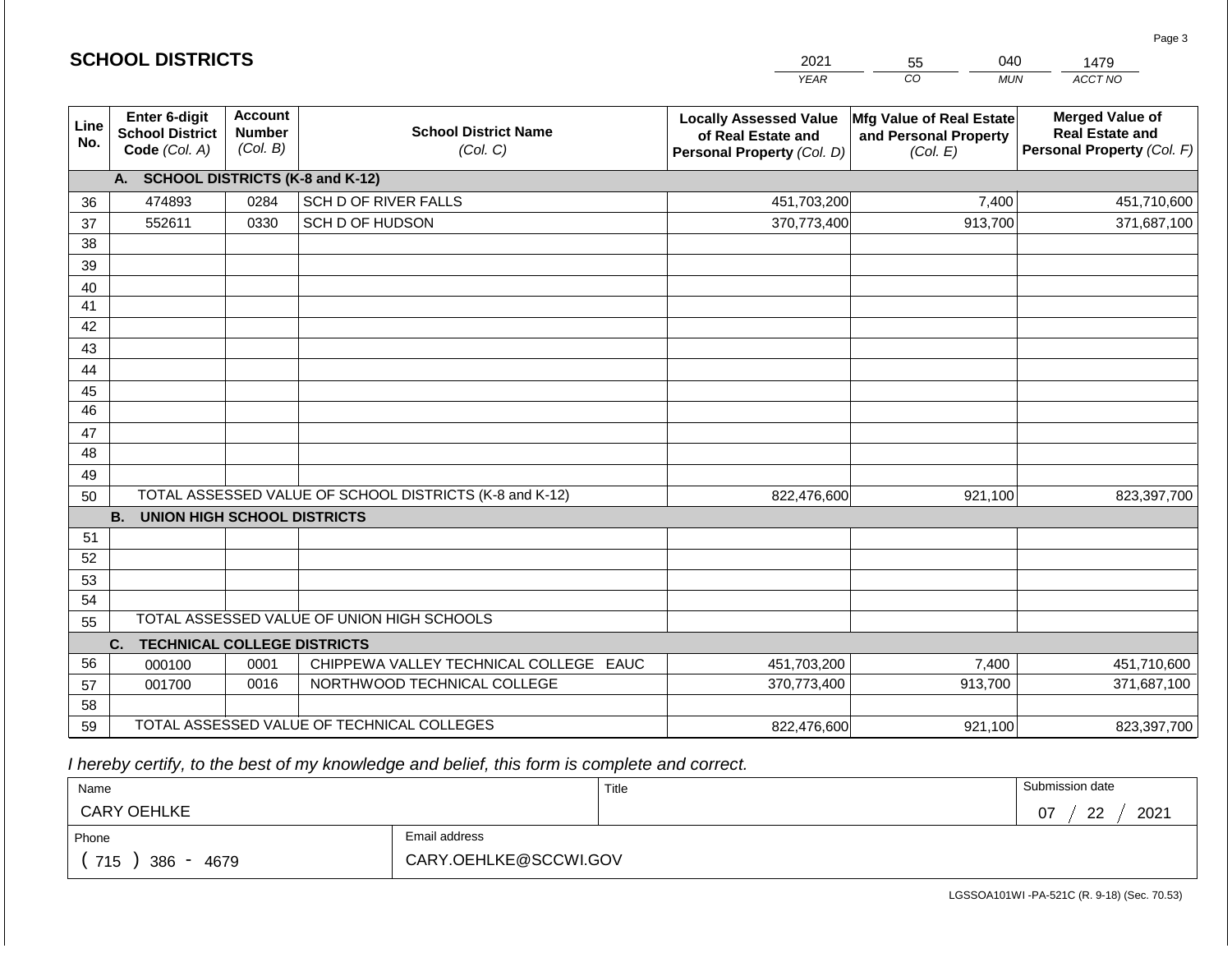# SCHOOL DISTRICTS

| 2021 | 55 | 040 | 1479 |
|---|---|---|---|
| *YEAR* | *CO* | *MUN* | *ACCT NO* |

| Line No. | Enter 6-digit School District Code *(Col. A)* | Account Number *(Col. B)* | School District Name *(Col. C)* | Locally Assessed Value of Real Estate and Personal Property *(Col. D)* | Mfg Value of Real Estate and Personal Property *(Col. E)* | Merged Value of Real Estate and Personal Property *(Col. F)* |
|---|---|---|---|---|---|---|
| | **A. SCHOOL DISTRICTS (K-8 and K-12)** | | | | | |
| 36 | 474893 | 0284 | SCH D OF RIVER FALLS | 451,703,200 | 7,400 | 451,710,600 |
| 37 | 552611 | 0330 | SCH D OF HUDSON | 370,773,400 | 913,700 | 371,687,100 |
| 38 | | | | | | |
| 39 | | | | | | |
| 40 | | | | | | |
| 41 | | | | | | |
| 42 | | | | | | |
| 43 | | | | | | |
| 44 | | | | | | |
| 45 | | | | | | |
| 46 | | | | | | |
| 47 | | | | | | |
| 48 | | | | | | |
| 49 | | | | | | |
| 50 | TOTAL ASSESSED VALUE OF SCHOOL DISTRICTS (K-8 and K-12) | | | 822,476,600 | 921,100 | 823,397,700 |
| | **B. UNION HIGH SCHOOL DISTRICTS** | | | | | |
| 51 | | | | | | |
| 52 | | | | | | |
| 53 | | | | | | |
| 54 | | | | | | |
| 55 | TOTAL ASSESSED VALUE OF UNION HIGH SCHOOLS | | | | | |
| | **C. TECHNICAL COLLEGE DISTRICTS** | | | | | |
| 56 | 000100 | 0001 | CHIPPEWA VALLEY TECHNICAL COLLEGE EAUC | 451,703,200 | 7,400 | 451,710,600 |
| 57 | 001700 | 0016 | NORTHWOOD TECHNICAL COLLEGE | 370,773,400 | 913,700 | 371,687,100 |
| 58 | | | | | | |
| 59 | TOTAL ASSESSED VALUE OF TECHNICAL COLLEGES | | | 822,476,600 | 921,100 | 823,397,700 |

*I hereby certify, to the best of my knowledge and belief, this form is complete and correct.*

| Name | Title | Submission date |
|---|---|---|
| CARY OEHLKE | | 07 / 22 / 2021 |

| Phone | Email address |
|---|---|
| ( 715 ) 386 - 4679 | CARY.OEHLKE@SCCWI.GOV |

LGSSOA101WI -PA-521C (R. 9-18) (Sec. 70.53)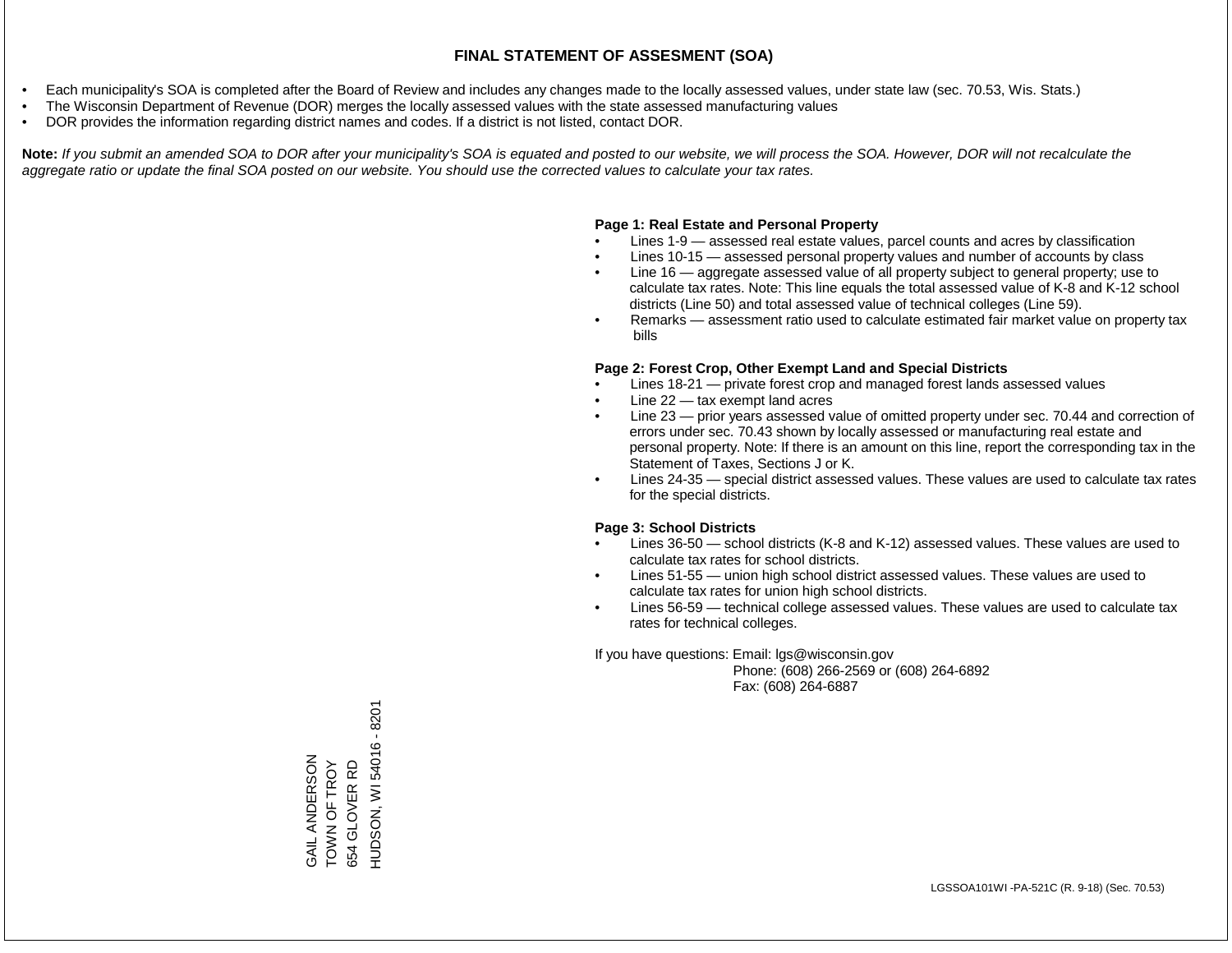# FINAL STATEMENT OF ASSESMENT (SOA)

- Each municipality's SOA is completed after the Board of Review and includes any changes made to the locally assessed values, under state law (sec. 70.53, Wis. Stats.)
- The Wisconsin Department of Revenue (DOR) merges the locally assessed values with the state assessed manufacturing values
- DOR provides the information regarding district names and codes. If a district is not listed, contact DOR.

**Note:** *If you submit an amended SOA to DOR after your municipality's SOA is equated and posted to our website, we will process the SOA. However, DOR will not recalculate the aggregate ratio or update the final SOA posted on our website. You should use the corrected values to calculate your tax rates.*

**Page 1: Real Estate and Personal Property**

- Lines 1-9 — assessed real estate values, parcel counts and acres by classification
- Lines 10-15 — assessed personal property values and number of accounts by class
- Line 16 — aggregate assessed value of all property subject to general property; use to calculate tax rates. Note: This line equals the total assessed value of K-8 and K-12 school districts (Line 50) and total assessed value of technical colleges (Line 59).
- Remarks — assessment ratio used to calculate estimated fair market value on property tax bills

**Page 2: Forest Crop, Other Exempt Land and Special Districts**

- Lines 18-21 — private forest crop and managed forest lands assessed values
- Line 22 — tax exempt land acres
- Line 23 — prior years assessed value of omitted property under sec. 70.44 and correction of errors under sec. 70.43 shown by locally assessed or manufacturing real estate and personal property. Note: If there is an amount on this line, report the corresponding tax in the Statement of Taxes, Sections J or K.
- Lines 24-35 — special district assessed values. These values are used to calculate tax rates for the special districts.

**Page 3: School Districts**

- Lines 36-50 — school districts (K-8 and K-12) assessed values. These values are used to calculate tax rates for school districts.
- Lines 51-55 — union high school district assessed values. These values are used to calculate tax rates for union high school districts.
- Lines 56-59 — technical college assessed values. These values are used to calculate tax rates for technical colleges.

If you have questions: Email: lgs@wisconsin.gov
Phone: (608) 266-2569 or (608) 264-6892
Fax: (608) 264-6887

GAIL ANDERSON
TOWN OF TROY
654 GLOVER RD
HUDSON, WI 54016 - 8201

LGSSOA101WI -PA-521C (R. 9-18) (Sec. 70.53)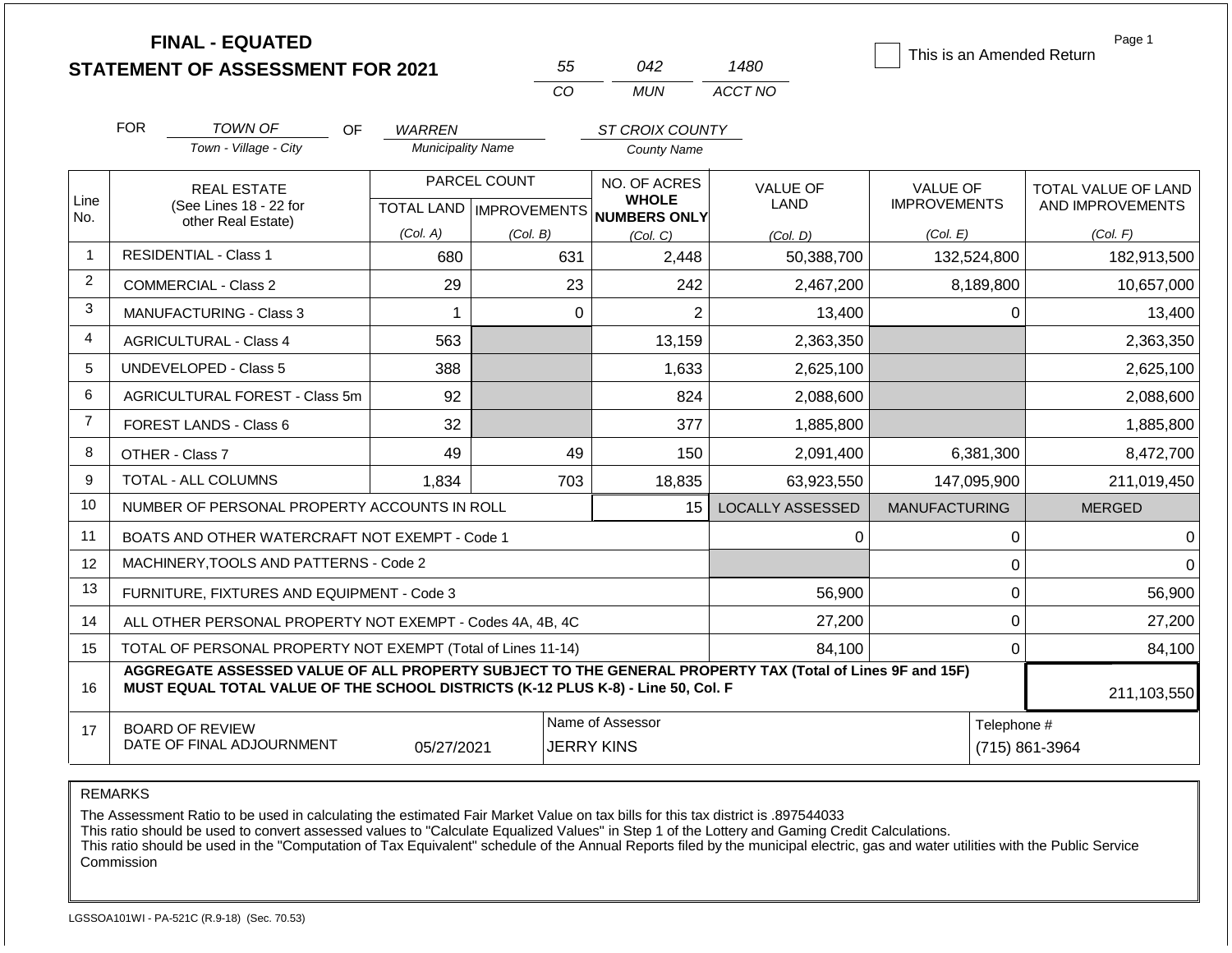# FINAL - EQUATED
## STATEMENT OF ASSESSMENT FOR 2021

| 55 | 042 | 1480 |
|---|---|---|
| CO | MUN | ACCT NO |

☐ This is an Amended Return

FOR *TOWN OF* (Town - Village - City) OF *WARREN* (Municipality Name) *ST CROIX COUNTY* (County Name)

| Line No. | REAL ESTATE (See Lines 18 - 22 for other Real Estate) | PARCEL COUNT TOTAL LAND (Col. A) | PARCEL COUNT IMPROVEMENTS (Col. B) | NO. OF ACRES WHOLE NUMBERS ONLY (Col. C) | VALUE OF LAND (Col. D) | VALUE OF IMPROVEMENTS (Col. E) | TOTAL VALUE OF LAND AND IMPROVEMENTS (Col. F) |
|---|---|---|---|---|---|---|---|
| 1 | RESIDENTIAL - Class 1 | 680 | 631 | 2,448 | 50,388,700 | 132,524,800 | 182,913,500 |
| 2 | COMMERCIAL - Class 2 | 29 | 23 | 242 | 2,467,200 | 8,189,800 | 10,657,000 |
| 3 | MANUFACTURING - Class 3 | 1 | 0 | 2 | 13,400 | 0 | 13,400 |
| 4 | AGRICULTURAL - Class 4 | 563 | | 13,159 | 2,363,350 | | 2,363,350 |
| 5 | UNDEVELOPED - Class 5 | 388 | | 1,633 | 2,625,100 | | 2,625,100 |
| 6 | AGRICULTURAL FOREST - Class 5m | 92 | | 824 | 2,088,600 | | 2,088,600 |
| 7 | FOREST LANDS - Class 6 | 32 | | 377 | 1,885,800 | | 1,885,800 |
| 8 | OTHER - Class 7 | 49 | 49 | 150 | 2,091,400 | 6,381,300 | 8,472,700 |
| 9 | TOTAL - ALL COLUMNS | 1,834 | 703 | 18,835 | 63,923,550 | 147,095,900 | 211,019,450 |
| 10 | NUMBER OF PERSONAL PROPERTY ACCOUNTS IN ROLL | | | 15 | LOCALLY ASSESSED | MANUFACTURING | MERGED |
| 11 | BOATS AND OTHER WATERCRAFT NOT EXEMPT - Code 1 | | | | 0 | 0 | 0 |
| 12 | MACHINERY,TOOLS AND PATTERNS - Code 2 | | | | | 0 | 0 |
| 13 | FURNITURE, FIXTURES AND EQUIPMENT - Code 3 | | | | 56,900 | 0 | 56,900 |
| 14 | ALL OTHER PERSONAL PROPERTY NOT EXEMPT - Codes 4A, 4B, 4C | | | | 27,200 | 0 | 27,200 |
| 15 | TOTAL OF PERSONAL PROPERTY NOT EXEMPT (Total of Lines 11-14) | | | | 84,100 | 0 | 84,100 |
| 16 | **AGGREGATE ASSESSED VALUE OF ALL PROPERTY SUBJECT TO THE GENERAL PROPERTY TAX (Total of Lines 9F and 15F) MUST EQUAL TOTAL VALUE OF THE SCHOOL DISTRICTS (K-12 PLUS K-8) - Line 50, Col. F** | | | | | | 211,103,550 |
| 17 | BOARD OF REVIEW DATE OF FINAL ADJOURNMENT | 05/27/2021 | Name of Assessor: JERRY KINS | | | Telephone #: (715) 861-3964 | |

REMARKS

The Assessment Ratio to be used in calculating the estimated Fair Market Value on tax bills for this tax district is .897544033
This ratio should be used to convert assessed values to "Calculate Equalized Values" in Step 1 of the Lottery and Gaming Credit Calculations.
This ratio should be used in the "Computation of Tax Equivalent" schedule of the Annual Reports filed by the municipal electric, gas and water utilities with the Public Service Commission

LGSSOA101WI - PA-521C (R.9-18) (Sec. 70.53)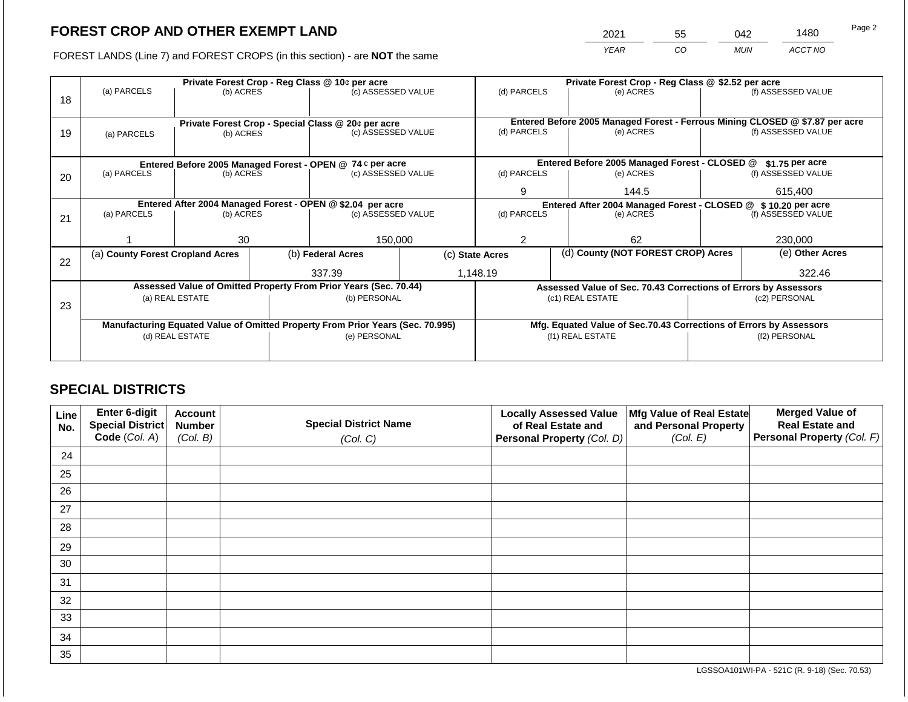# FOREST CROP AND OTHER EXEMPT LAND

FOREST LANDS (Line 7) and FOREST CROPS (in this section) - are **NOT** the same

| YEAR | CO | MUN | ACCT NO |
|---|---|---|---|
| 2021 | 55 | 042 | 1480 |

| Line | Private Forest Crop - Reg Class @ 10¢ per acre | | | Private Forest Crop - Reg Class @ $2.52 per acre | | |
|---|---|---|---|---|---|---|
| 18 | (a) PARCELS | (b) ACRES | (c) ASSESSED VALUE | (d) PARCELS | (e) ACRES | (f) ASSESSED VALUE |
| | | | | | | |
| | **Private Forest Crop - Special Class @ 20¢ per acre** | | | **Entered Before 2005 Managed Forest - Ferrous Mining CLOSED @ $7.87 per acre** | | |
| 19 | (a) PARCELS | (b) ACRES | (c) ASSESSED VALUE | (d) PARCELS | (e) ACRES | (f) ASSESSED VALUE |
| | | | | | | |
| | **Entered Before 2005 Managed Forest - OPEN @ 74 ¢ per acre** | | | **Entered Before 2005 Managed Forest - CLOSED @ $1.75 per acre** | | |
| 20 | (a) PARCELS | (b) ACRES | (c) ASSESSED VALUE | (d) PARCELS | (e) ACRES | (f) ASSESSED VALUE |
| | | | | 9 | 144.5 | 615,400 |
| | **Entered After 2004 Managed Forest - OPEN @ $2.04 per acre** | | | **Entered After 2004 Managed Forest - CLOSED @ $ 10.20 per acre** | | |
| 21 | (a) PARCELS | (b) ACRES | (c) ASSESSED VALUE | (d) PARCELS | (e) ACRES | (f) ASSESSED VALUE |
| | 1 | 30 | 150,000 | 2 | 62 | 230,000 |

| Line | (a) County Forest Cropland Acres | (b) Federal Acres | (c) State Acres | (d) County (NOT FOREST CROP) Acres | (e) Other Acres |
|---|---|---|---|---|---|
| 22 | | 337.39 | 1,148.19 | | 322.46 |

| Line | Assessed Value of Omitted Property From Prior Years (Sec. 70.44) | | Assessed Value of Sec. 70.43 Corrections of Errors by Assessors | |
|---|---|---|---|---|
| 23 | (a) REAL ESTATE | (b) PERSONAL | (c1) REAL ESTATE | (c2) PERSONAL |
| | | | | |
| | **Manufacturing Equated Value of Omitted Property From Prior Years (Sec. 70.995)** | | **Mfg. Equated Value of Sec.70.43 Corrections of Errors by Assessors** | |
| | (d) REAL ESTATE | (e) PERSONAL | (f1) REAL ESTATE | (f2) PERSONAL |
| | | | | |

## SPECIAL DISTRICTS

| Line No. | Enter 6-digit Special District Code (Col. A) | Account Number (Col. B) | Special District Name (Col. C) | Locally Assessed Value of Real Estate and Personal Property (Col. D) | Mfg Value of Real Estate and Personal Property (Col. E) | Merged Value of Real Estate and Personal Property (Col. F) |
|---|---|---|---|---|---|---|
| 24 | | | | | | |
| 25 | | | | | | |
| 26 | | | | | | |
| 27 | | | | | | |
| 28 | | | | | | |
| 29 | | | | | | |
| 30 | | | | | | |
| 31 | | | | | | |
| 32 | | | | | | |
| 33 | | | | | | |
| 34 | | | | | | |
| 35 | | | | | | |

LGSSOA101WI-PA - 521C (R. 9-18) (Sec. 70.53)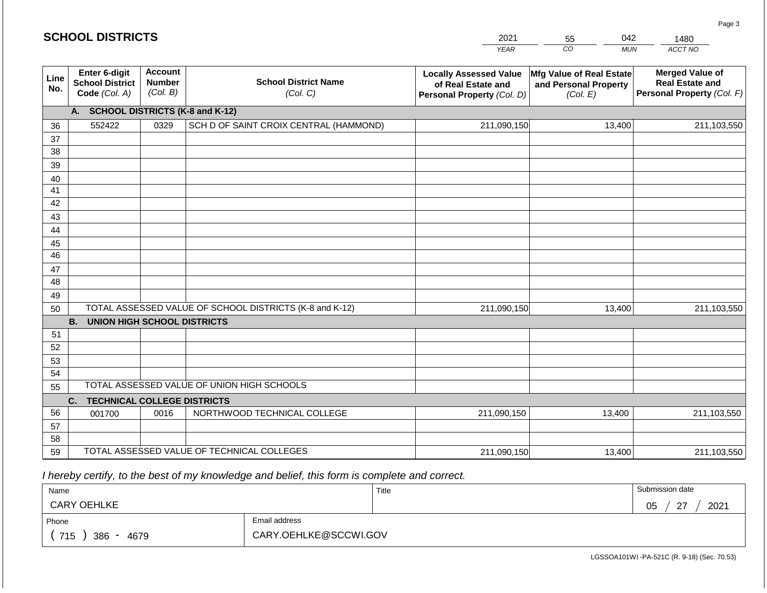# SCHOOL DISTRICTS

| 2021 | 55 | 042 | 1480 |
|---|---|---|---|
| YEAR | CO | MUN | ACCT NO |

| Line No. | Enter 6-digit School District Code (Col. A) | Account Number (Col. B) | School District Name (Col. C) | Locally Assessed Value of Real Estate and Personal Property (Col. D) | Mfg Value of Real Estate and Personal Property (Col. E) | Merged Value of Real Estate and Personal Property (Col. F) |
|---|---|---|---|---|---|---|
| | **A. SCHOOL DISTRICTS (K-8 and K-12)** | | | | | |
| 36 | 552422 | 0329 | SCH D OF SAINT CROIX CENTRAL (HAMMOND) | 211,090,150 | 13,400 | 211,103,550 |
| 37 | | | | | | |
| 38 | | | | | | |
| 39 | | | | | | |
| 40 | | | | | | |
| 41 | | | | | | |
| 42 | | | | | | |
| 43 | | | | | | |
| 44 | | | | | | |
| 45 | | | | | | |
| 46 | | | | | | |
| 47 | | | | | | |
| 48 | | | | | | |
| 49 | | | | | | |
| 50 | TOTAL ASSESSED VALUE OF SCHOOL DISTRICTS (K-8 and K-12) | | | 211,090,150 | 13,400 | 211,103,550 |
| | **B. UNION HIGH SCHOOL DISTRICTS** | | | | | |
| 51 | | | | | | |
| 52 | | | | | | |
| 53 | | | | | | |
| 54 | | | | | | |
| 55 | TOTAL ASSESSED VALUE OF UNION HIGH SCHOOLS | | | | | |
| | **C. TECHNICAL COLLEGE DISTRICTS** | | | | | |
| 56 | 001700 | 0016 | NORTHWOOD TECHNICAL COLLEGE | 211,090,150 | 13,400 | 211,103,550 |
| 57 | | | | | | |
| 58 | | | | | | |
| 59 | TOTAL ASSESSED VALUE OF TECHNICAL COLLEGES | | | 211,090,150 | 13,400 | 211,103,550 |

*I hereby certify, to the best of my knowledge and belief, this form is complete and correct.*

| Name | | Title | Submission date |
|---|---|---|---|
| CARY OEHLKE | | | 05 / 27 / 2021 |
| Phone | Email address | | |
| ( 715 ) 386 - 4679 | CARY.OEHLKE@SCCWI.GOV | | |

LGSSOA101WI -PA-521C (R. 9-18) (Sec. 70.53)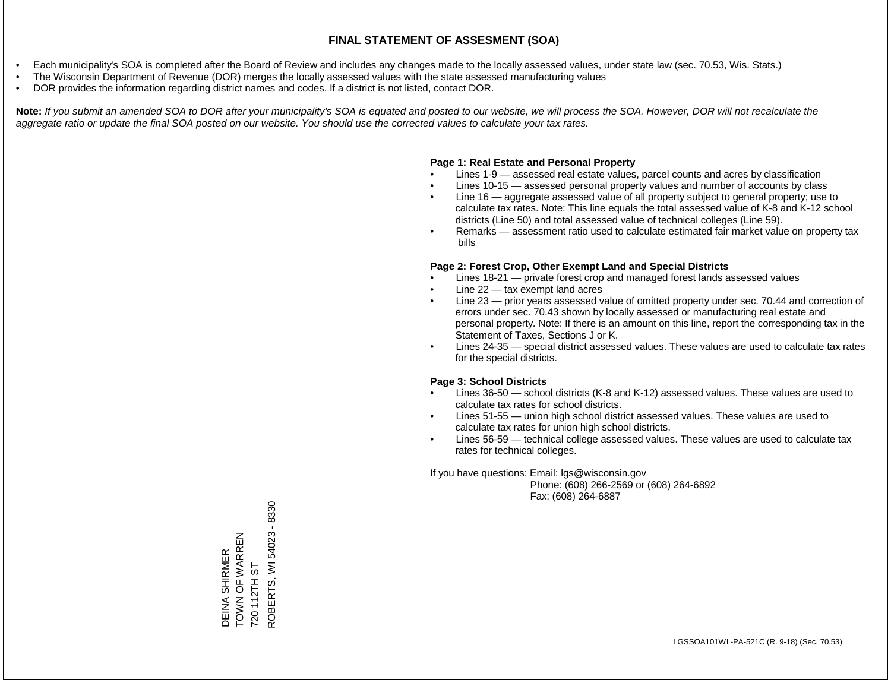# FINAL STATEMENT OF ASSESMENT (SOA)

- Each municipality's SOA is completed after the Board of Review and includes any changes made to the locally assessed values, under state law (sec. 70.53, Wis. Stats.)
- The Wisconsin Department of Revenue (DOR) merges the locally assessed values with the state assessed manufacturing values
- DOR provides the information regarding district names and codes. If a district is not listed, contact DOR.

**Note:** *If you submit an amended SOA to DOR after your municipality's SOA is equated and posted to our website, we will process the SOA. However, DOR will not recalculate the aggregate ratio or update the final SOA posted on our website. You should use the corrected values to calculate your tax rates.*

**Page 1: Real Estate and Personal Property**

- Lines 1-9 — assessed real estate values, parcel counts and acres by classification
- Lines 10-15 — assessed personal property values and number of accounts by class
- Line 16 — aggregate assessed value of all property subject to general property; use to calculate tax rates. Note: This line equals the total assessed value of K-8 and K-12 school districts (Line 50) and total assessed value of technical colleges (Line 59).
- Remarks — assessment ratio used to calculate estimated fair market value on property tax bills

**Page 2: Forest Crop, Other Exempt Land and Special Districts**

- Lines 18-21 — private forest crop and managed forest lands assessed values
- Line 22 — tax exempt land acres
- Line 23 — prior years assessed value of omitted property under sec. 70.44 and correction of errors under sec. 70.43 shown by locally assessed or manufacturing real estate and personal property. Note: If there is an amount on this line, report the corresponding tax in the Statement of Taxes, Sections J or K.
- Lines 24-35 — special district assessed values. These values are used to calculate tax rates for the special districts.

**Page 3: School Districts**

- Lines 36-50 — school districts (K-8 and K-12) assessed values. These values are used to calculate tax rates for school districts.
- Lines 51-55 — union high school district assessed values. These values are used to calculate tax rates for union high school districts.
- Lines 56-59 — technical college assessed values. These values are used to calculate tax rates for technical colleges.

If you have questions: Email: lgs@wisconsin.gov
Phone: (608) 266-2569 or (608) 264-6892
Fax: (608) 264-6887

DEINA SHIRMER
TOWN OF WARREN
720 112TH ST
ROBERTS, WI 54023 - 8330

LGSSOA101WI -PA-521C (R. 9-18) (Sec. 70.53)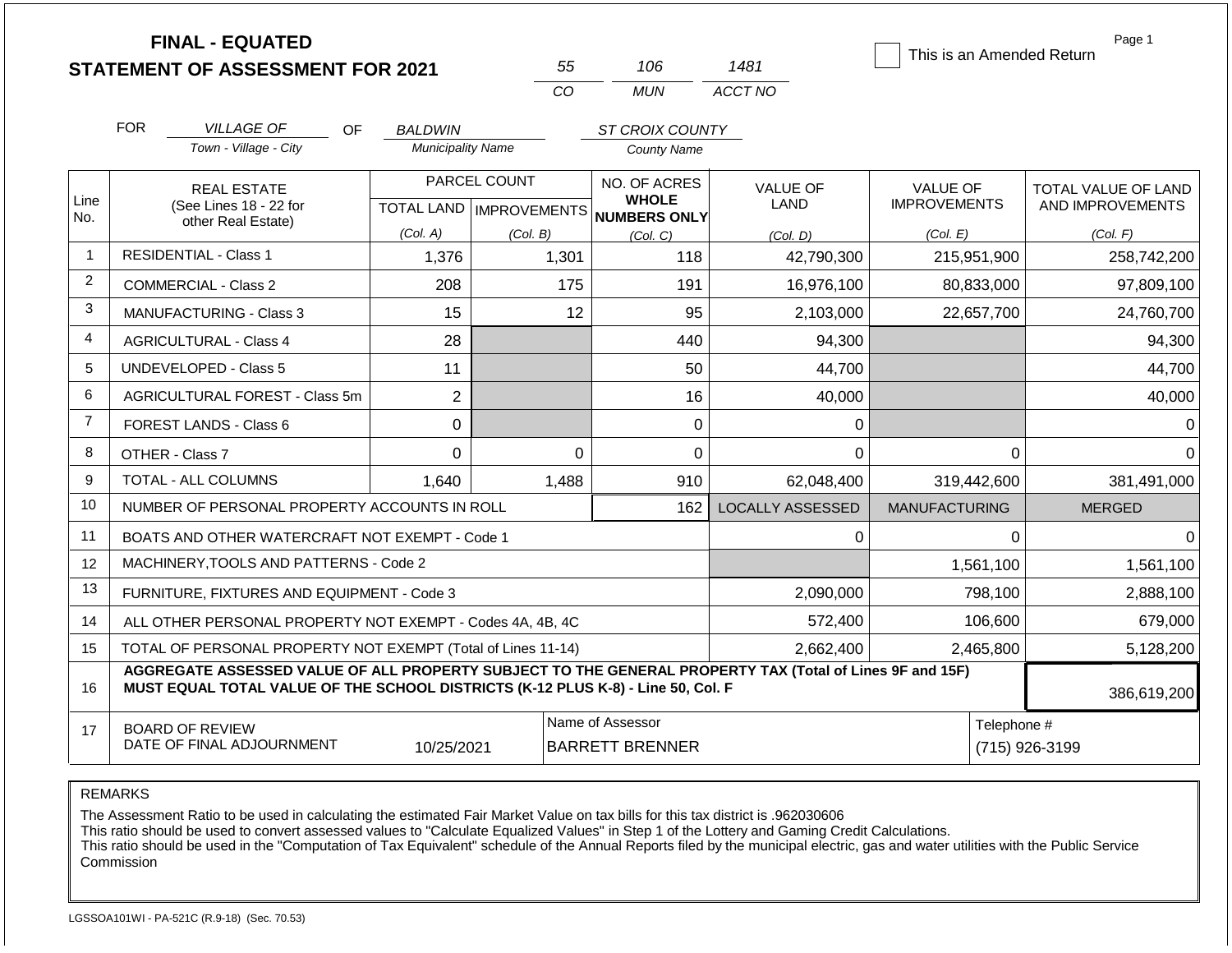# FINAL - EQUATED
## STATEMENT OF ASSESSMENT FOR 2021

| 55 | 106 | 1481 |
|---|---|---|
| CO | MUN | ACCT NO |

☐ This is an Amended Return

FOR *VILLAGE OF* (Town - Village - City) OF *BALDWIN* (Municipality Name) *ST CROIX COUNTY* (County Name)

| Line No. | REAL ESTATE (See Lines 18 - 22 for other Real Estate) | PARCEL COUNT TOTAL LAND (Col. A) | PARCEL COUNT IMPROVEMENTS (Col. B) | NO. OF ACRES WHOLE NUMBERS ONLY (Col. C) | VALUE OF LAND (Col. D) | VALUE OF IMPROVEMENTS (Col. E) | TOTAL VALUE OF LAND AND IMPROVEMENTS (Col. F) |
|---|---|---|---|---|---|---|---|
| 1 | RESIDENTIAL - Class 1 | 1,376 | 1,301 | 118 | 42,790,300 | 215,951,900 | 258,742,200 |
| 2 | COMMERCIAL - Class 2 | 208 | 175 | 191 | 16,976,100 | 80,833,000 | 97,809,100 |
| 3 | MANUFACTURING - Class 3 | 15 | 12 | 95 | 2,103,000 | 22,657,700 | 24,760,700 |
| 4 | AGRICULTURAL - Class 4 | 28 | | 440 | 94,300 | | 94,300 |
| 5 | UNDEVELOPED - Class 5 | 11 | | 50 | 44,700 | | 44,700 |
| 6 | AGRICULTURAL FOREST - Class 5m | 2 | | 16 | 40,000 | | 40,000 |
| 7 | FOREST LANDS - Class 6 | 0 | | 0 | 0 | | 0 |
| 8 | OTHER - Class 7 | 0 | 0 | 0 | 0 | 0 | 0 |
| 9 | TOTAL - ALL COLUMNS | 1,640 | 1,488 | 910 | 62,048,400 | 319,442,600 | 381,491,000 |
| 10 | NUMBER OF PERSONAL PROPERTY ACCOUNTS IN ROLL | | | 162 | LOCALLY ASSESSED | MANUFACTURING | MERGED |
| 11 | BOATS AND OTHER WATERCRAFT NOT EXEMPT - Code 1 | | | | 0 | 0 | 0 |
| 12 | MACHINERY,TOOLS AND PATTERNS - Code 2 | | | | | 1,561,100 | 1,561,100 |
| 13 | FURNITURE, FIXTURES AND EQUIPMENT - Code 3 | | | | 2,090,000 | 798,100 | 2,888,100 |
| 14 | ALL OTHER PERSONAL PROPERTY NOT EXEMPT - Codes 4A, 4B, 4C | | | | 572,400 | 106,600 | 679,000 |
| 15 | TOTAL OF PERSONAL PROPERTY NOT EXEMPT (Total of Lines 11-14) | | | | 2,662,400 | 2,465,800 | 5,128,200 |
| 16 | AGGREGATE ASSESSED VALUE OF ALL PROPERTY SUBJECT TO THE GENERAL PROPERTY TAX (Total of Lines 9F and 15F) MUST EQUAL TOTAL VALUE OF THE SCHOOL DISTRICTS (K-12 PLUS K-8) - Line 50, Col. F | | | | | | 386,619,200 |
| 17 | BOARD OF REVIEW DATE OF FINAL ADJOURNMENT | 10/25/2021 | | Name of Assessor: BARRETT BRENNER | | | Telephone #: (715) 926-3199 |

REMARKS

The Assessment Ratio to be used in calculating the estimated Fair Market Value on tax bills for this tax district is .962030606
This ratio should be used to convert assessed values to "Calculate Equalized Values" in Step 1 of the Lottery and Gaming Credit Calculations.
This ratio should be used in the "Computation of Tax Equivalent" schedule of the Annual Reports filed by the municipal electric, gas and water utilities with the Public Service Commission

LGSSOA101WI - PA-521C (R.9-18) (Sec. 70.53)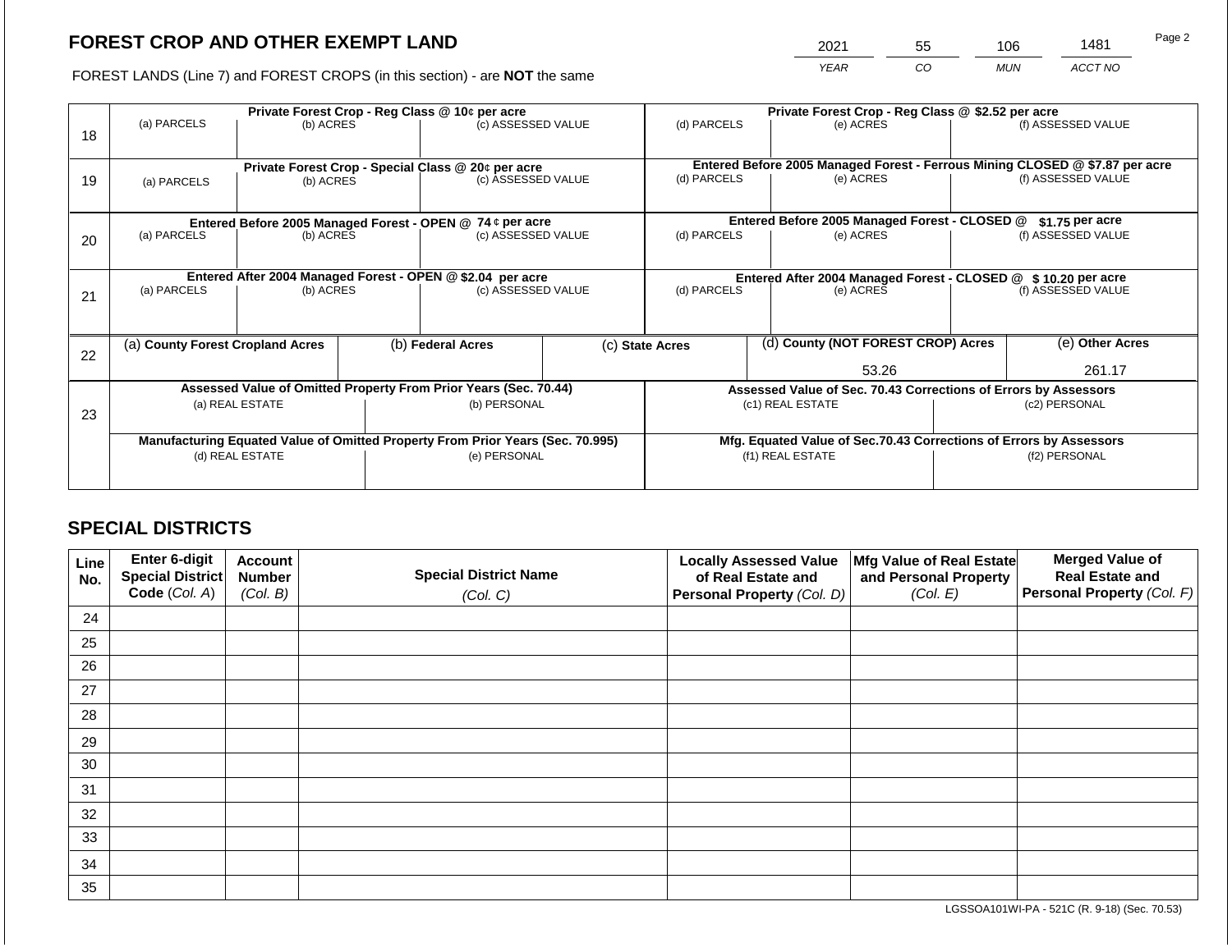# FOREST CROP AND OTHER EXEMPT LAND

FOREST LANDS (Line 7) and FOREST CROPS (in this section) - are **NOT** the same

| YEAR | CO | MUN | ACCT NO |
|---|---|---|---|
| 2021 | 55 | 106 | 1481 |

| Line | Private Forest Crop - Reg Class @ 10¢ per acre | | | Private Forest Crop - Reg Class @ $2.52 per acre | | |
|---|---|---|---|---|---|---|
| 18 | (a) PARCELS | (b) ACRES | (c) ASSESSED VALUE | (d) PARCELS | (e) ACRES | (f) ASSESSED VALUE |
| | | | | | | |
| | **Private Forest Crop - Special Class @ 20¢ per acre** | | | **Entered Before 2005 Managed Forest - Ferrous Mining CLOSED @ $7.87 per acre** | | |
| 19 | (a) PARCELS | (b) ACRES | (c) ASSESSED VALUE | (d) PARCELS | (e) ACRES | (f) ASSESSED VALUE |
| | | | | | | |
| | **Entered Before 2005 Managed Forest - OPEN @ 74 ¢ per acre** | | | **Entered Before 2005 Managed Forest - CLOSED @ $1.75 per acre** | | |
| 20 | (a) PARCELS | (b) ACRES | (c) ASSESSED VALUE | (d) PARCELS | (e) ACRES | (f) ASSESSED VALUE |
| | | | | | | |
| | **Entered After 2004 Managed Forest - OPEN @ $2.04 per acre** | | | **Entered After 2004 Managed Forest - CLOSED @ $ 10.20 per acre** | | |
| 21 | (a) PARCELS | (b) ACRES | (c) ASSESSED VALUE | (d) PARCELS | (e) ACRES | (f) ASSESSED VALUE |
| | | | | | | |

| Line | (a) County Forest Cropland Acres | (b) Federal Acres | (c) State Acres | (d) County (NOT FOREST CROP) Acres | (e) Other Acres |
|---|---|---|---|---|---|
| 22 | | | | 53.26 | 261.17 |

| Line | Assessed Value of Omitted Property From Prior Years (Sec. 70.44) | | Assessed Value of Sec. 70.43 Corrections of Errors by Assessors | |
|---|---|---|---|---|
| 23 | (a) REAL ESTATE | (b) PERSONAL | (c1) REAL ESTATE | (c2) PERSONAL |
| | | | | |
| | **Manufacturing Equated Value of Omitted Property From Prior Years (Sec. 70.995)** | | **Mfg. Equated Value of Sec.70.43 Corrections of Errors by Assessors** | |
| | (d) REAL ESTATE | (e) PERSONAL | (f1) REAL ESTATE | (f2) PERSONAL |
| | | | | |

## SPECIAL DISTRICTS

| Line No. | Enter 6-digit Special District Code (Col. A) | Account Number (Col. B) | Special District Name (Col. C) | Locally Assessed Value of Real Estate and Personal Property (Col. D) | Mfg Value of Real Estate and Personal Property (Col. E) | Merged Value of Real Estate and Personal Property (Col. F) |
|---|---|---|---|---|---|---|
| 24 | | | | | | |
| 25 | | | | | | |
| 26 | | | | | | |
| 27 | | | | | | |
| 28 | | | | | | |
| 29 | | | | | | |
| 30 | | | | | | |
| 31 | | | | | | |
| 32 | | | | | | |
| 33 | | | | | | |
| 34 | | | | | | |
| 35 | | | | | | |

LGSSOA101WI-PA - 521C (R. 9-18) (Sec. 70.53)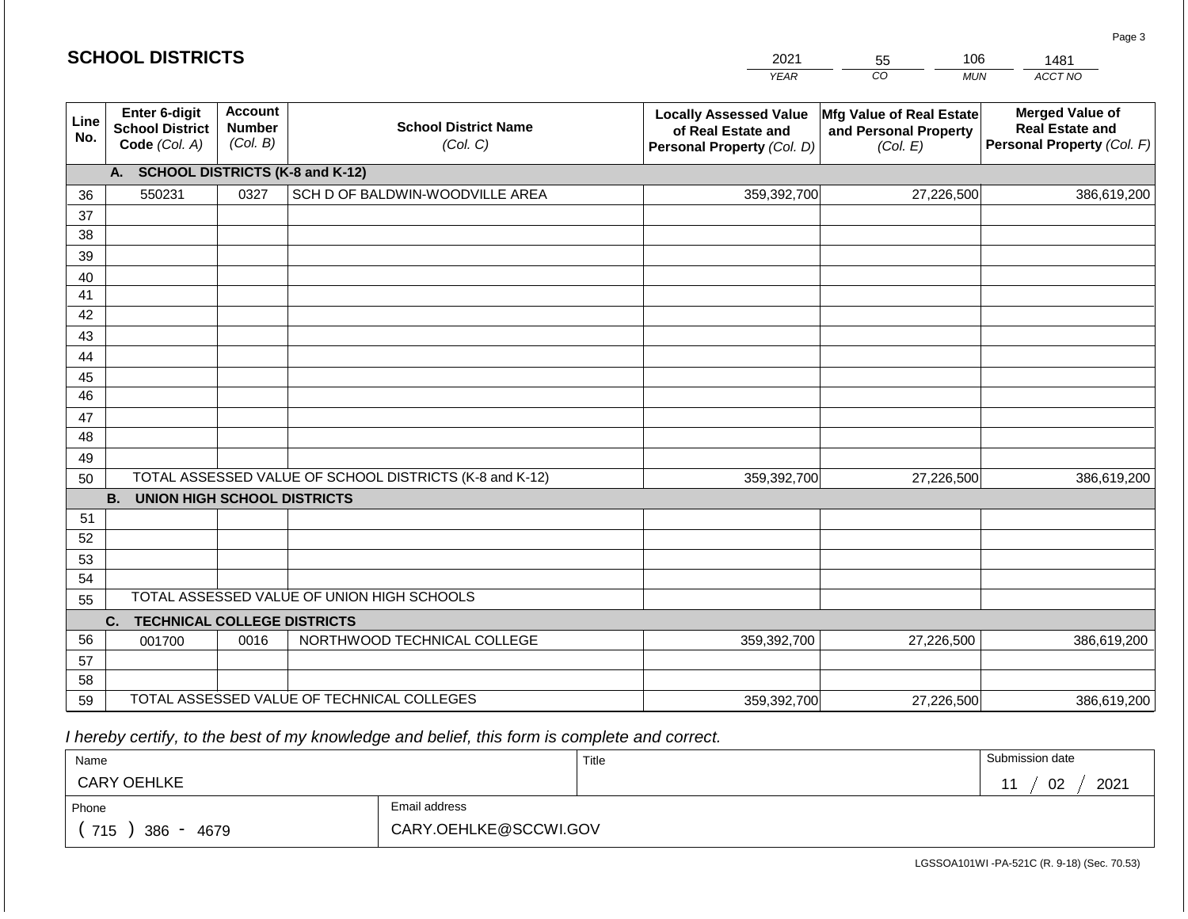## SCHOOL DISTRICTS

| YEAR | CO | MUN | ACCT NO |
|---|---|---|---|
| 2021 | 55 | 106 | 1481 |

| Line No. | Enter 6-digit School District Code (Col. A) | Account Number (Col. B) | School District Name (Col. C) | Locally Assessed Value of Real Estate and Personal Property (Col. D) | Mfg Value of Real Estate and Personal Property (Col. E) | Merged Value of Real Estate and Personal Property (Col. F) |
|---|---|---|---|---|---|---|
| | **A. SCHOOL DISTRICTS (K-8 and K-12)** | | | | | |
| 36 | 550231 | 0327 | SCH D OF BALDWIN-WOODVILLE AREA | 359,392,700 | 27,226,500 | 386,619,200 |
| 37 | | | | | | |
| 38 | | | | | | |
| 39 | | | | | | |
| 40 | | | | | | |
| 41 | | | | | | |
| 42 | | | | | | |
| 43 | | | | | | |
| 44 | | | | | | |
| 45 | | | | | | |
| 46 | | | | | | |
| 47 | | | | | | |
| 48 | | | | | | |
| 49 | | | | | | |
| 50 | TOTAL ASSESSED VALUE OF SCHOOL DISTRICTS (K-8 and K-12) | | | 359,392,700 | 27,226,500 | 386,619,200 |
| | **B. UNION HIGH SCHOOL DISTRICTS** | | | | | |
| 51 | | | | | | |
| 52 | | | | | | |
| 53 | | | | | | |
| 54 | | | | | | |
| 55 | TOTAL ASSESSED VALUE OF UNION HIGH SCHOOLS | | | | | |
| | **C. TECHNICAL COLLEGE DISTRICTS** | | | | | |
| 56 | 001700 | 0016 | NORTHWOOD TECHNICAL COLLEGE | 359,392,700 | 27,226,500 | 386,619,200 |
| 57 | | | | | | |
| 58 | | | | | | |
| 59 | TOTAL ASSESSED VALUE OF TECHNICAL COLLEGES | | | 359,392,700 | 27,226,500 | 386,619,200 |

*I hereby certify, to the best of my knowledge and belief, this form is complete and correct.*

| Name | Title | Submission date |
|---|---|---|
| CARY OEHLKE | | 11 / 02 / 2021 |

| Phone | Email address |
|---|---|
| ( 715 ) 386 - 4679 | CARY.OEHLKE@SCCWI.GOV |

LGSSOA101WI -PA-521C (R. 9-18) (Sec. 70.53)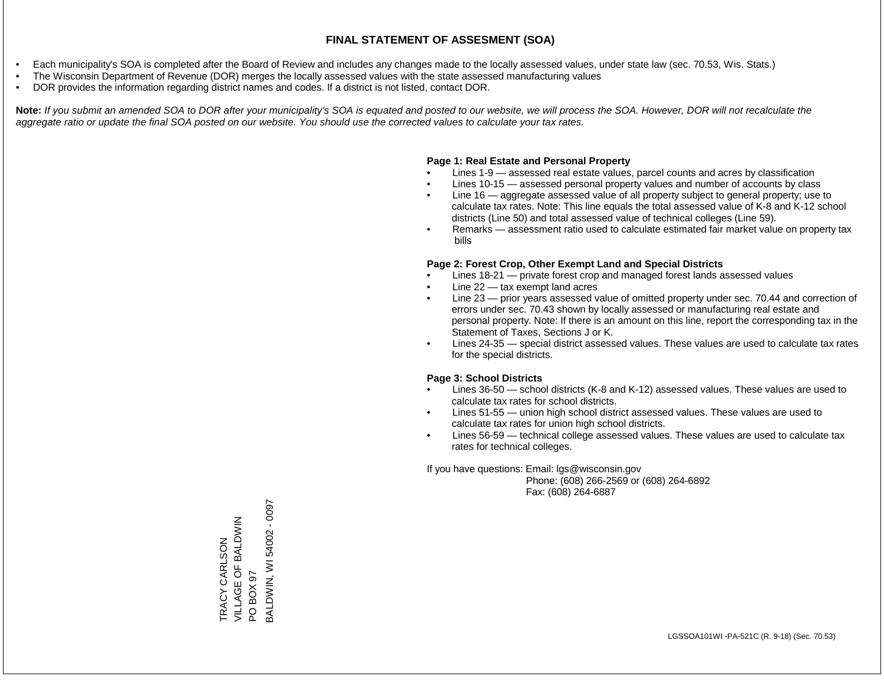# FINAL STATEMENT OF ASSESMENT (SOA)

- Each municipality's SOA is completed after the Board of Review and includes any changes made to the locally assessed values, under state law (sec. 70.53, Wis. Stats.)
- The Wisconsin Department of Revenue (DOR) merges the locally assessed values with the state assessed manufacturing values
- DOR provides the information regarding district names and codes. If a district is not listed, contact DOR.

**Note:** *If you submit an amended SOA to DOR after your municipality's SOA is equated and posted to our website, we will process the SOA. However, DOR will not recalculate the aggregate ratio or update the final SOA posted on our website. You should use the corrected values to calculate your tax rates.*

**Page 1: Real Estate and Personal Property**

- Lines 1-9 — assessed real estate values, parcel counts and acres by classification
- Lines 10-15 — assessed personal property values and number of accounts by class
- Line 16 — aggregate assessed value of all property subject to general property; use to calculate tax rates. Note: This line equals the total assessed value of K-8 and K-12 school districts (Line 50) and total assessed value of technical colleges (Line 59).
- Remarks — assessment ratio used to calculate estimated fair market value on property tax bills

**Page 2: Forest Crop, Other Exempt Land and Special Districts**

- Lines 18-21 — private forest crop and managed forest lands assessed values
- Line 22 — tax exempt land acres
- Line 23 — prior years assessed value of omitted property under sec. 70.44 and correction of errors under sec. 70.43 shown by locally assessed or manufacturing real estate and personal property. Note: If there is an amount on this line, report the corresponding tax in the Statement of Taxes, Sections J or K.
- Lines 24-35 — special district assessed values. These values are used to calculate tax rates for the special districts.

**Page 3: School Districts**

- Lines 36-50 — school districts (K-8 and K-12) assessed values. These values are used to calculate tax rates for school districts.
- Lines 51-55 — union high school district assessed values. These values are used to calculate tax rates for union high school districts.
- Lines 56-59 — technical college assessed values. These values are used to calculate tax rates for technical colleges.

If you have questions: Email: lgs@wisconsin.gov
Phone: (608) 266-2569 or (608) 264-6892
Fax: (608) 264-6887

TRACY CARLSON
VILLAGE OF BALDWIN
PO BOX 97
BALDWIN, WI 54002 - 0097

LGSSOA101WI -PA-521C (R. 9-18) (Sec. 70.53)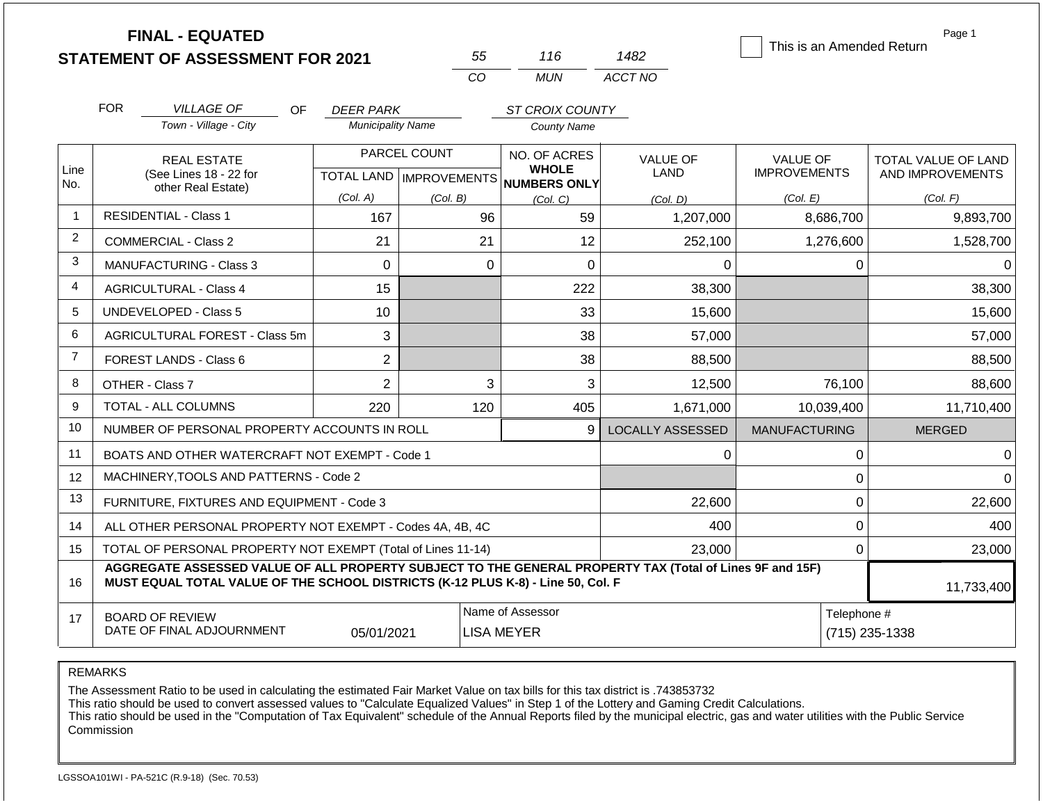# FINAL - EQUATED
## STATEMENT OF ASSESSMENT FOR 2021

| 55 | 116 | 1482 |
|---|---|---|
| CO | MUN | ACCT NO |

☐ This is an Amended Return

Page 1

FOR *VILLAGE OF* (Town - Village - City) OF *DEER PARK* (Municipality Name) *ST CROIX COUNTY* (County Name)

| Line No. | REAL ESTATE (See Lines 18 - 22 for other Real Estate) | PARCEL COUNT TOTAL LAND (Col. A) | PARCEL COUNT IMPROVEMENTS (Col. B) | NO. OF ACRES WHOLE NUMBERS ONLY (Col. C) | VALUE OF LAND (Col. D) | VALUE OF IMPROVEMENTS (Col. E) | TOTAL VALUE OF LAND AND IMPROVEMENTS (Col. F) |
|---|---|---|---|---|---|---|---|
| 1 | RESIDENTIAL - Class 1 | 167 | 96 | 59 | 1,207,000 | 8,686,700 | 9,893,700 |
| 2 | COMMERCIAL - Class 2 | 21 | 21 | 12 | 252,100 | 1,276,600 | 1,528,700 |
| 3 | MANUFACTURING - Class 3 | 0 | 0 | 0 | 0 | 0 | 0 |
| 4 | AGRICULTURAL - Class 4 | 15 | | 222 | 38,300 | | 38,300 |
| 5 | UNDEVELOPED - Class 5 | 10 | | 33 | 15,600 | | 15,600 |
| 6 | AGRICULTURAL FOREST - Class 5m | 3 | | 38 | 57,000 | | 57,000 |
| 7 | FOREST LANDS - Class 6 | 2 | | 38 | 88,500 | | 88,500 |
| 8 | OTHER - Class 7 | 2 | 3 | 3 | 12,500 | 76,100 | 88,600 |
| 9 | TOTAL - ALL COLUMNS | 220 | 120 | 405 | 1,671,000 | 10,039,400 | 11,710,400 |
| 10 | NUMBER OF PERSONAL PROPERTY ACCOUNTS IN ROLL | | | 9 | LOCALLY ASSESSED | MANUFACTURING | MERGED |
| 11 | BOATS AND OTHER WATERCRAFT NOT EXEMPT - Code 1 | | | | 0 | 0 | 0 |
| 12 | MACHINERY,TOOLS AND PATTERNS - Code 2 | | | | | 0 | 0 |
| 13 | FURNITURE, FIXTURES AND EQUIPMENT - Code 3 | | | | 22,600 | 0 | 22,600 |
| 14 | ALL OTHER PERSONAL PROPERTY NOT EXEMPT - Codes 4A, 4B, 4C | | | | 400 | 0 | 400 |
| 15 | TOTAL OF PERSONAL PROPERTY NOT EXEMPT (Total of Lines 11-14) | | | | 23,000 | 0 | 23,000 |
| 16 | **AGGREGATE ASSESSED VALUE OF ALL PROPERTY SUBJECT TO THE GENERAL PROPERTY TAX (Total of Lines 9F and 15F) MUST EQUAL TOTAL VALUE OF THE SCHOOL DISTRICTS (K-12 PLUS K-8) - Line 50, Col. F** | | | | | | 11,733,400 |
| 17 | BOARD OF REVIEW DATE OF FINAL ADJOURNMENT | 05/01/2021 | | Name of Assessor: LISA MEYER | | Telephone #: (715) 235-1338 | |

REMARKS

The Assessment Ratio to be used in calculating the estimated Fair Market Value on tax bills for this tax district is .743853732
This ratio should be used to convert assessed values to "Calculate Equalized Values" in Step 1 of the Lottery and Gaming Credit Calculations.
This ratio should be used in the "Computation of Tax Equivalent" schedule of the Annual Reports filed by the municipal electric, gas and water utilities with the Public Service Commission

LGSSOA101WI - PA-521C (R.9-18) (Sec. 70.53)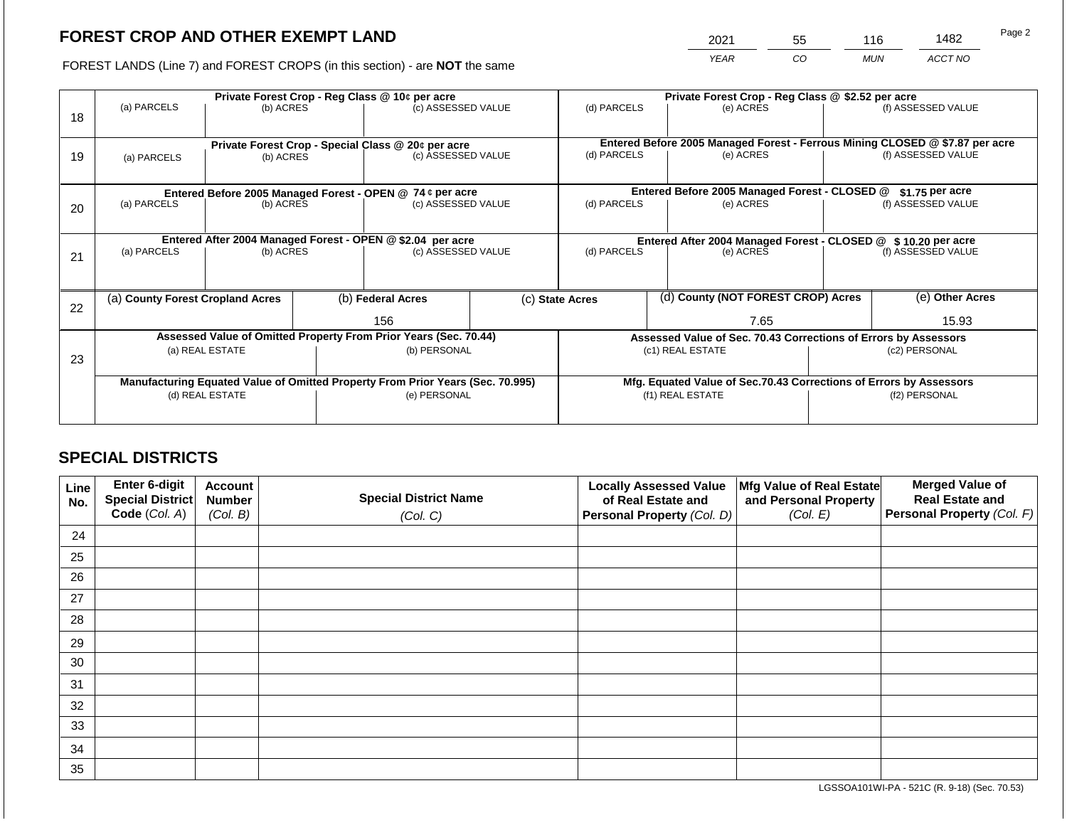## FOREST CROP AND OTHER EXEMPT LAND

FOREST LANDS (Line 7) and FOREST CROPS (in this section) - are **NOT** the same

| YEAR | CO | MUN | ACCT NO |
|---|---|---|---|
| 2021 | 55 | 116 | 1482 |

| Line | Private Forest Crop - Reg Class @ 10¢ per acre | | | Private Forest Crop - Reg Class @ $2.52 per acre | | |
|---|---|---|---|---|---|---|
| 18 | (a) PARCELS | (b) ACRES | (c) ASSESSED VALUE | (d) PARCELS | (e) ACRES | (f) ASSESSED VALUE |
| | **Private Forest Crop - Special Class @ 20¢ per acre** | | | **Entered Before 2005 Managed Forest - Ferrous Mining CLOSED @ $7.87 per acre** | | |
| 19 | (a) PARCELS | (b) ACRES | (c) ASSESSED VALUE | (d) PARCELS | (e) ACRES | (f) ASSESSED VALUE |
| | **Entered Before 2005 Managed Forest - OPEN @ 74 ¢ per acre** | | | **Entered Before 2005 Managed Forest - CLOSED @ $1.75 per acre** | | |
| 20 | (a) PARCELS | (b) ACRES | (c) ASSESSED VALUE | (d) PARCELS | (e) ACRES | (f) ASSESSED VALUE |
| | **Entered After 2004 Managed Forest - OPEN @ $2.04 per acre** | | | **Entered After 2004 Managed Forest - CLOSED @ $ 10.20 per acre** | | |
| 21 | (a) PARCELS | (b) ACRES | (c) ASSESSED VALUE | (d) PARCELS | (e) ACRES | (f) ASSESSED VALUE |

| Line | (a) County Forest Cropland Acres | (b) Federal Acres | (c) State Acres | (d) County (NOT FOREST CROP) Acres | (e) Other Acres |
|---|---|---|---|---|---|
| 22 | | 156 | | 7.65 | 15.93 |

| Line | Assessed Value of Omitted Property From Prior Years (Sec. 70.44) | | Assessed Value of Sec. 70.43 Corrections of Errors by Assessors | |
|---|---|---|---|---|
| 23 | (a) REAL ESTATE | (b) PERSONAL | (c1) REAL ESTATE | (c2) PERSONAL |
| | **Manufacturing Equated Value of Omitted Property From Prior Years (Sec. 70.995)** | | **Mfg. Equated Value of Sec.70.43 Corrections of Errors by Assessors** | |
| | (d) REAL ESTATE | (e) PERSONAL | (f1) REAL ESTATE | (f2) PERSONAL |

## SPECIAL DISTRICTS

| Line No. | Enter 6-digit Special District Code (Col. A) | Account Number (Col. B) | Special District Name (Col. C) | Locally Assessed Value of Real Estate and Personal Property (Col. D) | Mfg Value of Real Estate and Personal Property (Col. E) | Merged Value of Real Estate and Personal Property (Col. F) |
|---|---|---|---|---|---|---|
| 24 | | | | | | |
| 25 | | | | | | |
| 26 | | | | | | |
| 27 | | | | | | |
| 28 | | | | | | |
| 29 | | | | | | |
| 30 | | | | | | |
| 31 | | | | | | |
| 32 | | | | | | |
| 33 | | | | | | |
| 34 | | | | | | |
| 35 | | | | | | |

LGSSOA101WI-PA - 521C (R. 9-18) (Sec. 70.53)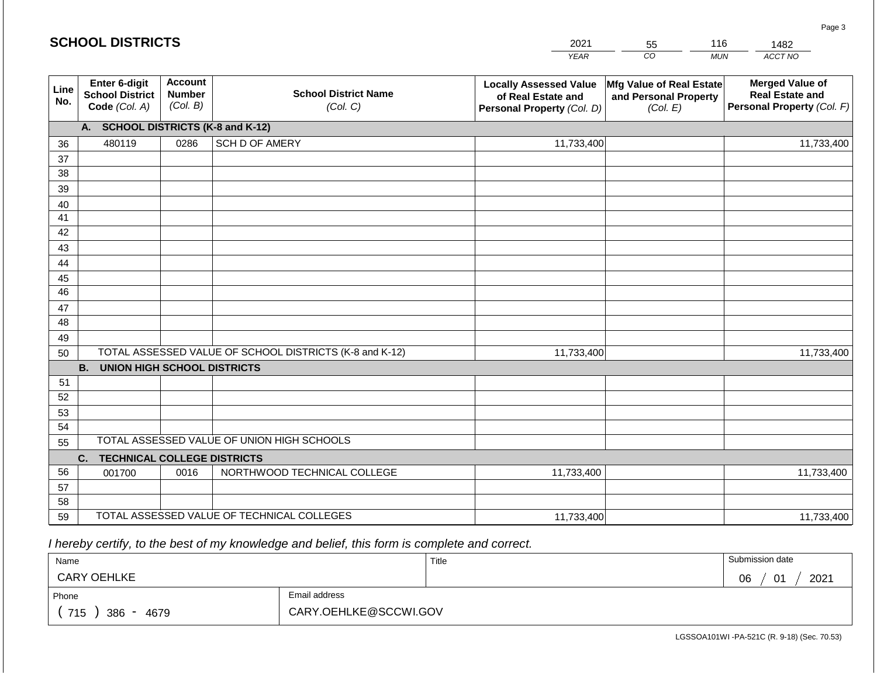# SCHOOL DISTRICTS

| 2021 | 55 | 116 | 1482 |
|---|---|---|---|
| *YEAR* | *CO* | *MUN* | *ACCT NO* |

| Line No. | Enter 6-digit School District Code *(Col. A)* | Account Number *(Col. B)* | School District Name *(Col. C)* | Locally Assessed Value of Real Estate and Personal Property *(Col. D)* | Mfg Value of Real Estate and Personal Property *(Col. E)* | Merged Value of Real Estate and Personal Property *(Col. F)* |
|---|---|---|---|---|---|---|
| | **A. SCHOOL DISTRICTS (K-8 and K-12)** | | | | | |
| 36 | 480119 | 0286 | SCH D OF AMERY | 11,733,400 | | 11,733,400 |
| 37 | | | | | | |
| 38 | | | | | | |
| 39 | | | | | | |
| 40 | | | | | | |
| 41 | | | | | | |
| 42 | | | | | | |
| 43 | | | | | | |
| 44 | | | | | | |
| 45 | | | | | | |
| 46 | | | | | | |
| 47 | | | | | | |
| 48 | | | | | | |
| 49 | | | | | | |
| 50 | TOTAL ASSESSED VALUE OF SCHOOL DISTRICTS (K-8 and K-12) | | | 11,733,400 | | 11,733,400 |
| | **B. UNION HIGH SCHOOL DISTRICTS** | | | | | |
| 51 | | | | | | |
| 52 | | | | | | |
| 53 | | | | | | |
| 54 | | | | | | |
| 55 | TOTAL ASSESSED VALUE OF UNION HIGH SCHOOLS | | | | | |
| | **C. TECHNICAL COLLEGE DISTRICTS** | | | | | |
| 56 | 001700 | 0016 | NORTHWOOD TECHNICAL COLLEGE | 11,733,400 | | 11,733,400 |
| 57 | | | | | | |
| 58 | | | | | | |
| 59 | TOTAL ASSESSED VALUE OF TECHNICAL COLLEGES | | | 11,733,400 | | 11,733,400 |

*I hereby certify, to the best of my knowledge and belief, this form is complete and correct.*

| Name | Title | Submission date |
|---|---|---|
| CARY OEHLKE | | 06 / 01 / 2021 |

| Phone | Email address |
|---|---|
| ( 715 ) 386 - 4679 | CARY.OEHLKE@SCCWI.GOV |

LGSSOA101WI -PA-521C (R. 9-18) (Sec. 70.53)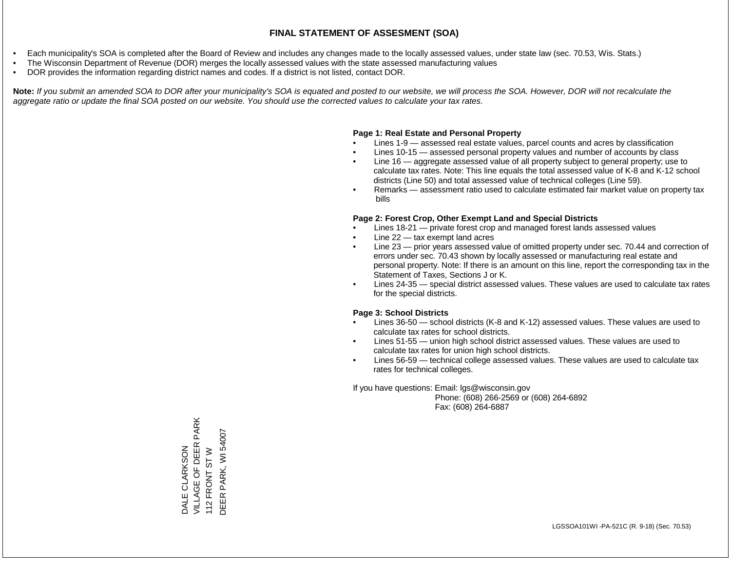# FINAL STATEMENT OF ASSESMENT (SOA)

- Each municipality's SOA is completed after the Board of Review and includes any changes made to the locally assessed values, under state law (sec. 70.53, Wis. Stats.)
- The Wisconsin Department of Revenue (DOR) merges the locally assessed values with the state assessed manufacturing values
- DOR provides the information regarding district names and codes. If a district is not listed, contact DOR.

**Note:** *If you submit an amended SOA to DOR after your municipality's SOA is equated and posted to our website, we will process the SOA. However, DOR will not recalculate the aggregate ratio or update the final SOA posted on our website. You should use the corrected values to calculate your tax rates.*

**Page 1: Real Estate and Personal Property**

- Lines 1-9 — assessed real estate values, parcel counts and acres by classification
- Lines 10-15 — assessed personal property values and number of accounts by class
- Line 16 — aggregate assessed value of all property subject to general property; use to calculate tax rates. Note: This line equals the total assessed value of K-8 and K-12 school districts (Line 50) and total assessed value of technical colleges (Line 59).
- Remarks — assessment ratio used to calculate estimated fair market value on property tax bills

**Page 2: Forest Crop, Other Exempt Land and Special Districts**

- Lines 18-21 — private forest crop and managed forest lands assessed values
- Line 22 — tax exempt land acres
- Line 23 — prior years assessed value of omitted property under sec. 70.44 and correction of errors under sec. 70.43 shown by locally assessed or manufacturing real estate and personal property. Note: If there is an amount on this line, report the corresponding tax in the Statement of Taxes, Sections J or K.
- Lines 24-35 — special district assessed values. These values are used to calculate tax rates for the special districts.

**Page 3: School Districts**

- Lines 36-50 — school districts (K-8 and K-12) assessed values. These values are used to calculate tax rates for school districts.
- Lines 51-55 — union high school district assessed values. These values are used to calculate tax rates for union high school districts.
- Lines 56-59 — technical college assessed values. These values are used to calculate tax rates for technical colleges.

If you have questions: Email: lgs@wisconsin.gov
Phone: (608) 266-2569 or (608) 264-6892
Fax: (608) 264-6887

DALE CLARKSON
VILLAGE OF DEER PARK
112 FRONT ST W
DEER PARK, WI 54007

LGSSOA101WI -PA-521C (R. 9-18) (Sec. 70.53)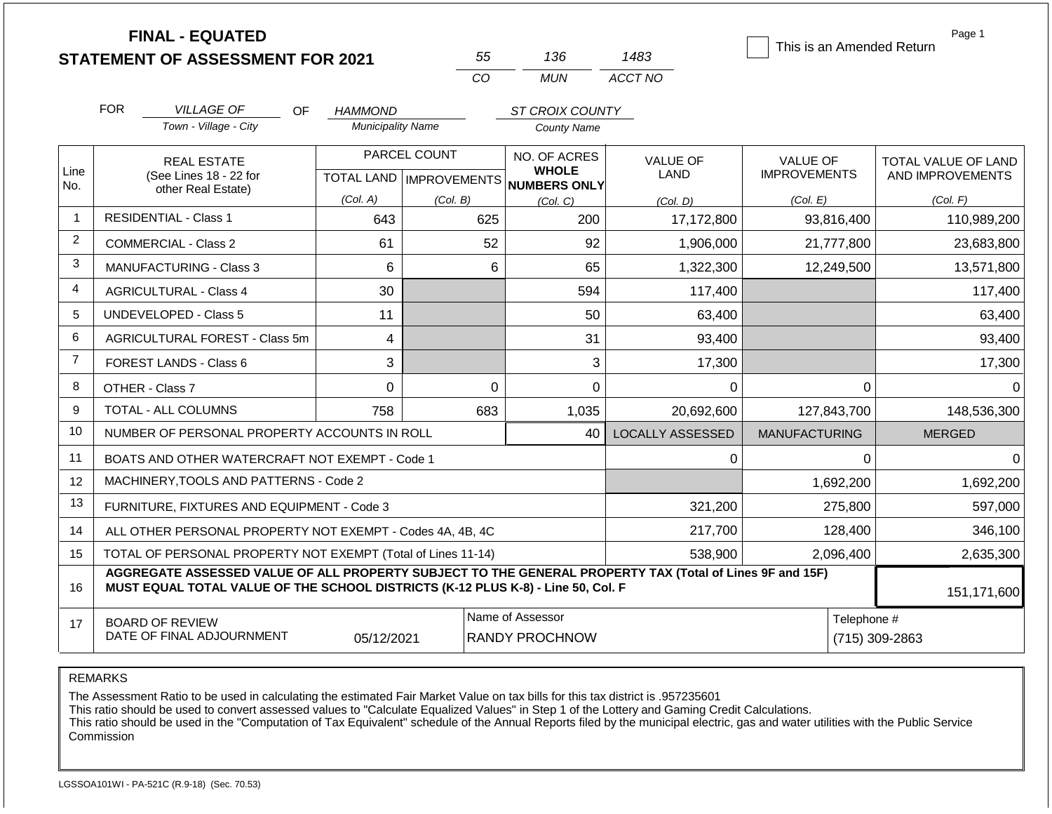# FINAL - EQUATED
## STATEMENT OF ASSESSMENT FOR 2021

| 55 | 136 | 1483 |
|---|---|---|
| CO | MUN | ACCT NO |

☐ This is an Amended Return

Page 1

FOR *VILLAGE OF* (Town - Village - City) OF *HAMMOND* (Municipality Name) *ST CROIX COUNTY* (County Name)

| Line No. | REAL ESTATE (See Lines 18 - 22 for other Real Estate) | PARCEL COUNT TOTAL LAND (Col. A) | PARCEL COUNT IMPROVEMENTS (Col. B) | NO. OF ACRES WHOLE NUMBERS ONLY (Col. C) | VALUE OF LAND (Col. D) | VALUE OF IMPROVEMENTS (Col. E) | TOTAL VALUE OF LAND AND IMPROVEMENTS (Col. F) |
|---|---|---|---|---|---|---|---|
| 1 | RESIDENTIAL - Class 1 | 643 | 625 | 200 | 17,172,800 | 93,816,400 | 110,989,200 |
| 2 | COMMERCIAL - Class 2 | 61 | 52 | 92 | 1,906,000 | 21,777,800 | 23,683,800 |
| 3 | MANUFACTURING - Class 3 | 6 | 6 | 65 | 1,322,300 | 12,249,500 | 13,571,800 |
| 4 | AGRICULTURAL - Class 4 | 30 | | 594 | 117,400 | | 117,400 |
| 5 | UNDEVELOPED - Class 5 | 11 | | 50 | 63,400 | | 63,400 |
| 6 | AGRICULTURAL FOREST - Class 5m | 4 | | 31 | 93,400 | | 93,400 |
| 7 | FOREST LANDS - Class 6 | 3 | | 3 | 17,300 | | 17,300 |
| 8 | OTHER - Class 7 | 0 | 0 | 0 | 0 | 0 | 0 |
| 9 | TOTAL - ALL COLUMNS | 758 | 683 | 1,035 | 20,692,600 | 127,843,700 | 148,536,300 |
| 10 | NUMBER OF PERSONAL PROPERTY ACCOUNTS IN ROLL | | | 40 | LOCALLY ASSESSED | MANUFACTURING | MERGED |
| 11 | BOATS AND OTHER WATERCRAFT NOT EXEMPT - Code 1 | | | | 0 | 0 | 0 |
| 12 | MACHINERY,TOOLS AND PATTERNS - Code 2 | | | | | 1,692,200 | 1,692,200 |
| 13 | FURNITURE, FIXTURES AND EQUIPMENT - Code 3 | | | | 321,200 | 275,800 | 597,000 |
| 14 | ALL OTHER PERSONAL PROPERTY NOT EXEMPT - Codes 4A, 4B, 4C | | | | 217,700 | 128,400 | 346,100 |
| 15 | TOTAL OF PERSONAL PROPERTY NOT EXEMPT (Total of Lines 11-14) | | | | 538,900 | 2,096,400 | 2,635,300 |
| 16 | AGGREGATE ASSESSED VALUE OF ALL PROPERTY SUBJECT TO THE GENERAL PROPERTY TAX (Total of Lines 9F and 15F) MUST EQUAL TOTAL VALUE OF THE SCHOOL DISTRICTS (K-12 PLUS K-8) - Line 50, Col. F | | | | | | 151,171,600 |
| 17 | BOARD OF REVIEW DATE OF FINAL ADJOURNMENT | 05/12/2021 | | Name of Assessor: RANDY PROCHNOW | | Telephone #: (715) 309-2863 | |

REMARKS

The Assessment Ratio to be used in calculating the estimated Fair Market Value on tax bills for this tax district is .957235601
This ratio should be used to convert assessed values to "Calculate Equalized Values" in Step 1 of the Lottery and Gaming Credit Calculations.
This ratio should be used in the "Computation of Tax Equivalent" schedule of the Annual Reports filed by the municipal electric, gas and water utilities with the Public Service Commission

LGSSOA101WI - PA-521C (R.9-18) (Sec. 70.53)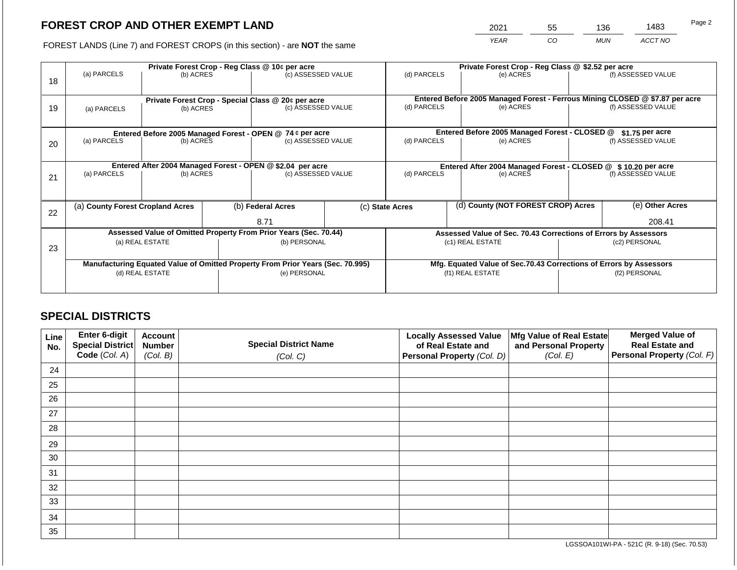# FOREST CROP AND OTHER EXEMPT LAND

FOREST LANDS (Line 7) and FOREST CROPS (in this section) - are **NOT** the same

| 2021 | 55 | 136 | 1483 |
|---|---|---|---|
| YEAR | CO | MUN | ACCT NO |

| Line | Private Forest Crop - Reg Class @ 10¢ per acre | | | Private Forest Crop - Reg Class @ $2.52 per acre | | |
|---|---|---|---|---|---|---|
| | (a) PARCELS | (b) ACRES | (c) ASSESSED VALUE | (d) PARCELS | (e) ACRES | (f) ASSESSED VALUE |
| 18 | | | | | | |
| | **Private Forest Crop - Special Class @ 20¢ per acre** | | | **Entered Before 2005 Managed Forest - Ferrous Mining CLOSED @ $7.87 per acre** | | |
| 19 | (a) PARCELS | (b) ACRES | (c) ASSESSED VALUE | (d) PARCELS | (e) ACRES | (f) ASSESSED VALUE |
| | **Entered Before 2005 Managed Forest - OPEN @ 74 ¢ per acre** | | | **Entered Before 2005 Managed Forest - CLOSED @ $1.75 per acre** | | |
| 20 | (a) PARCELS | (b) ACRES | (c) ASSESSED VALUE | (d) PARCELS | (e) ACRES | (f) ASSESSED VALUE |
| | **Entered After 2004 Managed Forest - OPEN @ $2.04 per acre** | | | **Entered After 2004 Managed Forest - CLOSED @ $ 10.20 per acre** | | |
| 21 | (a) PARCELS | (b) ACRES | (c) ASSESSED VALUE | (d) PARCELS | (e) ACRES | (f) ASSESSED VALUE |

| Line | (a) County Forest Cropland Acres | (b) Federal Acres | (c) State Acres | (d) County (NOT FOREST CROP) Acres | (e) Other Acres |
|---|---|---|---|---|---|
| 22 | | 8.71 | | | 208.41 |

| Line | Assessed Value of Omitted Property From Prior Years (Sec. 70.44) | | Assessed Value of Sec. 70.43 Corrections of Errors by Assessors | |
|---|---|---|---|---|
| 23 | (a) REAL ESTATE | (b) PERSONAL | (c1) REAL ESTATE | (c2) PERSONAL |
| | | | | |
| | **Manufacturing Equated Value of Omitted Property From Prior Years (Sec. 70.995)** | | **Mfg. Equated Value of Sec.70.43 Corrections of Errors by Assessors** | |
| | (d) REAL ESTATE | (e) PERSONAL | (f1) REAL ESTATE | (f2) PERSONAL |
| | | | | |

## SPECIAL DISTRICTS

| Line No. | Enter 6-digit Special District Code (Col. A) | Account Number (Col. B) | Special District Name (Col. C) | Locally Assessed Value of Real Estate and Personal Property (Col. D) | Mfg Value of Real Estate and Personal Property (Col. E) | Merged Value of Real Estate and Personal Property (Col. F) |
|---|---|---|---|---|---|---|
| 24 | | | | | | |
| 25 | | | | | | |
| 26 | | | | | | |
| 27 | | | | | | |
| 28 | | | | | | |
| 29 | | | | | | |
| 30 | | | | | | |
| 31 | | | | | | |
| 32 | | | | | | |
| 33 | | | | | | |
| 34 | | | | | | |
| 35 | | | | | | |

LGSSOA101WI-PA - 521C (R. 9-18) (Sec. 70.53)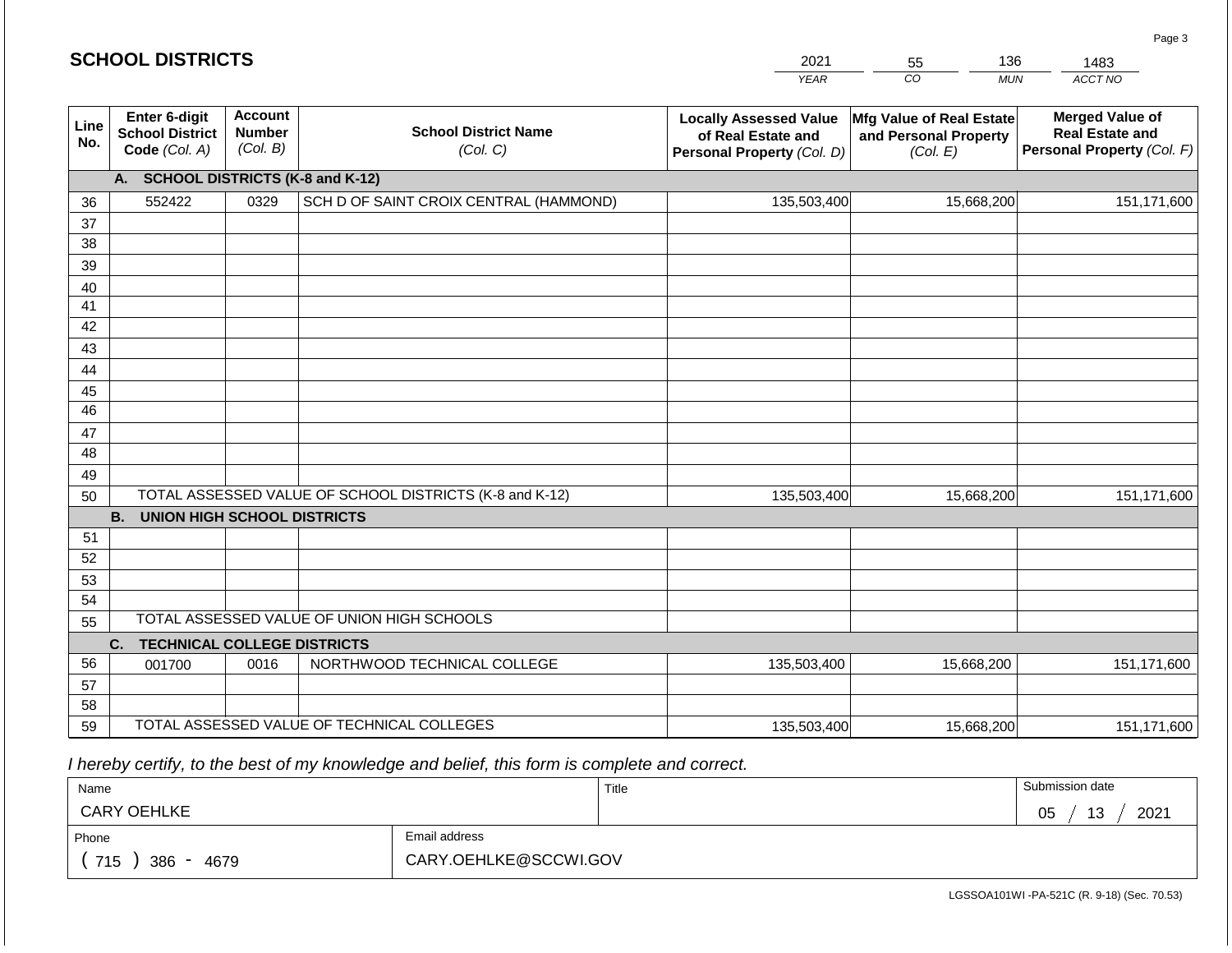## SCHOOL DISTRICTS

| 2021 | 55 | 136 | 1483 |
|---|---|---|---|
| YEAR | CO | MUN | ACCT NO |

| Line No. | Enter 6-digit School District Code (Col. A) | Account Number (Col. B) | School District Name (Col. C) | Locally Assessed Value of Real Estate and Personal Property (Col. D) | Mfg Value of Real Estate and Personal Property (Col. E) | Merged Value of Real Estate and Personal Property (Col. F) |
|---|---|---|---|---|---|---|
| | **A. SCHOOL DISTRICTS (K-8 and K-12)** | | | | | |
| 36 | 552422 | 0329 | SCH D OF SAINT CROIX CENTRAL (HAMMOND) | 135,503,400 | 15,668,200 | 151,171,600 |
| 37 | | | | | | |
| 38 | | | | | | |
| 39 | | | | | | |
| 40 | | | | | | |
| 41 | | | | | | |
| 42 | | | | | | |
| 43 | | | | | | |
| 44 | | | | | | |
| 45 | | | | | | |
| 46 | | | | | | |
| 47 | | | | | | |
| 48 | | | | | | |
| 49 | | | | | | |
| 50 | TOTAL ASSESSED VALUE OF SCHOOL DISTRICTS (K-8 and K-12) | | | 135,503,400 | 15,668,200 | 151,171,600 |
| | **B. UNION HIGH SCHOOL DISTRICTS** | | | | | |
| 51 | | | | | | |
| 52 | | | | | | |
| 53 | | | | | | |
| 54 | | | | | | |
| 55 | TOTAL ASSESSED VALUE OF UNION HIGH SCHOOLS | | | | | |
| | **C. TECHNICAL COLLEGE DISTRICTS** | | | | | |
| 56 | 001700 | 0016 | NORTHWOOD TECHNICAL COLLEGE | 135,503,400 | 15,668,200 | 151,171,600 |
| 57 | | | | | | |
| 58 | | | | | | |
| 59 | TOTAL ASSESSED VALUE OF TECHNICAL COLLEGES | | | 135,503,400 | 15,668,200 | 151,171,600 |

*I hereby certify, to the best of my knowledge and belief, this form is complete and correct.*

| Name | Title | Submission date |
|---|---|---|
| CARY OEHLKE | | 05 / 13 / 2021 |

| Phone | Email address |
|---|---|
| ( 715 ) 386 - 4679 | CARY.OEHLKE@SCCWI.GOV |

LGSSOA101WI -PA-521C (R. 9-18) (Sec. 70.53)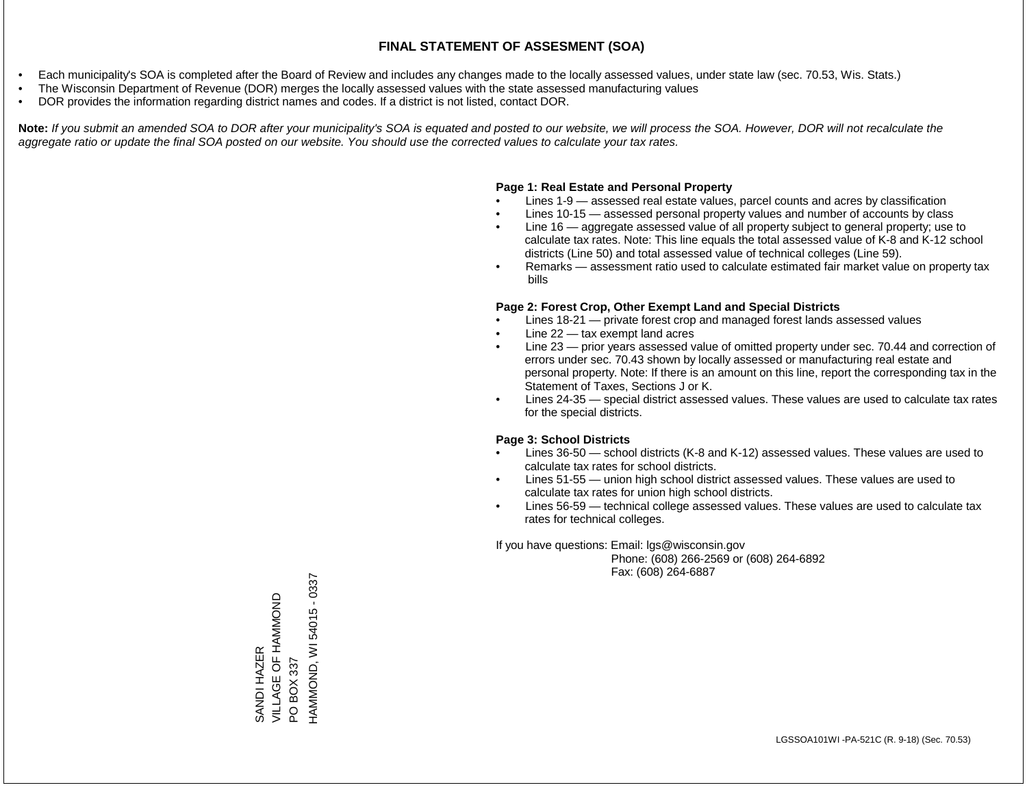# FINAL STATEMENT OF ASSESMENT (SOA)

- Each municipality's SOA is completed after the Board of Review and includes any changes made to the locally assessed values, under state law (sec. 70.53, Wis. Stats.)
- The Wisconsin Department of Revenue (DOR) merges the locally assessed values with the state assessed manufacturing values
- DOR provides the information regarding district names and codes. If a district is not listed, contact DOR.

**Note:** *If you submit an amended SOA to DOR after your municipality's SOA is equated and posted to our website, we will process the SOA. However, DOR will not recalculate the aggregate ratio or update the final SOA posted on our website. You should use the corrected values to calculate your tax rates.*

**Page 1: Real Estate and Personal Property**

- Lines 1-9 — assessed real estate values, parcel counts and acres by classification
- Lines 10-15 — assessed personal property values and number of accounts by class
- Line 16 — aggregate assessed value of all property subject to general property; use to calculate tax rates. Note: This line equals the total assessed value of K-8 and K-12 school districts (Line 50) and total assessed value of technical colleges (Line 59).
- Remarks — assessment ratio used to calculate estimated fair market value on property tax bills

**Page 2: Forest Crop, Other Exempt Land and Special Districts**

- Lines 18-21 — private forest crop and managed forest lands assessed values
- Line 22 — tax exempt land acres
- Line 23 — prior years assessed value of omitted property under sec. 70.44 and correction of errors under sec. 70.43 shown by locally assessed or manufacturing real estate and personal property. Note: If there is an amount on this line, report the corresponding tax in the Statement of Taxes, Sections J or K.
- Lines 24-35 — special district assessed values. These values are used to calculate tax rates for the special districts.

**Page 3: School Districts**

- Lines 36-50 — school districts (K-8 and K-12) assessed values. These values are used to calculate tax rates for school districts.
- Lines 51-55 — union high school district assessed values. These values are used to calculate tax rates for union high school districts.
- Lines 56-59 — technical college assessed values. These values are used to calculate tax rates for technical colleges.

If you have questions: Email: lgs@wisconsin.gov
Phone: (608) 266-2569 or (608) 264-6892
Fax: (608) 264-6887

SANDI HAZER
VILLAGE OF HAMMOND
PO BOX 337
HAMMOND, WI 54015 - 0337

LGSSOA101WI -PA-521C (R. 9-18) (Sec. 70.53)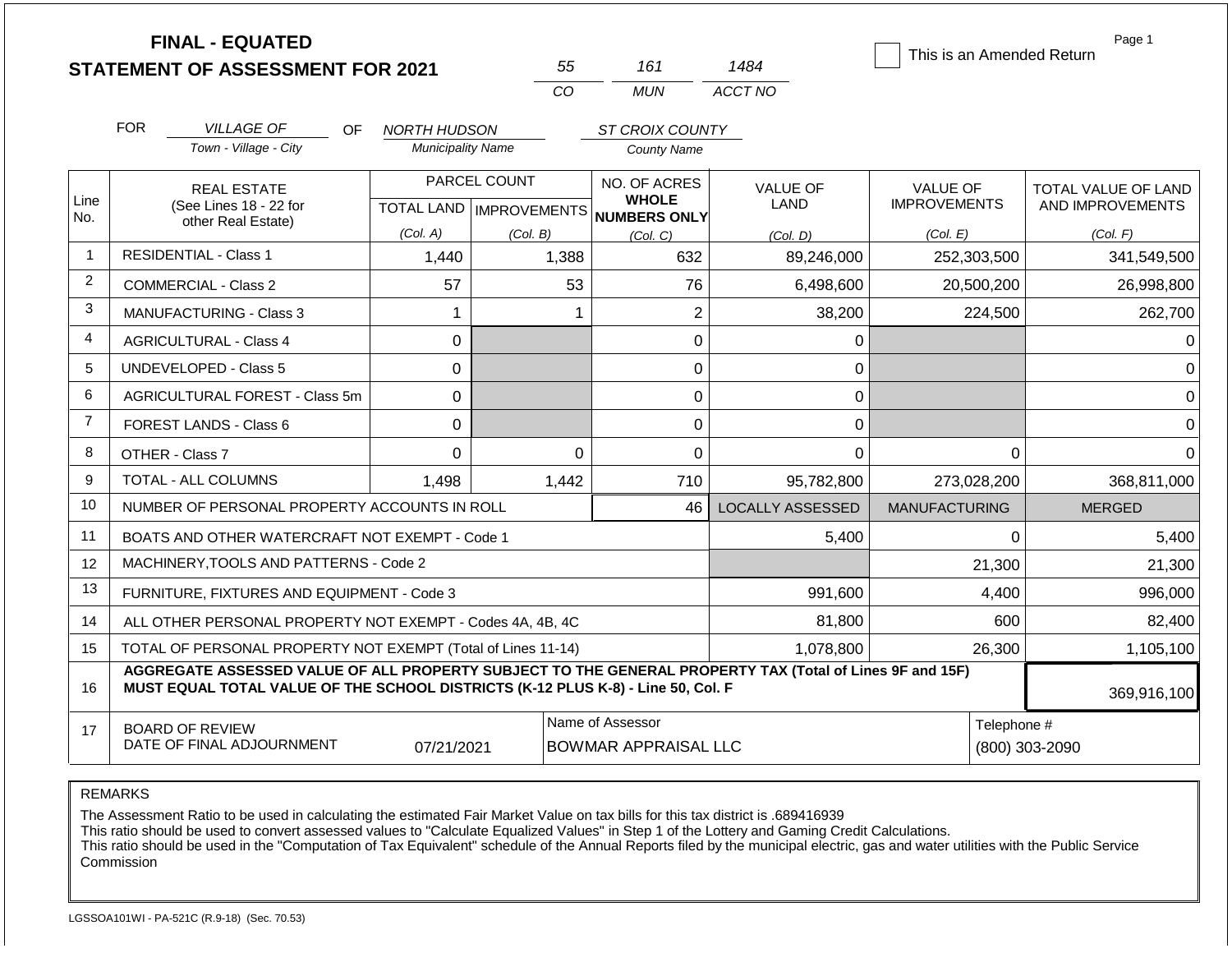# FINAL - EQUATED
## STATEMENT OF ASSESSMENT FOR 2021

| 55 | 161 | 1484 |
|---|---|---|
| CO | MUN | ACCT NO |

This is an Amended Return

FOR *VILLAGE OF* (Town - Village - City) OF *NORTH HUDSON* (Municipality Name) *ST CROIX COUNTY* (County Name)

| Line No. | REAL ESTATE (See Lines 18 - 22 for other Real Estate) | PARCEL COUNT TOTAL LAND (Col. A) | PARCEL COUNT IMPROVEMENTS (Col. B) | NO. OF ACRES WHOLE NUMBERS ONLY (Col. C) | VALUE OF LAND (Col. D) | VALUE OF IMPROVEMENTS (Col. E) | TOTAL VALUE OF LAND AND IMPROVEMENTS (Col. F) |
|---|---|---|---|---|---|---|---|
| 1 | RESIDENTIAL - Class 1 | 1,440 | 1,388 | 632 | 89,246,000 | 252,303,500 | 341,549,500 |
| 2 | COMMERCIAL - Class 2 | 57 | 53 | 76 | 6,498,600 | 20,500,200 | 26,998,800 |
| 3 | MANUFACTURING - Class 3 | 1 | 1 | 2 | 38,200 | 224,500 | 262,700 |
| 4 | AGRICULTURAL - Class 4 | 0 | | 0 | 0 | | 0 |
| 5 | UNDEVELOPED - Class 5 | 0 | | 0 | 0 | | 0 |
| 6 | AGRICULTURAL FOREST - Class 5m | 0 | | 0 | 0 | | 0 |
| 7 | FOREST LANDS - Class 6 | 0 | | 0 | 0 | | 0 |
| 8 | OTHER - Class 7 | 0 | 0 | 0 | 0 | 0 | 0 |
| 9 | TOTAL - ALL COLUMNS | 1,498 | 1,442 | 710 | 95,782,800 | 273,028,200 | 368,811,000 |
| 10 | NUMBER OF PERSONAL PROPERTY ACCOUNTS IN ROLL | | | 46 | LOCALLY ASSESSED | MANUFACTURING | MERGED |
| 11 | BOATS AND OTHER WATERCRAFT NOT EXEMPT - Code 1 | | | | 5,400 | 0 | 5,400 |
| 12 | MACHINERY,TOOLS AND PATTERNS - Code 2 | | | | | 21,300 | 21,300 |
| 13 | FURNITURE, FIXTURES AND EQUIPMENT - Code 3 | | | | 991,600 | 4,400 | 996,000 |
| 14 | ALL OTHER PERSONAL PROPERTY NOT EXEMPT - Codes 4A, 4B, 4C | | | | 81,800 | 600 | 82,400 |
| 15 | TOTAL OF PERSONAL PROPERTY NOT EXEMPT (Total of Lines 11-14) | | | | 1,078,800 | 26,300 | 1,105,100 |
| 16 | **AGGREGATE ASSESSED VALUE OF ALL PROPERTY SUBJECT TO THE GENERAL PROPERTY TAX (Total of Lines 9F and 15F) MUST EQUAL TOTAL VALUE OF THE SCHOOL DISTRICTS (K-12 PLUS K-8) - Line 50, Col. F** | | | | | | 369,916,100 |
| 17 | BOARD OF REVIEW DATE OF FINAL ADJOURNMENT | 07/21/2021 | Name of Assessor: BOWMAR APPRAISAL LLC | | | Telephone #: (800) 303-2090 | |

REMARKS

The Assessment Ratio to be used in calculating the estimated Fair Market Value on tax bills for this tax district is .689416939
This ratio should be used to convert assessed values to "Calculate Equalized Values" in Step 1 of the Lottery and Gaming Credit Calculations.
This ratio should be used in the "Computation of Tax Equivalent" schedule of the Annual Reports filed by the municipal electric, gas and water utilities with the Public Service Commission

LGSSOA101WI - PA-521C (R.9-18) (Sec. 70.53)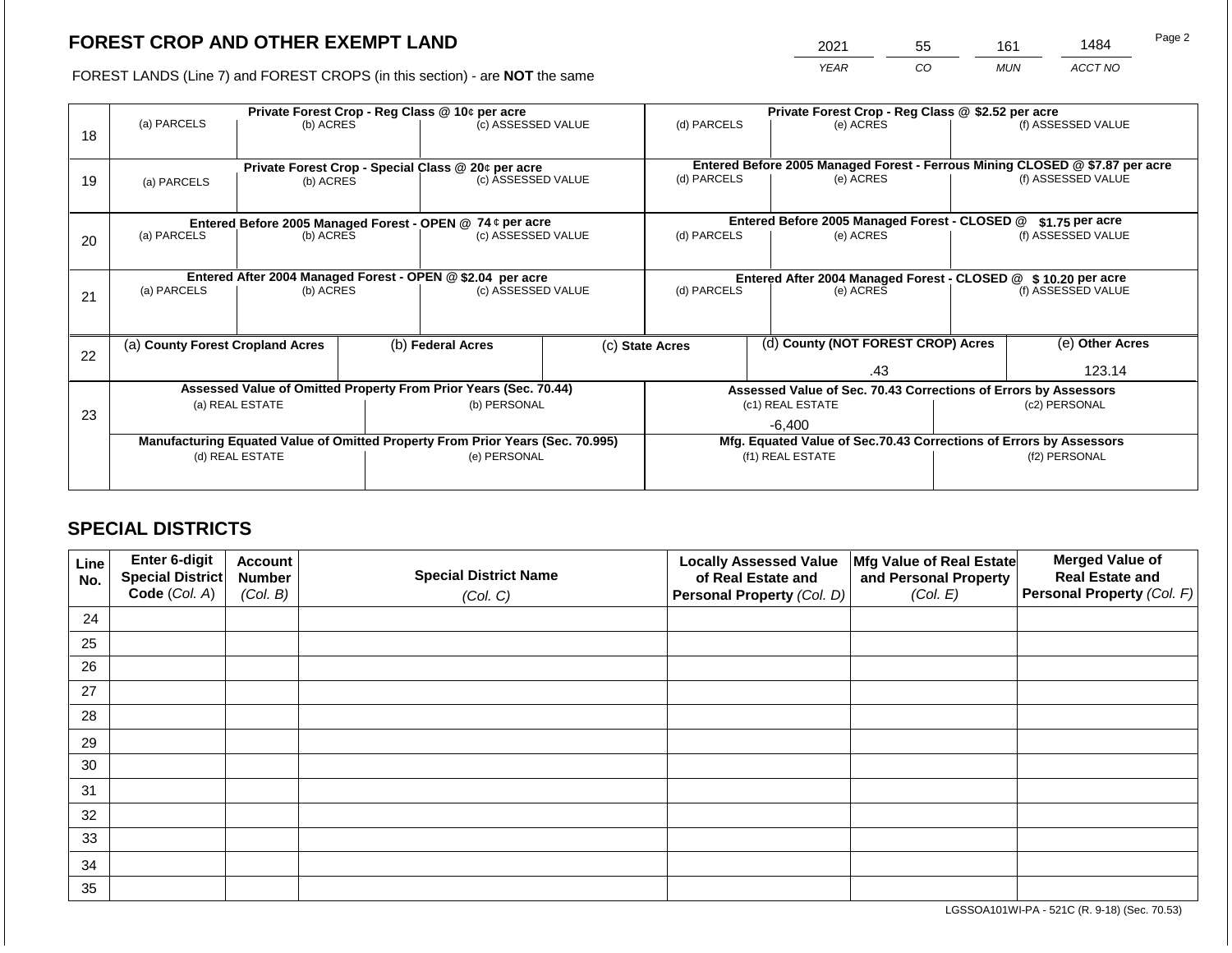# FOREST CROP AND OTHER EXEMPT LAND

FOREST LANDS (Line 7) and FOREST CROPS (in this section) - are **NOT** the same

| 2021 | 55 | 161 | 1484 |
|---|---|---|---|
| *YEAR* | *CO* | *MUN* | *ACCT NO* |

| | Private Forest Crop - Reg Class @ 10¢ per acre | | | Private Forest Crop - Reg Class @ $2.52 per acre | | |
|---|---|---|---|---|---|---|
| 18 | (a) PARCELS | (b) ACRES | (c) ASSESSED VALUE | (d) PARCELS | (e) ACRES | (f) ASSESSED VALUE |
| | **Private Forest Crop - Special Class @ 20¢ per acre** | | | **Entered Before 2005 Managed Forest - Ferrous Mining CLOSED @ $7.87 per acre** | | |
| 19 | (a) PARCELS | (b) ACRES | (c) ASSESSED VALUE | (d) PARCELS | (e) ACRES | (f) ASSESSED VALUE |
| | **Entered Before 2005 Managed Forest - OPEN @ 74 ¢ per acre** | | | **Entered Before 2005 Managed Forest - CLOSED @ $1.75 per acre** | | |
| 20 | (a) PARCELS | (b) ACRES | (c) ASSESSED VALUE | (d) PARCELS | (e) ACRES | (f) ASSESSED VALUE |
| | **Entered After 2004 Managed Forest - OPEN @ $2.04 per acre** | | | **Entered After 2004 Managed Forest - CLOSED @ $ 10.20 per acre** | | |
| 21 | (a) PARCELS | (b) ACRES | (c) ASSESSED VALUE | (d) PARCELS | (e) ACRES | (f) ASSESSED VALUE |

| | (a) **County Forest Cropland Acres** | (b) **Federal Acres** | (c) **State Acres** | (d) **County (NOT FOREST CROP) Acres** | (e) **Other Acres** |
|---|---|---|---|---|---|
| 22 | | | | .43 | 123.14 |

| | **Assessed Value of Omitted Property From Prior Years (Sec. 70.44)** | | **Assessed Value of Sec. 70.43 Corrections of Errors by Assessors** | |
|---|---|---|---|---|
| 23 | (a) REAL ESTATE | (b) PERSONAL | (c1) REAL ESTATE | (c2) PERSONAL |
| | | | -6,400 | |
| | **Manufacturing Equated Value of Omitted Property From Prior Years (Sec. 70.995)** | | **Mfg. Equated Value of Sec.70.43 Corrections of Errors by Assessors** | |
| | (d) REAL ESTATE | (e) PERSONAL | (f1) REAL ESTATE | (f2) PERSONAL |
| | | | | |

## SPECIAL DISTRICTS

| Line No. | Enter 6-digit Special District Code (*Col. A*) | Account Number (*Col. B*) | Special District Name (*Col. C*) | Locally Assessed Value of Real Estate and Personal Property (*Col. D*) | Mfg Value of Real Estate and Personal Property (*Col. E*) | Merged Value of Real Estate and Personal Property (*Col. F*) |
|---|---|---|---|---|---|---|
| 24 | | | | | | |
| 25 | | | | | | |
| 26 | | | | | | |
| 27 | | | | | | |
| 28 | | | | | | |
| 29 | | | | | | |
| 30 | | | | | | |
| 31 | | | | | | |
| 32 | | | | | | |
| 33 | | | | | | |
| 34 | | | | | | |
| 35 | | | | | | |

LGSSOA101WI-PA - 521C (R. 9-18) (Sec. 70.53)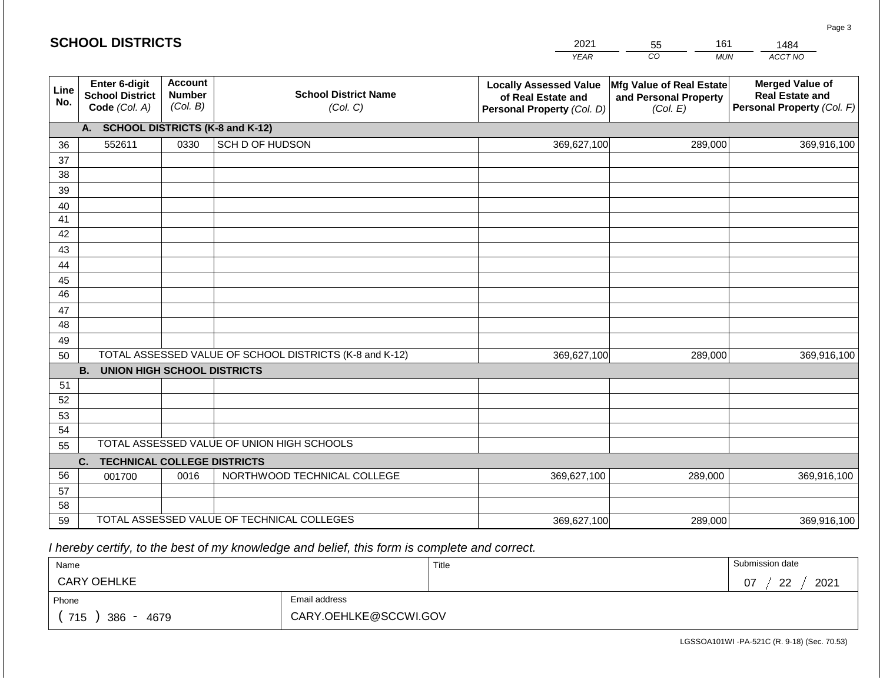# SCHOOL DISTRICTS

| 2021 | 55 | 161 | 1484 |
|---|---|---|---|
| YEAR | CO | MUN | ACCT NO |

| Line No. | Enter 6-digit School District Code (Col. A) | Account Number (Col. B) | School District Name (Col. C) | Locally Assessed Value of Real Estate and Personal Property (Col. D) | Mfg Value of Real Estate and Personal Property (Col. E) | Merged Value of Real Estate and Personal Property (Col. F) |
|---|---|---|---|---|---|---|
| | **A. SCHOOL DISTRICTS (K-8 and K-12)** | | | | | |
| 36 | 552611 | 0330 | SCH D OF HUDSON | 369,627,100 | 289,000 | 369,916,100 |
| 37 | | | | | | |
| 38 | | | | | | |
| 39 | | | | | | |
| 40 | | | | | | |
| 41 | | | | | | |
| 42 | | | | | | |
| 43 | | | | | | |
| 44 | | | | | | |
| 45 | | | | | | |
| 46 | | | | | | |
| 47 | | | | | | |
| 48 | | | | | | |
| 49 | | | | | | |
| 50 | TOTAL ASSESSED VALUE OF SCHOOL DISTRICTS (K-8 and K-12) | | | 369,627,100 | 289,000 | 369,916,100 |
| | **B. UNION HIGH SCHOOL DISTRICTS** | | | | | |
| 51 | | | | | | |
| 52 | | | | | | |
| 53 | | | | | | |
| 54 | | | | | | |
| 55 | TOTAL ASSESSED VALUE OF UNION HIGH SCHOOLS | | | | | |
| | **C. TECHNICAL COLLEGE DISTRICTS** | | | | | |
| 56 | 001700 | 0016 | NORTHWOOD TECHNICAL COLLEGE | 369,627,100 | 289,000 | 369,916,100 |
| 57 | | | | | | |
| 58 | | | | | | |
| 59 | TOTAL ASSESSED VALUE OF TECHNICAL COLLEGES | | | 369,627,100 | 289,000 | 369,916,100 |

*I hereby certify, to the best of my knowledge and belief, this form is complete and correct.*

| Name | Title | Submission date |
|---|---|---|
| CARY OEHLKE | | 07 / 22 / 2021 |

| Phone | Email address |
|---|---|
| ( 715 ) 386 - 4679 | CARY.OEHLKE@SCCWI.GOV |

LGSSOA101WI -PA-521C (R. 9-18) (Sec. 70.53)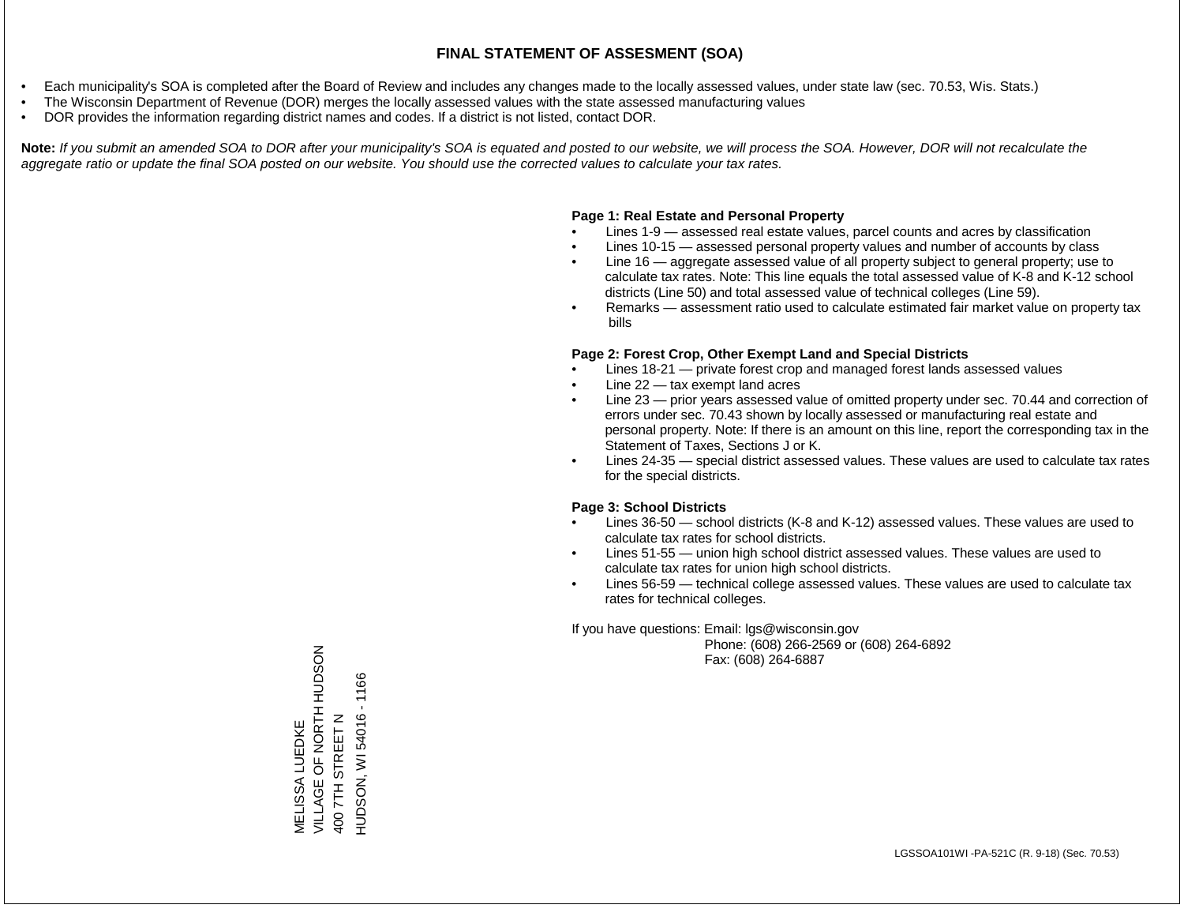# FINAL STATEMENT OF ASSESMENT (SOA)

- Each municipality's SOA is completed after the Board of Review and includes any changes made to the locally assessed values, under state law (sec. 70.53, Wis. Stats.)
- The Wisconsin Department of Revenue (DOR) merges the locally assessed values with the state assessed manufacturing values
- DOR provides the information regarding district names and codes. If a district is not listed, contact DOR.

**Note:** *If you submit an amended SOA to DOR after your municipality's SOA is equated and posted to our website, we will process the SOA. However, DOR will not recalculate the aggregate ratio or update the final SOA posted on our website. You should use the corrected values to calculate your tax rates.*

**Page 1: Real Estate and Personal Property**

- Lines 1-9 — assessed real estate values, parcel counts and acres by classification
- Lines 10-15 — assessed personal property values and number of accounts by class
- Line 16 — aggregate assessed value of all property subject to general property; use to calculate tax rates. Note: This line equals the total assessed value of K-8 and K-12 school districts (Line 50) and total assessed value of technical colleges (Line 59).
- Remarks — assessment ratio used to calculate estimated fair market value on property tax bills

**Page 2: Forest Crop, Other Exempt Land and Special Districts**

- Lines 18-21 — private forest crop and managed forest lands assessed values
- Line 22 — tax exempt land acres
- Line 23 — prior years assessed value of omitted property under sec. 70.44 and correction of errors under sec. 70.43 shown by locally assessed or manufacturing real estate and personal property. Note: If there is an amount on this line, report the corresponding tax in the Statement of Taxes, Sections J or K.
- Lines 24-35 — special district assessed values. These values are used to calculate tax rates for the special districts.

**Page 3: School Districts**

- Lines 36-50 — school districts (K-8 and K-12) assessed values. These values are used to calculate tax rates for school districts.
- Lines 51-55 — union high school district assessed values. These values are used to calculate tax rates for union high school districts.
- Lines 56-59 — technical college assessed values. These values are used to calculate tax rates for technical colleges.

If you have questions: Email: lgs@wisconsin.gov
Phone: (608) 266-2569 or (608) 264-6892
Fax: (608) 264-6887

MELISSA LUEDKE
VILLAGE OF NORTH HUDSON
400 7TH STREET N
HUDSON, WI 54016 - 1166

LGSSOA101WI -PA-521C (R. 9-18) (Sec. 70.53)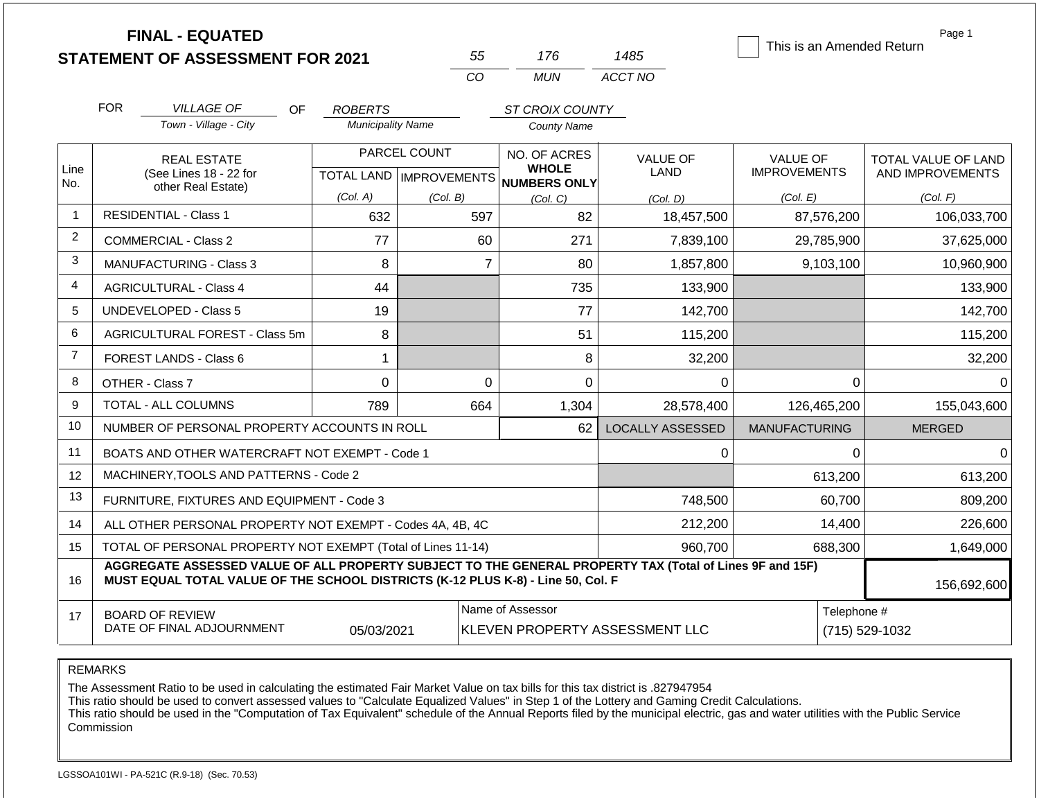# FINAL - EQUATED
## STATEMENT OF ASSESSMENT FOR 2021

| 55 | 176 | 1485 |
|---|---|---|
| CO | MUN | ACCT NO |

☐ This is an Amended Return

FOR *VILLAGE OF* (Town - Village - City) OF *ROBERTS* (Municipality Name) *ST CROIX COUNTY* (County Name)

| Line No. | REAL ESTATE (See Lines 18 - 22 for other Real Estate) | PARCEL COUNT TOTAL LAND (Col. A) | PARCEL COUNT IMPROVEMENTS (Col. B) | NO. OF ACRES WHOLE NUMBERS ONLY (Col. C) | VALUE OF LAND (Col. D) | VALUE OF IMPROVEMENTS (Col. E) | TOTAL VALUE OF LAND AND IMPROVEMENTS (Col. F) |
|---|---|---|---|---|---|---|---|
| 1 | RESIDENTIAL - Class 1 | 632 | 597 | 82 | 18,457,500 | 87,576,200 | 106,033,700 |
| 2 | COMMERCIAL - Class 2 | 77 | 60 | 271 | 7,839,100 | 29,785,900 | 37,625,000 |
| 3 | MANUFACTURING - Class 3 | 8 | 7 | 80 | 1,857,800 | 9,103,100 | 10,960,900 |
| 4 | AGRICULTURAL - Class 4 | 44 | | 735 | 133,900 | | 133,900 |
| 5 | UNDEVELOPED - Class 5 | 19 | | 77 | 142,700 | | 142,700 |
| 6 | AGRICULTURAL FOREST - Class 5m | 8 | | 51 | 115,200 | | 115,200 |
| 7 | FOREST LANDS - Class 6 | 1 | | 8 | 32,200 | | 32,200 |
| 8 | OTHER - Class 7 | 0 | 0 | 0 | 0 | 0 | 0 |
| 9 | TOTAL - ALL COLUMNS | 789 | 664 | 1,304 | 28,578,400 | 126,465,200 | 155,043,600 |
| 10 | NUMBER OF PERSONAL PROPERTY ACCOUNTS IN ROLL | | | 62 | LOCALLY ASSESSED | MANUFACTURING | MERGED |
| 11 | BOATS AND OTHER WATERCRAFT NOT EXEMPT - Code 1 | | | | 0 | 0 | 0 |
| 12 | MACHINERY,TOOLS AND PATTERNS - Code 2 | | | | | 613,200 | 613,200 |
| 13 | FURNITURE, FIXTURES AND EQUIPMENT - Code 3 | | | | 748,500 | 60,700 | 809,200 |
| 14 | ALL OTHER PERSONAL PROPERTY NOT EXEMPT - Codes 4A, 4B, 4C | | | | 212,200 | 14,400 | 226,600 |
| 15 | TOTAL OF PERSONAL PROPERTY NOT EXEMPT (Total of Lines 11-14) | | | | 960,700 | 688,300 | 1,649,000 |
| 16 | **AGGREGATE ASSESSED VALUE OF ALL PROPERTY SUBJECT TO THE GENERAL PROPERTY TAX (Total of Lines 9F and 15F) MUST EQUAL TOTAL VALUE OF THE SCHOOL DISTRICTS (K-12 PLUS K-8) - Line 50, Col. F** | | | | | | 156,692,600 |
| 17 | BOARD OF REVIEW DATE OF FINAL ADJOURNMENT | 05/03/2021 | | Name of Assessor: KLEVEN PROPERTY ASSESSMENT LLC | | | Telephone #: (715) 529-1032 |

REMARKS

The Assessment Ratio to be used in calculating the estimated Fair Market Value on tax bills for this tax district is .827947954
This ratio should be used to convert assessed values to "Calculate Equalized Values" in Step 1 of the Lottery and Gaming Credit Calculations.
This ratio should be used in the "Computation of Tax Equivalent" schedule of the Annual Reports filed by the municipal electric, gas and water utilities with the Public Service Commission

LGSSOA101WI - PA-521C (R.9-18) (Sec. 70.53)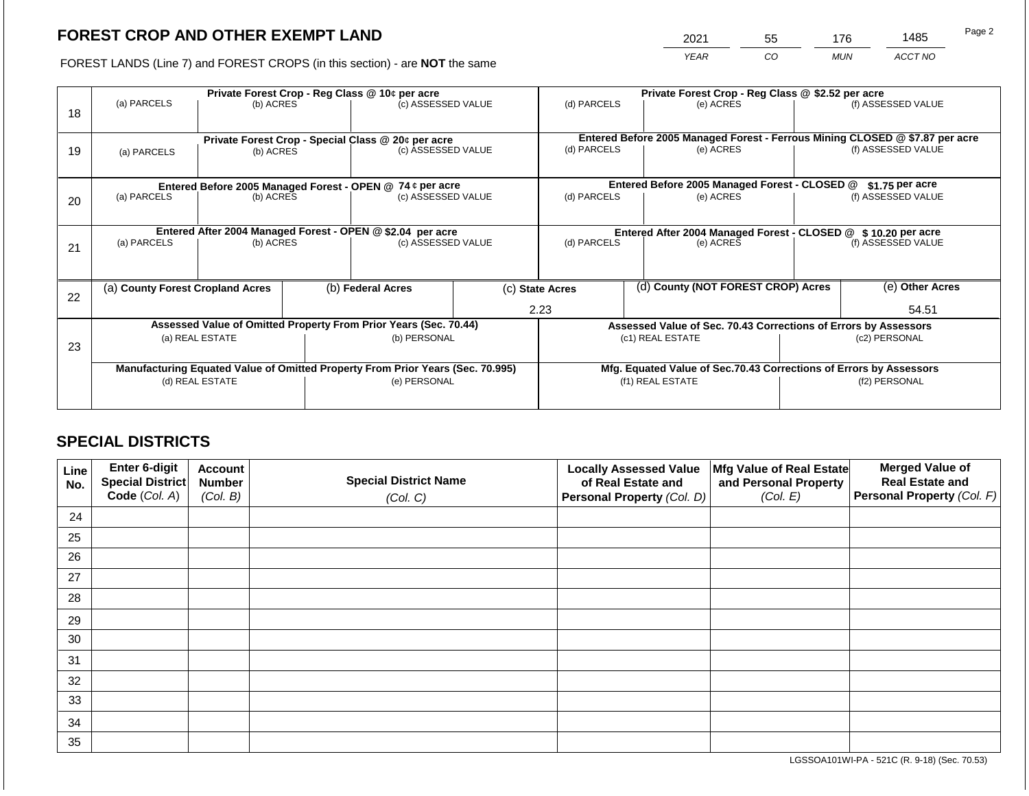# FOREST CROP AND OTHER EXEMPT LAND

FOREST LANDS (Line 7) and FOREST CROPS (in this section) - are **NOT** the same

| YEAR | CO | MUN | ACCT NO |
|---|---|---|---|
| 2021 | 55 | 176 | 1485 |

| Line | Private Forest Crop - Reg Class @ 10¢ per acre | | | Private Forest Crop - Reg Class @ $2.52 per acre | | |
|---|---|---|---|---|---|---|
| 18 | (a) PARCELS | (b) ACRES | (c) ASSESSED VALUE | (d) PARCELS | (e) ACRES | (f) ASSESSED VALUE |
| | | | | | | |
| | **Private Forest Crop - Special Class @ 20¢ per acre** | | | **Entered Before 2005 Managed Forest - Ferrous Mining CLOSED @ $7.87 per acre** | | |
| 19 | (a) PARCELS | (b) ACRES | (c) ASSESSED VALUE | (d) PARCELS | (e) ACRES | (f) ASSESSED VALUE |
| | | | | | | |
| | **Entered Before 2005 Managed Forest - OPEN @ 74 ¢ per acre** | | | **Entered Before 2005 Managed Forest - CLOSED @ $1.75 per acre** | | |
| 20 | (a) PARCELS | (b) ACRES | (c) ASSESSED VALUE | (d) PARCELS | (e) ACRES | (f) ASSESSED VALUE |
| | | | | | | |
| | **Entered After 2004 Managed Forest - OPEN @ $2.04 per acre** | | | **Entered After 2004 Managed Forest - CLOSED @ $ 10.20 per acre** | | |
| 21 | (a) PARCELS | (b) ACRES | (c) ASSESSED VALUE | (d) PARCELS | (e) ACRES | (f) ASSESSED VALUE |
| | | | | | | |

| Line | (a) County Forest Cropland Acres | (b) Federal Acres | (c) State Acres | (d) County (NOT FOREST CROP) Acres | (e) Other Acres |
|---|---|---|---|---|---|
| 22 | | | 2.23 | | 54.51 |

| Line | Assessed Value of Omitted Property From Prior Years (Sec. 70.44) | | Assessed Value of Sec. 70.43 Corrections of Errors by Assessors | |
|---|---|---|---|---|
| 23 | (a) REAL ESTATE | (b) PERSONAL | (c1) REAL ESTATE | (c2) PERSONAL |
| | | | | |
| | **Manufacturing Equated Value of Omitted Property From Prior Years (Sec. 70.995)** | | **Mfg. Equated Value of Sec.70.43 Corrections of Errors by Assessors** | |
| | (d) REAL ESTATE | (e) PERSONAL | (f1) REAL ESTATE | (f2) PERSONAL |
| | | | | |

## SPECIAL DISTRICTS

| Line No. | Enter 6-digit Special District Code (Col. A) | Account Number (Col. B) | Special District Name (Col. C) | Locally Assessed Value of Real Estate and Personal Property (Col. D) | Mfg Value of Real Estate and Personal Property (Col. E) | Merged Value of Real Estate and Personal Property (Col. F) |
|---|---|---|---|---|---|---|
| 24 | | | | | | |
| 25 | | | | | | |
| 26 | | | | | | |
| 27 | | | | | | |
| 28 | | | | | | |
| 29 | | | | | | |
| 30 | | | | | | |
| 31 | | | | | | |
| 32 | | | | | | |
| 33 | | | | | | |
| 34 | | | | | | |
| 35 | | | | | | |

LGSSOA101WI-PA - 521C (R. 9-18) (Sec. 70.53)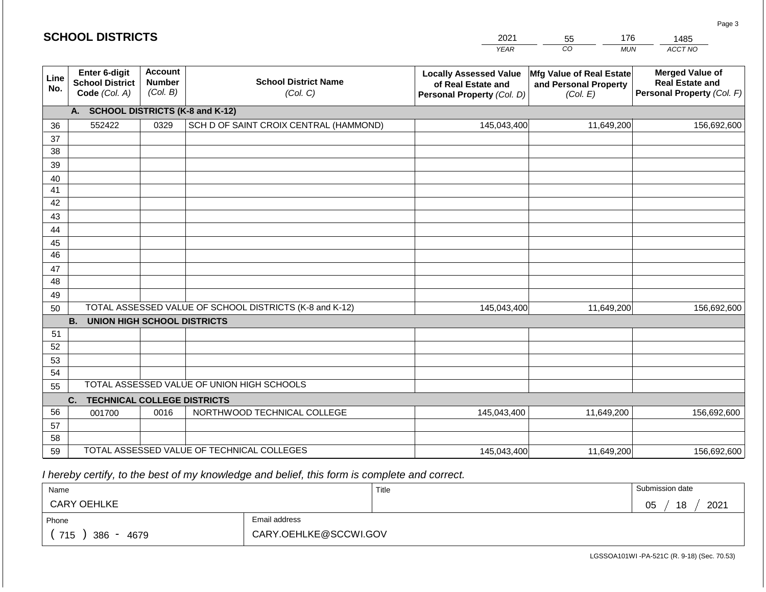## SCHOOL DISTRICTS

| 2021 | 55 | 176 | 1485 |
|---|---|---|---|
| YEAR | CO | MUN | ACCT NO |

| Line No. | Enter 6-digit School District Code (Col. A) | Account Number (Col. B) | School District Name (Col. C) | Locally Assessed Value of Real Estate and Personal Property (Col. D) | Mfg Value of Real Estate and Personal Property (Col. E) | Merged Value of Real Estate and Personal Property (Col. F) |
|---|---|---|---|---|---|---|
| | **A. SCHOOL DISTRICTS (K-8 and K-12)** | | | | | |
| 36 | 552422 | 0329 | SCH D OF SAINT CROIX CENTRAL (HAMMOND) | 145,043,400 | 11,649,200 | 156,692,600 |
| 37 | | | | | | |
| 38 | | | | | | |
| 39 | | | | | | |
| 40 | | | | | | |
| 41 | | | | | | |
| 42 | | | | | | |
| 43 | | | | | | |
| 44 | | | | | | |
| 45 | | | | | | |
| 46 | | | | | | |
| 47 | | | | | | |
| 48 | | | | | | |
| 49 | | | | | | |
| 50 | TOTAL ASSESSED VALUE OF SCHOOL DISTRICTS (K-8 and K-12) | | | 145,043,400 | 11,649,200 | 156,692,600 |
| | **B. UNION HIGH SCHOOL DISTRICTS** | | | | | |
| 51 | | | | | | |
| 52 | | | | | | |
| 53 | | | | | | |
| 54 | | | | | | |
| 55 | TOTAL ASSESSED VALUE OF UNION HIGH SCHOOLS | | | | | |
| | **C. TECHNICAL COLLEGE DISTRICTS** | | | | | |
| 56 | 001700 | 0016 | NORTHWOOD TECHNICAL COLLEGE | 145,043,400 | 11,649,200 | 156,692,600 |
| 57 | | | | | | |
| 58 | | | | | | |
| 59 | TOTAL ASSESSED VALUE OF TECHNICAL COLLEGES | | | 145,043,400 | 11,649,200 | 156,692,600 |

*I hereby certify, to the best of my knowledge and belief, this form is complete and correct.*

| Name | | Title | Submission date |
|---|---|---|---|
| CARY OEHLKE | | | 05 / 18 / 2021 |
| Phone | Email address | | |
| ( 715 ) 386 - 4679 | CARY.OEHLKE@SCCWI.GOV | | |

LGSSOA101WI -PA-521C (R. 9-18) (Sec. 70.53)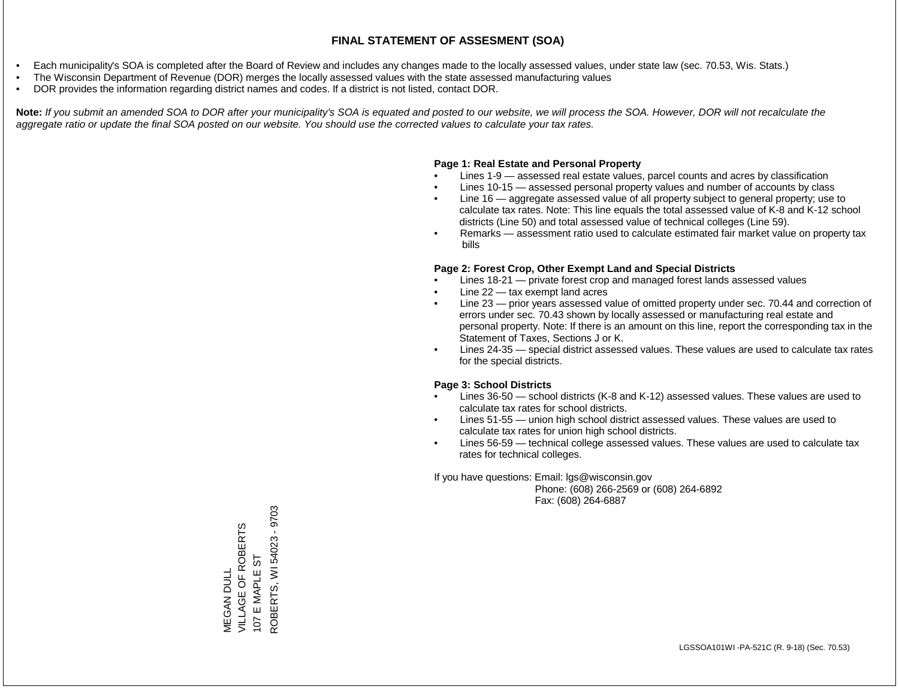# FINAL STATEMENT OF ASSESMENT (SOA)

- Each municipality's SOA is completed after the Board of Review and includes any changes made to the locally assessed values, under state law (sec. 70.53, Wis. Stats.)
- The Wisconsin Department of Revenue (DOR) merges the locally assessed values with the state assessed manufacturing values
- DOR provides the information regarding district names and codes. If a district is not listed, contact DOR.

**Note:** *If you submit an amended SOA to DOR after your municipality's SOA is equated and posted to our website, we will process the SOA. However, DOR will not recalculate the aggregate ratio or update the final SOA posted on our website. You should use the corrected values to calculate your tax rates.*

**Page 1: Real Estate and Personal Property**

- Lines 1-9 — assessed real estate values, parcel counts and acres by classification
- Lines 10-15 — assessed personal property values and number of accounts by class
- Line 16 — aggregate assessed value of all property subject to general property; use to calculate tax rates. Note: This line equals the total assessed value of K-8 and K-12 school districts (Line 50) and total assessed value of technical colleges (Line 59).
- Remarks — assessment ratio used to calculate estimated fair market value on property tax bills

**Page 2: Forest Crop, Other Exempt Land and Special Districts**

- Lines 18-21 — private forest crop and managed forest lands assessed values
- Line 22 — tax exempt land acres
- Line 23 — prior years assessed value of omitted property under sec. 70.44 and correction of errors under sec. 70.43 shown by locally assessed or manufacturing real estate and personal property. Note: If there is an amount on this line, report the corresponding tax in the Statement of Taxes, Sections J or K.
- Lines 24-35 — special district assessed values. These values are used to calculate tax rates for the special districts.

**Page 3: School Districts**

- Lines 36-50 — school districts (K-8 and K-12) assessed values. These values are used to calculate tax rates for school districts.
- Lines 51-55 — union high school district assessed values. These values are used to calculate tax rates for union high school districts.
- Lines 56-59 — technical college assessed values. These values are used to calculate tax rates for technical colleges.

If you have questions: Email: lgs@wisconsin.gov
Phone: (608) 266-2569 or (608) 264-6892
Fax: (608) 264-6887

MEGAN DULL
VILLAGE OF ROBERTS
107 E MAPLE ST
ROBERTS, WI 54023 - 9703

LGSSOA101WI -PA-521C (R. 9-18) (Sec. 70.53)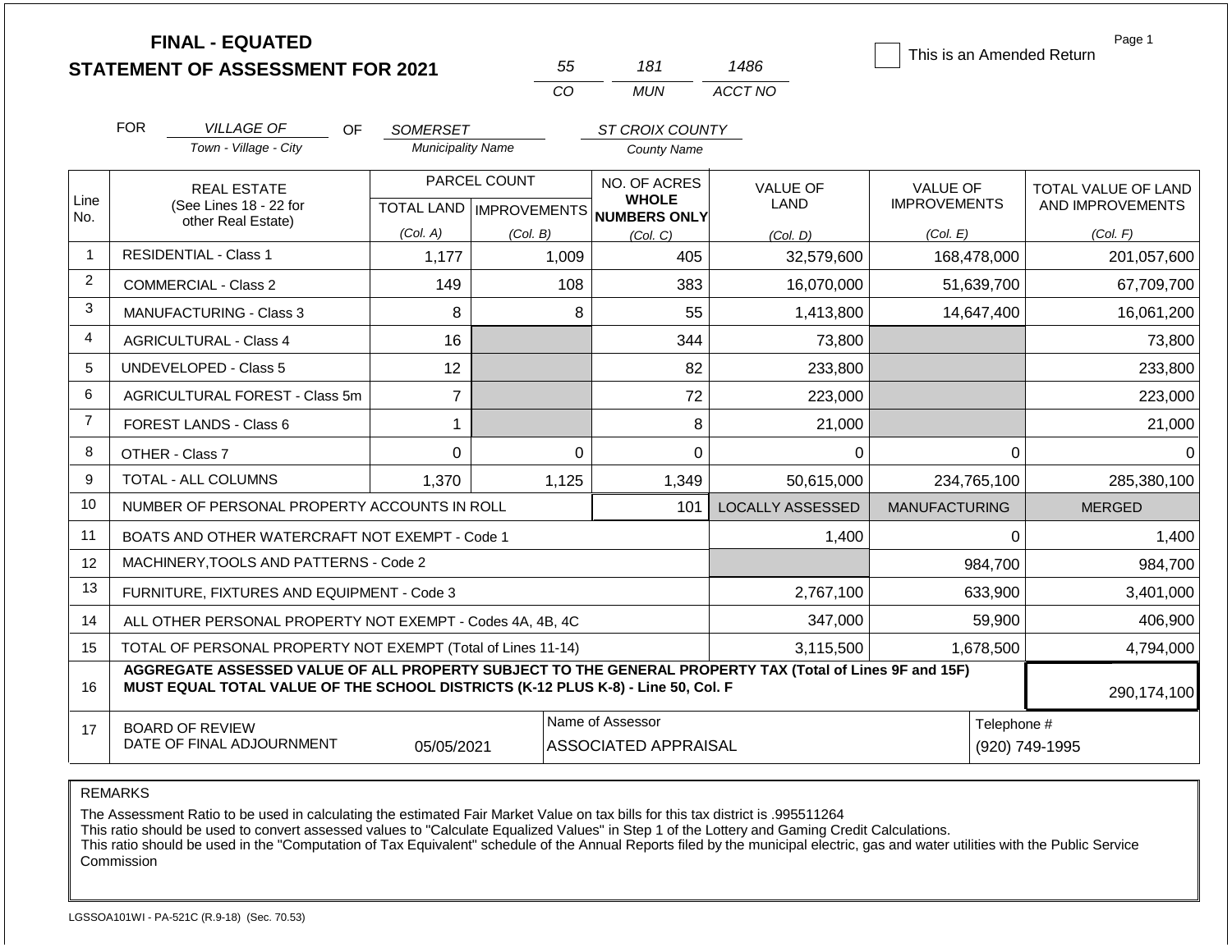# FINAL - EQUATED
## STATEMENT OF ASSESSMENT FOR 2021

| 55 | 181 | 1486 |
|---|---|---|
| CO | MUN | ACCT NO |

☐ This is an Amended Return

Page 1

FOR *VILLAGE OF* (Town - Village - City) OF *SOMERSET* (Municipality Name) *ST CROIX COUNTY* (County Name)

| Line No. | REAL ESTATE (See Lines 18 - 22 for other Real Estate) | PARCEL COUNT TOTAL LAND (Col. A) | PARCEL COUNT IMPROVEMENTS (Col. B) | NO. OF ACRES WHOLE NUMBERS ONLY (Col. C) | VALUE OF LAND (Col. D) | VALUE OF IMPROVEMENTS (Col. E) | TOTAL VALUE OF LAND AND IMPROVEMENTS (Col. F) |
|---|---|---|---|---|---|---|---|
| 1 | RESIDENTIAL - Class 1 | 1,177 | 1,009 | 405 | 32,579,600 | 168,478,000 | 201,057,600 |
| 2 | COMMERCIAL - Class 2 | 149 | 108 | 383 | 16,070,000 | 51,639,700 | 67,709,700 |
| 3 | MANUFACTURING - Class 3 | 8 | 8 | 55 | 1,413,800 | 14,647,400 | 16,061,200 |
| 4 | AGRICULTURAL - Class 4 | 16 | | 344 | 73,800 | | 73,800 |
| 5 | UNDEVELOPED - Class 5 | 12 | | 82 | 233,800 | | 233,800 |
| 6 | AGRICULTURAL FOREST - Class 5m | 7 | | 72 | 223,000 | | 223,000 |
| 7 | FOREST LANDS - Class 6 | 1 | | 8 | 21,000 | | 21,000 |
| 8 | OTHER - Class 7 | 0 | 0 | 0 | 0 | 0 | 0 |
| 9 | TOTAL - ALL COLUMNS | 1,370 | 1,125 | 1,349 | 50,615,000 | 234,765,100 | 285,380,100 |
| 10 | NUMBER OF PERSONAL PROPERTY ACCOUNTS IN ROLL | | | 101 | LOCALLY ASSESSED | MANUFACTURING | MERGED |
| 11 | BOATS AND OTHER WATERCRAFT NOT EXEMPT - Code 1 | | | | 1,400 | 0 | 1,400 |
| 12 | MACHINERY,TOOLS AND PATTERNS - Code 2 | | | | | 984,700 | 984,700 |
| 13 | FURNITURE, FIXTURES AND EQUIPMENT - Code 3 | | | | 2,767,100 | 633,900 | 3,401,000 |
| 14 | ALL OTHER PERSONAL PROPERTY NOT EXEMPT - Codes 4A, 4B, 4C | | | | 347,000 | 59,900 | 406,900 |
| 15 | TOTAL OF PERSONAL PROPERTY NOT EXEMPT (Total of Lines 11-14) | | | | 3,115,500 | 1,678,500 | 4,794,000 |
| 16 | **AGGREGATE ASSESSED VALUE OF ALL PROPERTY SUBJECT TO THE GENERAL PROPERTY TAX (Total of Lines 9F and 15F) MUST EQUAL TOTAL VALUE OF THE SCHOOL DISTRICTS (K-12 PLUS K-8) - Line 50, Col. F** | | | | | | 290,174,100 |
| 17 | BOARD OF REVIEW DATE OF FINAL ADJOURNMENT | 05/05/2021 | | Name of Assessor: ASSOCIATED APPRAISAL | | | Telephone #: (920) 749-1995 |

REMARKS

The Assessment Ratio to be used in calculating the estimated Fair Market Value on tax bills for this tax district is .995511264
This ratio should be used to convert assessed values to "Calculate Equalized Values" in Step 1 of the Lottery and Gaming Credit Calculations.
This ratio should be used in the "Computation of Tax Equivalent" schedule of the Annual Reports filed by the municipal electric, gas and water utilities with the Public Service Commission

LGSSOA101WI - PA-521C (R.9-18) (Sec. 70.53)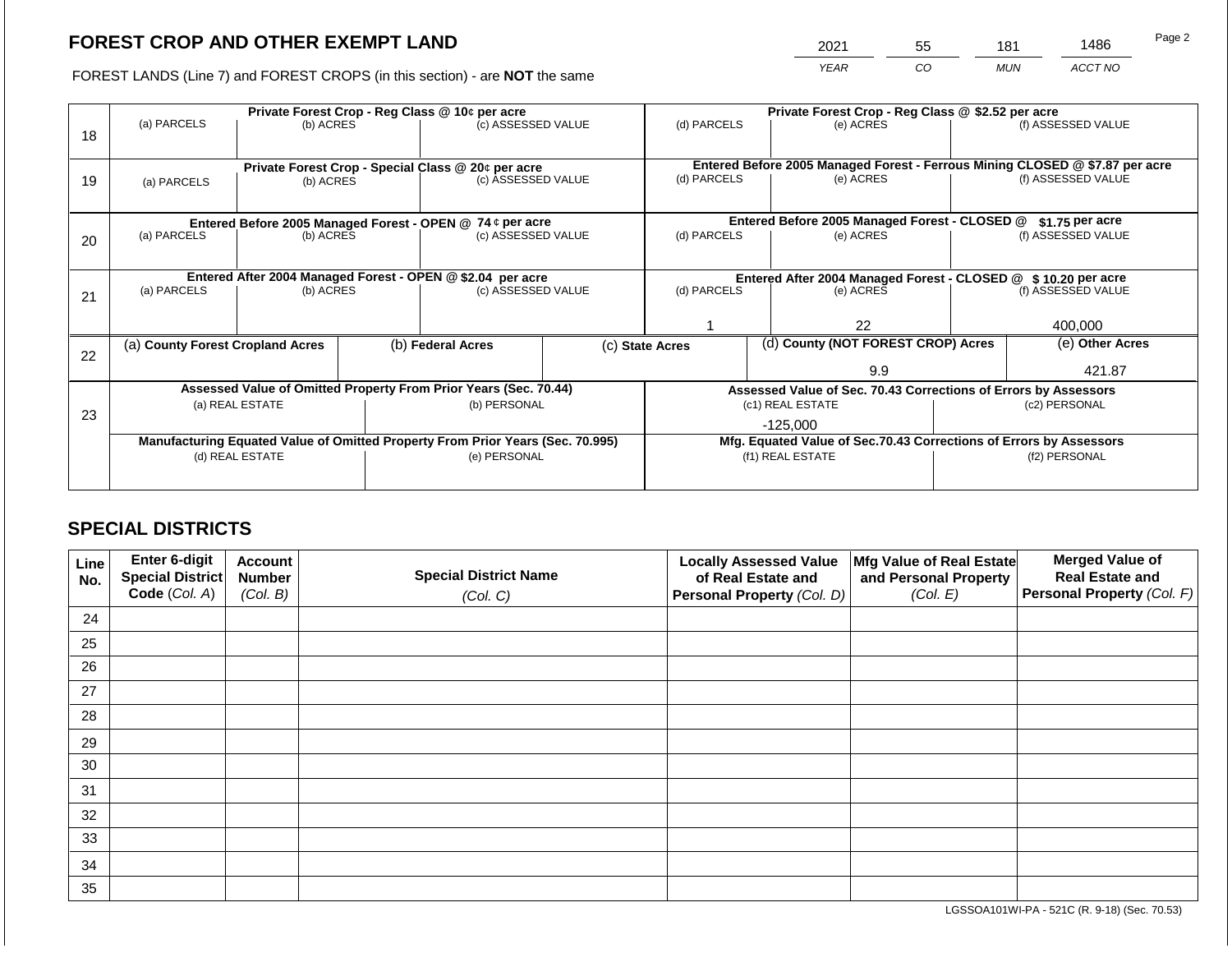## FOREST CROP AND OTHER EXEMPT LAND

FOREST LANDS (Line 7) and FOREST CROPS (in this section) - are **NOT** the same

| YEAR | CO | MUN | ACCT NO |
|---|---|---|---|
| 2021 | 55 | 181 | 1486 |

| Line | Private Forest Crop - Reg Class @ 10¢ per acre | | | Private Forest Crop - Reg Class @ $2.52 per acre | | |
|---|---|---|---|---|---|---|
| 18 | (a) PARCELS | (b) ACRES | (c) ASSESSED VALUE | (d) PARCELS | (e) ACRES | (f) ASSESSED VALUE |
| | | | | | | |
| | **Private Forest Crop - Special Class @ 20¢ per acre** | | | **Entered Before 2005 Managed Forest - Ferrous Mining CLOSED @ $7.87 per acre** | | |
| 19 | (a) PARCELS | (b) ACRES | (c) ASSESSED VALUE | (d) PARCELS | (e) ACRES | (f) ASSESSED VALUE |
| | | | | | | |
| | **Entered Before 2005 Managed Forest - OPEN @ 74 ¢ per acre** | | | **Entered Before 2005 Managed Forest - CLOSED @ $1.75 per acre** | | |
| 20 | (a) PARCELS | (b) ACRES | (c) ASSESSED VALUE | (d) PARCELS | (e) ACRES | (f) ASSESSED VALUE |
| | | | | | | |
| | **Entered After 2004 Managed Forest - OPEN @ $2.04 per acre** | | | **Entered After 2004 Managed Forest - CLOSED @ $ 10.20 per acre** | | |
| 21 | (a) PARCELS | (b) ACRES | (c) ASSESSED VALUE | (d) PARCELS | (e) ACRES | (f) ASSESSED VALUE |
| | | | | 1 | 22 | 400,000 |

| Line | (a) County Forest Cropland Acres | (b) Federal Acres | (c) State Acres | (d) County (NOT FOREST CROP) Acres | (e) Other Acres |
|---|---|---|---|---|---|
| 22 | | | | 9.9 | 421.87 |

| Line | Assessed Value of Omitted Property From Prior Years (Sec. 70.44) | | Assessed Value of Sec. 70.43 Corrections of Errors by Assessors | |
|---|---|---|---|---|
| 23 | (a) REAL ESTATE | (b) PERSONAL | (c1) REAL ESTATE | (c2) PERSONAL |
| | | | -125,000 | |
| | **Manufacturing Equated Value of Omitted Property From Prior Years (Sec. 70.995)** | | **Mfg. Equated Value of Sec.70.43 Corrections of Errors by Assessors** | |
| | (d) REAL ESTATE | (e) PERSONAL | (f1) REAL ESTATE | (f2) PERSONAL |
| | | | | |

## SPECIAL DISTRICTS

| Line No. | Enter 6-digit Special District Code (Col. A) | Account Number (Col. B) | Special District Name (Col. C) | Locally Assessed Value of Real Estate and Personal Property (Col. D) | Mfg Value of Real Estate and Personal Property (Col. E) | Merged Value of Real Estate and Personal Property (Col. F) |
|---|---|---|---|---|---|---|
| 24 | | | | | | |
| 25 | | | | | | |
| 26 | | | | | | |
| 27 | | | | | | |
| 28 | | | | | | |
| 29 | | | | | | |
| 30 | | | | | | |
| 31 | | | | | | |
| 32 | | | | | | |
| 33 | | | | | | |
| 34 | | | | | | |
| 35 | | | | | | |

LGSSOA101WI-PA - 521C (R. 9-18) (Sec. 70.53)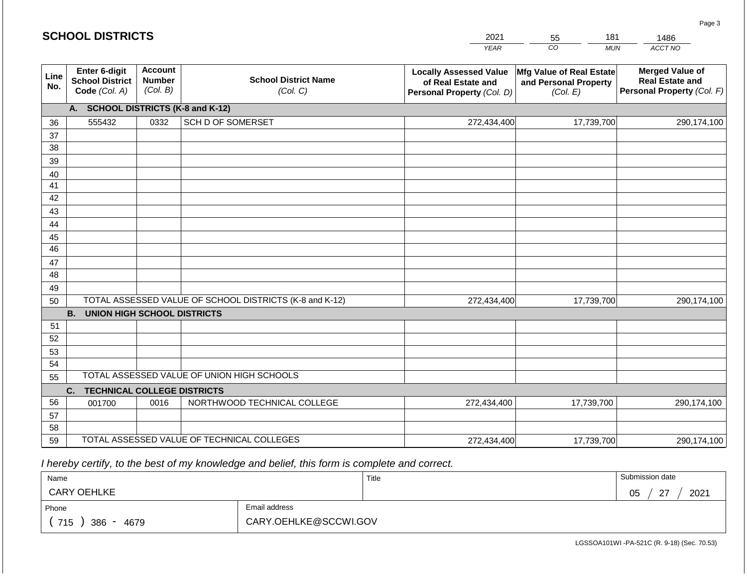## SCHOOL DISTRICTS

| 2021 | 55 | 181 | 1486 |
|---|---|---|---|
| YEAR | CO | MUN | ACCT NO |

| Line No. | Enter 6-digit School District Code (Col. A) | Account Number (Col. B) | School District Name (Col. C) | Locally Assessed Value of Real Estate and Personal Property (Col. D) | Mfg Value of Real Estate and Personal Property (Col. E) | Merged Value of Real Estate and Personal Property (Col. F) |
|---|---|---|---|---|---|---|
| | **A. SCHOOL DISTRICTS (K-8 and K-12)** | | | | | |
| 36 | 555432 | 0332 | SCH D OF SOMERSET | 272,434,400 | 17,739,700 | 290,174,100 |
| 37 | | | | | | |
| 38 | | | | | | |
| 39 | | | | | | |
| 40 | | | | | | |
| 41 | | | | | | |
| 42 | | | | | | |
| 43 | | | | | | |
| 44 | | | | | | |
| 45 | | | | | | |
| 46 | | | | | | |
| 47 | | | | | | |
| 48 | | | | | | |
| 49 | | | | | | |
| 50 | TOTAL ASSESSED VALUE OF SCHOOL DISTRICTS (K-8 and K-12) | | | 272,434,400 | 17,739,700 | 290,174,100 |
| | **B. UNION HIGH SCHOOL DISTRICTS** | | | | | |
| 51 | | | | | | |
| 52 | | | | | | |
| 53 | | | | | | |
| 54 | | | | | | |
| 55 | TOTAL ASSESSED VALUE OF UNION HIGH SCHOOLS | | | | | |
| | **C. TECHNICAL COLLEGE DISTRICTS** | | | | | |
| 56 | 001700 | 0016 | NORTHWOOD TECHNICAL COLLEGE | 272,434,400 | 17,739,700 | 290,174,100 |
| 57 | | | | | | |
| 58 | | | | | | |
| 59 | TOTAL ASSESSED VALUE OF TECHNICAL COLLEGES | | | 272,434,400 | 17,739,700 | 290,174,100 |

*I hereby certify, to the best of my knowledge and belief, this form is complete and correct.*

| Name | Title | Submission date |
|---|---|---|
| CARY OEHLKE | | 05 / 27 / 2021 |

| Phone | Email address |
|---|---|
| ( 715 ) 386 - 4679 | CARY.OEHLKE@SCCWI.GOV |

LGSSOA101WI -PA-521C (R. 9-18) (Sec. 70.53)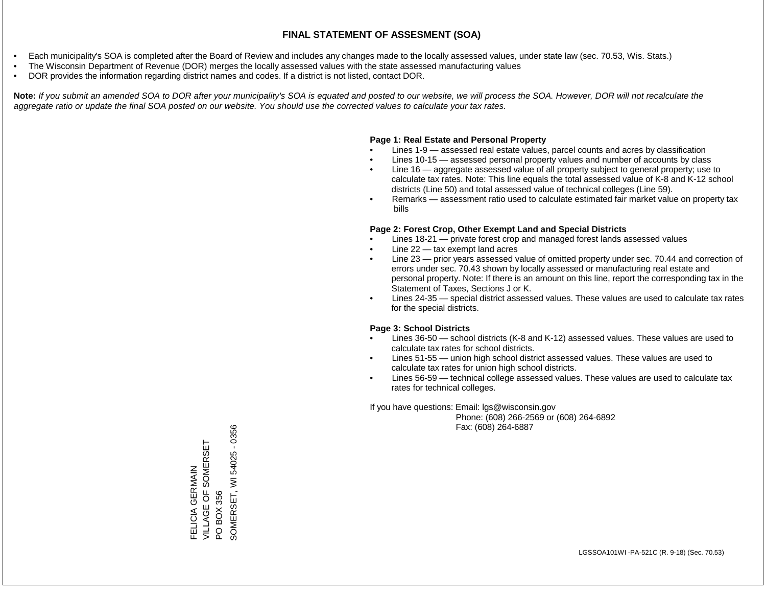# FINAL STATEMENT OF ASSESMENT (SOA)

- Each municipality's SOA is completed after the Board of Review and includes any changes made to the locally assessed values, under state law (sec. 70.53, Wis. Stats.)
- The Wisconsin Department of Revenue (DOR) merges the locally assessed values with the state assessed manufacturing values
- DOR provides the information regarding district names and codes. If a district is not listed, contact DOR.

**Note:** *If you submit an amended SOA to DOR after your municipality's SOA is equated and posted to our website, we will process the SOA. However, DOR will not recalculate the aggregate ratio or update the final SOA posted on our website. You should use the corrected values to calculate your tax rates.*

**Page 1: Real Estate and Personal Property**

- Lines 1-9 — assessed real estate values, parcel counts and acres by classification
- Lines 10-15 — assessed personal property values and number of accounts by class
- Line 16 — aggregate assessed value of all property subject to general property; use to calculate tax rates. Note: This line equals the total assessed value of K-8 and K-12 school districts (Line 50) and total assessed value of technical colleges (Line 59).
- Remarks — assessment ratio used to calculate estimated fair market value on property tax bills

**Page 2: Forest Crop, Other Exempt Land and Special Districts**

- Lines 18-21 — private forest crop and managed forest lands assessed values
- Line 22 — tax exempt land acres
- Line 23 — prior years assessed value of omitted property under sec. 70.44 and correction of errors under sec. 70.43 shown by locally assessed or manufacturing real estate and personal property. Note: If there is an amount on this line, report the corresponding tax in the Statement of Taxes, Sections J or K.
- Lines 24-35 — special district assessed values. These values are used to calculate tax rates for the special districts.

**Page 3: School Districts**

- Lines 36-50 — school districts (K-8 and K-12) assessed values. These values are used to calculate tax rates for school districts.
- Lines 51-55 — union high school district assessed values. These values are used to calculate tax rates for union high school districts.
- Lines 56-59 — technical college assessed values. These values are used to calculate tax rates for technical colleges.

If you have questions: Email: lgs@wisconsin.gov
Phone: (608) 266-2569 or (608) 264-6892
Fax: (608) 264-6887

FELICIA GERMAIN
VILLAGE OF SOMERSET
PO BOX 356
SOMERSET, WI 54025 - 0356

LGSSOA101WI -PA-521C (R. 9-18) (Sec. 70.53)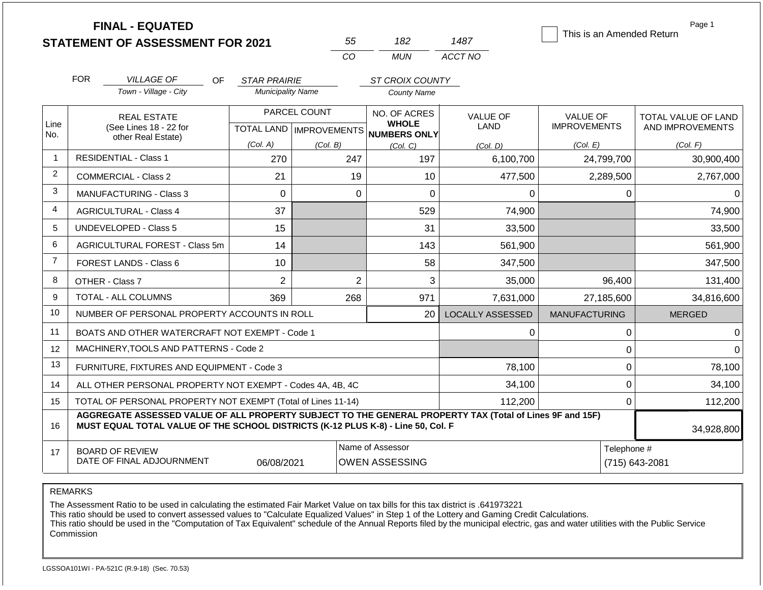# FINAL - EQUATED
# STATEMENT OF ASSESSMENT FOR 2021

| 55 | 182 | 1487 |
|---|---|---|
| CO | MUN | ACCT NO |

This is an Amended Return

FOR *VILLAGE OF* (Town - Village - City) OF *STAR PRAIRIE* (Municipality Name) *ST CROIX COUNTY* (County Name)

| Line No. | REAL ESTATE (See Lines 18 - 22 for other Real Estate) | PARCEL COUNT TOTAL LAND (Col. A) | IMPROVEMENTS (Col. B) | NO. OF ACRES WHOLE NUMBERS ONLY (Col. C) | VALUE OF LAND (Col. D) | VALUE OF IMPROVEMENTS (Col. E) | TOTAL VALUE OF LAND AND IMPROVEMENTS (Col. F) |
|---|---|---|---|---|---|---|---|
| 1 | RESIDENTIAL - Class 1 | 270 | 247 | 197 | 6,100,700 | 24,799,700 | 30,900,400 |
| 2 | COMMERCIAL - Class 2 | 21 | 19 | 10 | 477,500 | 2,289,500 | 2,767,000 |
| 3 | MANUFACTURING - Class 3 | 0 | 0 | 0 | 0 | 0 | 0 |
| 4 | AGRICULTURAL - Class 4 | 37 | | 529 | 74,900 | | 74,900 |
| 5 | UNDEVELOPED - Class 5 | 15 | | 31 | 33,500 | | 33,500 |
| 6 | AGRICULTURAL FOREST - Class 5m | 14 | | 143 | 561,900 | | 561,900 |
| 7 | FOREST LANDS - Class 6 | 10 | | 58 | 347,500 | | 347,500 |
| 8 | OTHER - Class 7 | 2 | 2 | 3 | 35,000 | 96,400 | 131,400 |
| 9 | TOTAL - ALL COLUMNS | 369 | 268 | 971 | 7,631,000 | 27,185,600 | 34,816,600 |
| 10 | NUMBER OF PERSONAL PROPERTY ACCOUNTS IN ROLL | | | 20 | LOCALLY ASSESSED | MANUFACTURING | MERGED |
| 11 | BOATS AND OTHER WATERCRAFT NOT EXEMPT - Code 1 | | | | 0 | 0 | 0 |
| 12 | MACHINERY,TOOLS AND PATTERNS - Code 2 | | | | | 0 | 0 |
| 13 | FURNITURE, FIXTURES AND EQUIPMENT - Code 3 | | | | 78,100 | 0 | 78,100 |
| 14 | ALL OTHER PERSONAL PROPERTY NOT EXEMPT - Codes 4A, 4B, 4C | | | | 34,100 | 0 | 34,100 |
| 15 | TOTAL OF PERSONAL PROPERTY NOT EXEMPT (Total of Lines 11-14) | | | | 112,200 | 0 | 112,200 |
| 16 | **AGGREGATE ASSESSED VALUE OF ALL PROPERTY SUBJECT TO THE GENERAL PROPERTY TAX (Total of Lines 9F and 15F) MUST EQUAL TOTAL VALUE OF THE SCHOOL DISTRICTS (K-12 PLUS K-8) - Line 50, Col. F** | | | | | | 34,928,800 |
| 17 | BOARD OF REVIEW DATE OF FINAL ADJOURNMENT | 06/08/2021 | | Name of Assessor: OWEN ASSESSING | | Telephone #: (715) 643-2081 | |

REMARKS

The Assessment Ratio to be used in calculating the estimated Fair Market Value on tax bills for this tax district is .641973221
This ratio should be used to convert assessed values to "Calculate Equalized Values" in Step 1 of the Lottery and Gaming Credit Calculations.
This ratio should be used in the "Computation of Tax Equivalent" schedule of the Annual Reports filed by the municipal electric, gas and water utilities with the Public Service Commission

LGSSOA101WI - PA-521C (R.9-18) (Sec. 70.53)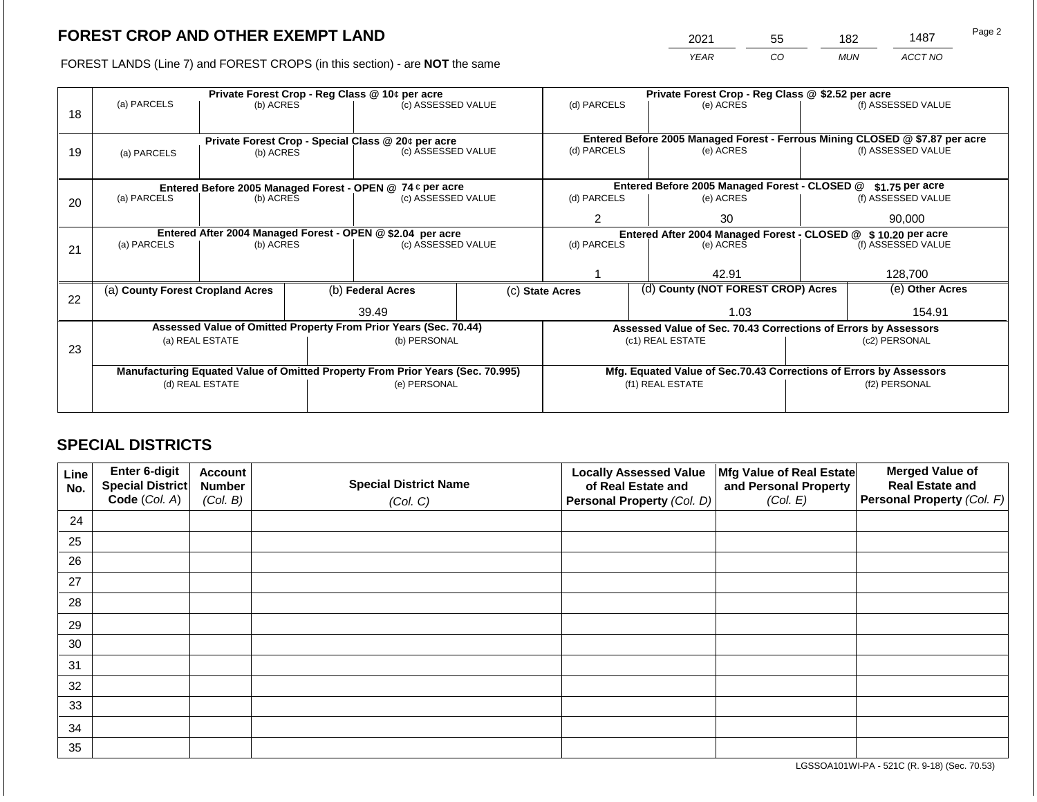# FOREST CROP AND OTHER EXEMPT LAND

FOREST LANDS (Line 7) and FOREST CROPS (in this section) - are **NOT** the same

| 2021 | 55 | 182 | 1487 |
|---|---|---|---|
| YEAR | CO | MUN | ACCT NO |

| Line | | | | | | |
|---|---|---|---|---|---|---|
| 18 | **Private Forest Crop - Reg Class @ 10¢ per acre** | | | **Private Forest Crop - Reg Class @ $2.52 per acre** | | |
| | (a) PARCELS | (b) ACRES | (c) ASSESSED VALUE | (d) PARCELS | (e) ACRES | (f) ASSESSED VALUE |
| | | | | | | |
| 19 | **Private Forest Crop - Special Class @ 20¢ per acre** | | | **Entered Before 2005 Managed Forest - Ferrous Mining CLOSED @ $7.87 per acre** | | |
| | (a) PARCELS | (b) ACRES | (c) ASSESSED VALUE | (d) PARCELS | (e) ACRES | (f) ASSESSED VALUE |
| | | | | | | |
| 20 | **Entered Before 2005 Managed Forest - OPEN @ 74 ¢ per acre** | | | **Entered Before 2005 Managed Forest - CLOSED @ $1.75 per acre** | | |
| | (a) PARCELS | (b) ACRES | (c) ASSESSED VALUE | (d) PARCELS | (e) ACRES | (f) ASSESSED VALUE |
| | | | | 2 | 30 | 90,000 |
| 21 | **Entered After 2004 Managed Forest - OPEN @ $2.04 per acre** | | | **Entered After 2004 Managed Forest - CLOSED @ $ 10.20 per acre** | | |
| | (a) PARCELS | (b) ACRES | (c) ASSESSED VALUE | (d) PARCELS | (e) ACRES | (f) ASSESSED VALUE |
| | | | | 1 | 42.91 | 128,700 |

| Line | (a) County Forest Cropland Acres | (b) Federal Acres | (c) State Acres | (d) County (NOT FOREST CROP) Acres | (e) Other Acres |
|---|---|---|---|---|---|
| 22 | | 39.49 | | 1.03 | 154.91 |

| Line | Assessed Value of Omitted Property From Prior Years (Sec. 70.44) | | Assessed Value of Sec. 70.43 Corrections of Errors by Assessors | |
|---|---|---|---|---|
| 23 | (a) REAL ESTATE | (b) PERSONAL | (c1) REAL ESTATE | (c2) PERSONAL |
| | | | | |
| | **Manufacturing Equated Value of Omitted Property From Prior Years (Sec. 70.995)** | | **Mfg. Equated Value of Sec.70.43 Corrections of Errors by Assessors** | |
| | (d) REAL ESTATE | (e) PERSONAL | (f1) REAL ESTATE | (f2) PERSONAL |
| | | | | |

## SPECIAL DISTRICTS

| Line No. | Enter 6-digit Special District Code (Col. A) | Account Number (Col. B) | Special District Name (Col. C) | Locally Assessed Value of Real Estate and Personal Property (Col. D) | Mfg Value of Real Estate and Personal Property (Col. E) | Merged Value of Real Estate and Personal Property (Col. F) |
|---|---|---|---|---|---|---|
| 24 | | | | | | |
| 25 | | | | | | |
| 26 | | | | | | |
| 27 | | | | | | |
| 28 | | | | | | |
| 29 | | | | | | |
| 30 | | | | | | |
| 31 | | | | | | |
| 32 | | | | | | |
| 33 | | | | | | |
| 34 | | | | | | |
| 35 | | | | | | |

LGSSOA101WI-PA - 521C (R. 9-18) (Sec. 70.53)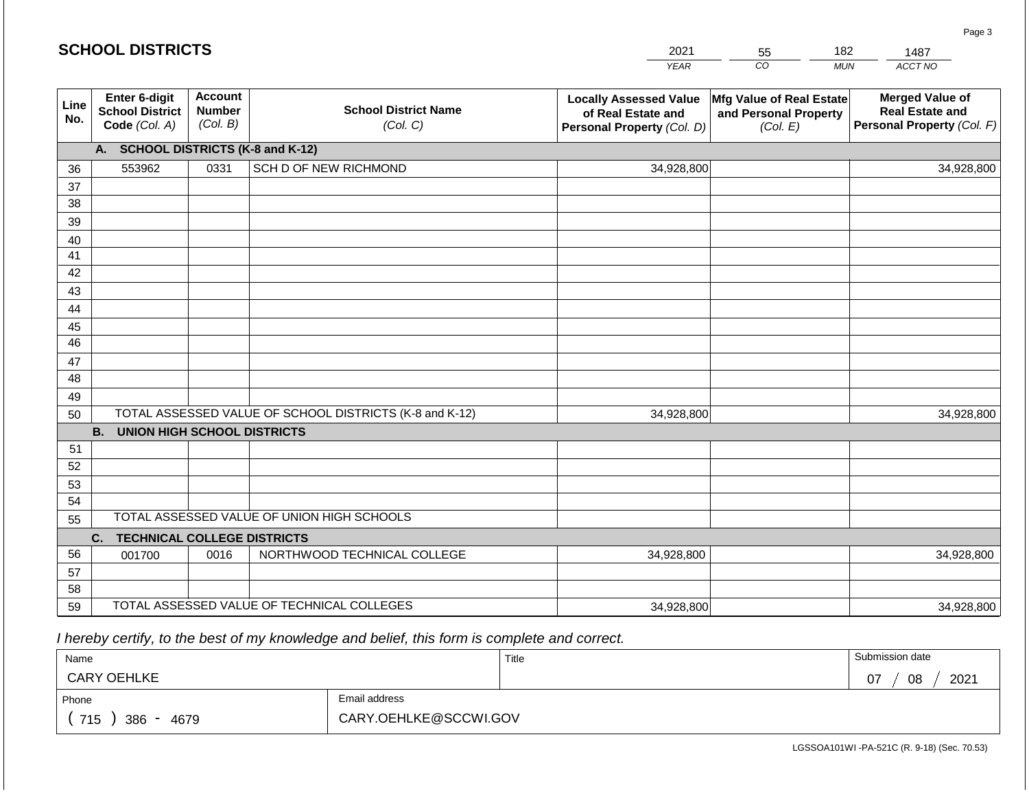# SCHOOL DISTRICTS

| 2021 | 55 | 182 | 1487 |
|---|---|---|---|
| YEAR | CO | MUN | ACCT NO |

| Line No. | Enter 6-digit School District Code (Col. A) | Account Number (Col. B) | School District Name (Col. C) | Locally Assessed Value of Real Estate and Personal Property (Col. D) | Mfg Value of Real Estate and Personal Property (Col. E) | Merged Value of Real Estate and Personal Property (Col. F) |
|---|---|---|---|---|---|---|
| | **A. SCHOOL DISTRICTS (K-8 and K-12)** | | | | | |
| 36 | 553962 | 0331 | SCH D OF NEW RICHMOND | 34,928,800 | | 34,928,800 |
| 37 | | | | | | |
| 38 | | | | | | |
| 39 | | | | | | |
| 40 | | | | | | |
| 41 | | | | | | |
| 42 | | | | | | |
| 43 | | | | | | |
| 44 | | | | | | |
| 45 | | | | | | |
| 46 | | | | | | |
| 47 | | | | | | |
| 48 | | | | | | |
| 49 | | | | | | |
| 50 | TOTAL ASSESSED VALUE OF SCHOOL DISTRICTS (K-8 and K-12) | | | 34,928,800 | | 34,928,800 |
| | **B. UNION HIGH SCHOOL DISTRICTS** | | | | | |
| 51 | | | | | | |
| 52 | | | | | | |
| 53 | | | | | | |
| 54 | | | | | | |
| 55 | TOTAL ASSESSED VALUE OF UNION HIGH SCHOOLS | | | | | |
| | **C. TECHNICAL COLLEGE DISTRICTS** | | | | | |
| 56 | 001700 | 0016 | NORTHWOOD TECHNICAL COLLEGE | 34,928,800 | | 34,928,800 |
| 57 | | | | | | |
| 58 | | | | | | |
| 59 | TOTAL ASSESSED VALUE OF TECHNICAL COLLEGES | | | 34,928,800 | | 34,928,800 |

*I hereby certify, to the best of my knowledge and belief, this form is complete and correct.*

| Name | Title | Submission date |
|---|---|---|
| CARY OEHLKE | | 07 / 08 / 2021 |
| Phone | Email address | |
| ( 715 ) 386 - 4679 | CARY.OEHLKE@SCCWI.GOV | |

LGSSOA101WI -PA-521C (R. 9-18) (Sec. 70.53)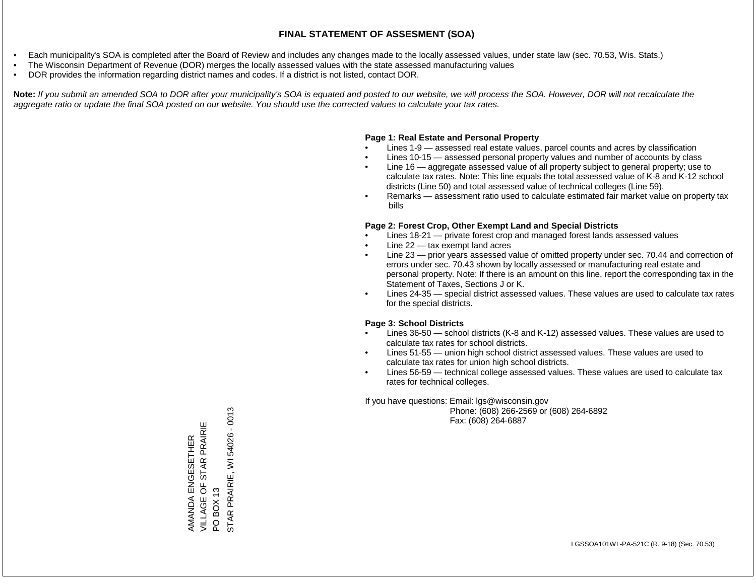# FINAL STATEMENT OF ASSESMENT (SOA)

- Each municipality's SOA is completed after the Board of Review and includes any changes made to the locally assessed values, under state law (sec. 70.53, Wis. Stats.)
- The Wisconsin Department of Revenue (DOR) merges the locally assessed values with the state assessed manufacturing values
- DOR provides the information regarding district names and codes. If a district is not listed, contact DOR.

**Note:** *If you submit an amended SOA to DOR after your municipality's SOA is equated and posted to our website, we will process the SOA. However, DOR will not recalculate the aggregate ratio or update the final SOA posted on our website. You should use the corrected values to calculate your tax rates.*

**Page 1: Real Estate and Personal Property**

- Lines 1-9 — assessed real estate values, parcel counts and acres by classification
- Lines 10-15 — assessed personal property values and number of accounts by class
- Line 16 — aggregate assessed value of all property subject to general property; use to calculate tax rates. Note: This line equals the total assessed value of K-8 and K-12 school districts (Line 50) and total assessed value of technical colleges (Line 59).
- Remarks — assessment ratio used to calculate estimated fair market value on property tax bills

**Page 2: Forest Crop, Other Exempt Land and Special Districts**

- Lines 18-21 — private forest crop and managed forest lands assessed values
- Line 22 — tax exempt land acres
- Line 23 — prior years assessed value of omitted property under sec. 70.44 and correction of errors under sec. 70.43 shown by locally assessed or manufacturing real estate and personal property. Note: If there is an amount on this line, report the corresponding tax in the Statement of Taxes, Sections J or K.
- Lines 24-35 — special district assessed values. These values are used to calculate tax rates for the special districts.

**Page 3: School Districts**

- Lines 36-50 — school districts (K-8 and K-12) assessed values. These values are used to calculate tax rates for school districts.
- Lines 51-55 — union high school district assessed values. These values are used to calculate tax rates for union high school districts.
- Lines 56-59 — technical college assessed values. These values are used to calculate tax rates for technical colleges.

If you have questions: Email: lgs@wisconsin.gov
Phone: (608) 266-2569 or (608) 264-6892
Fax: (608) 264-6887

AMANDA ENGESETHER
VILLAGE OF STAR PRAIRIE
PO BOX 13
STAR PRAIRIE, WI 54026 - 0013

LGSSOA101WI -PA-521C (R. 9-18) (Sec. 70.53)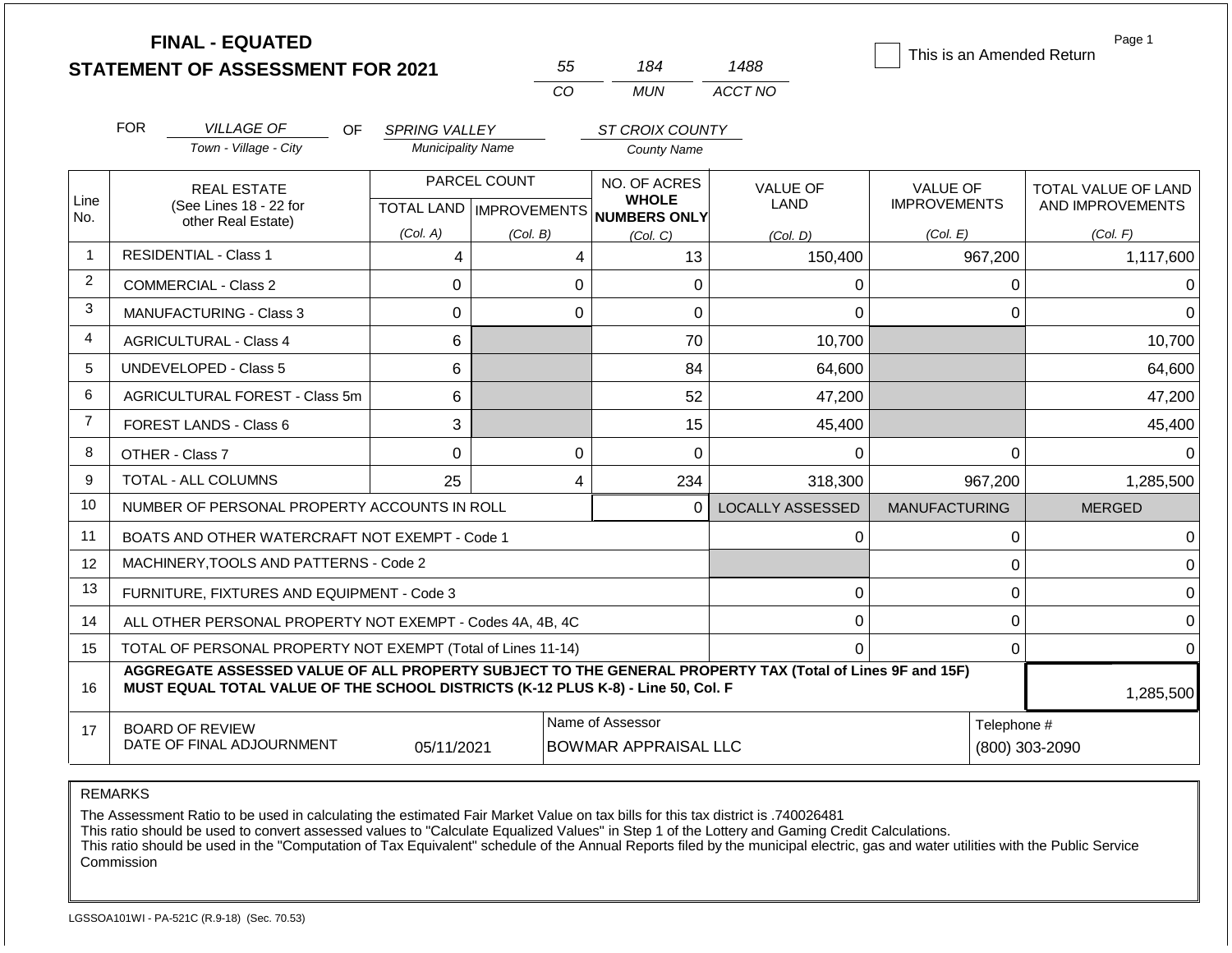# FINAL - EQUATED
## STATEMENT OF ASSESSMENT FOR 2021

| 55 | 184 | 1488 |
|---|---|---|
| CO | MUN | ACCT NO |

☐ This is an Amended Return

Page 1

FOR *VILLAGE OF* (Town - Village - City) OF *SPRING VALLEY* (Municipality Name) *ST CROIX COUNTY* (County Name)

| Line No. | REAL ESTATE (See Lines 18 - 22 for other Real Estate) | PARCEL COUNT TOTAL LAND (Col. A) | PARCEL COUNT IMPROVEMENTS (Col. B) | NO. OF ACRES WHOLE NUMBERS ONLY (Col. C) | VALUE OF LAND (Col. D) | VALUE OF IMPROVEMENTS (Col. E) | TOTAL VALUE OF LAND AND IMPROVEMENTS (Col. F) |
|---|---|---|---|---|---|---|---|
| 1 | RESIDENTIAL - Class 1 | 4 | 4 | 13 | 150,400 | 967,200 | 1,117,600 |
| 2 | COMMERCIAL - Class 2 | 0 | 0 | 0 | 0 | 0 | 0 |
| 3 | MANUFACTURING - Class 3 | 0 | 0 | 0 | 0 | 0 | 0 |
| 4 | AGRICULTURAL - Class 4 | 6 | | 70 | 10,700 | | 10,700 |
| 5 | UNDEVELOPED - Class 5 | 6 | | 84 | 64,600 | | 64,600 |
| 6 | AGRICULTURAL FOREST - Class 5m | 6 | | 52 | 47,200 | | 47,200 |
| 7 | FOREST LANDS - Class 6 | 3 | | 15 | 45,400 | | 45,400 |
| 8 | OTHER - Class 7 | 0 | 0 | 0 | 0 | 0 | 0 |
| 9 | TOTAL - ALL COLUMNS | 25 | 4 | 234 | 318,300 | 967,200 | 1,285,500 |
| 10 | NUMBER OF PERSONAL PROPERTY ACCOUNTS IN ROLL | | | 0 | LOCALLY ASSESSED | MANUFACTURING | MERGED |
| 11 | BOATS AND OTHER WATERCRAFT NOT EXEMPT - Code 1 | | | | 0 | 0 | 0 |
| 12 | MACHINERY,TOOLS AND PATTERNS - Code 2 | | | | | 0 | 0 |
| 13 | FURNITURE, FIXTURES AND EQUIPMENT - Code 3 | | | | 0 | 0 | 0 |
| 14 | ALL OTHER PERSONAL PROPERTY NOT EXEMPT - Codes 4A, 4B, 4C | | | | 0 | 0 | 0 |
| 15 | TOTAL OF PERSONAL PROPERTY NOT EXEMPT (Total of Lines 11-14) | | | | 0 | 0 | 0 |
| 16 | **AGGREGATE ASSESSED VALUE OF ALL PROPERTY SUBJECT TO THE GENERAL PROPERTY TAX (Total of Lines 9F and 15F) MUST EQUAL TOTAL VALUE OF THE SCHOOL DISTRICTS (K-12 PLUS K-8) - Line 50, Col. F** | | | | | | 1,285,500 |
| 17 | BOARD OF REVIEW DATE OF FINAL ADJOURNMENT | 05/11/2021 | Name of Assessor: BOWMAR APPRAISAL LLC | | | Telephone #: (800) 303-2090 | |

REMARKS

The Assessment Ratio to be used in calculating the estimated Fair Market Value on tax bills for this tax district is .740026481
This ratio should be used to convert assessed values to "Calculate Equalized Values" in Step 1 of the Lottery and Gaming Credit Calculations.
This ratio should be used in the "Computation of Tax Equivalent" schedule of the Annual Reports filed by the municipal electric, gas and water utilities with the Public Service Commission

LGSSOA101WI - PA-521C (R.9-18) (Sec. 70.53)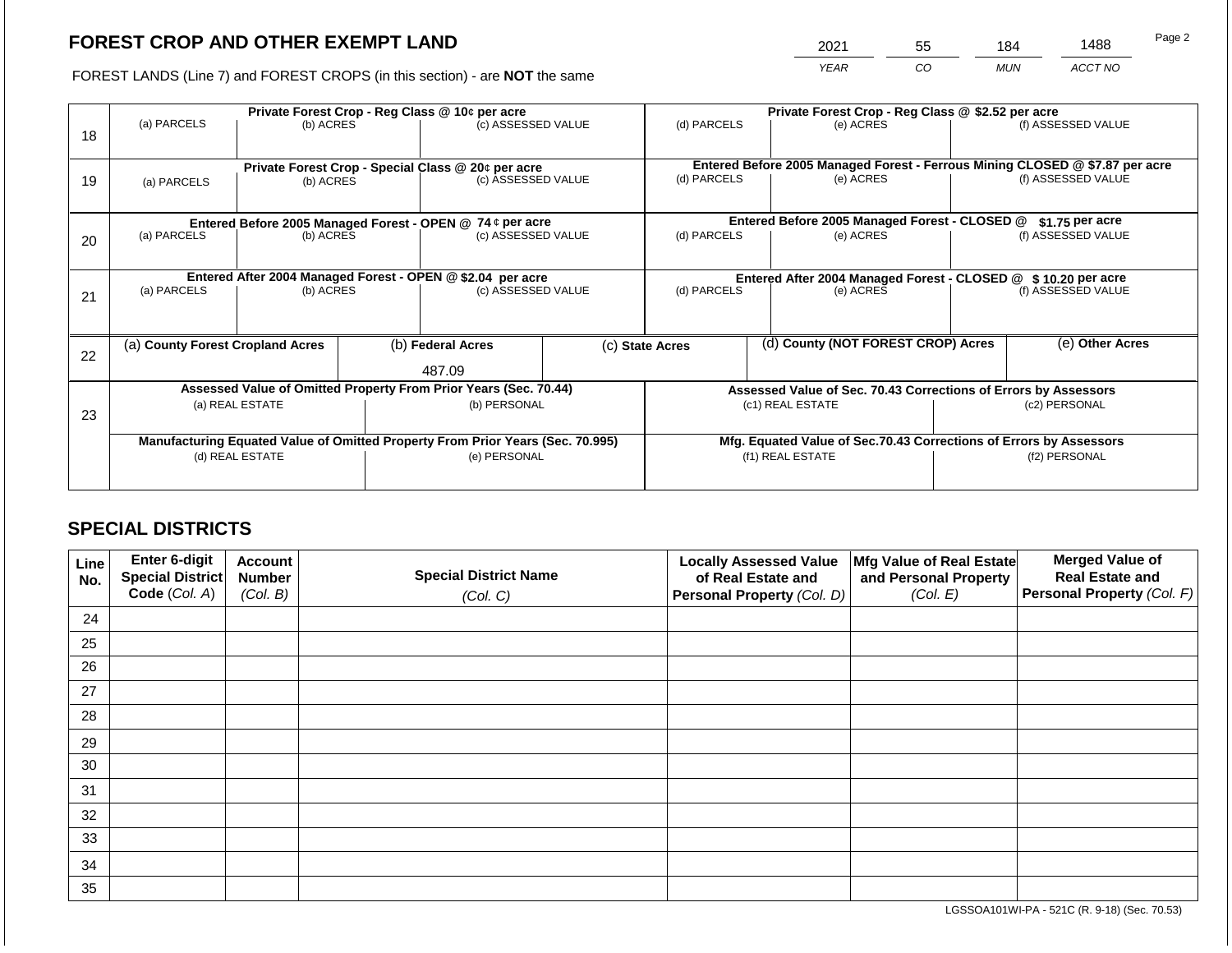# FOREST CROP AND OTHER EXEMPT LAND

FOREST LANDS (Line 7) and FOREST CROPS (in this section) - are **NOT** the same

| YEAR | CO | MUN | ACCT NO |
|---|---|---|---|
| 2021 | 55 | 184 | 1488 |

| Line | Private Forest Crop - Reg Class @ 10¢ per acre | | | Private Forest Crop - Reg Class @ $2.52 per acre | | |
|---|---|---|---|---|---|---|
| 18 | (a) PARCELS | (b) ACRES | (c) ASSESSED VALUE | (d) PARCELS | (e) ACRES | (f) ASSESSED VALUE |
| | | | | | | |
| | **Private Forest Crop - Special Class @ 20¢ per acre** | | | **Entered Before 2005 Managed Forest - Ferrous Mining CLOSED @ $7.87 per acre** | | |
| 19 | (a) PARCELS | (b) ACRES | (c) ASSESSED VALUE | (d) PARCELS | (e) ACRES | (f) ASSESSED VALUE |
| | | | | | | |
| | **Entered Before 2005 Managed Forest - OPEN @ 74 ¢ per acre** | | | **Entered Before 2005 Managed Forest - CLOSED @ $1.75 per acre** | | |
| 20 | (a) PARCELS | (b) ACRES | (c) ASSESSED VALUE | (d) PARCELS | (e) ACRES | (f) ASSESSED VALUE |
| | | | | | | |
| | **Entered After 2004 Managed Forest - OPEN @ $2.04 per acre** | | | **Entered After 2004 Managed Forest - CLOSED @ $ 10.20 per acre** | | |
| 21 | (a) PARCELS | (b) ACRES | (c) ASSESSED VALUE | (d) PARCELS | (e) ACRES | (f) ASSESSED VALUE |
| | | | | | | |

| Line | (a) County Forest Cropland Acres | (b) Federal Acres | (c) State Acres | (d) County (NOT FOREST CROP) Acres | (e) Other Acres |
|---|---|---|---|---|---|
| 22 | | 487.09 | | | |

| Line | Assessed Value of Omitted Property From Prior Years (Sec. 70.44) | | Assessed Value of Sec. 70.43 Corrections of Errors by Assessors | |
|---|---|---|---|---|
| 23 | (a) REAL ESTATE | (b) PERSONAL | (c1) REAL ESTATE | (c2) PERSONAL |
| | | | | |
| | **Manufacturing Equated Value of Omitted Property From Prior Years (Sec. 70.995)** | | **Mfg. Equated Value of Sec.70.43 Corrections of Errors by Assessors** | |
| | (d) REAL ESTATE | (e) PERSONAL | (f1) REAL ESTATE | (f2) PERSONAL |
| | | | | |

## SPECIAL DISTRICTS

| Line No. | Enter 6-digit Special District Code (Col. A) | Account Number (Col. B) | Special District Name (Col. C) | Locally Assessed Value of Real Estate and Personal Property (Col. D) | Mfg Value of Real Estate and Personal Property (Col. E) | Merged Value of Real Estate and Personal Property (Col. F) |
|---|---|---|---|---|---|---|
| 24 | | | | | | |
| 25 | | | | | | |
| 26 | | | | | | |
| 27 | | | | | | |
| 28 | | | | | | |
| 29 | | | | | | |
| 30 | | | | | | |
| 31 | | | | | | |
| 32 | | | | | | |
| 33 | | | | | | |
| 34 | | | | | | |
| 35 | | | | | | |

LGSSOA101WI-PA - 521C (R. 9-18) (Sec. 70.53)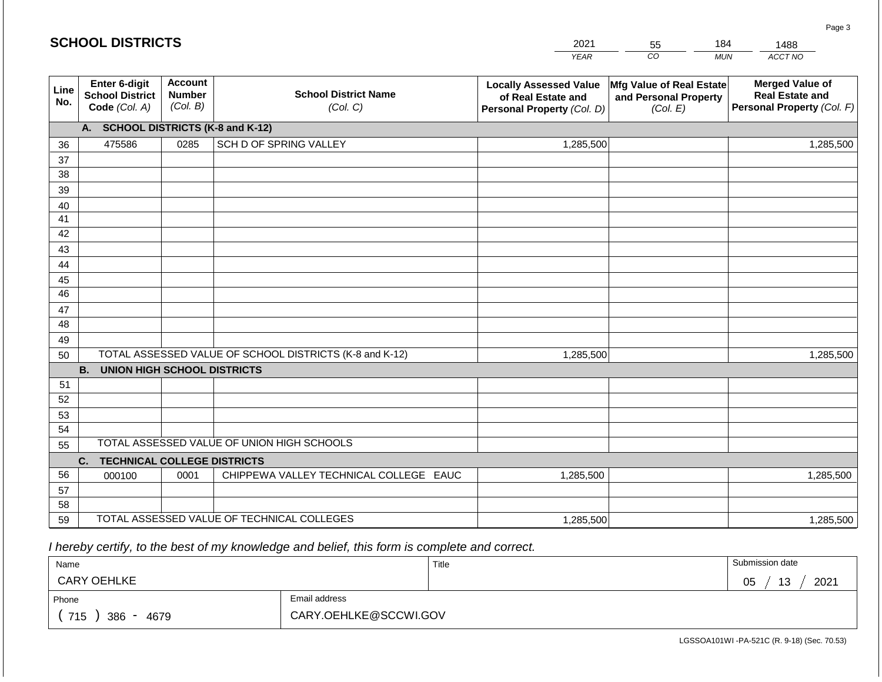## SCHOOL DISTRICTS

| 2021 | 55 | 184 | 1488 |
|---|---|---|---|
| YEAR | CO | MUN | ACCT NO |

| Line No. | Enter 6-digit School District Code (Col. A) | Account Number (Col. B) | School District Name (Col. C) | Locally Assessed Value of Real Estate and Personal Property (Col. D) | Mfg Value of Real Estate and Personal Property (Col. E) | Merged Value of Real Estate and Personal Property (Col. F) |
|---|---|---|---|---|---|---|
| | **A. SCHOOL DISTRICTS (K-8 and K-12)** | | | | | |
| 36 | 475586 | 0285 | SCH D OF SPRING VALLEY | 1,285,500 | | 1,285,500 |
| 37 | | | | | | |
| 38 | | | | | | |
| 39 | | | | | | |
| 40 | | | | | | |
| 41 | | | | | | |
| 42 | | | | | | |
| 43 | | | | | | |
| 44 | | | | | | |
| 45 | | | | | | |
| 46 | | | | | | |
| 47 | | | | | | |
| 48 | | | | | | |
| 49 | | | | | | |
| 50 | TOTAL ASSESSED VALUE OF SCHOOL DISTRICTS (K-8 and K-12) | | | 1,285,500 | | 1,285,500 |
| | **B. UNION HIGH SCHOOL DISTRICTS** | | | | | |
| 51 | | | | | | |
| 52 | | | | | | |
| 53 | | | | | | |
| 54 | | | | | | |
| 55 | TOTAL ASSESSED VALUE OF UNION HIGH SCHOOLS | | | | | |
| | **C. TECHNICAL COLLEGE DISTRICTS** | | | | | |
| 56 | 000100 | 0001 | CHIPPEWA VALLEY TECHNICAL COLLEGE EAUC | 1,285,500 | | 1,285,500 |
| 57 | | | | | | |
| 58 | | | | | | |
| 59 | TOTAL ASSESSED VALUE OF TECHNICAL COLLEGES | | | 1,285,500 | | 1,285,500 |

*I hereby certify, to the best of my knowledge and belief, this form is complete and correct.*

| Name | Title | Submission date |
|---|---|---|
| CARY OEHLKE | | 05 / 13 / 2021 |
| Phone | Email address | |
| ( 715 ) 386 - 4679 | CARY.OEHLKE@SCCWI.GOV | |

LGSSOA101WI -PA-521C (R. 9-18) (Sec. 70.53)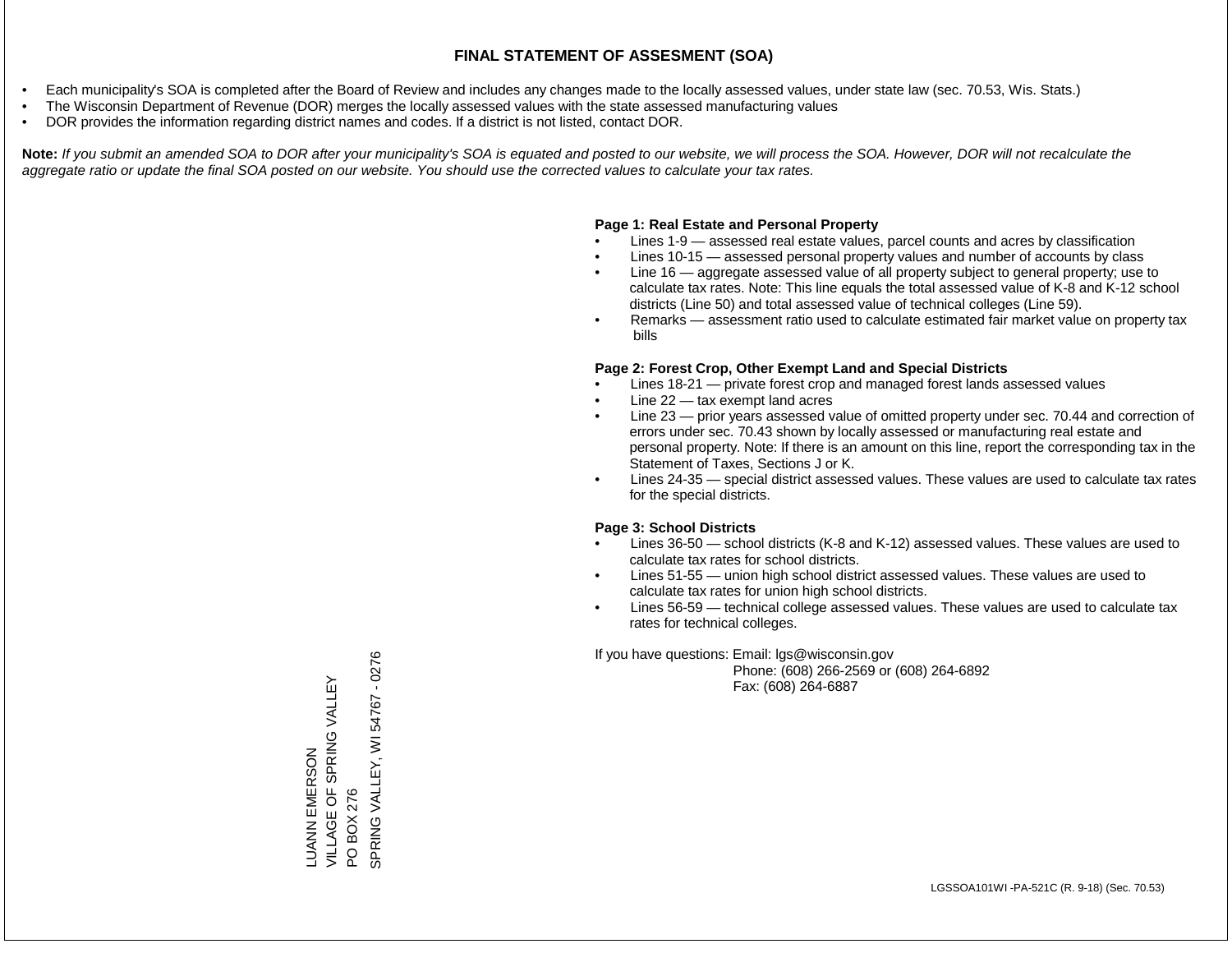# FINAL STATEMENT OF ASSESMENT (SOA)

- Each municipality's SOA is completed after the Board of Review and includes any changes made to the locally assessed values, under state law (sec. 70.53, Wis. Stats.)
- The Wisconsin Department of Revenue (DOR) merges the locally assessed values with the state assessed manufacturing values
- DOR provides the information regarding district names and codes. If a district is not listed, contact DOR.

**Note:** *If you submit an amended SOA to DOR after your municipality's SOA is equated and posted to our website, we will process the SOA. However, DOR will not recalculate the aggregate ratio or update the final SOA posted on our website. You should use the corrected values to calculate your tax rates.*

**Page 1: Real Estate and Personal Property**

- Lines 1-9 — assessed real estate values, parcel counts and acres by classification
- Lines 10-15 — assessed personal property values and number of accounts by class
- Line 16 — aggregate assessed value of all property subject to general property; use to calculate tax rates. Note: This line equals the total assessed value of K-8 and K-12 school districts (Line 50) and total assessed value of technical colleges (Line 59).
- Remarks — assessment ratio used to calculate estimated fair market value on property tax bills

**Page 2: Forest Crop, Other Exempt Land and Special Districts**

- Lines 18-21 — private forest crop and managed forest lands assessed values
- Line 22 — tax exempt land acres
- Line 23 — prior years assessed value of omitted property under sec. 70.44 and correction of errors under sec. 70.43 shown by locally assessed or manufacturing real estate and personal property. Note: If there is an amount on this line, report the corresponding tax in the Statement of Taxes, Sections J or K.
- Lines 24-35 — special district assessed values. These values are used to calculate tax rates for the special districts.

**Page 3: School Districts**

- Lines 36-50 — school districts (K-8 and K-12) assessed values. These values are used to calculate tax rates for school districts.
- Lines 51-55 — union high school district assessed values. These values are used to calculate tax rates for union high school districts.
- Lines 56-59 — technical college assessed values. These values are used to calculate tax rates for technical colleges.

If you have questions: Email: lgs@wisconsin.gov
Phone: (608) 266-2569 or (608) 264-6892
Fax: (608) 264-6887

LUANN EMERSON
VILLAGE OF SPRING VALLEY
PO BOX 276
SPRING VALLEY, WI 54767 - 0276

LGSSOA101WI -PA-521C (R. 9-18) (Sec. 70.53)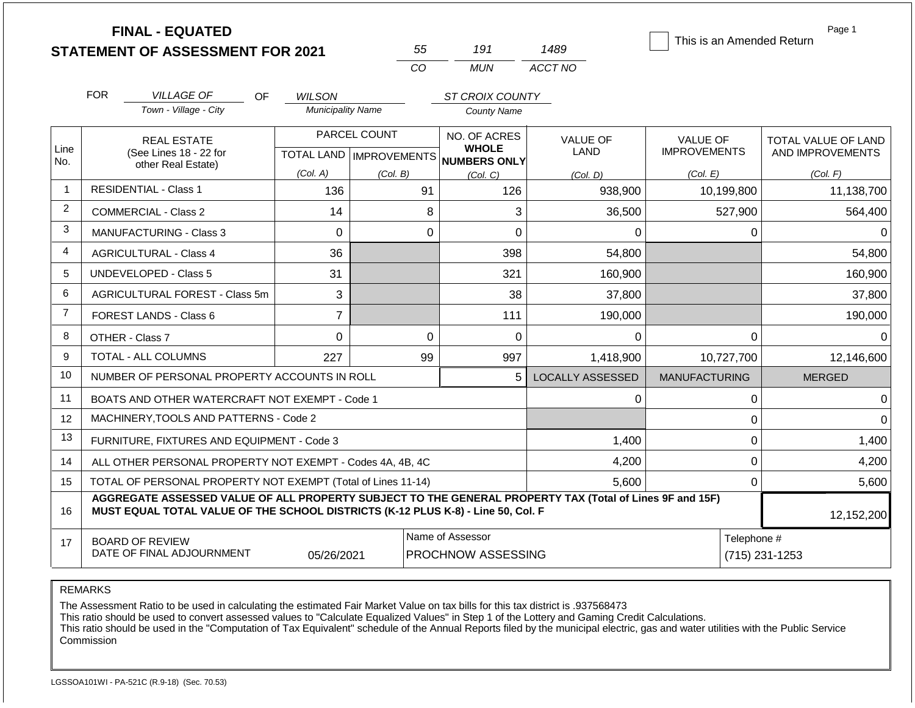# FINAL - EQUATED
## STATEMENT OF ASSESSMENT FOR 2021

| 55 | 191 | 1489 |
|---|---|---|
| CO | MUN | ACCT NO |

This is an Amended Return

FOR *VILLAGE OF* (Town - Village - City) OF *WILSON* (Municipality Name) *ST CROIX COUNTY* (County Name)

| Line No. | REAL ESTATE (See Lines 18 - 22 for other Real Estate) | PARCEL COUNT TOTAL LAND (Col. A) | PARCEL COUNT IMPROVEMENTS (Col. B) | NO. OF ACRES WHOLE NUMBERS ONLY (Col. C) | VALUE OF LAND (Col. D) | VALUE OF IMPROVEMENTS (Col. E) | TOTAL VALUE OF LAND AND IMPROVEMENTS (Col. F) |
|---|---|---|---|---|---|---|---|
| 1 | RESIDENTIAL - Class 1 | 136 | 91 | 126 | 938,900 | 10,199,800 | 11,138,700 |
| 2 | COMMERCIAL - Class 2 | 14 | 8 | 3 | 36,500 | 527,900 | 564,400 |
| 3 | MANUFACTURING - Class 3 | 0 | 0 | 0 | 0 | 0 | 0 |
| 4 | AGRICULTURAL - Class 4 | 36 | | 398 | 54,800 | | 54,800 |
| 5 | UNDEVELOPED - Class 5 | 31 | | 321 | 160,900 | | 160,900 |
| 6 | AGRICULTURAL FOREST - Class 5m | 3 | | 38 | 37,800 | | 37,800 |
| 7 | FOREST LANDS - Class 6 | 7 | | 111 | 190,000 | | 190,000 |
| 8 | OTHER - Class 7 | 0 | 0 | 0 | 0 | 0 | 0 |
| 9 | TOTAL - ALL COLUMNS | 227 | 99 | 997 | 1,418,900 | 10,727,700 | 12,146,600 |
| 10 | NUMBER OF PERSONAL PROPERTY ACCOUNTS IN ROLL | | | 5 | LOCALLY ASSESSED | MANUFACTURING | MERGED |
| 11 | BOATS AND OTHER WATERCRAFT NOT EXEMPT - Code 1 | | | | 0 | 0 | 0 |
| 12 | MACHINERY,TOOLS AND PATTERNS - Code 2 | | | | | 0 | 0 |
| 13 | FURNITURE, FIXTURES AND EQUIPMENT - Code 3 | | | | 1,400 | 0 | 1,400 |
| 14 | ALL OTHER PERSONAL PROPERTY NOT EXEMPT - Codes 4A, 4B, 4C | | | | 4,200 | 0 | 4,200 |
| 15 | TOTAL OF PERSONAL PROPERTY NOT EXEMPT (Total of Lines 11-14) | | | | 5,600 | 0 | 5,600 |
| 16 | **AGGREGATE ASSESSED VALUE OF ALL PROPERTY SUBJECT TO THE GENERAL PROPERTY TAX (Total of Lines 9F and 15F) MUST EQUAL TOTAL VALUE OF THE SCHOOL DISTRICTS (K-12 PLUS K-8) - Line 50, Col. F** | | | | | | 12,152,200 |
| 17 | BOARD OF REVIEW DATE OF FINAL ADJOURNMENT | 05/26/2021 | | Name of Assessor: PROCHNOW ASSESSING | | | Telephone #: (715) 231-1253 |

REMARKS

The Assessment Ratio to be used in calculating the estimated Fair Market Value on tax bills for this tax district is .937568473
This ratio should be used to convert assessed values to "Calculate Equalized Values" in Step 1 of the Lottery and Gaming Credit Calculations.
This ratio should be used in the "Computation of Tax Equivalent" schedule of the Annual Reports filed by the municipal electric, gas and water utilities with the Public Service Commission

LGSSOA101WI - PA-521C (R.9-18) (Sec. 70.53)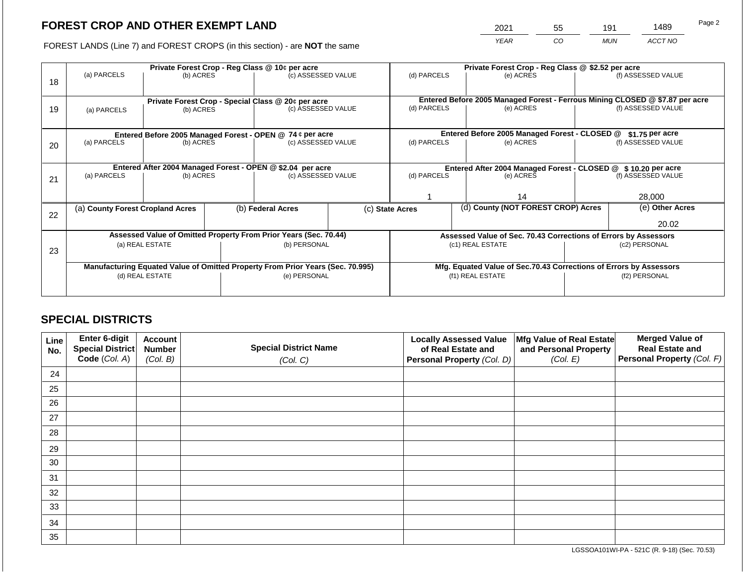# FOREST CROP AND OTHER EXEMPT LAND

FOREST LANDS (Line 7) and FOREST CROPS (in this section) - are **NOT** the same

| 2021 | 55 | 191 | 1489 |
|---|---|---|---|
| YEAR | CO | MUN | ACCT NO |

| | Private Forest Crop - Reg Class @ 10¢ per acre | | | Private Forest Crop - Reg Class @ $2.52 per acre | | |
|---|---|---|---|---|---|---|
| 18 | (a) PARCELS | (b) ACRES | (c) ASSESSED VALUE | (d) PARCELS | (e) ACRES | (f) ASSESSED VALUE |
| | **Private Forest Crop - Special Class @ 20¢ per acre** | | | **Entered Before 2005 Managed Forest - Ferrous Mining CLOSED @ $7.87 per acre** | | |
| 19 | (a) PARCELS | (b) ACRES | (c) ASSESSED VALUE | (d) PARCELS | (e) ACRES | (f) ASSESSED VALUE |
| | **Entered Before 2005 Managed Forest - OPEN @ 74 ¢ per acre** | | | **Entered Before 2005 Managed Forest - CLOSED @ $1.75 per acre** | | |
| 20 | (a) PARCELS | (b) ACRES | (c) ASSESSED VALUE | (d) PARCELS | (e) ACRES | (f) ASSESSED VALUE |
| | **Entered After 2004 Managed Forest - OPEN @ $2.04 per acre** | | | **Entered After 2004 Managed Forest - CLOSED @ $ 10.20 per acre** | | |
| 21 | (a) PARCELS | (b) ACRES | (c) ASSESSED VALUE | (d) PARCELS | (e) ACRES | (f) ASSESSED VALUE |
| | | | | 1 | 14 | 28,000 |

| | (a) County Forest Cropland Acres | (b) Federal Acres | (c) State Acres | (d) County (NOT FOREST CROP) Acres | (e) Other Acres |
|---|---|---|---|---|---|
| 22 | | | | | 20.02 |

| | Assessed Value of Omitted Property From Prior Years (Sec. 70.44) | | Assessed Value of Sec. 70.43 Corrections of Errors by Assessors | |
|---|---|---|---|---|
| 23 | (a) REAL ESTATE | (b) PERSONAL | (c1) REAL ESTATE | (c2) PERSONAL |
| | **Manufacturing Equated Value of Omitted Property From Prior Years (Sec. 70.995)** | | **Mfg. Equated Value of Sec.70.43 Corrections of Errors by Assessors** | |
| | (d) REAL ESTATE | (e) PERSONAL | (f1) REAL ESTATE | (f2) PERSONAL |

## SPECIAL DISTRICTS

| Line No. | Enter 6-digit Special District Code (Col. A) | Account Number (Col. B) | Special District Name (Col. C) | Locally Assessed Value of Real Estate and Personal Property (Col. D) | Mfg Value of Real Estate and Personal Property (Col. E) | Merged Value of Real Estate and Personal Property (Col. F) |
|---|---|---|---|---|---|---|
| 24 | | | | | | |
| 25 | | | | | | |
| 26 | | | | | | |
| 27 | | | | | | |
| 28 | | | | | | |
| 29 | | | | | | |
| 30 | | | | | | |
| 31 | | | | | | |
| 32 | | | | | | |
| 33 | | | | | | |
| 34 | | | | | | |
| 35 | | | | | | |

LGSSOA101WI-PA - 521C (R. 9-18) (Sec. 70.53)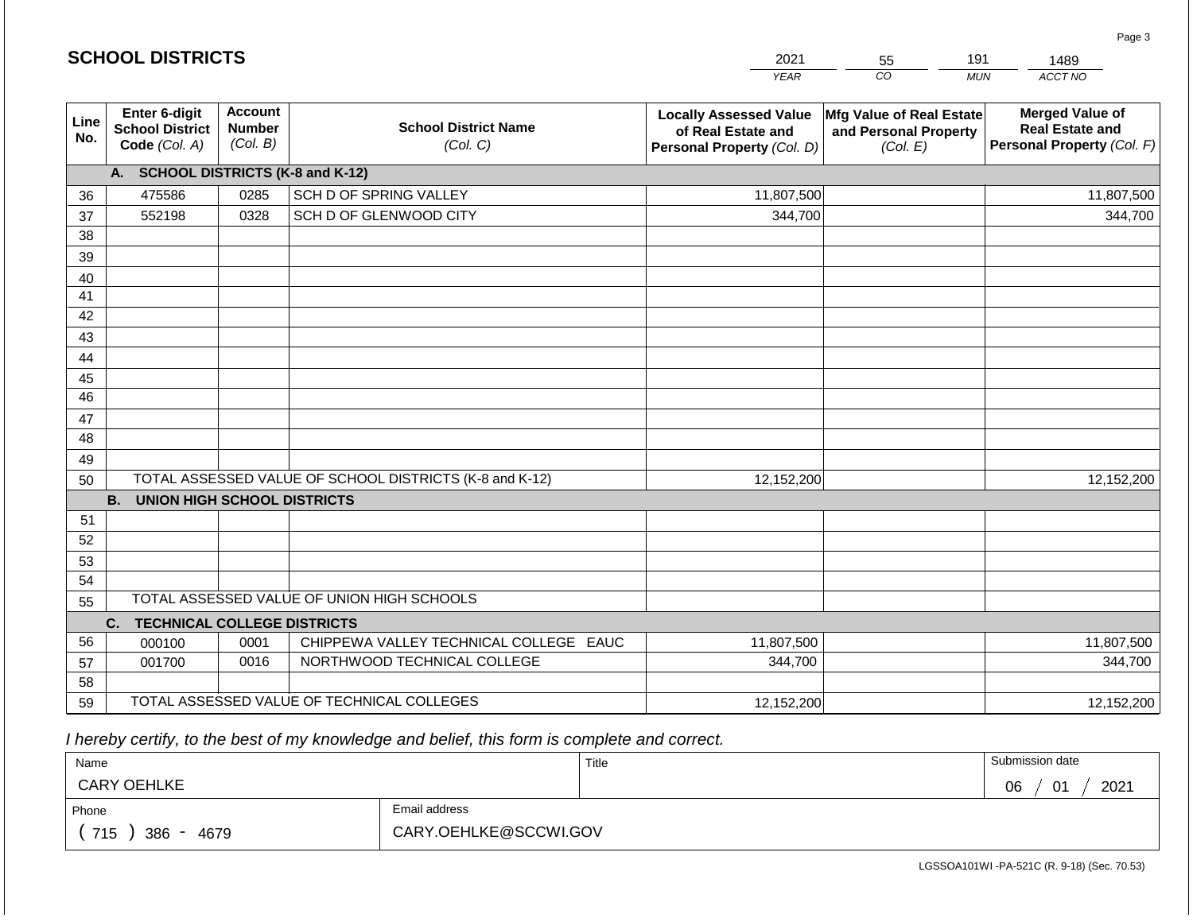## SCHOOL DISTRICTS

| 2021 | 55 | 191 | 1489 |
|---|---|---|---|
| *YEAR* | *CO* | *MUN* | *ACCT NO* |

| Line No. | Enter 6-digit School District Code *(Col. A)* | Account Number *(Col. B)* | School District Name *(Col. C)* | Locally Assessed Value of Real Estate and Personal Property *(Col. D)* | Mfg Value of Real Estate and Personal Property *(Col. E)* | Merged Value of Real Estate and Personal Property *(Col. F)* |
|---|---|---|---|---|---|---|
| | **A. SCHOOL DISTRICTS (K-8 and K-12)** | | | | | |
| 36 | 475586 | 0285 | SCH D OF SPRING VALLEY | 11,807,500 | | 11,807,500 |
| 37 | 552198 | 0328 | SCH D OF GLENWOOD CITY | 344,700 | | 344,700 |
| 38 | | | | | | |
| 39 | | | | | | |
| 40 | | | | | | |
| 41 | | | | | | |
| 42 | | | | | | |
| 43 | | | | | | |
| 44 | | | | | | |
| 45 | | | | | | |
| 46 | | | | | | |
| 47 | | | | | | |
| 48 | | | | | | |
| 49 | | | | | | |
| 50 | TOTAL ASSESSED VALUE OF SCHOOL DISTRICTS (K-8 and K-12) | | | 12,152,200 | | 12,152,200 |
| | **B. UNION HIGH SCHOOL DISTRICTS** | | | | | |
| 51 | | | | | | |
| 52 | | | | | | |
| 53 | | | | | | |
| 54 | | | | | | |
| 55 | TOTAL ASSESSED VALUE OF UNION HIGH SCHOOLS | | | | | |
| | **C. TECHNICAL COLLEGE DISTRICTS** | | | | | |
| 56 | 000100 | 0001 | CHIPPEWA VALLEY TECHNICAL COLLEGE EAUC | 11,807,500 | | 11,807,500 |
| 57 | 001700 | 0016 | NORTHWOOD TECHNICAL COLLEGE | 344,700 | | 344,700 |
| 58 | | | | | | |
| 59 | TOTAL ASSESSED VALUE OF TECHNICAL COLLEGES | | | 12,152,200 | | 12,152,200 |

*I hereby certify, to the best of my knowledge and belief, this form is complete and correct.*

| Name | Title | Submission date |
|---|---|---|
| CARY OEHLKE | | 06 / 01 / 2021 |

| Phone | Email address |
|---|---|
| ( 715 ) 386 - 4679 | CARY.OEHLKE@SCCWI.GOV |

LGSSOA101WI -PA-521C (R. 9-18) (Sec. 70.53)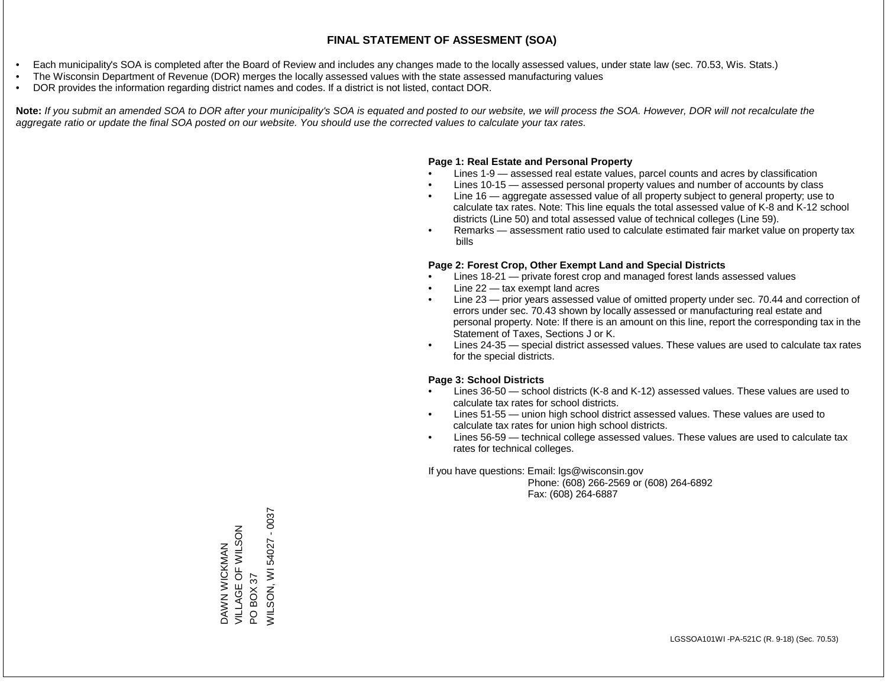# FINAL STATEMENT OF ASSESMENT (SOA)

- Each municipality's SOA is completed after the Board of Review and includes any changes made to the locally assessed values, under state law (sec. 70.53, Wis. Stats.)
- The Wisconsin Department of Revenue (DOR) merges the locally assessed values with the state assessed manufacturing values
- DOR provides the information regarding district names and codes. If a district is not listed, contact DOR.

**Note:** *If you submit an amended SOA to DOR after your municipality's SOA is equated and posted to our website, we will process the SOA. However, DOR will not recalculate the aggregate ratio or update the final SOA posted on our website. You should use the corrected values to calculate your tax rates.*

**Page 1: Real Estate and Personal Property**

- Lines 1-9 — assessed real estate values, parcel counts and acres by classification
- Lines 10-15 — assessed personal property values and number of accounts by class
- Line 16 — aggregate assessed value of all property subject to general property; use to calculate tax rates. Note: This line equals the total assessed value of K-8 and K-12 school districts (Line 50) and total assessed value of technical colleges (Line 59).
- Remarks — assessment ratio used to calculate estimated fair market value on property tax bills

**Page 2: Forest Crop, Other Exempt Land and Special Districts**

- Lines 18-21 — private forest crop and managed forest lands assessed values
- Line 22 — tax exempt land acres
- Line 23 — prior years assessed value of omitted property under sec. 70.44 and correction of errors under sec. 70.43 shown by locally assessed or manufacturing real estate and personal property. Note: If there is an amount on this line, report the corresponding tax in the Statement of Taxes, Sections J or K.
- Lines 24-35 — special district assessed values. These values are used to calculate tax rates for the special districts.

**Page 3: School Districts**

- Lines 36-50 — school districts (K-8 and K-12) assessed values. These values are used to calculate tax rates for school districts.
- Lines 51-55 — union high school district assessed values. These values are used to calculate tax rates for union high school districts.
- Lines 56-59 — technical college assessed values. These values are used to calculate tax rates for technical colleges.

If you have questions: Email: lgs@wisconsin.gov
Phone: (608) 266-2569 or (608) 264-6892
Fax: (608) 264-6887

DAWN WICKMAN
VILLAGE OF WILSON
PO BOX 37
WILSON, WI 54027 - 0037

LGSSOA101WI -PA-521C (R. 9-18) (Sec. 70.53)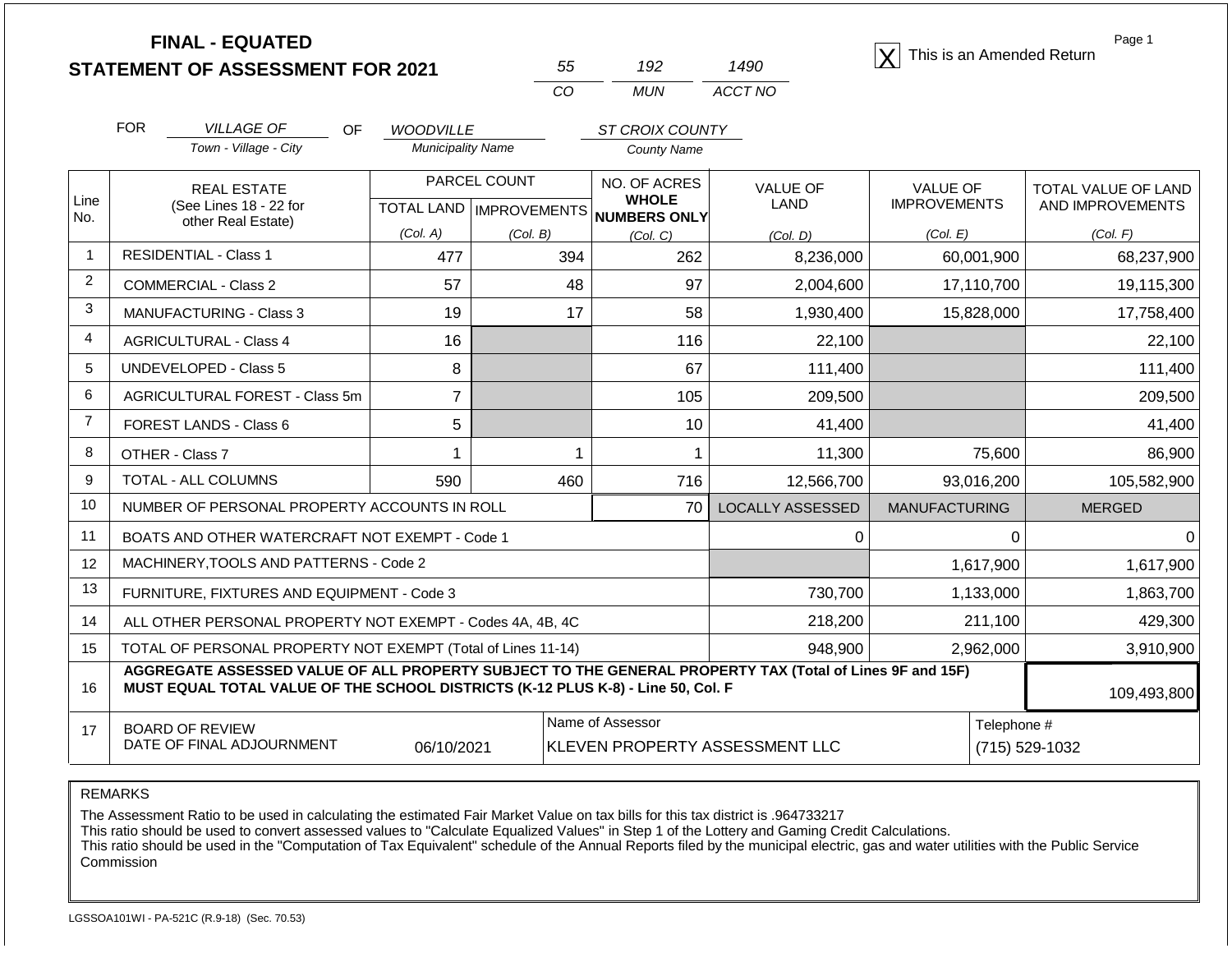# FINAL - EQUATED
# STATEMENT OF ASSESSMENT FOR 2021

| 55 | 192 | 1490 |
|---|---|---|
| CO | MUN | ACCT NO |

[X] This is an Amended Return

FOR *VILLAGE OF* (Town - Village - City) OF *WOODVILLE* (Municipality Name) *ST CROIX COUNTY* (County Name)

| Line No. | REAL ESTATE (See Lines 18 - 22 for other Real Estate) | PARCEL COUNT TOTAL LAND (Col. A) | PARCEL COUNT IMPROVEMENTS (Col. B) | NO. OF ACRES WHOLE NUMBERS ONLY (Col. C) | VALUE OF LAND (Col. D) | VALUE OF IMPROVEMENTS (Col. E) | TOTAL VALUE OF LAND AND IMPROVEMENTS (Col. F) |
|---|---|---|---|---|---|---|---|
| 1 | RESIDENTIAL - Class 1 | 477 | 394 | 262 | 8,236,000 | 60,001,900 | 68,237,900 |
| 2 | COMMERCIAL - Class 2 | 57 | 48 | 97 | 2,004,600 | 17,110,700 | 19,115,300 |
| 3 | MANUFACTURING - Class 3 | 19 | 17 | 58 | 1,930,400 | 15,828,000 | 17,758,400 |
| 4 | AGRICULTURAL - Class 4 | 16 | | 116 | 22,100 | | 22,100 |
| 5 | UNDEVELOPED - Class 5 | 8 | | 67 | 111,400 | | 111,400 |
| 6 | AGRICULTURAL FOREST - Class 5m | 7 | | 105 | 209,500 | | 209,500 |
| 7 | FOREST LANDS - Class 6 | 5 | | 10 | 41,400 | | 41,400 |
| 8 | OTHER - Class 7 | 1 | 1 | 1 | 11,300 | 75,600 | 86,900 |
| 9 | TOTAL - ALL COLUMNS | 590 | 460 | 716 | 12,566,700 | 93,016,200 | 105,582,900 |
| 10 | NUMBER OF PERSONAL PROPERTY ACCOUNTS IN ROLL | | | 70 | LOCALLY ASSESSED | MANUFACTURING | MERGED |
| 11 | BOATS AND OTHER WATERCRAFT NOT EXEMPT - Code 1 | | | | 0 | 0 | 0 |
| 12 | MACHINERY,TOOLS AND PATTERNS - Code 2 | | | | | 1,617,900 | 1,617,900 |
| 13 | FURNITURE, FIXTURES AND EQUIPMENT - Code 3 | | | | 730,700 | 1,133,000 | 1,863,700 |
| 14 | ALL OTHER PERSONAL PROPERTY NOT EXEMPT - Codes 4A, 4B, 4C | | | | 218,200 | 211,100 | 429,300 |
| 15 | TOTAL OF PERSONAL PROPERTY NOT EXEMPT (Total of Lines 11-14) | | | | 948,900 | 2,962,000 | 3,910,900 |
| 16 | **AGGREGATE ASSESSED VALUE OF ALL PROPERTY SUBJECT TO THE GENERAL PROPERTY TAX (Total of Lines 9F and 15F) MUST EQUAL TOTAL VALUE OF THE SCHOOL DISTRICTS (K-12 PLUS K-8) - Line 50, Col. F** | | | | | | 109,493,800 |
| 17 | BOARD OF REVIEW DATE OF FINAL ADJOURNMENT | 06/10/2021 | Name of Assessor: KLEVEN PROPERTY ASSESSMENT LLC | | | | Telephone #: (715) 529-1032 |

REMARKS

The Assessment Ratio to be used in calculating the estimated Fair Market Value on tax bills for this tax district is .964733217
This ratio should be used to convert assessed values to "Calculate Equalized Values" in Step 1 of the Lottery and Gaming Credit Calculations.
This ratio should be used in the "Computation of Tax Equivalent" schedule of the Annual Reports filed by the municipal electric, gas and water utilities with the Public Service Commission

LGSSOA101WI - PA-521C (R.9-18) (Sec. 70.53)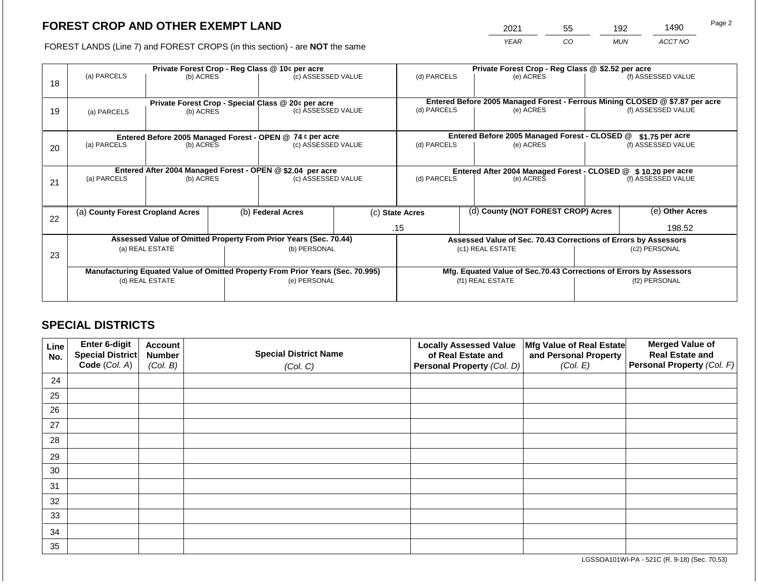# FOREST CROP AND OTHER EXEMPT LAND

FOREST LANDS (Line 7) and FOREST CROPS (in this section) - are **NOT** the same

| 2021 | 55 | 192 | 1490 |
|---|---|---|---|
| YEAR | CO | MUN | ACCT NO |

| Line | Private Forest Crop - Reg Class @ 10¢ per acre | | | Private Forest Crop - Reg Class @ $2.52 per acre | | |
|---|---|---|---|---|---|---|
| | (a) PARCELS | (b) ACRES | (c) ASSESSED VALUE | (d) PARCELS | (e) ACRES | (f) ASSESSED VALUE |
| 18 | | | | | | |
| | **Private Forest Crop - Special Class @ 20¢ per acre** | | | **Entered Before 2005 Managed Forest - Ferrous Mining CLOSED @ $7.87 per acre** | | |
| 19 | (a) PARCELS | (b) ACRES | (c) ASSESSED VALUE | (d) PARCELS | (e) ACRES | (f) ASSESSED VALUE |
| | **Entered Before 2005 Managed Forest - OPEN @ 74 ¢ per acre** | | | **Entered Before 2005 Managed Forest - CLOSED @ $1.75 per acre** | | |
| 20 | (a) PARCELS | (b) ACRES | (c) ASSESSED VALUE | (d) PARCELS | (e) ACRES | (f) ASSESSED VALUE |
| | **Entered After 2004 Managed Forest - OPEN @ $2.04 per acre** | | | **Entered After 2004 Managed Forest - CLOSED @ $ 10.20 per acre** | | |
| 21 | (a) PARCELS | (b) ACRES | (c) ASSESSED VALUE | (d) PARCELS | (e) ACRES | (f) ASSESSED VALUE |

| Line | (a) County Forest Cropland Acres | (b) Federal Acres | (c) State Acres | (d) County (NOT FOREST CROP) Acres | (e) Other Acres |
|---|---|---|---|---|---|
| 22 | | | .15 | | 198.52 |

| Line | Assessed Value of Omitted Property From Prior Years (Sec. 70.44) | | Assessed Value of Sec. 70.43 Corrections of Errors by Assessors | |
|---|---|---|---|---|
| 23 | (a) REAL ESTATE | (b) PERSONAL | (c1) REAL ESTATE | (c2) PERSONAL |
| | | | | |
| | **Manufacturing Equated Value of Omitted Property From Prior Years (Sec. 70.995)** | | **Mfg. Equated Value of Sec.70.43 Corrections of Errors by Assessors** | |
| | (d) REAL ESTATE | (e) PERSONAL | (f1) REAL ESTATE | (f2) PERSONAL |
| | | | | |

## SPECIAL DISTRICTS

| Line No. | Enter 6-digit Special District Code (Col. A) | Account Number (Col. B) | Special District Name (Col. C) | Locally Assessed Value of Real Estate and Personal Property (Col. D) | Mfg Value of Real Estate and Personal Property (Col. E) | Merged Value of Real Estate and Personal Property (Col. F) |
|---|---|---|---|---|---|---|
| 24 | | | | | | |
| 25 | | | | | | |
| 26 | | | | | | |
| 27 | | | | | | |
| 28 | | | | | | |
| 29 | | | | | | |
| 30 | | | | | | |
| 31 | | | | | | |
| 32 | | | | | | |
| 33 | | | | | | |
| 34 | | | | | | |
| 35 | | | | | | |

LGSSOA101WI-PA - 521C (R. 9-18) (Sec. 70.53)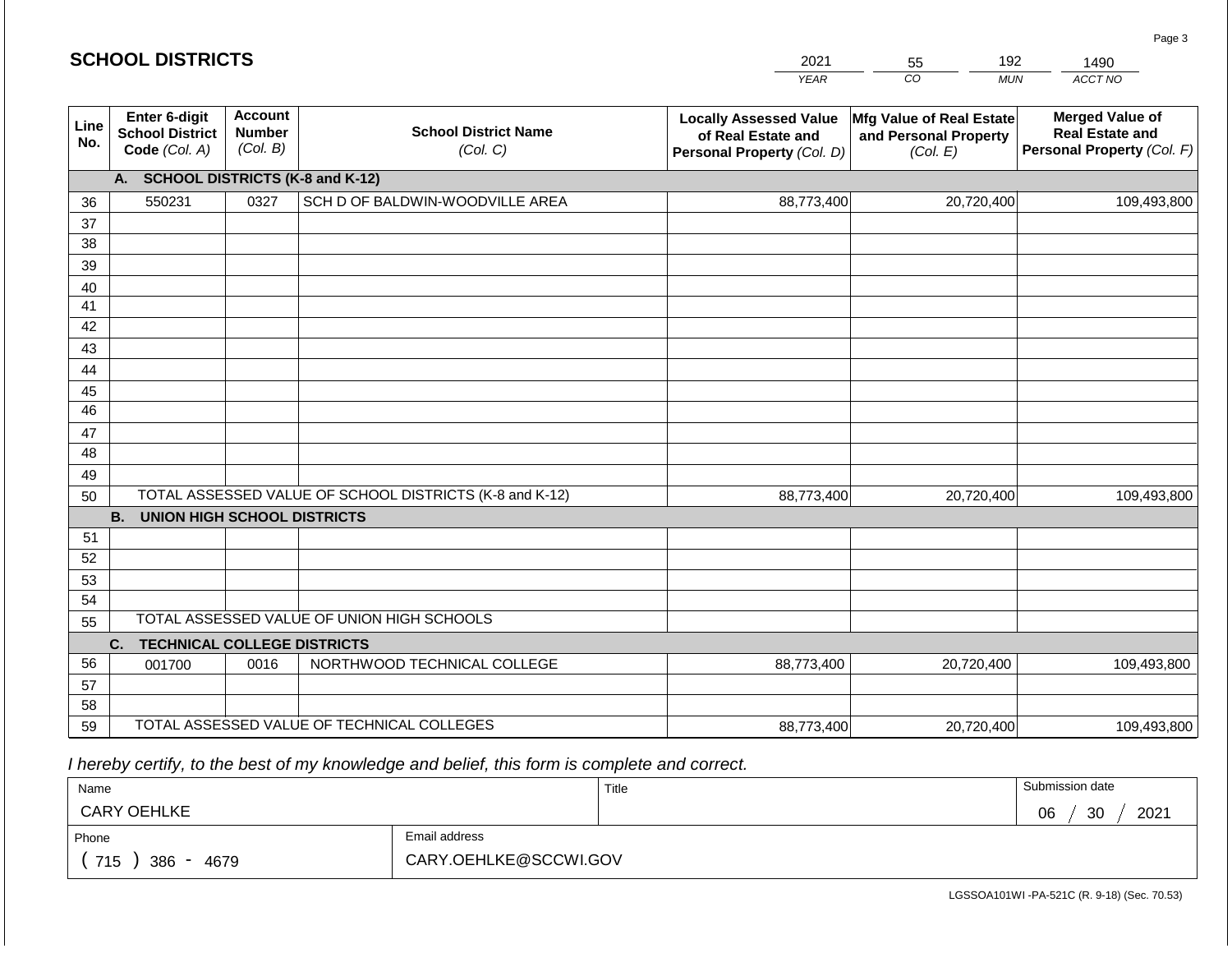## SCHOOL DISTRICTS

| 2021 | 55 | 192 | 1490 |
|---|---|---|---|
| *YEAR* | *CO* | *MUN* | *ACCT NO* |

| Line No. | Enter 6-digit School District Code *(Col. A)* | Account Number *(Col. B)* | School District Name *(Col. C)* | Locally Assessed Value of Real Estate and Personal Property *(Col. D)* | Mfg Value of Real Estate and Personal Property *(Col. E)* | Merged Value of Real Estate and Personal Property *(Col. F)* |
|---|---|---|---|---|---|---|
| | **A. SCHOOL DISTRICTS (K-8 and K-12)** | | | | | |
| 36 | 550231 | 0327 | SCH D OF BALDWIN-WOODVILLE AREA | 88,773,400 | 20,720,400 | 109,493,800 |
| 37 | | | | | | |
| 38 | | | | | | |
| 39 | | | | | | |
| 40 | | | | | | |
| 41 | | | | | | |
| 42 | | | | | | |
| 43 | | | | | | |
| 44 | | | | | | |
| 45 | | | | | | |
| 46 | | | | | | |
| 47 | | | | | | |
| 48 | | | | | | |
| 49 | | | | | | |
| 50 | TOTAL ASSESSED VALUE OF SCHOOL DISTRICTS (K-8 and K-12) | | | 88,773,400 | 20,720,400 | 109,493,800 |
| | **B. UNION HIGH SCHOOL DISTRICTS** | | | | | |
| 51 | | | | | | |
| 52 | | | | | | |
| 53 | | | | | | |
| 54 | | | | | | |
| 55 | TOTAL ASSESSED VALUE OF UNION HIGH SCHOOLS | | | | | |
| | **C. TECHNICAL COLLEGE DISTRICTS** | | | | | |
| 56 | 001700 | 0016 | NORTHWOOD TECHNICAL COLLEGE | 88,773,400 | 20,720,400 | 109,493,800 |
| 57 | | | | | | |
| 58 | | | | | | |
| 59 | TOTAL ASSESSED VALUE OF TECHNICAL COLLEGES | | | 88,773,400 | 20,720,400 | 109,493,800 |

*I hereby certify, to the best of my knowledge and belief, this form is complete and correct.*

| Name | Title | Submission date |
|---|---|---|
| CARY OEHLKE | | 06 / 30 / 2021 |
| **Phone** | **Email address** | |
| ( 715 ) 386 - 4679 | CARY.OEHLKE@SCCWI.GOV | |

LGSSOA101WI -PA-521C (R. 9-18) (Sec. 70.53)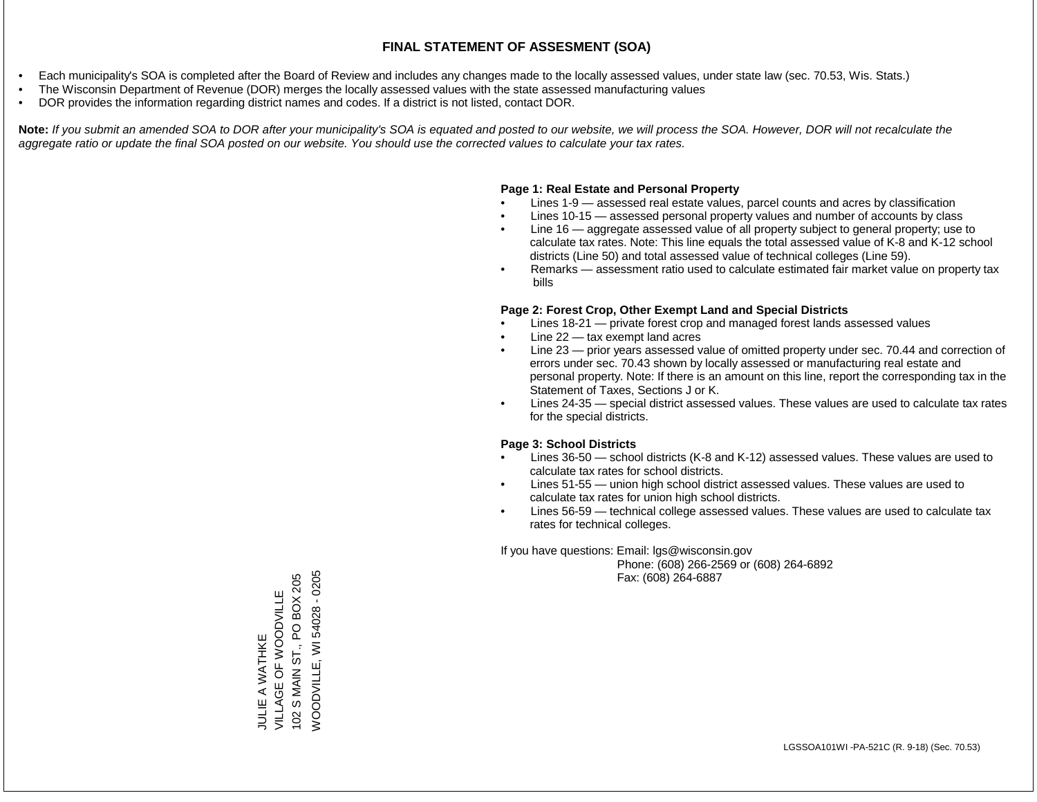# FINAL STATEMENT OF ASSESMENT (SOA)

- Each municipality's SOA is completed after the Board of Review and includes any changes made to the locally assessed values, under state law (sec. 70.53, Wis. Stats.)
- The Wisconsin Department of Revenue (DOR) merges the locally assessed values with the state assessed manufacturing values
- DOR provides the information regarding district names and codes. If a district is not listed, contact DOR.

**Note:** *If you submit an amended SOA to DOR after your municipality's SOA is equated and posted to our website, we will process the SOA. However, DOR will not recalculate the aggregate ratio or update the final SOA posted on our website. You should use the corrected values to calculate your tax rates.*

**Page 1: Real Estate and Personal Property**

- Lines 1-9 — assessed real estate values, parcel counts and acres by classification
- Lines 10-15 — assessed personal property values and number of accounts by class
- Line 16 — aggregate assessed value of all property subject to general property; use to calculate tax rates. Note: This line equals the total assessed value of K-8 and K-12 school districts (Line 50) and total assessed value of technical colleges (Line 59).
- Remarks — assessment ratio used to calculate estimated fair market value on property tax bills

**Page 2: Forest Crop, Other Exempt Land and Special Districts**

- Lines 18-21 — private forest crop and managed forest lands assessed values
- Line 22 — tax exempt land acres
- Line 23 — prior years assessed value of omitted property under sec. 70.44 and correction of errors under sec. 70.43 shown by locally assessed or manufacturing real estate and personal property. Note: If there is an amount on this line, report the corresponding tax in the Statement of Taxes, Sections J or K.
- Lines 24-35 — special district assessed values. These values are used to calculate tax rates for the special districts.

**Page 3: School Districts**

- Lines 36-50 — school districts (K-8 and K-12) assessed values. These values are used to calculate tax rates for school districts.
- Lines 51-55 — union high school district assessed values. These values are used to calculate tax rates for union high school districts.
- Lines 56-59 — technical college assessed values. These values are used to calculate tax rates for technical colleges.

If you have questions: Email: lgs@wisconsin.gov
Phone: (608) 266-2569 or (608) 264-6892
Fax: (608) 264-6887

JULIE A WATHKE
VILLAGE OF WOODVILLE
102 S MAIN ST., PO BOX 205
WOODVILLE, WI 54028 - 0205

LGSSOA101WI -PA-521C (R. 9-18) (Sec. 70.53)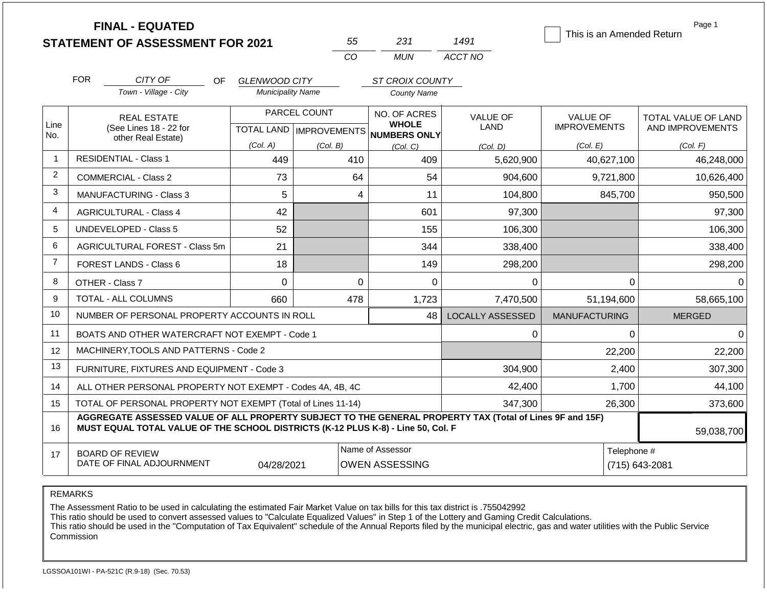# FINAL - EQUATED
# STATEMENT OF ASSESSMENT FOR 2021

| 55 | 231 | 1491 |
|---|---|---|
| CO | MUN | ACCT NO |

☐ This is an Amended Return

FOR *CITY OF* (Town - Village - City) OF *GLENWOOD CITY* (Municipality Name) *ST CROIX COUNTY* (County Name)

| Line No. | REAL ESTATE (See Lines 18 - 22 for other Real Estate) | PARCEL COUNT TOTAL LAND (Col. A) | PARCEL COUNT IMPROVEMENTS (Col. B) | NO. OF ACRES WHOLE NUMBERS ONLY (Col. C) | VALUE OF LAND (Col. D) | VALUE OF IMPROVEMENTS (Col. E) | TOTAL VALUE OF LAND AND IMPROVEMENTS (Col. F) |
|---|---|---|---|---|---|---|---|
| 1 | RESIDENTIAL - Class 1 | 449 | 410 | 409 | 5,620,900 | 40,627,100 | 46,248,000 |
| 2 | COMMERCIAL - Class 2 | 73 | 64 | 54 | 904,600 | 9,721,800 | 10,626,400 |
| 3 | MANUFACTURING - Class 3 | 5 | 4 | 11 | 104,800 | 845,700 | 950,500 |
| 4 | AGRICULTURAL - Class 4 | 42 | | 601 | 97,300 | | 97,300 |
| 5 | UNDEVELOPED - Class 5 | 52 | | 155 | 106,300 | | 106,300 |
| 6 | AGRICULTURAL FOREST - Class 5m | 21 | | 344 | 338,400 | | 338,400 |
| 7 | FOREST LANDS - Class 6 | 18 | | 149 | 298,200 | | 298,200 |
| 8 | OTHER - Class 7 | 0 | 0 | 0 | 0 | 0 | 0 |
| 9 | TOTAL - ALL COLUMNS | 660 | 478 | 1,723 | 7,470,500 | 51,194,600 | 58,665,100 |
| 10 | NUMBER OF PERSONAL PROPERTY ACCOUNTS IN ROLL | | | 48 | LOCALLY ASSESSED | MANUFACTURING | MERGED |
| 11 | BOATS AND OTHER WATERCRAFT NOT EXEMPT - Code 1 | | | | 0 | 0 | 0 |
| 12 | MACHINERY,TOOLS AND PATTERNS - Code 2 | | | | | 22,200 | 22,200 |
| 13 | FURNITURE, FIXTURES AND EQUIPMENT - Code 3 | | | | 304,900 | 2,400 | 307,300 |
| 14 | ALL OTHER PERSONAL PROPERTY NOT EXEMPT - Codes 4A, 4B, 4C | | | | 42,400 | 1,700 | 44,100 |
| 15 | TOTAL OF PERSONAL PROPERTY NOT EXEMPT (Total of Lines 11-14) | | | | 347,300 | 26,300 | 373,600 |
| 16 | **AGGREGATE ASSESSED VALUE OF ALL PROPERTY SUBJECT TO THE GENERAL PROPERTY TAX (Total of Lines 9F and 15F) MUST EQUAL TOTAL VALUE OF THE SCHOOL DISTRICTS (K-12 PLUS K-8) - Line 50, Col. F** | | | | | | 59,038,700 |
| 17 | BOARD OF REVIEW DATE OF FINAL ADJOURNMENT | 04/28/2021 | Name of Assessor | OWEN ASSESSING | | Telephone # | (715) 643-2081 |

REMARKS

The Assessment Ratio to be used in calculating the estimated Fair Market Value on tax bills for this tax district is .755042992
This ratio should be used to convert assessed values to "Calculate Equalized Values" in Step 1 of the Lottery and Gaming Credit Calculations.
This ratio should be used in the "Computation of Tax Equivalent" schedule of the Annual Reports filed by the municipal electric, gas and water utilities with the Public Service Commission

LGSSOA101WI - PA-521C (R.9-18) (Sec. 70.53)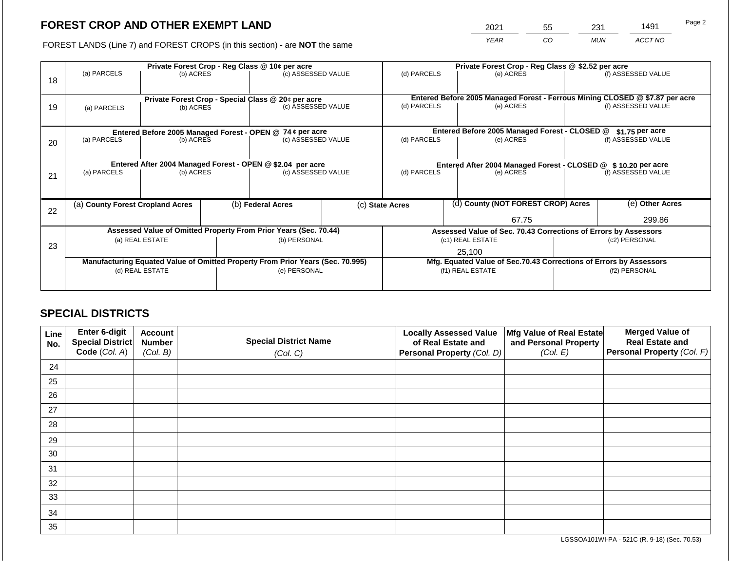# FOREST CROP AND OTHER EXEMPT LAND

FOREST LANDS (Line 7) and FOREST CROPS (in this section) - are **NOT** the same

| 2021 | 55 | 231 | 1491 |
|---|---|---|---|
| YEAR | CO | MUN | ACCT NO |

| Line | Private Forest Crop - Reg Class @ 10¢ per acre | | | Private Forest Crop - Reg Class @ $2.52 per acre | | |
|---|---|---|---|---|---|---|
| | (a) PARCELS | (b) ACRES | (c) ASSESSED VALUE | (d) PARCELS | (e) ACRES | (f) ASSESSED VALUE |
| 18 | | | | | | |
| | **Private Forest Crop - Special Class @ 20¢ per acre** | | | **Entered Before 2005 Managed Forest - Ferrous Mining CLOSED @ $7.87 per acre** | | |
| | (a) PARCELS | (b) ACRES | (c) ASSESSED VALUE | (d) PARCELS | (e) ACRES | (f) ASSESSED VALUE |
| 19 | | | | | | |
| | **Entered Before 2005 Managed Forest - OPEN @ 74 ¢ per acre** | | | **Entered Before 2005 Managed Forest - CLOSED @ $1.75 per acre** | | |
| | (a) PARCELS | (b) ACRES | (c) ASSESSED VALUE | (d) PARCELS | (e) ACRES | (f) ASSESSED VALUE |
| 20 | | | | | | |
| | **Entered After 2004 Managed Forest - OPEN @ $2.04 per acre** | | | **Entered After 2004 Managed Forest - CLOSED @ $ 10.20 per acre** | | |
| | (a) PARCELS | (b) ACRES | (c) ASSESSED VALUE | (d) PARCELS | (e) ACRES | (f) ASSESSED VALUE |
| 21 | | | | | | |

| Line | (a) County Forest Cropland Acres | (b) Federal Acres | (c) State Acres | (d) County (NOT FOREST CROP) Acres | (e) Other Acres |
|---|---|---|---|---|---|
| 22 | | | | 67.75 | 299.86 |

| Line | Assessed Value of Omitted Property From Prior Years (Sec. 70.44) | | Assessed Value of Sec. 70.43 Corrections of Errors by Assessors | |
|---|---|---|---|---|
| | (a) REAL ESTATE | (b) PERSONAL | (c1) REAL ESTATE | (c2) PERSONAL |
| 23 | | | 25,100 | |
| | **Manufacturing Equated Value of Omitted Property From Prior Years (Sec. 70.995)** | | **Mfg. Equated Value of Sec.70.43 Corrections of Errors by Assessors** | |
| | (d) REAL ESTATE | (e) PERSONAL | (f1) REAL ESTATE | (f2) PERSONAL |
| | | | | |

## SPECIAL DISTRICTS

| Line No. | Enter 6-digit Special District Code (Col. A) | Account Number (Col. B) | Special District Name (Col. C) | Locally Assessed Value of Real Estate and Personal Property (Col. D) | Mfg Value of Real Estate and Personal Property (Col. E) | Merged Value of Real Estate and Personal Property (Col. F) |
|---|---|---|---|---|---|---|
| 24 | | | | | | |
| 25 | | | | | | |
| 26 | | | | | | |
| 27 | | | | | | |
| 28 | | | | | | |
| 29 | | | | | | |
| 30 | | | | | | |
| 31 | | | | | | |
| 32 | | | | | | |
| 33 | | | | | | |
| 34 | | | | | | |
| 35 | | | | | | |

LGSSOA101WI-PA - 521C (R. 9-18) (Sec. 70.53)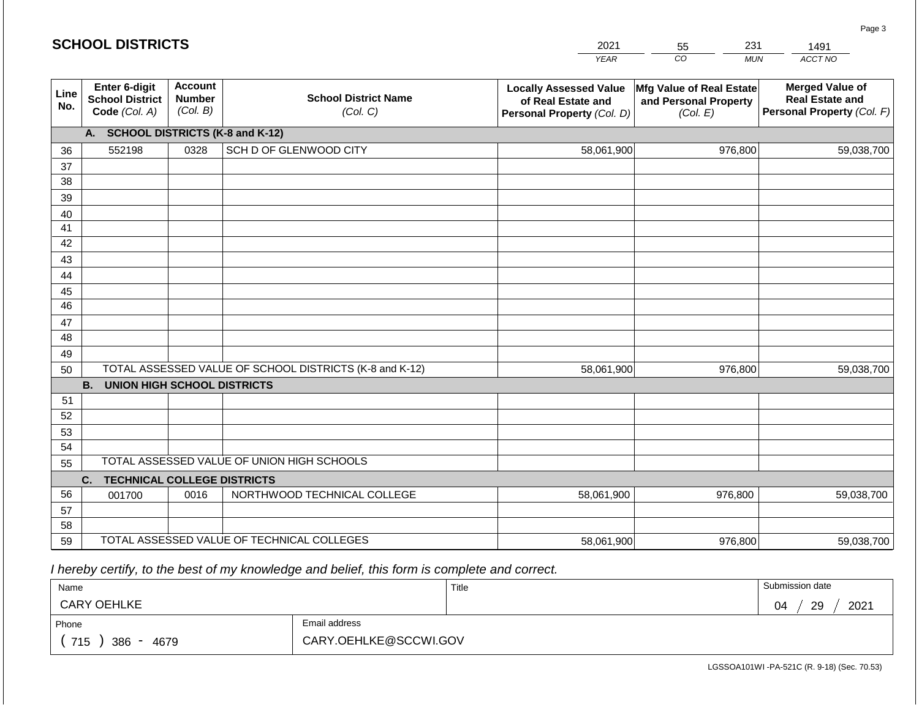## SCHOOL DISTRICTS

| 2021 | 55 | 231 | 1491 |
|---|---|---|---|
| YEAR | CO | MUN | ACCT NO |

| Line No. | Enter 6-digit School District Code (Col. A) | Account Number (Col. B) | School District Name (Col. C) | Locally Assessed Value of Real Estate and Personal Property (Col. D) | Mfg Value of Real Estate and Personal Property (Col. E) | Merged Value of Real Estate and Personal Property (Col. F) |
|---|---|---|---|---|---|---|
| | **A. SCHOOL DISTRICTS (K-8 and K-12)** | | | | | |
| 36 | 552198 | 0328 | SCH D OF GLENWOOD CITY | 58,061,900 | 976,800 | 59,038,700 |
| 37 | | | | | | |
| 38 | | | | | | |
| 39 | | | | | | |
| 40 | | | | | | |
| 41 | | | | | | |
| 42 | | | | | | |
| 43 | | | | | | |
| 44 | | | | | | |
| 45 | | | | | | |
| 46 | | | | | | |
| 47 | | | | | | |
| 48 | | | | | | |
| 49 | | | | | | |
| 50 | TOTAL ASSESSED VALUE OF SCHOOL DISTRICTS (K-8 and K-12) | | | 58,061,900 | 976,800 | 59,038,700 |
| | **B. UNION HIGH SCHOOL DISTRICTS** | | | | | |
| 51 | | | | | | |
| 52 | | | | | | |
| 53 | | | | | | |
| 54 | | | | | | |
| 55 | TOTAL ASSESSED VALUE OF UNION HIGH SCHOOLS | | | | | |
| | **C. TECHNICAL COLLEGE DISTRICTS** | | | | | |
| 56 | 001700 | 0016 | NORTHWOOD TECHNICAL COLLEGE | 58,061,900 | 976,800 | 59,038,700 |
| 57 | | | | | | |
| 58 | | | | | | |
| 59 | TOTAL ASSESSED VALUE OF TECHNICAL COLLEGES | | | 58,061,900 | 976,800 | 59,038,700 |

*I hereby certify, to the best of my knowledge and belief, this form is complete and correct.*

| Name | | Title | Submission date |
|---|---|---|---|
| CARY OEHLKE | | | 04 / 29 / 2021 |
| Phone | Email address | | |
| ( 715 ) 386 - 4679 | CARY.OEHLKE@SCCWI.GOV | | |

LGSSOA101WI -PA-521C (R. 9-18) (Sec. 70.53)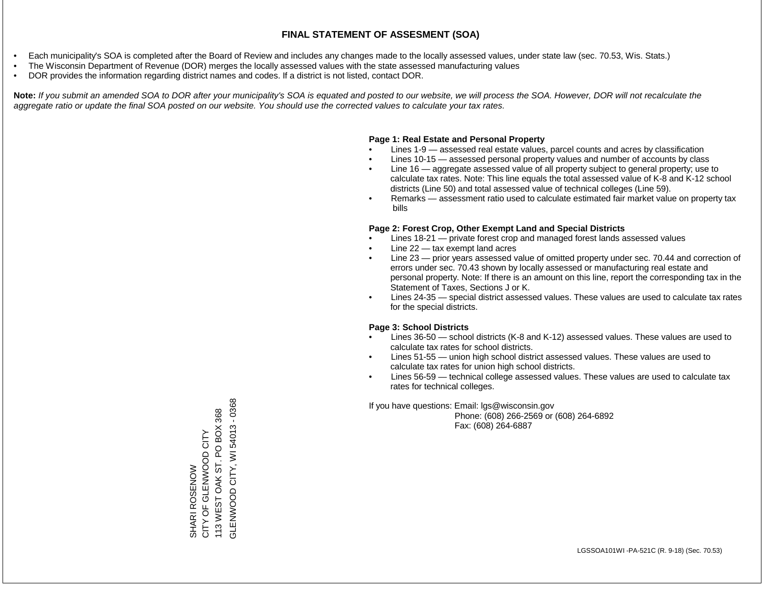# FINAL STATEMENT OF ASSESMENT (SOA)

- Each municipality's SOA is completed after the Board of Review and includes any changes made to the locally assessed values, under state law (sec. 70.53, Wis. Stats.)
- The Wisconsin Department of Revenue (DOR) merges the locally assessed values with the state assessed manufacturing values
- DOR provides the information regarding district names and codes. If a district is not listed, contact DOR.

**Note:** *If you submit an amended SOA to DOR after your municipality's SOA is equated and posted to our website, we will process the SOA. However, DOR will not recalculate the aggregate ratio or update the final SOA posted on our website. You should use the corrected values to calculate your tax rates.*

**Page 1: Real Estate and Personal Property**

- Lines 1-9 — assessed real estate values, parcel counts and acres by classification
- Lines 10-15 — assessed personal property values and number of accounts by class
- Line 16 — aggregate assessed value of all property subject to general property; use to calculate tax rates. Note: This line equals the total assessed value of K-8 and K-12 school districts (Line 50) and total assessed value of technical colleges (Line 59).
- Remarks — assessment ratio used to calculate estimated fair market value on property tax bills

**Page 2: Forest Crop, Other Exempt Land and Special Districts**

- Lines 18-21 — private forest crop and managed forest lands assessed values
- Line 22 — tax exempt land acres
- Line 23 — prior years assessed value of omitted property under sec. 70.44 and correction of errors under sec. 70.43 shown by locally assessed or manufacturing real estate and personal property. Note: If there is an amount on this line, report the corresponding tax in the Statement of Taxes, Sections J or K.
- Lines 24-35 — special district assessed values. These values are used to calculate tax rates for the special districts.

**Page 3: School Districts**

- Lines 36-50 — school districts (K-8 and K-12) assessed values. These values are used to calculate tax rates for school districts.
- Lines 51-55 — union high school district assessed values. These values are used to calculate tax rates for union high school districts.
- Lines 56-59 — technical college assessed values. These values are used to calculate tax rates for technical colleges.

If you have questions: Email: lgs@wisconsin.gov
Phone: (608) 266-2569 or (608) 264-6892
Fax: (608) 264-6887

SHARI ROSENOW
CITY OF GLENWOOD CITY
113 WEST OAK ST. PO BOX 368
GLENWOOD CITY, WI 54013 - 0368

LGSSOA101WI -PA-521C (R. 9-18) (Sec. 70.53)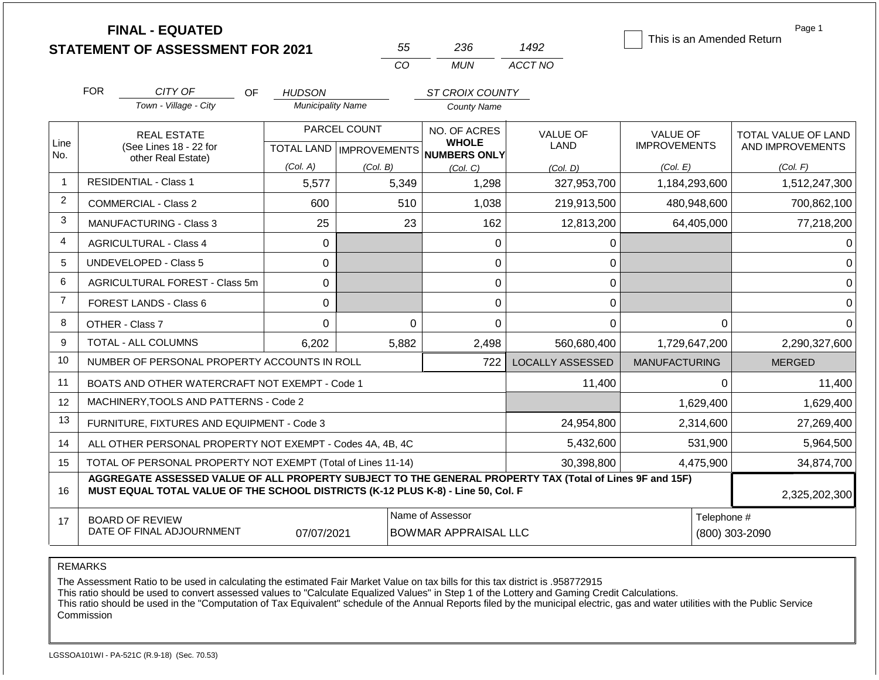# FINAL - EQUATED
## STATEMENT OF ASSESSMENT FOR 2021

| 55 | 236 | 1492 |
|---|---|---|
| CO | MUN | ACCT NO |

☐ This is an Amended Return

FOR *CITY OF* (Town - Village - City) OF *HUDSON* (Municipality Name) *ST CROIX COUNTY* (County Name)

| Line No. | REAL ESTATE (See Lines 18 - 22 for other Real Estate) | PARCEL COUNT TOTAL LAND (Col. A) | PARCEL COUNT IMPROVEMENTS (Col. B) | NO. OF ACRES WHOLE NUMBERS ONLY (Col. C) | VALUE OF LAND (Col. D) | VALUE OF IMPROVEMENTS (Col. E) | TOTAL VALUE OF LAND AND IMPROVEMENTS (Col. F) |
|---|---|---|---|---|---|---|---|
| 1 | RESIDENTIAL - Class 1 | 5,577 | 5,349 | 1,298 | 327,953,700 | 1,184,293,600 | 1,512,247,300 |
| 2 | COMMERCIAL - Class 2 | 600 | 510 | 1,038 | 219,913,500 | 480,948,600 | 700,862,100 |
| 3 | MANUFACTURING - Class 3 | 25 | 23 | 162 | 12,813,200 | 64,405,000 | 77,218,200 |
| 4 | AGRICULTURAL - Class 4 | 0 | | 0 | 0 | | 0 |
| 5 | UNDEVELOPED - Class 5 | 0 | | 0 | 0 | | 0 |
| 6 | AGRICULTURAL FOREST - Class 5m | 0 | | 0 | 0 | | 0 |
| 7 | FOREST LANDS - Class 6 | 0 | | 0 | 0 | | 0 |
| 8 | OTHER - Class 7 | 0 | 0 | 0 | 0 | 0 | 0 |
| 9 | TOTAL - ALL COLUMNS | 6,202 | 5,882 | 2,498 | 560,680,400 | 1,729,647,200 | 2,290,327,600 |

| Line No. | | | LOCALLY ASSESSED | MANUFACTURING | MERGED |
|---|---|---|---|---|---|
| 10 | NUMBER OF PERSONAL PROPERTY ACCOUNTS IN ROLL | 722 | | | |
| 11 | BOATS AND OTHER WATERCRAFT NOT EXEMPT - Code 1 | | 11,400 | 0 | 11,400 |
| 12 | MACHINERY,TOOLS AND PATTERNS - Code 2 | | | 1,629,400 | 1,629,400 |
| 13 | FURNITURE, FIXTURES AND EQUIPMENT - Code 3 | | 24,954,800 | 2,314,600 | 27,269,400 |
| 14 | ALL OTHER PERSONAL PROPERTY NOT EXEMPT - Codes 4A, 4B, 4C | | 5,432,600 | 531,900 | 5,964,500 |
| 15 | TOTAL OF PERSONAL PROPERTY NOT EXEMPT (Total of Lines 11-14) | | 30,398,800 | 4,475,900 | 34,874,700 |
| 16 | **AGGREGATE ASSESSED VALUE OF ALL PROPERTY SUBJECT TO THE GENERAL PROPERTY TAX (Total of Lines 9F and 15F) MUST EQUAL TOTAL VALUE OF THE SCHOOL DISTRICTS (K-12 PLUS K-8) - Line 50, Col. F** | | | | 2,325,202,300 |

| 17 | BOARD OF REVIEW DATE OF FINAL ADJOURNMENT | 07/07/2021 | Name of Assessor: BOWMAR APPRAISAL LLC | Telephone #: (800) 303-2090 |
|---|---|---|---|---|

REMARKS

The Assessment Ratio to be used in calculating the estimated Fair Market Value on tax bills for this tax district is .958772915
This ratio should be used to convert assessed values to "Calculate Equalized Values" in Step 1 of the Lottery and Gaming Credit Calculations.
This ratio should be used in the "Computation of Tax Equivalent" schedule of the Annual Reports filed by the municipal electric, gas and water utilities with the Public Service Commission

LGSSOA101WI - PA-521C (R.9-18) (Sec. 70.53)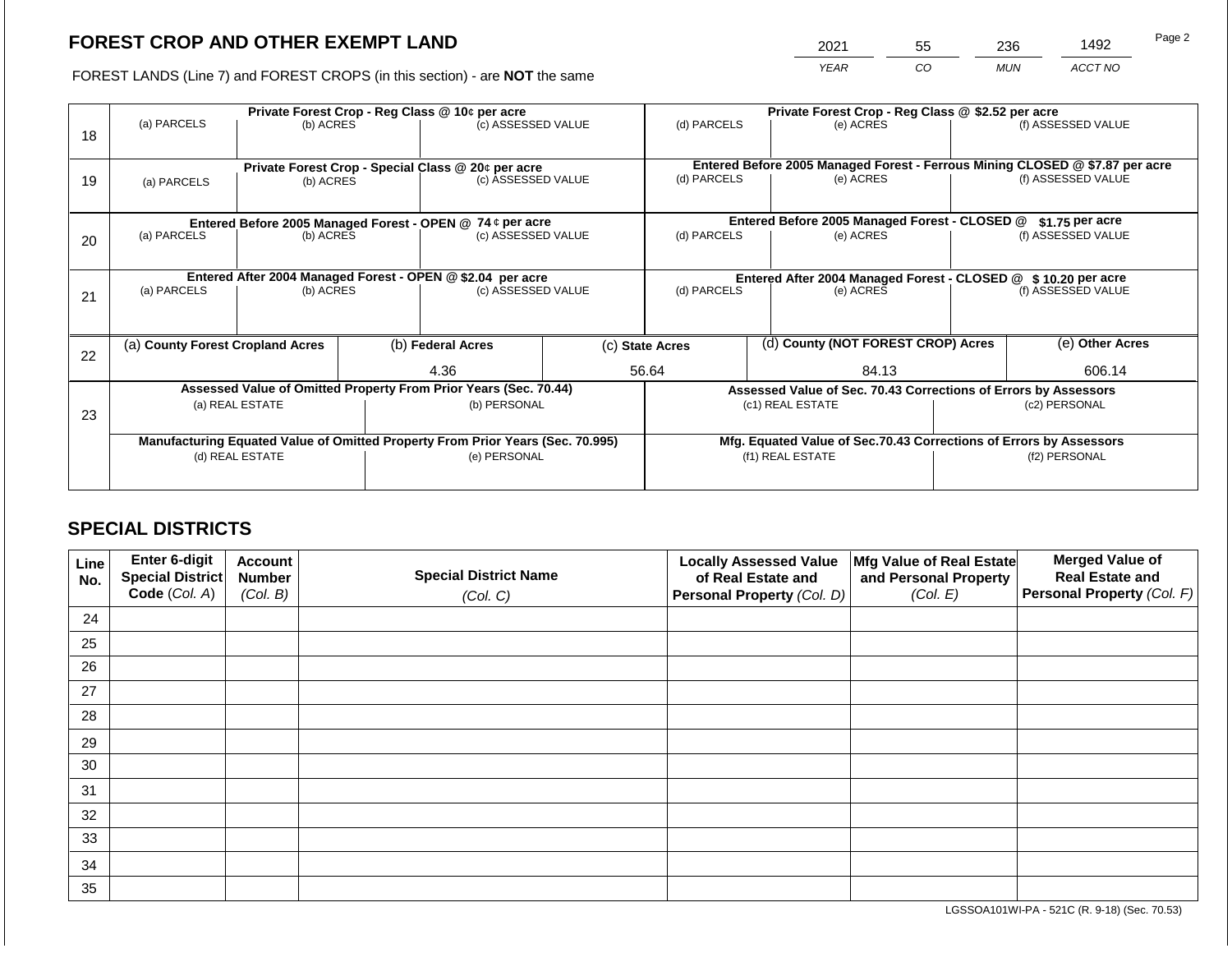## FOREST CROP AND OTHER EXEMPT LAND

FOREST LANDS (Line 7) and FOREST CROPS (in this section) - are **NOT** the same

| YEAR | CO | MUN | ACCT NO |
|---|---|---|---|
| 2021 | 55 | 236 | 1492 |

| Line | Private Forest Crop - Reg Class @ 10¢ per acre | | | Private Forest Crop - Reg Class @ $2.52 per acre | | |
|---|---|---|---|---|---|---|
| 18 | (a) PARCELS | (b) ACRES | (c) ASSESSED VALUE | (d) PARCELS | (e) ACRES | (f) ASSESSED VALUE |
| | | | | | | |
| | **Private Forest Crop - Special Class @ 20¢ per acre** | | | **Entered Before 2005 Managed Forest - Ferrous Mining CLOSED @ $7.87 per acre** | | |
| 19 | (a) PARCELS | (b) ACRES | (c) ASSESSED VALUE | (d) PARCELS | (e) ACRES | (f) ASSESSED VALUE |
| | | | | | | |
| | **Entered Before 2005 Managed Forest - OPEN @ 74 ¢ per acre** | | | **Entered Before 2005 Managed Forest - CLOSED @ $1.75 per acre** | | |
| 20 | (a) PARCELS | (b) ACRES | (c) ASSESSED VALUE | (d) PARCELS | (e) ACRES | (f) ASSESSED VALUE |
| | | | | | | |
| | **Entered After 2004 Managed Forest - OPEN @ $2.04 per acre** | | | **Entered After 2004 Managed Forest - CLOSED @ $ 10.20 per acre** | | |
| 21 | (a) PARCELS | (b) ACRES | (c) ASSESSED VALUE | (d) PARCELS | (e) ACRES | (f) ASSESSED VALUE |
| | | | | | | |

| Line | (a) County Forest Cropland Acres | (b) Federal Acres | (c) State Acres | (d) County (NOT FOREST CROP) Acres | (e) Other Acres |
|---|---|---|---|---|---|
| 22 | | 4.36 | 56.64 | 84.13 | 606.14 |

| Line | Assessed Value of Omitted Property From Prior Years (Sec. 70.44) | | Assessed Value of Sec. 70.43 Corrections of Errors by Assessors | |
|---|---|---|---|---|
| 23 | (a) REAL ESTATE | (b) PERSONAL | (c1) REAL ESTATE | (c2) PERSONAL |
| | | | | |
| | **Manufacturing Equated Value of Omitted Property From Prior Years (Sec. 70.995)** | | **Mfg. Equated Value of Sec.70.43 Corrections of Errors by Assessors** | |
| | (d) REAL ESTATE | (e) PERSONAL | (f1) REAL ESTATE | (f2) PERSONAL |
| | | | | |

## SPECIAL DISTRICTS

| Line No. | Enter 6-digit Special District Code (Col. A) | Account Number (Col. B) | Special District Name (Col. C) | Locally Assessed Value of Real Estate and Personal Property (Col. D) | Mfg Value of Real Estate and Personal Property (Col. E) | Merged Value of Real Estate and Personal Property (Col. F) |
|---|---|---|---|---|---|---|
| 24 | | | | | | |
| 25 | | | | | | |
| 26 | | | | | | |
| 27 | | | | | | |
| 28 | | | | | | |
| 29 | | | | | | |
| 30 | | | | | | |
| 31 | | | | | | |
| 32 | | | | | | |
| 33 | | | | | | |
| 34 | | | | | | |
| 35 | | | | | | |

LGSSOA101WI-PA - 521C (R. 9-18) (Sec. 70.53)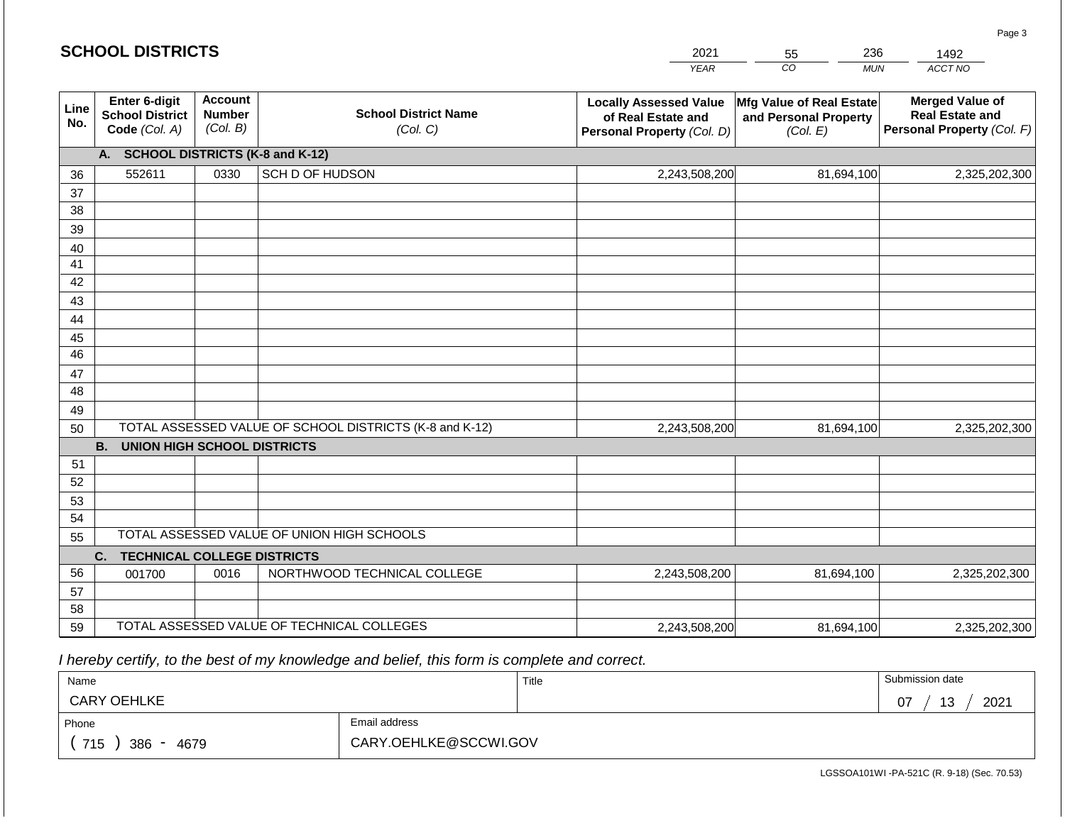# SCHOOL DISTRICTS

| 2021 | 55 | 236 | 1492 |
|---|---|---|---|
| *YEAR* | *CO* | *MUN* | *ACCT NO* |

| Line No. | Enter 6-digit School District Code *(Col. A)* | Account Number *(Col. B)* | School District Name *(Col. C)* | Locally Assessed Value of Real Estate and Personal Property *(Col. D)* | Mfg Value of Real Estate and Personal Property *(Col. E)* | Merged Value of Real Estate and Personal Property *(Col. F)* |
|---|---|---|---|---|---|---|
| | **A. SCHOOL DISTRICTS (K-8 and K-12)** | | | | | |
| 36 | 552611 | 0330 | SCH D OF HUDSON | 2,243,508,200 | 81,694,100 | 2,325,202,300 |
| 37 | | | | | | |
| 38 | | | | | | |
| 39 | | | | | | |
| 40 | | | | | | |
| 41 | | | | | | |
| 42 | | | | | | |
| 43 | | | | | | |
| 44 | | | | | | |
| 45 | | | | | | |
| 46 | | | | | | |
| 47 | | | | | | |
| 48 | | | | | | |
| 49 | | | | | | |
| 50 | TOTAL ASSESSED VALUE OF SCHOOL DISTRICTS (K-8 and K-12) | | | 2,243,508,200 | 81,694,100 | 2,325,202,300 |
| | **B. UNION HIGH SCHOOL DISTRICTS** | | | | | |
| 51 | | | | | | |
| 52 | | | | | | |
| 53 | | | | | | |
| 54 | | | | | | |
| 55 | TOTAL ASSESSED VALUE OF UNION HIGH SCHOOLS | | | | | |
| | **C. TECHNICAL COLLEGE DISTRICTS** | | | | | |
| 56 | 001700 | 0016 | NORTHWOOD TECHNICAL COLLEGE | 2,243,508,200 | 81,694,100 | 2,325,202,300 |
| 57 | | | | | | |
| 58 | | | | | | |
| 59 | TOTAL ASSESSED VALUE OF TECHNICAL COLLEGES | | | 2,243,508,200 | 81,694,100 | 2,325,202,300 |

*I hereby certify, to the best of my knowledge and belief, this form is complete and correct.*

| Name | | Title | Submission date |
|---|---|---|---|
| CARY OEHLKE | | | 07 / 13 / 2021 |
| Phone | Email address | | |
| ( 715 ) 386 - 4679 | CARY.OEHLKE@SCCWI.GOV | | |

LGSSOA101WI -PA-521C (R. 9-18) (Sec. 70.53)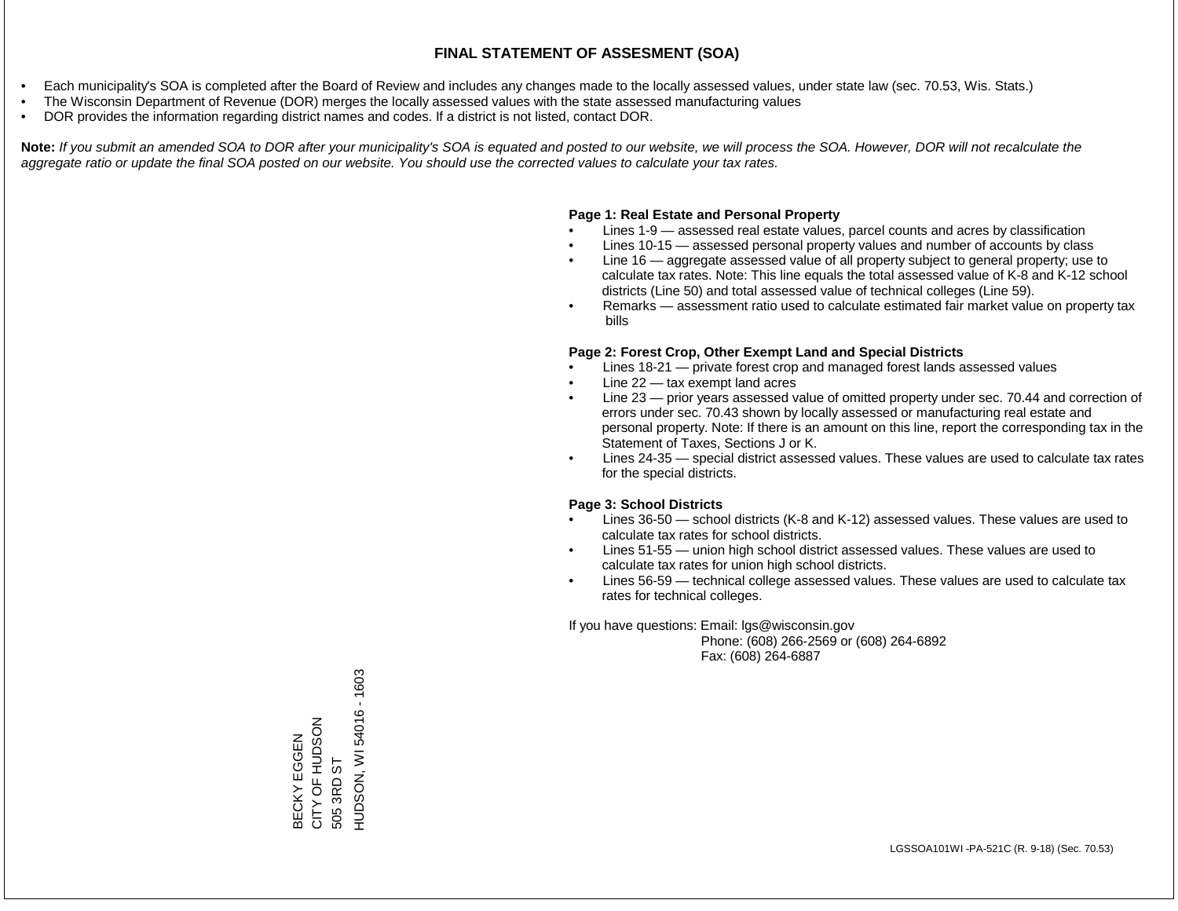# FINAL STATEMENT OF ASSESMENT (SOA)

- Each municipality's SOA is completed after the Board of Review and includes any changes made to the locally assessed values, under state law (sec. 70.53, Wis. Stats.)
- The Wisconsin Department of Revenue (DOR) merges the locally assessed values with the state assessed manufacturing values
- DOR provides the information regarding district names and codes. If a district is not listed, contact DOR.

**Note:** *If you submit an amended SOA to DOR after your municipality's SOA is equated and posted to our website, we will process the SOA. However, DOR will not recalculate the aggregate ratio or update the final SOA posted on our website. You should use the corrected values to calculate your tax rates.*

**Page 1: Real Estate and Personal Property**

- Lines 1-9 — assessed real estate values, parcel counts and acres by classification
- Lines 10-15 — assessed personal property values and number of accounts by class
- Line 16 — aggregate assessed value of all property subject to general property; use to calculate tax rates. Note: This line equals the total assessed value of K-8 and K-12 school districts (Line 50) and total assessed value of technical colleges (Line 59).
- Remarks — assessment ratio used to calculate estimated fair market value on property tax bills

**Page 2: Forest Crop, Other Exempt Land and Special Districts**

- Lines 18-21 — private forest crop and managed forest lands assessed values
- Line 22 — tax exempt land acres
- Line 23 — prior years assessed value of omitted property under sec. 70.44 and correction of errors under sec. 70.43 shown by locally assessed or manufacturing real estate and personal property. Note: If there is an amount on this line, report the corresponding tax in the Statement of Taxes, Sections J or K.
- Lines 24-35 — special district assessed values. These values are used to calculate tax rates for the special districts.

**Page 3: School Districts**

- Lines 36-50 — school districts (K-8 and K-12) assessed values. These values are used to calculate tax rates for school districts.
- Lines 51-55 — union high school district assessed values. These values are used to calculate tax rates for union high school districts.
- Lines 56-59 — technical college assessed values. These values are used to calculate tax rates for technical colleges.

If you have questions: Email: lgs@wisconsin.gov
Phone: (608) 266-2569 or (608) 264-6892
Fax: (608) 264-6887

BECKY EGGEN
CITY OF HUDSON
505 3RD ST
HUDSON, WI 54016 - 1603

LGSSOA101WI -PA-521C (R. 9-18) (Sec. 70.53)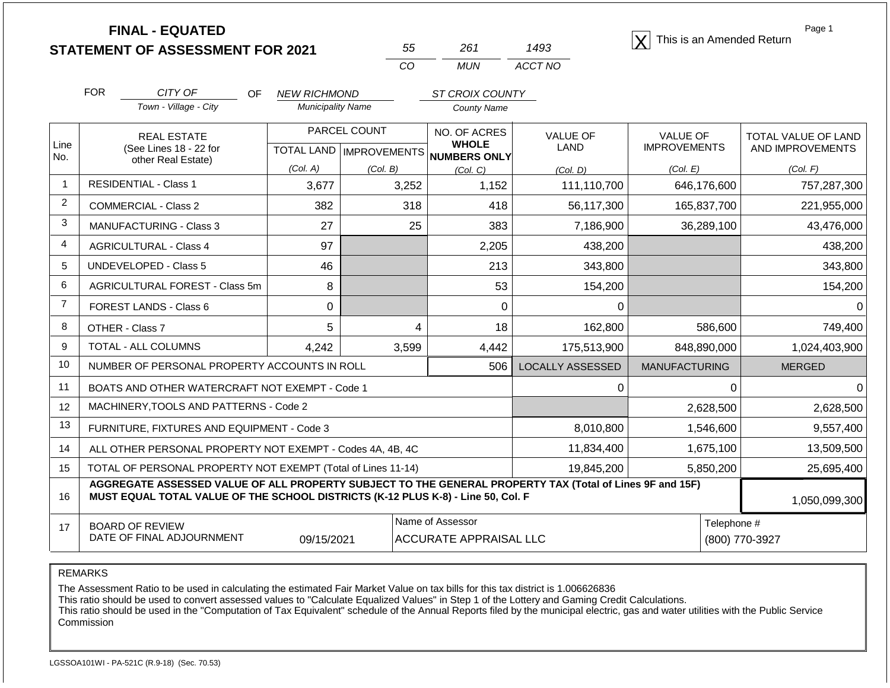# FINAL - EQUATED
# STATEMENT OF ASSESSMENT FOR 2021

| 55 | 261 | 1493 |
|---|---|---|
| CO | MUN | ACCT NO |

[X] This is an Amended Return

FOR *CITY OF* (Town - Village - City) OF *NEW RICHMOND* (Municipality Name) *ST CROIX COUNTY* (County Name)

| Line No. | REAL ESTATE (See Lines 18 - 22 for other Real Estate) | PARCEL COUNT TOTAL LAND (Col. A) | PARCEL COUNT IMPROVEMENTS (Col. B) | NO. OF ACRES WHOLE NUMBERS ONLY (Col. C) | VALUE OF LAND (Col. D) | VALUE OF IMPROVEMENTS (Col. E) | TOTAL VALUE OF LAND AND IMPROVEMENTS (Col. F) |
|---|---|---|---|---|---|---|---|
| 1 | RESIDENTIAL - Class 1 | 3,677 | 3,252 | 1,152 | 111,110,700 | 646,176,600 | 757,287,300 |
| 2 | COMMERCIAL - Class 2 | 382 | 318 | 418 | 56,117,300 | 165,837,700 | 221,955,000 |
| 3 | MANUFACTURING - Class 3 | 27 | 25 | 383 | 7,186,900 | 36,289,100 | 43,476,000 |
| 4 | AGRICULTURAL - Class 4 | 97 | | 2,205 | 438,200 | | 438,200 |
| 5 | UNDEVELOPED - Class 5 | 46 | | 213 | 343,800 | | 343,800 |
| 6 | AGRICULTURAL FOREST - Class 5m | 8 | | 53 | 154,200 | | 154,200 |
| 7 | FOREST LANDS - Class 6 | 0 | | 0 | 0 | | 0 |
| 8 | OTHER - Class 7 | 5 | 4 | 18 | 162,800 | 586,600 | 749,400 |
| 9 | TOTAL - ALL COLUMNS | 4,242 | 3,599 | 4,442 | 175,513,900 | 848,890,000 | 1,024,403,900 |
| 10 | NUMBER OF PERSONAL PROPERTY ACCOUNTS IN ROLL | | | 506 | LOCALLY ASSESSED | MANUFACTURING | MERGED |
| 11 | BOATS AND OTHER WATERCRAFT NOT EXEMPT - Code 1 | | | | 0 | 0 | 0 |
| 12 | MACHINERY,TOOLS AND PATTERNS - Code 2 | | | | | 2,628,500 | 2,628,500 |
| 13 | FURNITURE, FIXTURES AND EQUIPMENT - Code 3 | | | | 8,010,800 | 1,546,600 | 9,557,400 |
| 14 | ALL OTHER PERSONAL PROPERTY NOT EXEMPT - Codes 4A, 4B, 4C | | | | 11,834,400 | 1,675,100 | 13,509,500 |
| 15 | TOTAL OF PERSONAL PROPERTY NOT EXEMPT (Total of Lines 11-14) | | | | 19,845,200 | 5,850,200 | 25,695,400 |
| 16 | **AGGREGATE ASSESSED VALUE OF ALL PROPERTY SUBJECT TO THE GENERAL PROPERTY TAX (Total of Lines 9F and 15F) MUST EQUAL TOTAL VALUE OF THE SCHOOL DISTRICTS (K-12 PLUS K-8) - Line 50, Col. F** | | | | | | 1,050,099,300 |
| 17 | BOARD OF REVIEW DATE OF FINAL ADJOURNMENT | 09/15/2021 | | Name of Assessor: ACCURATE APPRAISAL LLC | | | Telephone #: (800) 770-3927 |

REMARKS

The Assessment Ratio to be used in calculating the estimated Fair Market Value on tax bills for this tax district is 1.006626836
This ratio should be used to convert assessed values to "Calculate Equalized Values" in Step 1 of the Lottery and Gaming Credit Calculations.
This ratio should be used in the "Computation of Tax Equivalent" schedule of the Annual Reports filed by the municipal electric, gas and water utilities with the Public Service Commission

LGSSOA101WI - PA-521C (R.9-18) (Sec. 70.53)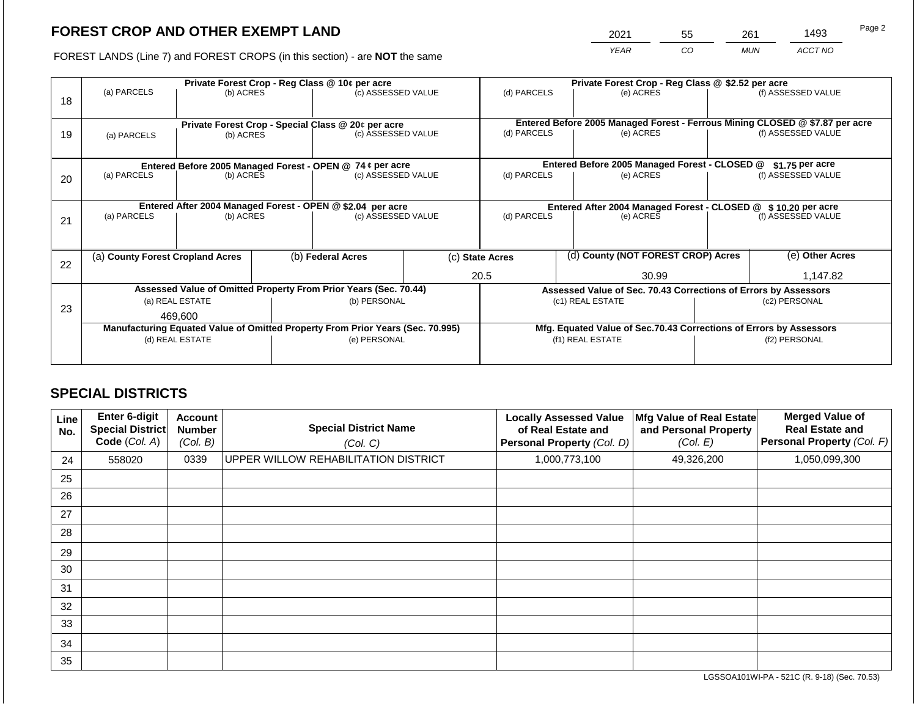## FOREST CROP AND OTHER EXEMPT LAND

FOREST LANDS (Line 7) and FOREST CROPS (in this section) - are **NOT** the same

| YEAR | CO | MUN | ACCT NO |
|---|---|---|---|
| 2021 | 55 | 261 | 1493 |

| Line | (a) PARCELS | (b) ACRES | (c) ASSESSED VALUE | (d) PARCELS | (e) ACRES | (f) ASSESSED VALUE |
|---|---|---|---|---|---|---|
| 18 | Private Forest Crop - Reg Class @ 10¢ per acre | | | Private Forest Crop - Reg Class @ $2.52 per acre | | |
| | | | | | | |
| 19 | Private Forest Crop - Special Class @ 20¢ per acre | | | Entered Before 2005 Managed Forest - Ferrous Mining CLOSED @ $7.87 per acre | | |
| | | | | | | |
| 20 | Entered Before 2005 Managed Forest - OPEN @ 74 ¢ per acre | | | Entered Before 2005 Managed Forest - CLOSED @ $1.75 per acre | | |
| | | | | | | |
| 21 | Entered After 2004 Managed Forest - OPEN @ $2.04 per acre | | | Entered After 2004 Managed Forest - CLOSED @ $ 10.20 per acre | | |
| | | | | | | |

| Line | (a) County Forest Cropland Acres | (b) Federal Acres | (c) State Acres | (d) County (NOT FOREST CROP) Acres | (e) Other Acres |
|---|---|---|---|---|---|
| 22 | | | 20.5 | 30.99 | 1,147.82 |

| Line | Assessed Value of Omitted Property From Prior Years (Sec. 70.44) | | Assessed Value of Sec. 70.43 Corrections of Errors by Assessors | |
|---|---|---|---|---|
| 23 | (a) REAL ESTATE | (b) PERSONAL | (c1) REAL ESTATE | (c2) PERSONAL |
| | 469,600 | | | |
| | **Manufacturing Equated Value of Omitted Property From Prior Years (Sec. 70.995)** | | **Mfg. Equated Value of Sec.70.43 Corrections of Errors by Assessors** | |
| | (d) REAL ESTATE | (e) PERSONAL | (f1) REAL ESTATE | (f2) PERSONAL |
| | | | | |

## SPECIAL DISTRICTS

| Line No. | Enter 6-digit Special District Code (Col. A) | Account Number (Col. B) | Special District Name (Col. C) | Locally Assessed Value of Real Estate and Personal Property (Col. D) | Mfg Value of Real Estate and Personal Property (Col. E) | Merged Value of Real Estate and Personal Property (Col. F) |
|---|---|---|---|---|---|---|
| 24 | 558020 | 0339 | UPPER WILLOW REHABILITATION DISTRICT | 1,000,773,100 | 49,326,200 | 1,050,099,300 |
| 25 | | | | | | |
| 26 | | | | | | |
| 27 | | | | | | |
| 28 | | | | | | |
| 29 | | | | | | |
| 30 | | | | | | |
| 31 | | | | | | |
| 32 | | | | | | |
| 33 | | | | | | |
| 34 | | | | | | |
| 35 | | | | | | |

LGSSOA101WI-PA - 521C (R. 9-18) (Sec. 70.53)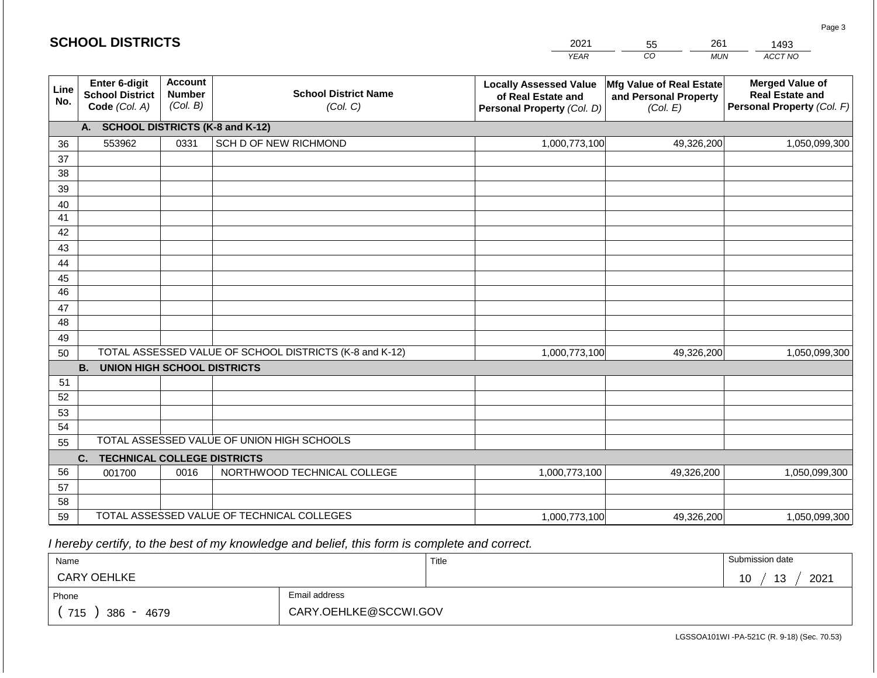## SCHOOL DISTRICTS

| 2021 | 55 | 261 | 1493 |
|---|---|---|---|
| YEAR | CO | MUN | ACCT NO |

| Line No. | Enter 6-digit School District Code (Col. A) | Account Number (Col. B) | School District Name (Col. C) | Locally Assessed Value of Real Estate and Personal Property (Col. D) | Mfg Value of Real Estate and Personal Property (Col. E) | Merged Value of Real Estate and Personal Property (Col. F) |
|---|---|---|---|---|---|---|
| | **A. SCHOOL DISTRICTS (K-8 and K-12)** | | | | | |
| 36 | 553962 | 0331 | SCH D OF NEW RICHMOND | 1,000,773,100 | 49,326,200 | 1,050,099,300 |
| 37 | | | | | | |
| 38 | | | | | | |
| 39 | | | | | | |
| 40 | | | | | | |
| 41 | | | | | | |
| 42 | | | | | | |
| 43 | | | | | | |
| 44 | | | | | | |
| 45 | | | | | | |
| 46 | | | | | | |
| 47 | | | | | | |
| 48 | | | | | | |
| 49 | | | | | | |
| 50 | TOTAL ASSESSED VALUE OF SCHOOL DISTRICTS (K-8 and K-12) | | | 1,000,773,100 | 49,326,200 | 1,050,099,300 |
| | **B. UNION HIGH SCHOOL DISTRICTS** | | | | | |
| 51 | | | | | | |
| 52 | | | | | | |
| 53 | | | | | | |
| 54 | | | | | | |
| 55 | TOTAL ASSESSED VALUE OF UNION HIGH SCHOOLS | | | | | |
| | **C. TECHNICAL COLLEGE DISTRICTS** | | | | | |
| 56 | 001700 | 0016 | NORTHWOOD TECHNICAL COLLEGE | 1,000,773,100 | 49,326,200 | 1,050,099,300 |
| 57 | | | | | | |
| 58 | | | | | | |
| 59 | TOTAL ASSESSED VALUE OF TECHNICAL COLLEGES | | | 1,000,773,100 | 49,326,200 | 1,050,099,300 |

*I hereby certify, to the best of my knowledge and belief, this form is complete and correct.*

| Name | | Title | Submission date |
|---|---|---|---|
| CARY OEHLKE | | | 10 / 13 / 2021 |
| Phone | Email address | | |
| ( 715 ) 386 - 4679 | CARY.OEHLKE@SCCWI.GOV | | |

LGSSOA101WI -PA-521C (R. 9-18) (Sec. 70.53)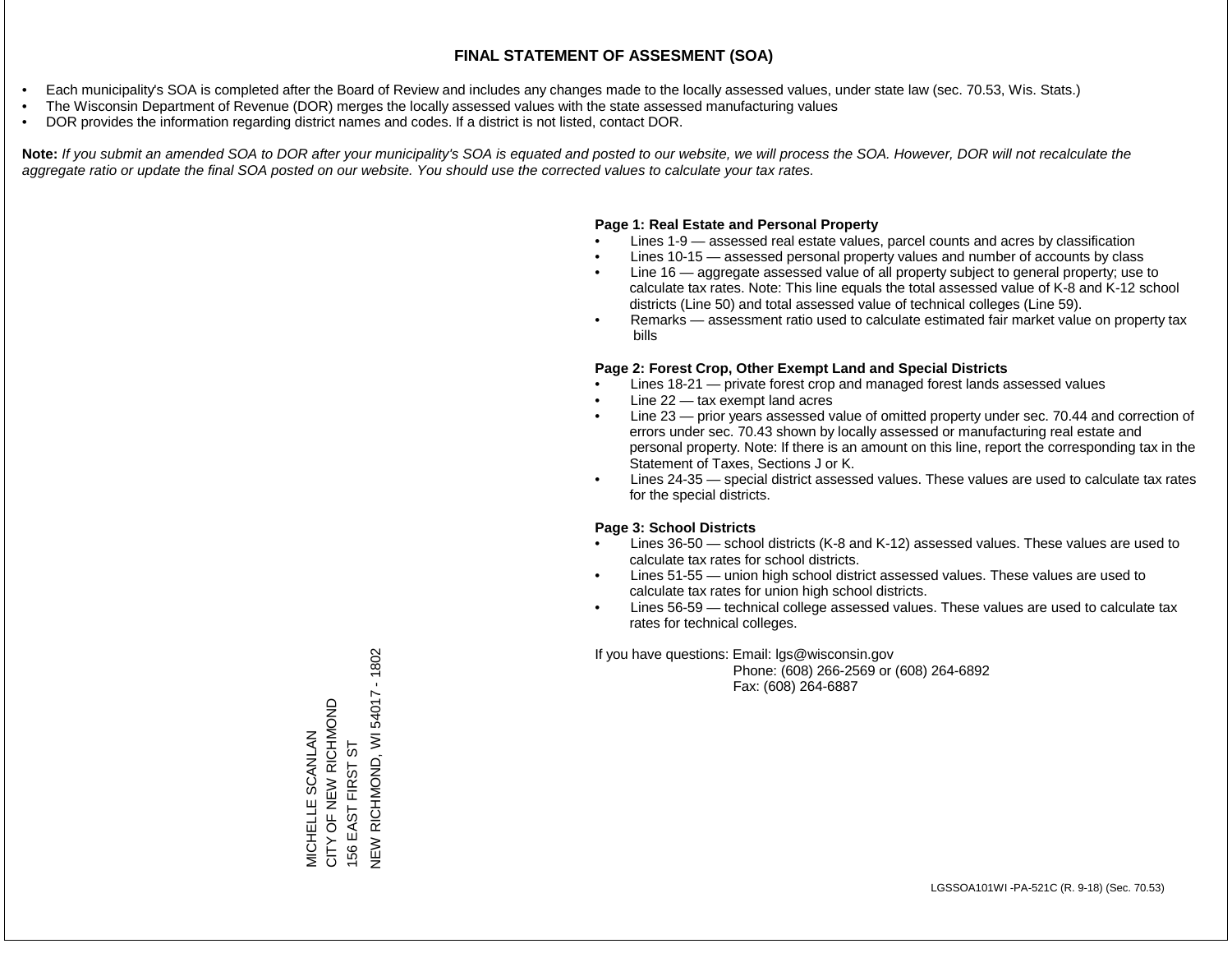# FINAL STATEMENT OF ASSESMENT (SOA)

- Each municipality's SOA is completed after the Board of Review and includes any changes made to the locally assessed values, under state law (sec. 70.53, Wis. Stats.)
- The Wisconsin Department of Revenue (DOR) merges the locally assessed values with the state assessed manufacturing values
- DOR provides the information regarding district names and codes. If a district is not listed, contact DOR.

**Note:** *If you submit an amended SOA to DOR after your municipality's SOA is equated and posted to our website, we will process the SOA. However, DOR will not recalculate the aggregate ratio or update the final SOA posted on our website. You should use the corrected values to calculate your tax rates.*

**Page 1: Real Estate and Personal Property**

- Lines 1-9 — assessed real estate values, parcel counts and acres by classification
- Lines 10-15 — assessed personal property values and number of accounts by class
- Line 16 — aggregate assessed value of all property subject to general property; use to calculate tax rates. Note: This line equals the total assessed value of K-8 and K-12 school districts (Line 50) and total assessed value of technical colleges (Line 59).
- Remarks — assessment ratio used to calculate estimated fair market value on property tax bills

**Page 2: Forest Crop, Other Exempt Land and Special Districts**

- Lines 18-21 — private forest crop and managed forest lands assessed values
- Line 22 — tax exempt land acres
- Line 23 — prior years assessed value of omitted property under sec. 70.44 and correction of errors under sec. 70.43 shown by locally assessed or manufacturing real estate and personal property. Note: If there is an amount on this line, report the corresponding tax in the Statement of Taxes, Sections J or K.
- Lines 24-35 — special district assessed values. These values are used to calculate tax rates for the special districts.

**Page 3: School Districts**

- Lines 36-50 — school districts (K-8 and K-12) assessed values. These values are used to calculate tax rates for school districts.
- Lines 51-55 — union high school district assessed values. These values are used to calculate tax rates for union high school districts.
- Lines 56-59 — technical college assessed values. These values are used to calculate tax rates for technical colleges.

If you have questions: Email: lgs@wisconsin.gov
Phone: (608) 266-2569 or (608) 264-6892
Fax: (608) 264-6887

MICHELLE SCANLAN
CITY OF NEW RICHMOND
156 EAST FIRST ST
NEW RICHMOND, WI 54017 - 1802

LGSSOA101WI -PA-521C (R. 9-18) (Sec. 70.53)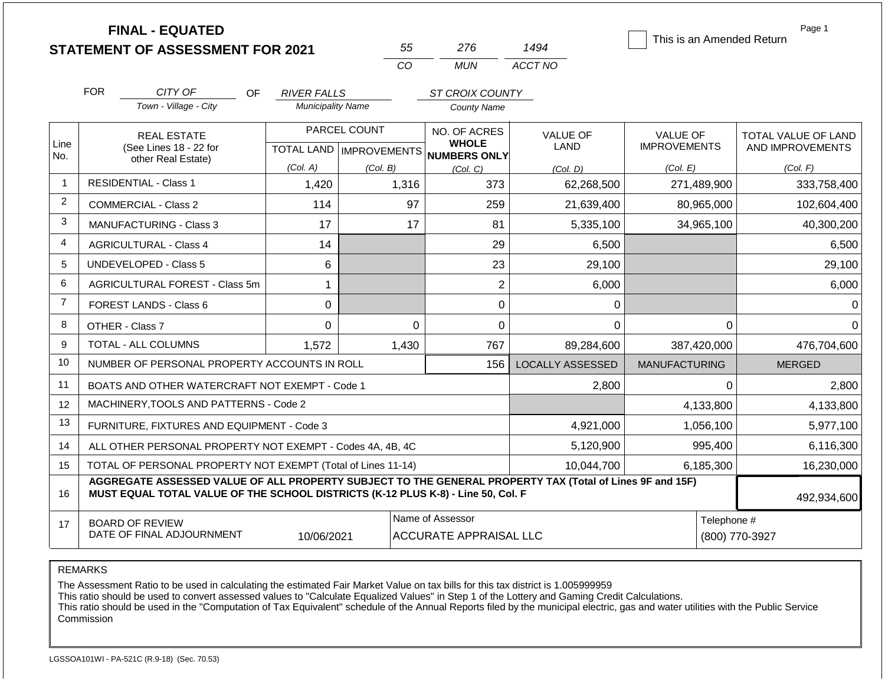# FINAL - EQUATED
## STATEMENT OF ASSESSMENT FOR 2021

| 55 | 276 | 1494 |
|---|---|---|
| CO | MUN | ACCT NO |

☐ This is an Amended Return

Page 1

FOR *CITY OF* (Town - Village - City) OF *RIVER FALLS* (Municipality Name) *ST CROIX COUNTY* (County Name)

| Line No. | REAL ESTATE (See Lines 18 - 22 for other Real Estate) | PARCEL COUNT TOTAL LAND (Col. A) | PARCEL COUNT IMPROVEMENTS (Col. B) | NO. OF ACRES WHOLE NUMBERS ONLY (Col. C) | VALUE OF LAND (Col. D) | VALUE OF IMPROVEMENTS (Col. E) | TOTAL VALUE OF LAND AND IMPROVEMENTS (Col. F) |
|---|---|---|---|---|---|---|---|
| 1 | RESIDENTIAL - Class 1 | 1,420 | 1,316 | 373 | 62,268,500 | 271,489,900 | 333,758,400 |
| 2 | COMMERCIAL - Class 2 | 114 | 97 | 259 | 21,639,400 | 80,965,000 | 102,604,400 |
| 3 | MANUFACTURING - Class 3 | 17 | 17 | 81 | 5,335,100 | 34,965,100 | 40,300,200 |
| 4 | AGRICULTURAL - Class 4 | 14 | | 29 | 6,500 | | 6,500 |
| 5 | UNDEVELOPED - Class 5 | 6 | | 23 | 29,100 | | 29,100 |
| 6 | AGRICULTURAL FOREST - Class 5m | 1 | | 2 | 6,000 | | 6,000 |
| 7 | FOREST LANDS - Class 6 | 0 | | 0 | 0 | | 0 |
| 8 | OTHER - Class 7 | 0 | 0 | 0 | 0 | 0 | 0 |
| 9 | TOTAL - ALL COLUMNS | 1,572 | 1,430 | 767 | 89,284,600 | 387,420,000 | 476,704,600 |
| 10 | NUMBER OF PERSONAL PROPERTY ACCOUNTS IN ROLL | | | 156 | LOCALLY ASSESSED | MANUFACTURING | MERGED |
| 11 | BOATS AND OTHER WATERCRAFT NOT EXEMPT - Code 1 | | | | 2,800 | 0 | 2,800 |
| 12 | MACHINERY,TOOLS AND PATTERNS - Code 2 | | | | | 4,133,800 | 4,133,800 |
| 13 | FURNITURE, FIXTURES AND EQUIPMENT - Code 3 | | | | 4,921,000 | 1,056,100 | 5,977,100 |
| 14 | ALL OTHER PERSONAL PROPERTY NOT EXEMPT - Codes 4A, 4B, 4C | | | | 5,120,900 | 995,400 | 6,116,300 |
| 15 | TOTAL OF PERSONAL PROPERTY NOT EXEMPT (Total of Lines 11-14) | | | | 10,044,700 | 6,185,300 | 16,230,000 |
| 16 | **AGGREGATE ASSESSED VALUE OF ALL PROPERTY SUBJECT TO THE GENERAL PROPERTY TAX (Total of Lines 9F and 15F) MUST EQUAL TOTAL VALUE OF THE SCHOOL DISTRICTS (K-12 PLUS K-8) - Line 50, Col. F** | | | | | | 492,934,600 |
| 17 | BOARD OF REVIEW DATE OF FINAL ADJOURNMENT | 10/06/2021 | | Name of Assessor: ACCURATE APPRAISAL LLC | | | Telephone #: (800) 770-3927 |

REMARKS

The Assessment Ratio to be used in calculating the estimated Fair Market Value on tax bills for this tax district is 1.005999959
This ratio should be used to convert assessed values to "Calculate Equalized Values" in Step 1 of the Lottery and Gaming Credit Calculations.
This ratio should be used in the "Computation of Tax Equivalent" schedule of the Annual Reports filed by the municipal electric, gas and water utilities with the Public Service Commission

LGSSOA101WI - PA-521C (R.9-18) (Sec. 70.53)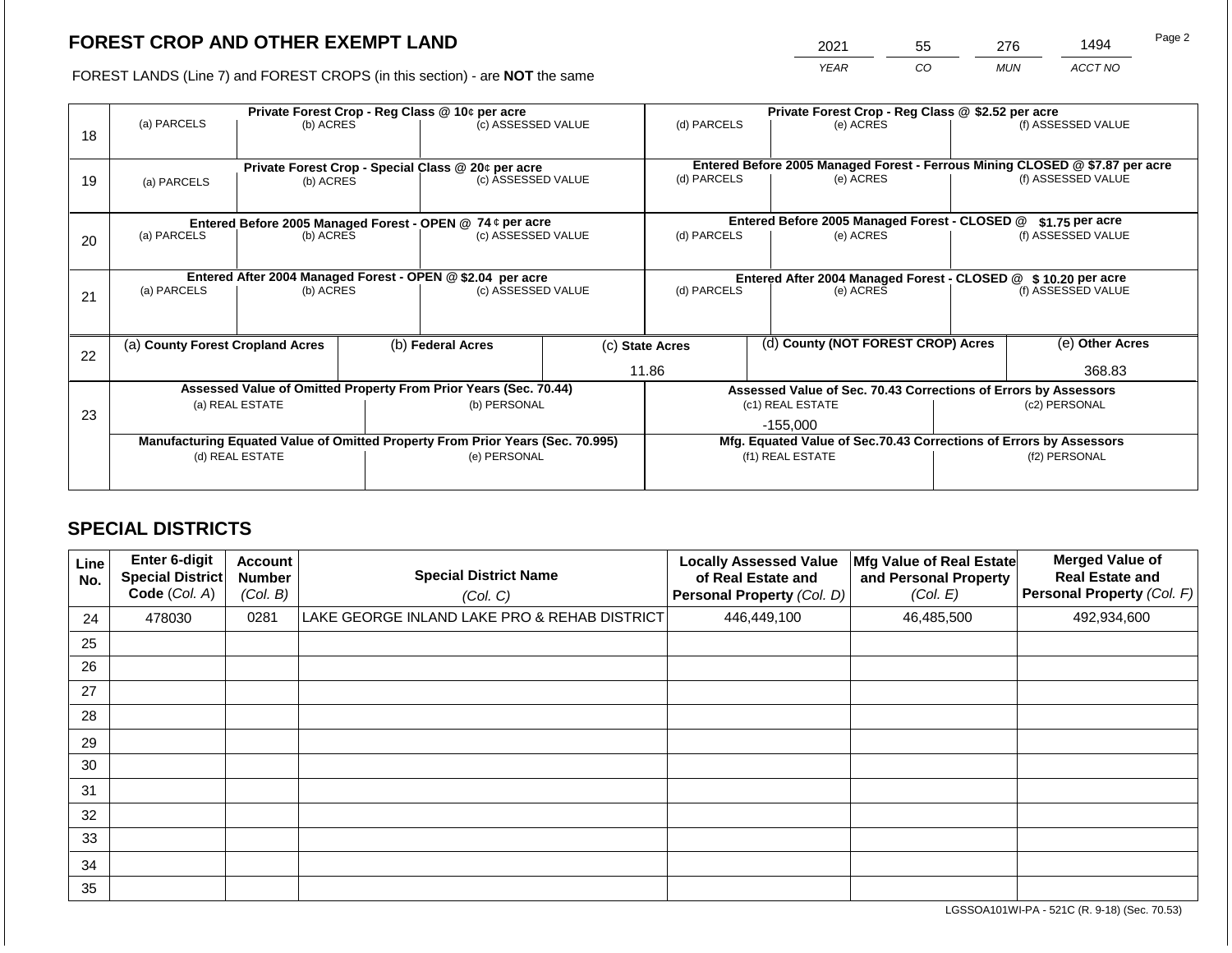# FOREST CROP AND OTHER EXEMPT LAND

FOREST LANDS (Line 7) and FOREST CROPS (in this section) - are **NOT** the same

| YEAR | CO | MUN | ACCT NO |
|---|---|---|---|
| 2021 | 55 | 276 | 1494 |

| Line | Private Forest Crop - Reg Class @ 10¢ per acre | | | Private Forest Crop - Reg Class @ $2.52 per acre | | |
|---|---|---|---|---|---|---|
| 18 | (a) PARCELS | (b) ACRES | (c) ASSESSED VALUE | (d) PARCELS | (e) ACRES | (f) ASSESSED VALUE |
| | | | | | | |
| | **Private Forest Crop - Special Class @ 20¢ per acre** | | | **Entered Before 2005 Managed Forest - Ferrous Mining CLOSED @ $7.87 per acre** | | |
| 19 | (a) PARCELS | (b) ACRES | (c) ASSESSED VALUE | (d) PARCELS | (e) ACRES | (f) ASSESSED VALUE |
| | | | | | | |
| | **Entered Before 2005 Managed Forest - OPEN @ 74 ¢ per acre** | | | **Entered Before 2005 Managed Forest - CLOSED @ $1.75 per acre** | | |
| 20 | (a) PARCELS | (b) ACRES | (c) ASSESSED VALUE | (d) PARCELS | (e) ACRES | (f) ASSESSED VALUE |
| | | | | | | |
| | **Entered After 2004 Managed Forest - OPEN @ $2.04 per acre** | | | **Entered After 2004 Managed Forest - CLOSED @ $ 10.20 per acre** | | |
| 21 | (a) PARCELS | (b) ACRES | (c) ASSESSED VALUE | (d) PARCELS | (e) ACRES | (f) ASSESSED VALUE |
| | | | | | | |

| Line | (a) County Forest Cropland Acres | (b) Federal Acres | (c) State Acres | (d) County (NOT FOREST CROP) Acres | (e) Other Acres |
|---|---|---|---|---|---|
| 22 | | | 11.86 | | 368.83 |

| Line | Assessed Value of Omitted Property From Prior Years (Sec. 70.44) | | Assessed Value of Sec. 70.43 Corrections of Errors by Assessors | |
|---|---|---|---|---|
| 23 | (a) REAL ESTATE | (b) PERSONAL | (c1) REAL ESTATE | (c2) PERSONAL |
| | | | -155,000 | |
| | **Manufacturing Equated Value of Omitted Property From Prior Years (Sec. 70.995)** | | **Mfg. Equated Value of Sec.70.43 Corrections of Errors by Assessors** | |
| | (d) REAL ESTATE | (e) PERSONAL | (f1) REAL ESTATE | (f2) PERSONAL |
| | | | | |

## SPECIAL DISTRICTS

| Line No. | Enter 6-digit Special District Code (Col. A) | Account Number (Col. B) | Special District Name (Col. C) | Locally Assessed Value of Real Estate and Personal Property (Col. D) | Mfg Value of Real Estate and Personal Property (Col. E) | Merged Value of Real Estate and Personal Property (Col. F) |
|---|---|---|---|---|---|---|
| 24 | 478030 | 0281 | LAKE GEORGE INLAND LAKE PRO & REHAB DISTRICT | 446,449,100 | 46,485,500 | 492,934,600 |
| 25 | | | | | | |
| 26 | | | | | | |
| 27 | | | | | | |
| 28 | | | | | | |
| 29 | | | | | | |
| 30 | | | | | | |
| 31 | | | | | | |
| 32 | | | | | | |
| 33 | | | | | | |
| 34 | | | | | | |
| 35 | | | | | | |

LGSSOA101WI-PA - 521C (R. 9-18) (Sec. 70.53)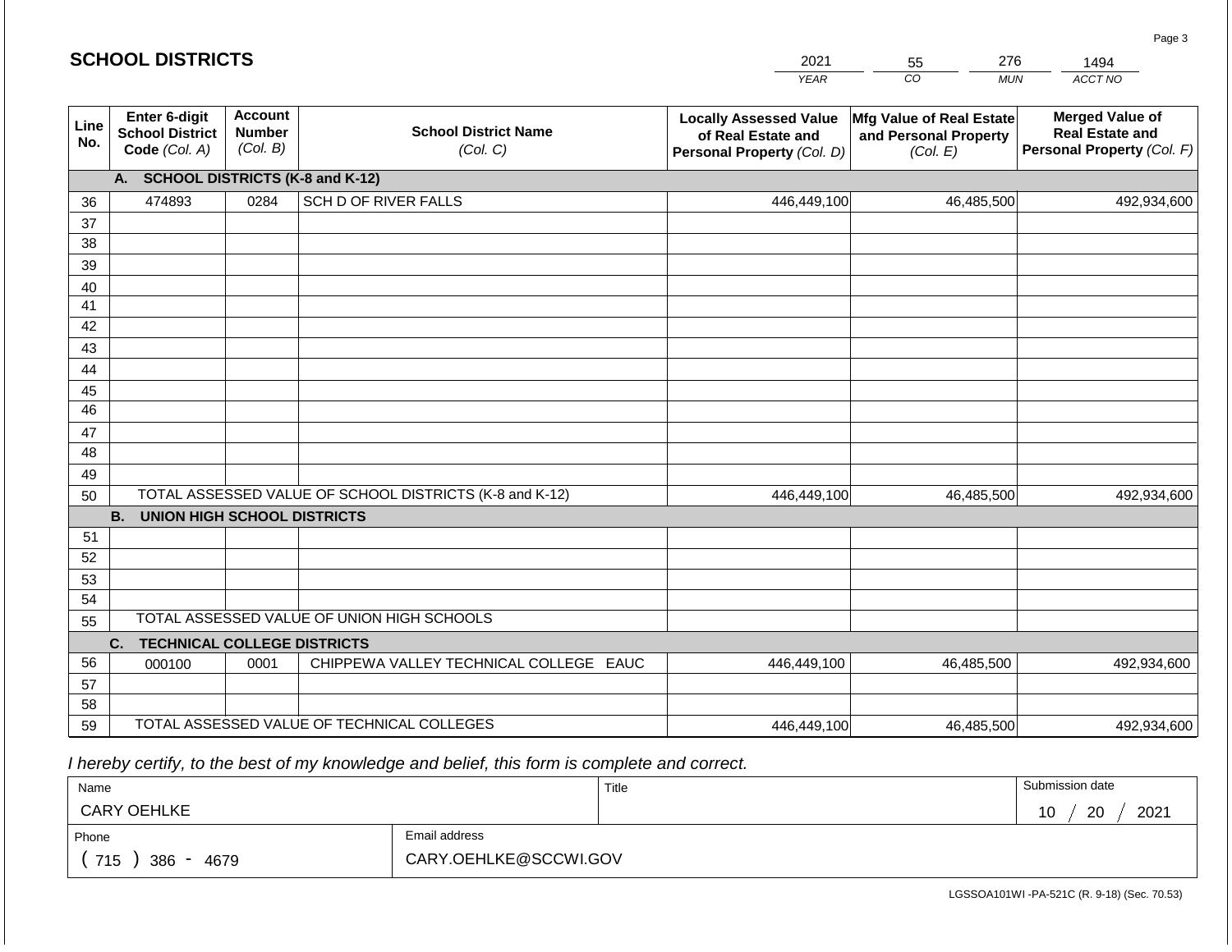## SCHOOL DISTRICTS

| YEAR | CO | MUN | ACCT NO |
|---|---|---|---|
| 2021 | 55 | 276 | 1494 |

| Line No. | Enter 6-digit School District Code (Col. A) | Account Number (Col. B) | School District Name (Col. C) | Locally Assessed Value of Real Estate and Personal Property (Col. D) | Mfg Value of Real Estate and Personal Property (Col. E) | Merged Value of Real Estate and Personal Property (Col. F) |
|---|---|---|---|---|---|---|
| | **A. SCHOOL DISTRICTS (K-8 and K-12)** | | | | | |
| 36 | 474893 | 0284 | SCH D OF RIVER FALLS | 446,449,100 | 46,485,500 | 492,934,600 |
| 37 | | | | | | |
| 38 | | | | | | |
| 39 | | | | | | |
| 40 | | | | | | |
| 41 | | | | | | |
| 42 | | | | | | |
| 43 | | | | | | |
| 44 | | | | | | |
| 45 | | | | | | |
| 46 | | | | | | |
| 47 | | | | | | |
| 48 | | | | | | |
| 49 | | | | | | |
| 50 | TOTAL ASSESSED VALUE OF SCHOOL DISTRICTS (K-8 and K-12) | | | 446,449,100 | 46,485,500 | 492,934,600 |
| | **B. UNION HIGH SCHOOL DISTRICTS** | | | | | |
| 51 | | | | | | |
| 52 | | | | | | |
| 53 | | | | | | |
| 54 | | | | | | |
| 55 | TOTAL ASSESSED VALUE OF UNION HIGH SCHOOLS | | | | | |
| | **C. TECHNICAL COLLEGE DISTRICTS** | | | | | |
| 56 | 000100 | 0001 | CHIPPEWA VALLEY TECHNICAL COLLEGE EAUC | 446,449,100 | 46,485,500 | 492,934,600 |
| 57 | | | | | | |
| 58 | | | | | | |
| 59 | TOTAL ASSESSED VALUE OF TECHNICAL COLLEGES | | | 446,449,100 | 46,485,500 | 492,934,600 |

*I hereby certify, to the best of my knowledge and belief, this form is complete and correct.*

| Name | | Title | Submission date |
|---|---|---|---|
| CARY OEHLKE | | | 10 / 20 / 2021 |
| Phone | Email address | | |
| ( 715 ) 386 - 4679 | CARY.OEHLKE@SCCWI.GOV | | |

LGSSOA101WI -PA-521C (R. 9-18) (Sec. 70.53)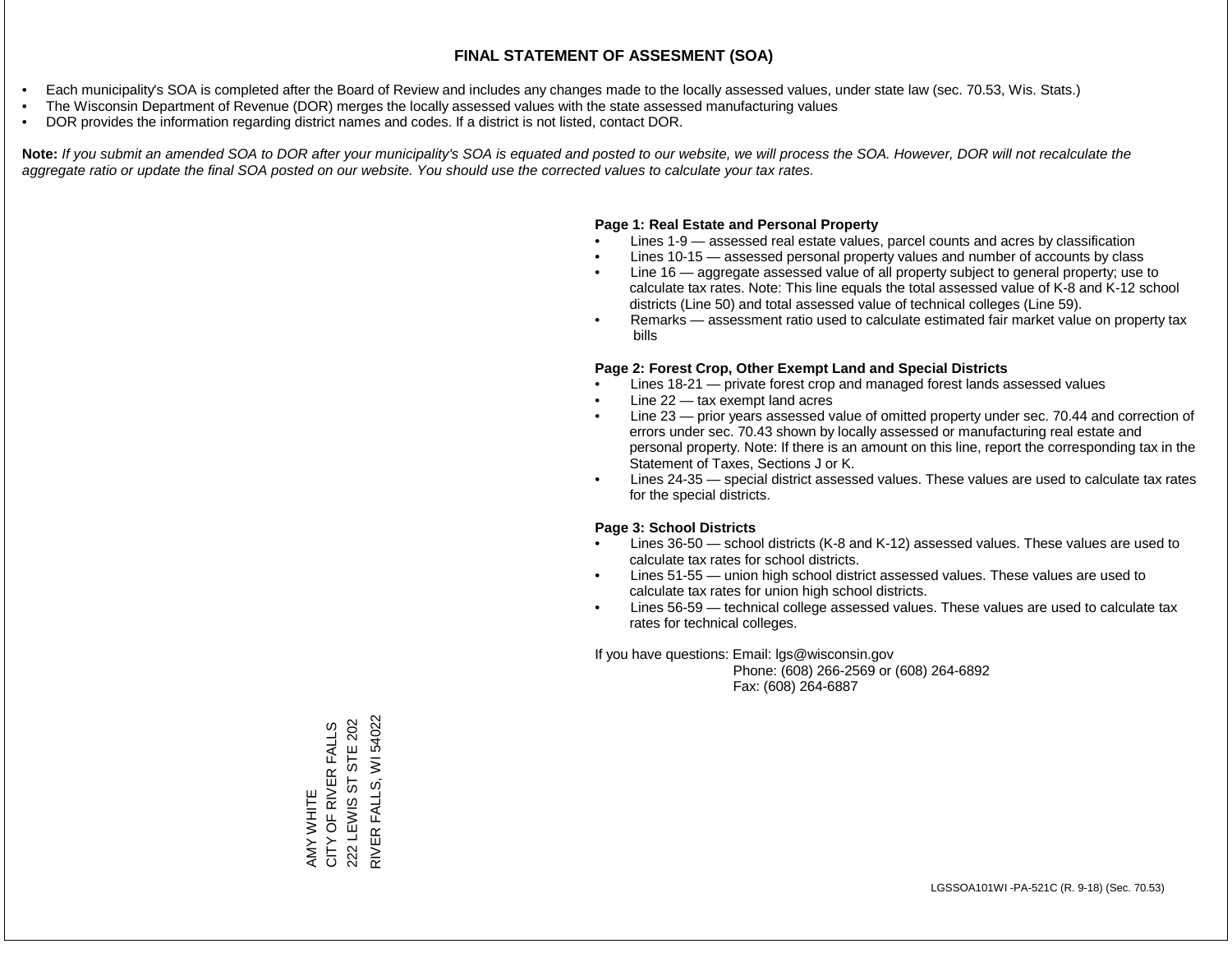# FINAL STATEMENT OF ASSESMENT (SOA)

- Each municipality's SOA is completed after the Board of Review and includes any changes made to the locally assessed values, under state law (sec. 70.53, Wis. Stats.)
- The Wisconsin Department of Revenue (DOR) merges the locally assessed values with the state assessed manufacturing values
- DOR provides the information regarding district names and codes. If a district is not listed, contact DOR.

**Note:** *If you submit an amended SOA to DOR after your municipality's SOA is equated and posted to our website, we will process the SOA. However, DOR will not recalculate the aggregate ratio or update the final SOA posted on our website. You should use the corrected values to calculate your tax rates.*

**Page 1: Real Estate and Personal Property**

- Lines 1-9 — assessed real estate values, parcel counts and acres by classification
- Lines 10-15 — assessed personal property values and number of accounts by class
- Line 16 — aggregate assessed value of all property subject to general property; use to calculate tax rates. Note: This line equals the total assessed value of K-8 and K-12 school districts (Line 50) and total assessed value of technical colleges (Line 59).
- Remarks — assessment ratio used to calculate estimated fair market value on property tax bills

**Page 2: Forest Crop, Other Exempt Land and Special Districts**

- Lines 18-21 — private forest crop and managed forest lands assessed values
- Line 22 — tax exempt land acres
- Line 23 — prior years assessed value of omitted property under sec. 70.44 and correction of errors under sec. 70.43 shown by locally assessed or manufacturing real estate and personal property. Note: If there is an amount on this line, report the corresponding tax in the Statement of Taxes, Sections J or K.
- Lines 24-35 — special district assessed values. These values are used to calculate tax rates for the special districts.

**Page 3: School Districts**

- Lines 36-50 — school districts (K-8 and K-12) assessed values. These values are used to calculate tax rates for school districts.
- Lines 51-55 — union high school district assessed values. These values are used to calculate tax rates for union high school districts.
- Lines 56-59 — technical college assessed values. These values are used to calculate tax rates for technical colleges.

If you have questions: Email: lgs@wisconsin.gov
Phone: (608) 266-2569 or (608) 264-6892
Fax: (608) 264-6887

AMY WHITE
CITY OF RIVER FALLS
222 LEWIS ST STE 202
RIVER FALLS, WI 54022

LGSSOA101WI -PA-521C (R. 9-18) (Sec. 70.53)